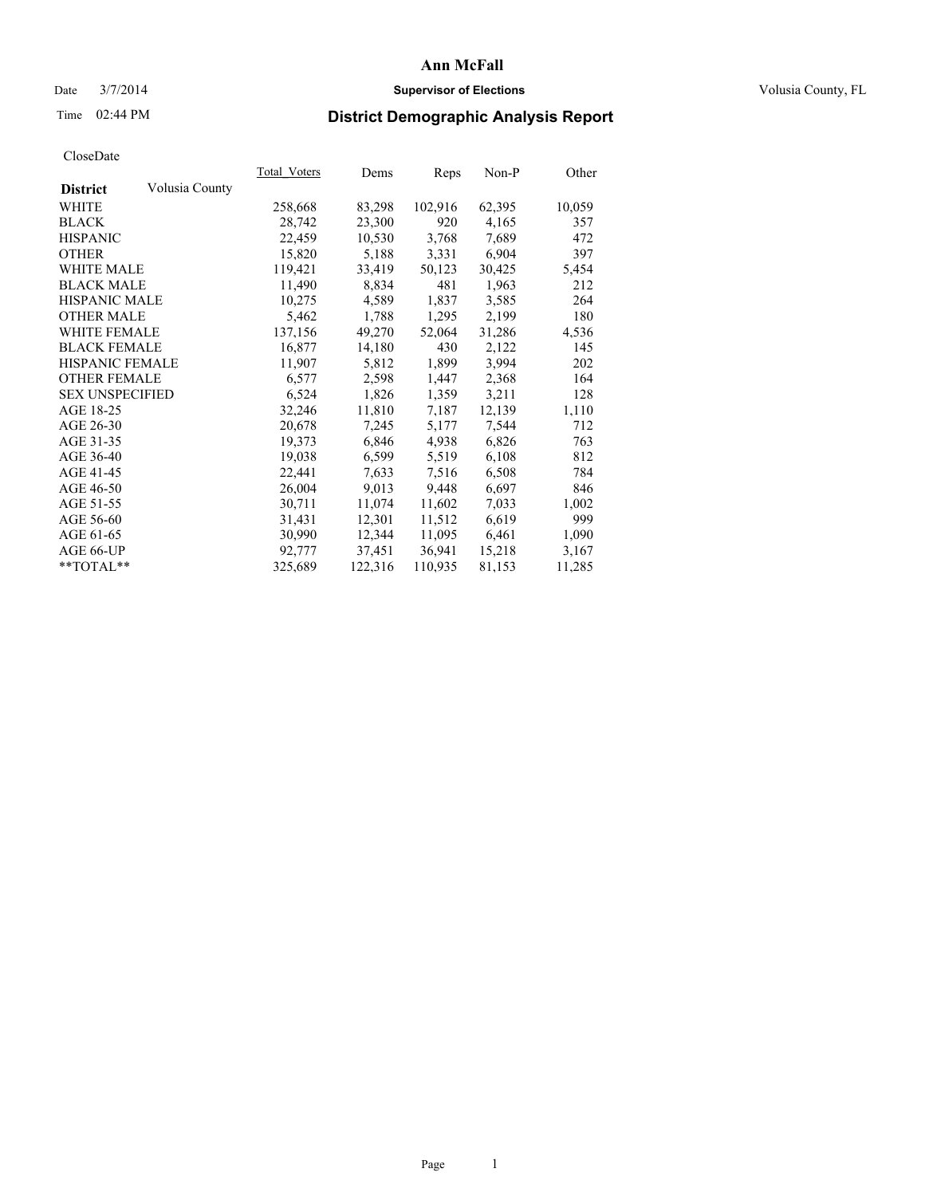# Ann McFall

Date 3/7/2014 **Supervisor of Elections** Volusia County, FL

Time 02:44 PM **District Demographic Analysis Report**

CloseDate

| **District** Volusia County | Total_Voters | Dems | Reps | Non-P | Other |
|---|---|---|---|---|---|
| WHITE | 258,668 | 83,298 | 102,916 | 62,395 | 10,059 |
| BLACK | 28,742 | 23,300 | 920 | 4,165 | 357 |
| HISPANIC | 22,459 | 10,530 | 3,768 | 7,689 | 472 |
| OTHER | 15,820 | 5,188 | 3,331 | 6,904 | 397 |
| WHITE MALE | 119,421 | 33,419 | 50,123 | 30,425 | 5,454 |
| BLACK MALE | 11,490 | 8,834 | 481 | 1,963 | 212 |
| HISPANIC MALE | 10,275 | 4,589 | 1,837 | 3,585 | 264 |
| OTHER MALE | 5,462 | 1,788 | 1,295 | 2,199 | 180 |
| WHITE FEMALE | 137,156 | 49,270 | 52,064 | 31,286 | 4,536 |
| BLACK FEMALE | 16,877 | 14,180 | 430 | 2,122 | 145 |
| HISPANIC FEMALE | 11,907 | 5,812 | 1,899 | 3,994 | 202 |
| OTHER FEMALE | 6,577 | 2,598 | 1,447 | 2,368 | 164 |
| SEX UNSPECIFIED | 6,524 | 1,826 | 1,359 | 3,211 | 128 |
| AGE 18-25 | 32,246 | 11,810 | 7,187 | 12,139 | 1,110 |
| AGE 26-30 | 20,678 | 7,245 | 5,177 | 7,544 | 712 |
| AGE 31-35 | 19,373 | 6,846 | 4,938 | 6,826 | 763 |
| AGE 36-40 | 19,038 | 6,599 | 5,519 | 6,108 | 812 |
| AGE 41-45 | 22,441 | 7,633 | 7,516 | 6,508 | 784 |
| AGE 46-50 | 26,004 | 9,013 | 9,448 | 6,697 | 846 |
| AGE 51-55 | 30,711 | 11,074 | 11,602 | 7,033 | 1,002 |
| AGE 56-60 | 31,431 | 12,301 | 11,512 | 6,619 | 999 |
| AGE 61-65 | 30,990 | 12,344 | 11,095 | 6,461 | 1,090 |
| AGE 66-UP | 92,777 | 37,451 | 36,941 | 15,218 | 3,167 |
| **TOTAL** | 325,689 | 122,316 | 110,935 | 81,153 | 11,285 |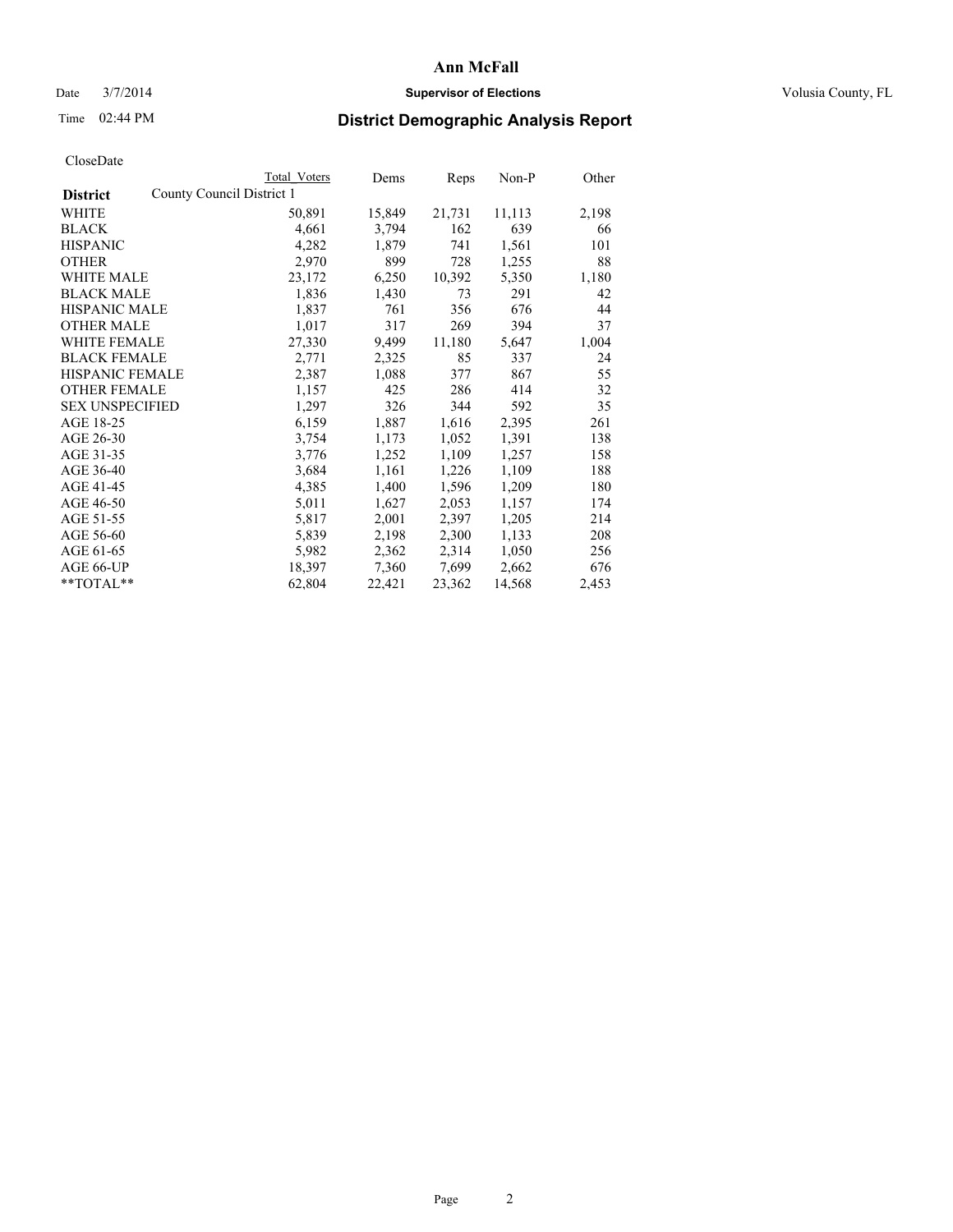# Ann McFall

Date 3/7/2014 **Supervisor of Elections** Volusia County, FL

Time 02:44 PM

## District Demographic Analysis Report

CloseDate

| District | County Council District 1 Total Voters | Dems | Reps | Non-P | Other |
|---|---|---|---|---|---|
| WHITE | 50,891 | 15,849 | 21,731 | 11,113 | 2,198 |
| BLACK | 4,661 | 3,794 | 162 | 639 | 66 |
| HISPANIC | 4,282 | 1,879 | 741 | 1,561 | 101 |
| OTHER | 2,970 | 899 | 728 | 1,255 | 88 |
| WHITE MALE | 23,172 | 6,250 | 10,392 | 5,350 | 1,180 |
| BLACK MALE | 1,836 | 1,430 | 73 | 291 | 42 |
| HISPANIC MALE | 1,837 | 761 | 356 | 676 | 44 |
| OTHER MALE | 1,017 | 317 | 269 | 394 | 37 |
| WHITE FEMALE | 27,330 | 9,499 | 11,180 | 5,647 | 1,004 |
| BLACK FEMALE | 2,771 | 2,325 | 85 | 337 | 24 |
| HISPANIC FEMALE | 2,387 | 1,088 | 377 | 867 | 55 |
| OTHER FEMALE | 1,157 | 425 | 286 | 414 | 32 |
| SEX UNSPECIFIED | 1,297 | 326 | 344 | 592 | 35 |
| AGE 18-25 | 6,159 | 1,887 | 1,616 | 2,395 | 261 |
| AGE 26-30 | 3,754 | 1,173 | 1,052 | 1,391 | 138 |
| AGE 31-35 | 3,776 | 1,252 | 1,109 | 1,257 | 158 |
| AGE 36-40 | 3,684 | 1,161 | 1,226 | 1,109 | 188 |
| AGE 41-45 | 4,385 | 1,400 | 1,596 | 1,209 | 180 |
| AGE 46-50 | 5,011 | 1,627 | 2,053 | 1,157 | 174 |
| AGE 51-55 | 5,817 | 2,001 | 2,397 | 1,205 | 214 |
| AGE 56-60 | 5,839 | 2,198 | 2,300 | 1,133 | 208 |
| AGE 61-65 | 5,982 | 2,362 | 2,314 | 1,050 | 256 |
| AGE 66-UP | 18,397 | 7,360 | 7,699 | 2,662 | 676 |
| **TOTAL** | 62,804 | 22,421 | 23,362 | 14,568 | 2,453 |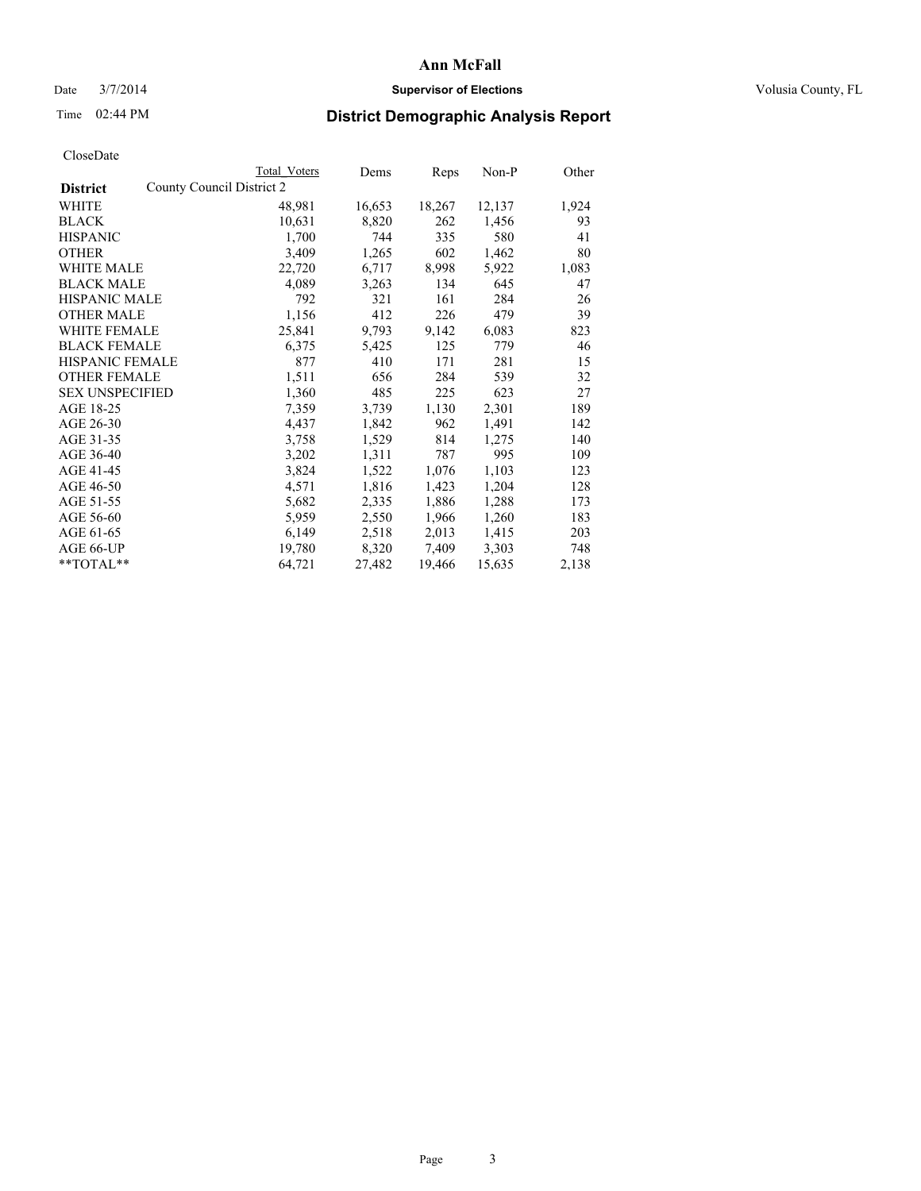# Ann McFall

Date 3/7/2014 **Supervisor of Elections** Volusia County, FL

Time 02:44 PM **District Demographic Analysis Report**

CloseDate

| District | Total Voters | Dems | Reps | Non-P | Other |
|---|---|---|---|---|---|
| County Council District 2 | | | | | |
| WHITE | 48,981 | 16,653 | 18,267 | 12,137 | 1,924 |
| BLACK | 10,631 | 8,820 | 262 | 1,456 | 93 |
| HISPANIC | 1,700 | 744 | 335 | 580 | 41 |
| OTHER | 3,409 | 1,265 | 602 | 1,462 | 80 |
| WHITE MALE | 22,720 | 6,717 | 8,998 | 5,922 | 1,083 |
| BLACK MALE | 4,089 | 3,263 | 134 | 645 | 47 |
| HISPANIC MALE | 792 | 321 | 161 | 284 | 26 |
| OTHER MALE | 1,156 | 412 | 226 | 479 | 39 |
| WHITE FEMALE | 25,841 | 9,793 | 9,142 | 6,083 | 823 |
| BLACK FEMALE | 6,375 | 5,425 | 125 | 779 | 46 |
| HISPANIC FEMALE | 877 | 410 | 171 | 281 | 15 |
| OTHER FEMALE | 1,511 | 656 | 284 | 539 | 32 |
| SEX UNSPECIFIED | 1,360 | 485 | 225 | 623 | 27 |
| AGE 18-25 | 7,359 | 3,739 | 1,130 | 2,301 | 189 |
| AGE 26-30 | 4,437 | 1,842 | 962 | 1,491 | 142 |
| AGE 31-35 | 3,758 | 1,529 | 814 | 1,275 | 140 |
| AGE 36-40 | 3,202 | 1,311 | 787 | 995 | 109 |
| AGE 41-45 | 3,824 | 1,522 | 1,076 | 1,103 | 123 |
| AGE 46-50 | 4,571 | 1,816 | 1,423 | 1,204 | 128 |
| AGE 51-55 | 5,682 | 2,335 | 1,886 | 1,288 | 173 |
| AGE 56-60 | 5,959 | 2,550 | 1,966 | 1,260 | 183 |
| AGE 61-65 | 6,149 | 2,518 | 2,013 | 1,415 | 203 |
| AGE 66-UP | 19,780 | 8,320 | 7,409 | 3,303 | 748 |
| **TOTAL** | 64,721 | 27,482 | 19,466 | 15,635 | 2,138 |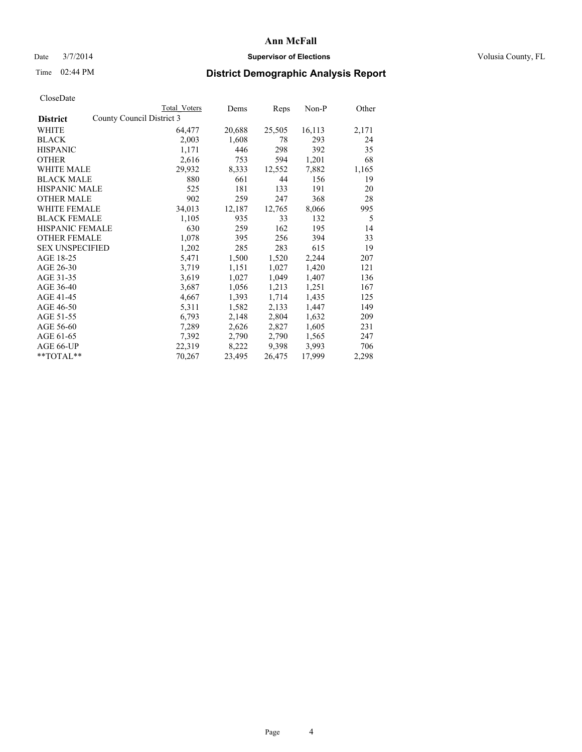# Ann McFall

Date 3/7/2014 **Supervisor of Elections** Volusia County, FL

Time 02:44 PM

## District Demographic Analysis Report

CloseDate

| **District** | County Council District 3 | Total Voters | Dems | Reps | Non-P | Other |
|---|---|---|---|---|---|---|
| WHITE | | 64,477 | 20,688 | 25,505 | 16,113 | 2,171 |
| BLACK | | 2,003 | 1,608 | 78 | 293 | 24 |
| HISPANIC | | 1,171 | 446 | 298 | 392 | 35 |
| OTHER | | 2,616 | 753 | 594 | 1,201 | 68 |
| WHITE MALE | | 29,932 | 8,333 | 12,552 | 7,882 | 1,165 |
| BLACK MALE | | 880 | 661 | 44 | 156 | 19 |
| HISPANIC MALE | | 525 | 181 | 133 | 191 | 20 |
| OTHER MALE | | 902 | 259 | 247 | 368 | 28 |
| WHITE FEMALE | | 34,013 | 12,187 | 12,765 | 8,066 | 995 |
| BLACK FEMALE | | 1,105 | 935 | 33 | 132 | 5 |
| HISPANIC FEMALE | | 630 | 259 | 162 | 195 | 14 |
| OTHER FEMALE | | 1,078 | 395 | 256 | 394 | 33 |
| SEX UNSPECIFIED | | 1,202 | 285 | 283 | 615 | 19 |
| AGE 18-25 | | 5,471 | 1,500 | 1,520 | 2,244 | 207 |
| AGE 26-30 | | 3,719 | 1,151 | 1,027 | 1,420 | 121 |
| AGE 31-35 | | 3,619 | 1,027 | 1,049 | 1,407 | 136 |
| AGE 36-40 | | 3,687 | 1,056 | 1,213 | 1,251 | 167 |
| AGE 41-45 | | 4,667 | 1,393 | 1,714 | 1,435 | 125 |
| AGE 46-50 | | 5,311 | 1,582 | 2,133 | 1,447 | 149 |
| AGE 51-55 | | 6,793 | 2,148 | 2,804 | 1,632 | 209 |
| AGE 56-60 | | 7,289 | 2,626 | 2,827 | 1,605 | 231 |
| AGE 61-65 | | 7,392 | 2,790 | 2,790 | 1,565 | 247 |
| AGE 66-UP | | 22,319 | 8,222 | 9,398 | 3,993 | 706 |
| **TOTAL** | | 70,267 | 23,495 | 26,475 | 17,999 | 2,298 |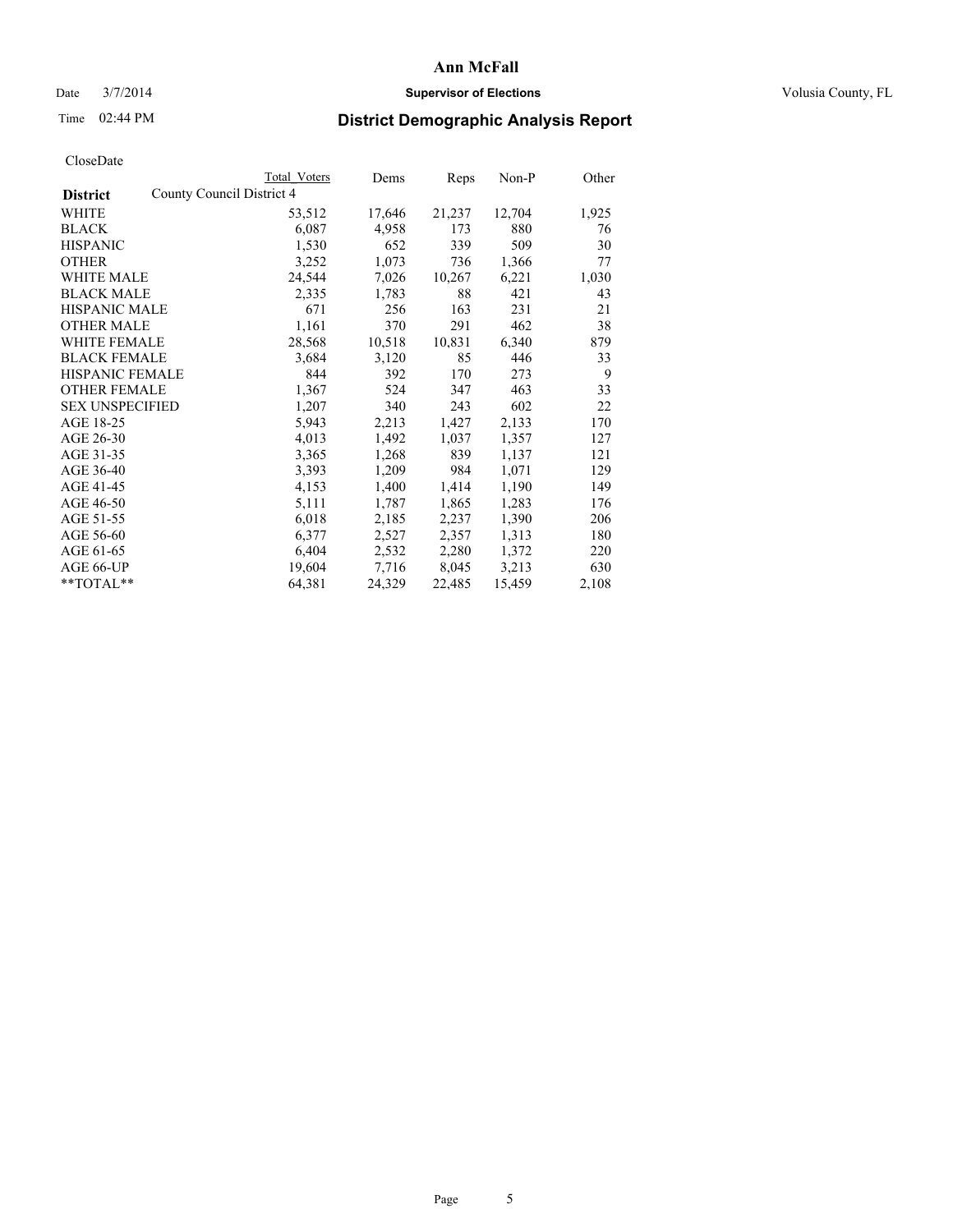# Ann McFall

Date 3/7/2014 **Supervisor of Elections** Volusia County, FL

Time 02:44 PM

## District Demographic Analysis Report

CloseDate

| District | Total Voters | Dems | Reps | Non-P | Other |
|---|---|---|---|---|---|
| County Council District 4 | | | | | |
| WHITE | 53,512 | 17,646 | 21,237 | 12,704 | 1,925 |
| BLACK | 6,087 | 4,958 | 173 | 880 | 76 |
| HISPANIC | 1,530 | 652 | 339 | 509 | 30 |
| OTHER | 3,252 | 1,073 | 736 | 1,366 | 77 |
| WHITE MALE | 24,544 | 7,026 | 10,267 | 6,221 | 1,030 |
| BLACK MALE | 2,335 | 1,783 | 88 | 421 | 43 |
| HISPANIC MALE | 671 | 256 | 163 | 231 | 21 |
| OTHER MALE | 1,161 | 370 | 291 | 462 | 38 |
| WHITE FEMALE | 28,568 | 10,518 | 10,831 | 6,340 | 879 |
| BLACK FEMALE | 3,684 | 3,120 | 85 | 446 | 33 |
| HISPANIC FEMALE | 844 | 392 | 170 | 273 | 9 |
| OTHER FEMALE | 1,367 | 524 | 347 | 463 | 33 |
| SEX UNSPECIFIED | 1,207 | 340 | 243 | 602 | 22 |
| AGE 18-25 | 5,943 | 2,213 | 1,427 | 2,133 | 170 |
| AGE 26-30 | 4,013 | 1,492 | 1,037 | 1,357 | 127 |
| AGE 31-35 | 3,365 | 1,268 | 839 | 1,137 | 121 |
| AGE 36-40 | 3,393 | 1,209 | 984 | 1,071 | 129 |
| AGE 41-45 | 4,153 | 1,400 | 1,414 | 1,190 | 149 |
| AGE 46-50 | 5,111 | 1,787 | 1,865 | 1,283 | 176 |
| AGE 51-55 | 6,018 | 2,185 | 2,237 | 1,390 | 206 |
| AGE 56-60 | 6,377 | 2,527 | 2,357 | 1,313 | 180 |
| AGE 61-65 | 6,404 | 2,532 | 2,280 | 1,372 | 220 |
| AGE 66-UP | 19,604 | 7,716 | 8,045 | 3,213 | 630 |
| **TOTAL** | 64,381 | 24,329 | 22,485 | 15,459 | 2,108 |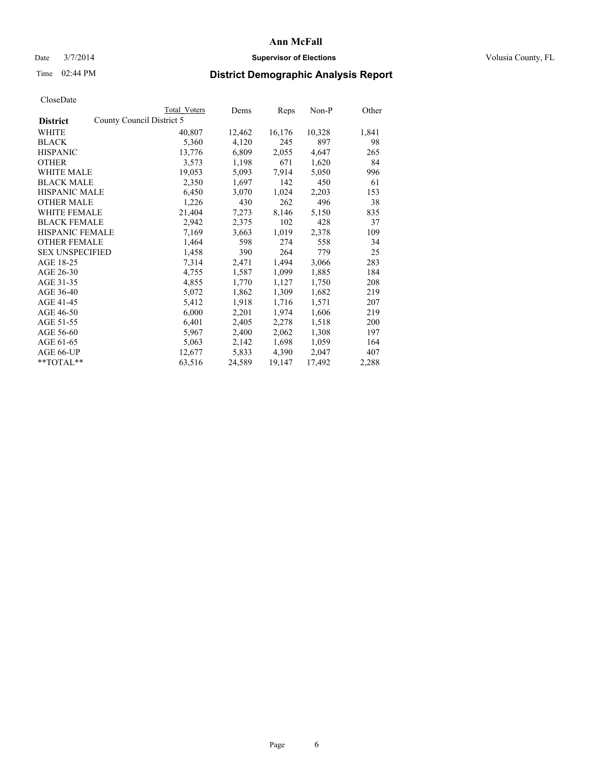# Ann McFall

Date 3/7/2014 **Supervisor of Elections** Volusia County, FL

Time 02:44 PM **District Demographic Analysis Report**

CloseDate

| **District** | County Council District 5 | Total Voters | Dems | Reps | Non-P | Other |
|---|---|---|---|---|---|---|
| WHITE | | 40,807 | 12,462 | 16,176 | 10,328 | 1,841 |
| BLACK | | 5,360 | 4,120 | 245 | 897 | 98 |
| HISPANIC | | 13,776 | 6,809 | 2,055 | 4,647 | 265 |
| OTHER | | 3,573 | 1,198 | 671 | 1,620 | 84 |
| WHITE MALE | | 19,053 | 5,093 | 7,914 | 5,050 | 996 |
| BLACK MALE | | 2,350 | 1,697 | 142 | 450 | 61 |
| HISPANIC MALE | | 6,450 | 3,070 | 1,024 | 2,203 | 153 |
| OTHER MALE | | 1,226 | 430 | 262 | 496 | 38 |
| WHITE FEMALE | | 21,404 | 7,273 | 8,146 | 5,150 | 835 |
| BLACK FEMALE | | 2,942 | 2,375 | 102 | 428 | 37 |
| HISPANIC FEMALE | | 7,169 | 3,663 | 1,019 | 2,378 | 109 |
| OTHER FEMALE | | 1,464 | 598 | 274 | 558 | 34 |
| SEX UNSPECIFIED | | 1,458 | 390 | 264 | 779 | 25 |
| AGE 18-25 | | 7,314 | 2,471 | 1,494 | 3,066 | 283 |
| AGE 26-30 | | 4,755 | 1,587 | 1,099 | 1,885 | 184 |
| AGE 31-35 | | 4,855 | 1,770 | 1,127 | 1,750 | 208 |
| AGE 36-40 | | 5,072 | 1,862 | 1,309 | 1,682 | 219 |
| AGE 41-45 | | 5,412 | 1,918 | 1,716 | 1,571 | 207 |
| AGE 46-50 | | 6,000 | 2,201 | 1,974 | 1,606 | 219 |
| AGE 51-55 | | 6,401 | 2,405 | 2,278 | 1,518 | 200 |
| AGE 56-60 | | 5,967 | 2,400 | 2,062 | 1,308 | 197 |
| AGE 61-65 | | 5,063 | 2,142 | 1,698 | 1,059 | 164 |
| AGE 66-UP | | 12,677 | 5,833 | 4,390 | 2,047 | 407 |
| **TOTAL** | | 63,516 | 24,589 | 19,147 | 17,492 | 2,288 |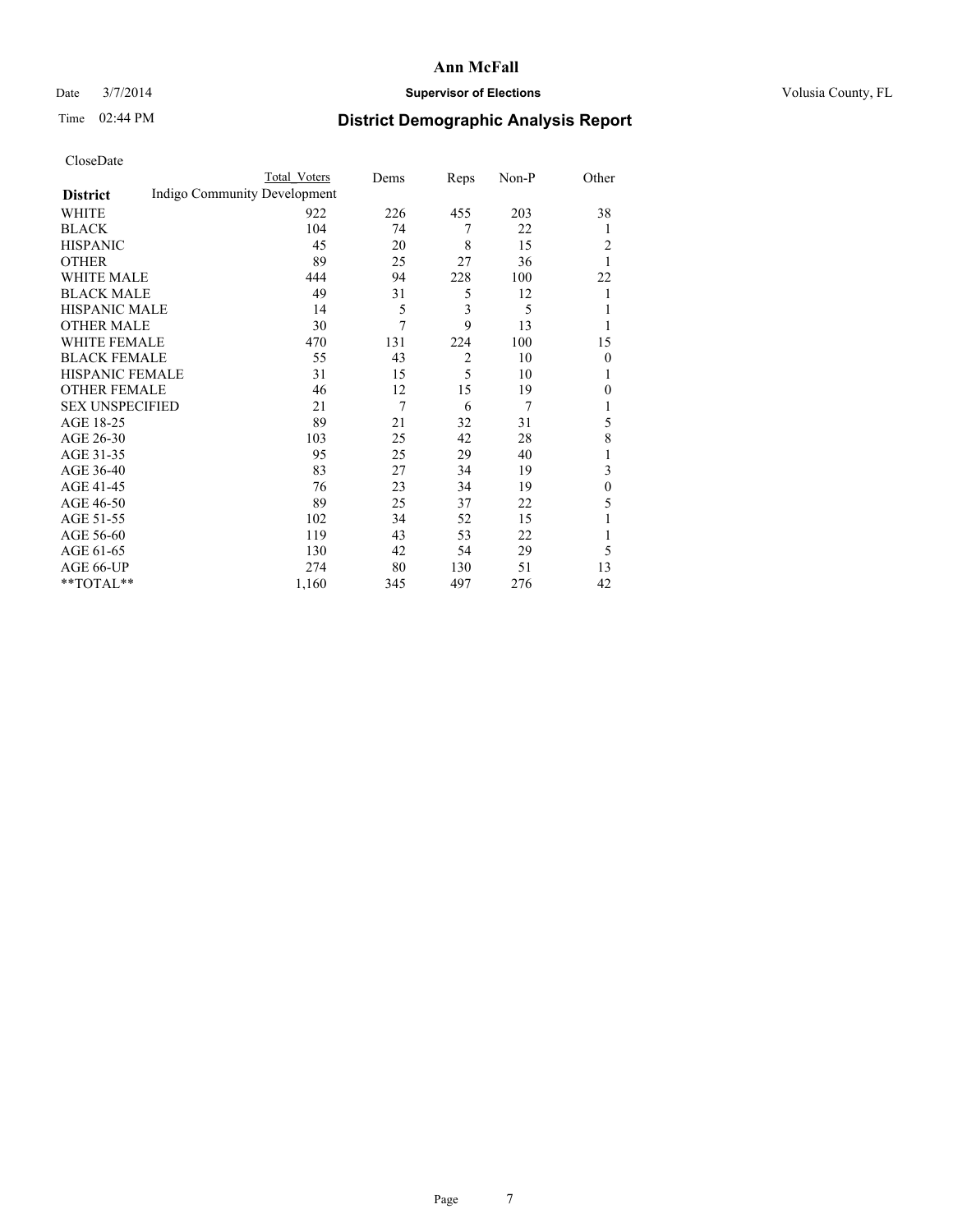CloseDate

| District | Total Voters | Dems | Reps | Non-P | Other |
|---|---|---|---|---|---|
| Indigo Community Development | | | | | |
| WHITE | 922 | 226 | 455 | 203 | 38 |
| BLACK | 104 | 74 | 7 | 22 | 1 |
| HISPANIC | 45 | 20 | 8 | 15 | 2 |
| OTHER | 89 | 25 | 27 | 36 | 1 |
| WHITE MALE | 444 | 94 | 228 | 100 | 22 |
| BLACK MALE | 49 | 31 | 5 | 12 | 1 |
| HISPANIC MALE | 14 | 5 | 3 | 5 | 1 |
| OTHER MALE | 30 | 7 | 9 | 13 | 1 |
| WHITE FEMALE | 470 | 131 | 224 | 100 | 15 |
| BLACK FEMALE | 55 | 43 | 2 | 10 | 0 |
| HISPANIC FEMALE | 31 | 15 | 5 | 10 | 1 |
| OTHER FEMALE | 46 | 12 | 15 | 19 | 0 |
| SEX UNSPECIFIED | 21 | 7 | 6 | 7 | 1 |
| AGE 18-25 | 89 | 21 | 32 | 31 | 5 |
| AGE 26-30 | 103 | 25 | 42 | 28 | 8 |
| AGE 31-35 | 95 | 25 | 29 | 40 | 1 |
| AGE 36-40 | 83 | 27 | 34 | 19 | 3 |
| AGE 41-45 | 76 | 23 | 34 | 19 | 0 |
| AGE 46-50 | 89 | 25 | 37 | 22 | 5 |
| AGE 51-55 | 102 | 34 | 52 | 15 | 1 |
| AGE 56-60 | 119 | 43 | 53 | 22 | 1 |
| AGE 61-65 | 130 | 42 | 54 | 29 | 5 |
| AGE 66-UP | 274 | 80 | 130 | 51 | 13 |
| **TOTAL** | 1,160 | 345 | 497 | 276 | 42 |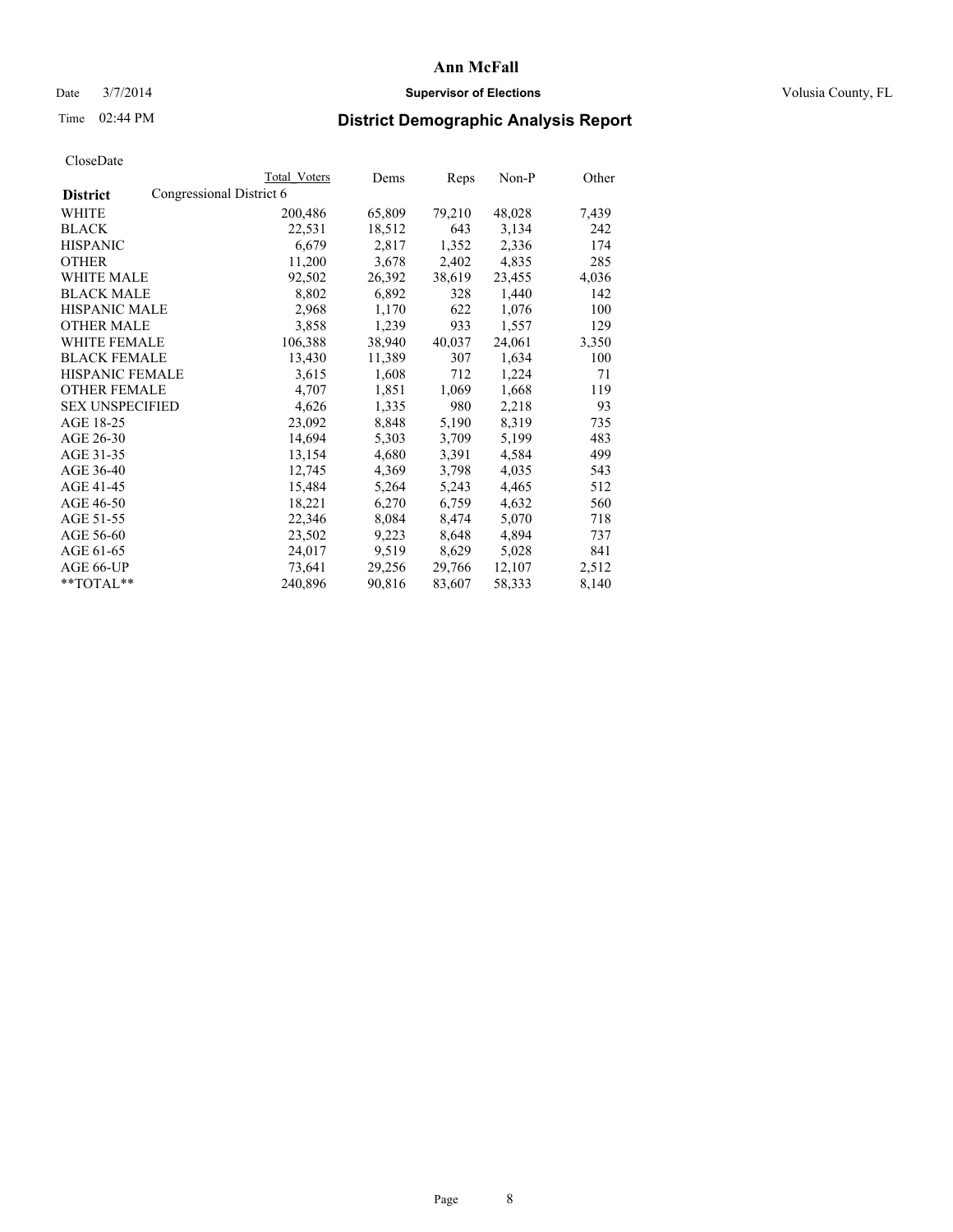# Ann McFall

Date 3/7/2014 **Supervisor of Elections** Volusia County, FL

Time 02:44 PM **District Demographic Analysis Report**

CloseDate

| **District** | Total Voters | Dems | Reps | Non-P | Other |
|---|---|---|---|---|---|
| Congressional District 6 | | | | | |
| WHITE | 200,486 | 65,809 | 79,210 | 48,028 | 7,439 |
| BLACK | 22,531 | 18,512 | 643 | 3,134 | 242 |
| HISPANIC | 6,679 | 2,817 | 1,352 | 2,336 | 174 |
| OTHER | 11,200 | 3,678 | 2,402 | 4,835 | 285 |
| WHITE MALE | 92,502 | 26,392 | 38,619 | 23,455 | 4,036 |
| BLACK MALE | 8,802 | 6,892 | 328 | 1,440 | 142 |
| HISPANIC MALE | 2,968 | 1,170 | 622 | 1,076 | 100 |
| OTHER MALE | 3,858 | 1,239 | 933 | 1,557 | 129 |
| WHITE FEMALE | 106,388 | 38,940 | 40,037 | 24,061 | 3,350 |
| BLACK FEMALE | 13,430 | 11,389 | 307 | 1,634 | 100 |
| HISPANIC FEMALE | 3,615 | 1,608 | 712 | 1,224 | 71 |
| OTHER FEMALE | 4,707 | 1,851 | 1,069 | 1,668 | 119 |
| SEX UNSPECIFIED | 4,626 | 1,335 | 980 | 2,218 | 93 |
| AGE 18-25 | 23,092 | 8,848 | 5,190 | 8,319 | 735 |
| AGE 26-30 | 14,694 | 5,303 | 3,709 | 5,199 | 483 |
| AGE 31-35 | 13,154 | 4,680 | 3,391 | 4,584 | 499 |
| AGE 36-40 | 12,745 | 4,369 | 3,798 | 4,035 | 543 |
| AGE 41-45 | 15,484 | 5,264 | 5,243 | 4,465 | 512 |
| AGE 46-50 | 18,221 | 6,270 | 6,759 | 4,632 | 560 |
| AGE 51-55 | 22,346 | 8,084 | 8,474 | 5,070 | 718 |
| AGE 56-60 | 23,502 | 9,223 | 8,648 | 4,894 | 737 |
| AGE 61-65 | 24,017 | 9,519 | 8,629 | 5,028 | 841 |
| AGE 66-UP | 73,641 | 29,256 | 29,766 | 12,107 | 2,512 |
| **TOTAL** | 240,896 | 90,816 | 83,607 | 58,333 | 8,140 |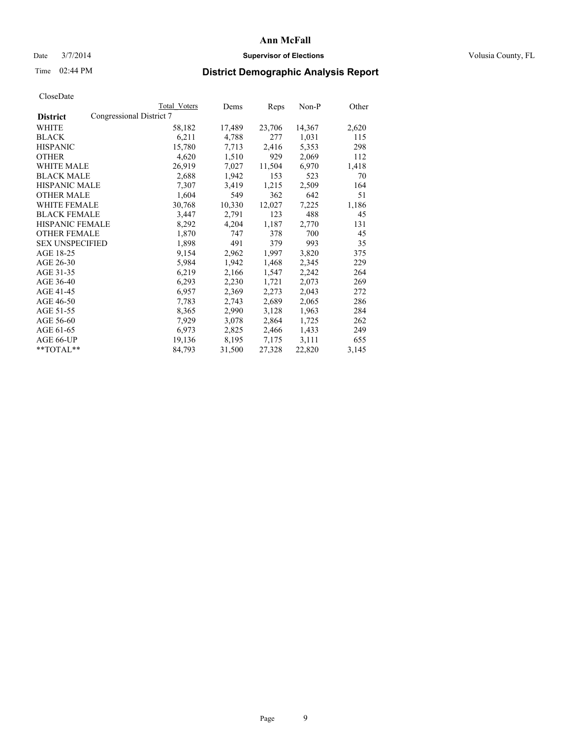# Ann McFall

Date 3/7/2014 **Supervisor of Elections** Volusia County, FL

Time 02:44 PM **District Demographic Analysis Report**

CloseDate

| District | Congressional District 7 Total Voters | Dems | Reps | Non-P | Other |
|---|---|---|---|---|---|
| WHITE | 58,182 | 17,489 | 23,706 | 14,367 | 2,620 |
| BLACK | 6,211 | 4,788 | 277 | 1,031 | 115 |
| HISPANIC | 15,780 | 7,713 | 2,416 | 5,353 | 298 |
| OTHER | 4,620 | 1,510 | 929 | 2,069 | 112 |
| WHITE MALE | 26,919 | 7,027 | 11,504 | 6,970 | 1,418 |
| BLACK MALE | 2,688 | 1,942 | 153 | 523 | 70 |
| HISPANIC MALE | 7,307 | 3,419 | 1,215 | 2,509 | 164 |
| OTHER MALE | 1,604 | 549 | 362 | 642 | 51 |
| WHITE FEMALE | 30,768 | 10,330 | 12,027 | 7,225 | 1,186 |
| BLACK FEMALE | 3,447 | 2,791 | 123 | 488 | 45 |
| HISPANIC FEMALE | 8,292 | 4,204 | 1,187 | 2,770 | 131 |
| OTHER FEMALE | 1,870 | 747 | 378 | 700 | 45 |
| SEX UNSPECIFIED | 1,898 | 491 | 379 | 993 | 35 |
| AGE 18-25 | 9,154 | 2,962 | 1,997 | 3,820 | 375 |
| AGE 26-30 | 5,984 | 1,942 | 1,468 | 2,345 | 229 |
| AGE 31-35 | 6,219 | 2,166 | 1,547 | 2,242 | 264 |
| AGE 36-40 | 6,293 | 2,230 | 1,721 | 2,073 | 269 |
| AGE 41-45 | 6,957 | 2,369 | 2,273 | 2,043 | 272 |
| AGE 46-50 | 7,783 | 2,743 | 2,689 | 2,065 | 286 |
| AGE 51-55 | 8,365 | 2,990 | 3,128 | 1,963 | 284 |
| AGE 56-60 | 7,929 | 3,078 | 2,864 | 1,725 | 262 |
| AGE 61-65 | 6,973 | 2,825 | 2,466 | 1,433 | 249 |
| AGE 66-UP | 19,136 | 8,195 | 7,175 | 3,111 | 655 |
| **TOTAL** | 84,793 | 31,500 | 27,328 | 22,820 | 3,145 |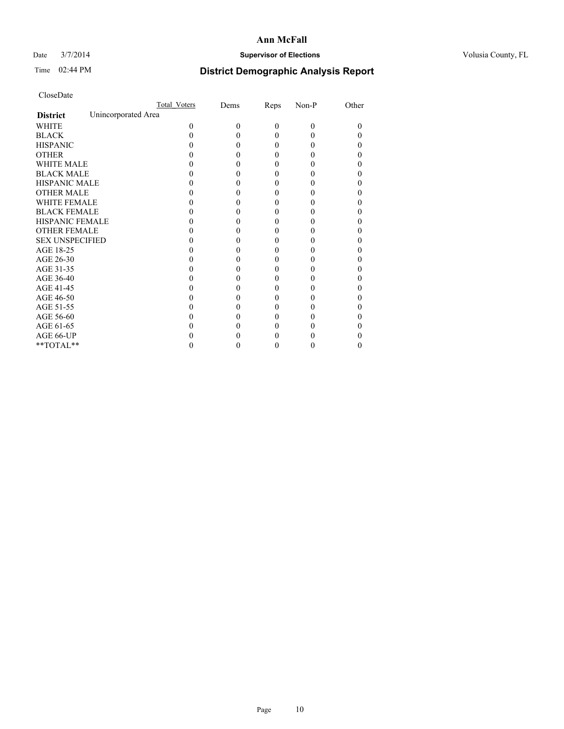# Ann McFall

Date 3/7/2014 **Supervisor of Elections** Volusia County, FL

Time 02:44 PM **District Demographic Analysis Report**

CloseDate

| District: Unincorporated Area | Total Voters | Dems | Reps | Non-P | Other |
|---|---|---|---|---|---|
| WHITE | 0 | 0 | 0 | 0 | 0 |
| BLACK | 0 | 0 | 0 | 0 | 0 |
| HISPANIC | 0 | 0 | 0 | 0 | 0 |
| OTHER | 0 | 0 | 0 | 0 | 0 |
| WHITE MALE | 0 | 0 | 0 | 0 | 0 |
| BLACK MALE | 0 | 0 | 0 | 0 | 0 |
| HISPANIC MALE | 0 | 0 | 0 | 0 | 0 |
| OTHER MALE | 0 | 0 | 0 | 0 | 0 |
| WHITE FEMALE | 0 | 0 | 0 | 0 | 0 |
| BLACK FEMALE | 0 | 0 | 0 | 0 | 0 |
| HISPANIC FEMALE | 0 | 0 | 0 | 0 | 0 |
| OTHER FEMALE | 0 | 0 | 0 | 0 | 0 |
| SEX UNSPECIFIED | 0 | 0 | 0 | 0 | 0 |
| AGE 18-25 | 0 | 0 | 0 | 0 | 0 |
| AGE 26-30 | 0 | 0 | 0 | 0 | 0 |
| AGE 31-35 | 0 | 0 | 0 | 0 | 0 |
| AGE 36-40 | 0 | 0 | 0 | 0 | 0 |
| AGE 41-45 | 0 | 0 | 0 | 0 | 0 |
| AGE 46-50 | 0 | 0 | 0 | 0 | 0 |
| AGE 51-55 | 0 | 0 | 0 | 0 | 0 |
| AGE 56-60 | 0 | 0 | 0 | 0 | 0 |
| AGE 61-65 | 0 | 0 | 0 | 0 | 0 |
| AGE 66-UP | 0 | 0 | 0 | 0 | 0 |
| **TOTAL** | 0 | 0 | 0 | 0 | 0 |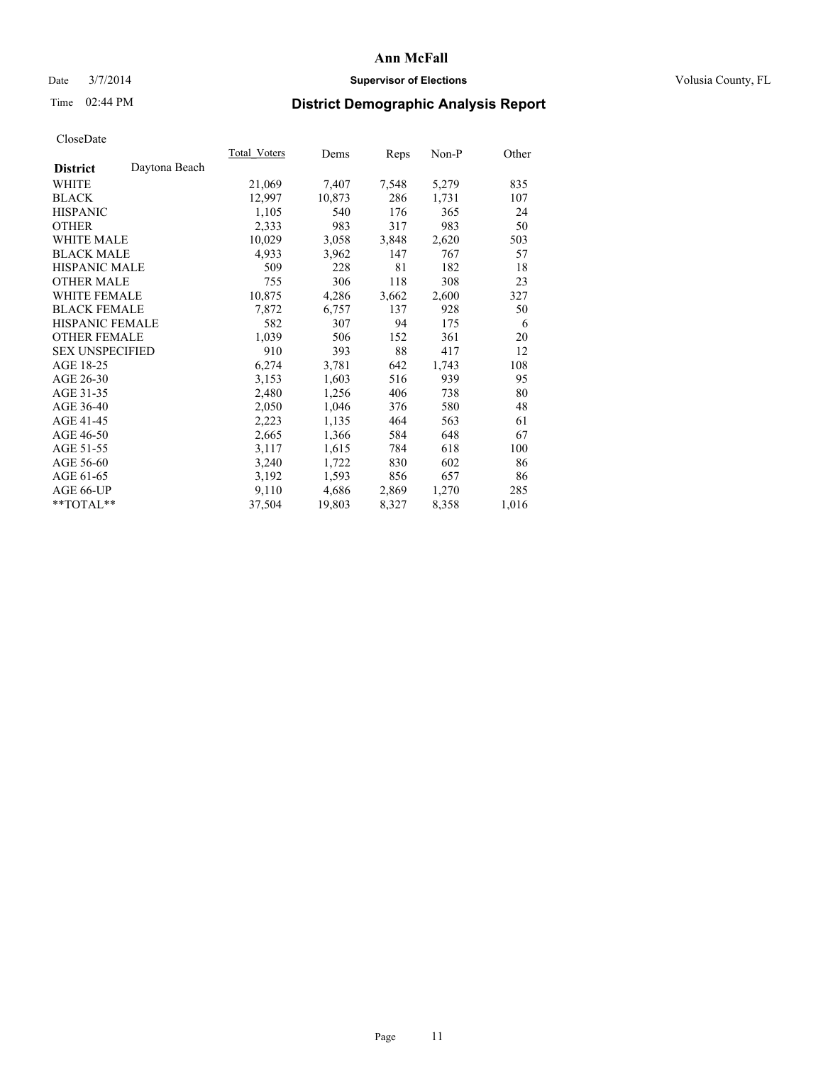# Ann McFall

Date 3/7/2014 **Supervisor of Elections** Volusia County, FL

Time 02:44 PM **District Demographic Analysis Report**

CloseDate

| **District** Daytona Beach | Total_Voters | Dems | Reps | Non-P | Other |
|---|---|---|---|---|---|
| WHITE | 21,069 | 7,407 | 7,548 | 5,279 | 835 |
| BLACK | 12,997 | 10,873 | 286 | 1,731 | 107 |
| HISPANIC | 1,105 | 540 | 176 | 365 | 24 |
| OTHER | 2,333 | 983 | 317 | 983 | 50 |
| WHITE MALE | 10,029 | 3,058 | 3,848 | 2,620 | 503 |
| BLACK MALE | 4,933 | 3,962 | 147 | 767 | 57 |
| HISPANIC MALE | 509 | 228 | 81 | 182 | 18 |
| OTHER MALE | 755 | 306 | 118 | 308 | 23 |
| WHITE FEMALE | 10,875 | 4,286 | 3,662 | 2,600 | 327 |
| BLACK FEMALE | 7,872 | 6,757 | 137 | 928 | 50 |
| HISPANIC FEMALE | 582 | 307 | 94 | 175 | 6 |
| OTHER FEMALE | 1,039 | 506 | 152 | 361 | 20 |
| SEX UNSPECIFIED | 910 | 393 | 88 | 417 | 12 |
| AGE 18-25 | 6,274 | 3,781 | 642 | 1,743 | 108 |
| AGE 26-30 | 3,153 | 1,603 | 516 | 939 | 95 |
| AGE 31-35 | 2,480 | 1,256 | 406 | 738 | 80 |
| AGE 36-40 | 2,050 | 1,046 | 376 | 580 | 48 |
| AGE 41-45 | 2,223 | 1,135 | 464 | 563 | 61 |
| AGE 46-50 | 2,665 | 1,366 | 584 | 648 | 67 |
| AGE 51-55 | 3,117 | 1,615 | 784 | 618 | 100 |
| AGE 56-60 | 3,240 | 1,722 | 830 | 602 | 86 |
| AGE 61-65 | 3,192 | 1,593 | 856 | 657 | 86 |
| AGE 66-UP | 9,110 | 4,686 | 2,869 | 1,270 | 285 |
| **TOTAL** | 37,504 | 19,803 | 8,327 | 8,358 | 1,016 |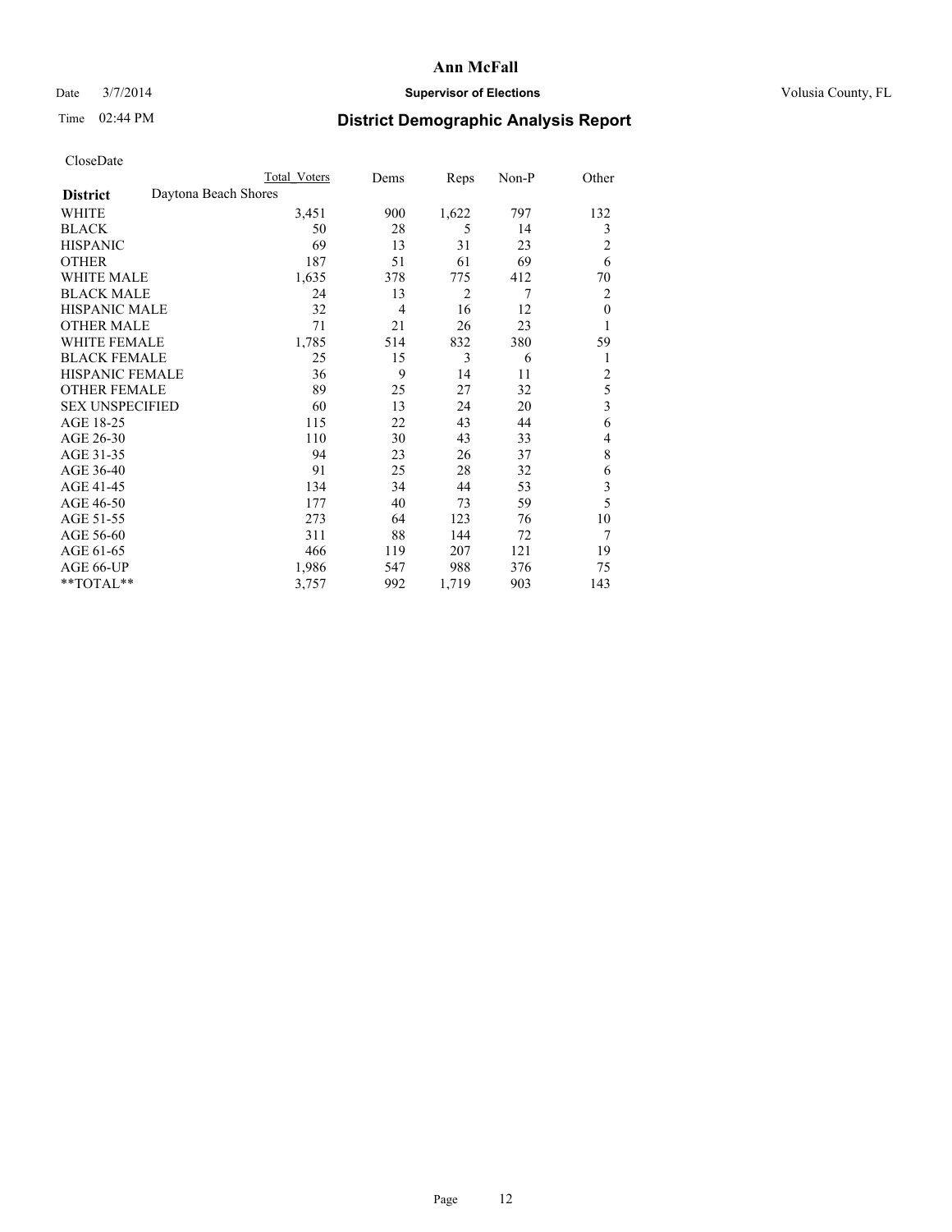# Ann McFall

Date 3/7/2014 **Supervisor of Elections** Volusia County, FL

Time 02:44 PM **District Demographic Analysis Report**

CloseDate

| **District** Daytona Beach Shores | Total Voters | Dems | Reps | Non-P | Other |
|---|---|---|---|---|---|
| WHITE | 3,451 | 900 | 1,622 | 797 | 132 |
| BLACK | 50 | 28 | 5 | 14 | 3 |
| HISPANIC | 69 | 13 | 31 | 23 | 2 |
| OTHER | 187 | 51 | 61 | 69 | 6 |
| WHITE MALE | 1,635 | 378 | 775 | 412 | 70 |
| BLACK MALE | 24 | 13 | 2 | 7 | 2 |
| HISPANIC MALE | 32 | 4 | 16 | 12 | 0 |
| OTHER MALE | 71 | 21 | 26 | 23 | 1 |
| WHITE FEMALE | 1,785 | 514 | 832 | 380 | 59 |
| BLACK FEMALE | 25 | 15 | 3 | 6 | 1 |
| HISPANIC FEMALE | 36 | 9 | 14 | 11 | 2 |
| OTHER FEMALE | 89 | 25 | 27 | 32 | 5 |
| SEX UNSPECIFIED | 60 | 13 | 24 | 20 | 3 |
| AGE 18-25 | 115 | 22 | 43 | 44 | 6 |
| AGE 26-30 | 110 | 30 | 43 | 33 | 4 |
| AGE 31-35 | 94 | 23 | 26 | 37 | 8 |
| AGE 36-40 | 91 | 25 | 28 | 32 | 6 |
| AGE 41-45 | 134 | 34 | 44 | 53 | 3 |
| AGE 46-50 | 177 | 40 | 73 | 59 | 5 |
| AGE 51-55 | 273 | 64 | 123 | 76 | 10 |
| AGE 56-60 | 311 | 88 | 144 | 72 | 7 |
| AGE 61-65 | 466 | 119 | 207 | 121 | 19 |
| AGE 66-UP | 1,986 | 547 | 988 | 376 | 75 |
| **TOTAL** | 3,757 | 992 | 1,719 | 903 | 143 |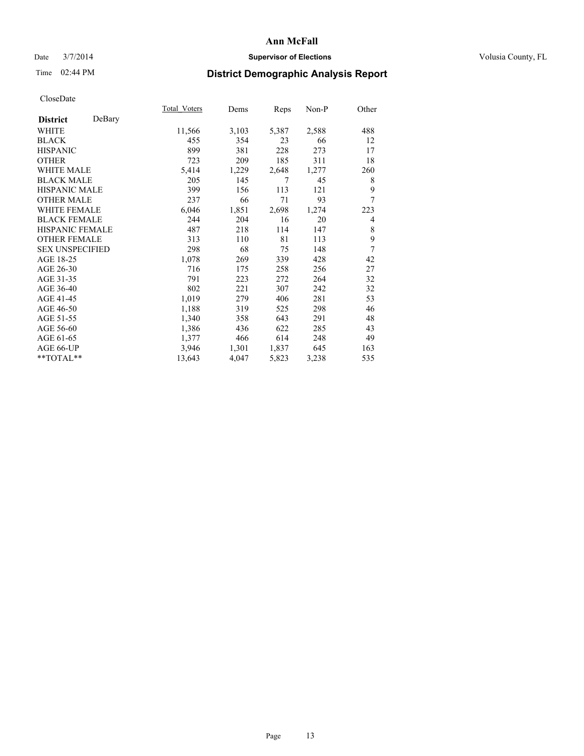# Ann McFall

Date 3/7/2014 **Supervisor of Elections** Volusia County, FL

Time 02:44 PM **District Demographic Analysis Report**

CloseDate

| **District** DeBary | Total_Voters | Dems | Reps | Non-P | Other |
|---|---|---|---|---|---|
| WHITE | 11,566 | 3,103 | 5,387 | 2,588 | 488 |
| BLACK | 455 | 354 | 23 | 66 | 12 |
| HISPANIC | 899 | 381 | 228 | 273 | 17 |
| OTHER | 723 | 209 | 185 | 311 | 18 |
| WHITE MALE | 5,414 | 1,229 | 2,648 | 1,277 | 260 |
| BLACK MALE | 205 | 145 | 7 | 45 | 8 |
| HISPANIC MALE | 399 | 156 | 113 | 121 | 9 |
| OTHER MALE | 237 | 66 | 71 | 93 | 7 |
| WHITE FEMALE | 6,046 | 1,851 | 2,698 | 1,274 | 223 |
| BLACK FEMALE | 244 | 204 | 16 | 20 | 4 |
| HISPANIC FEMALE | 487 | 218 | 114 | 147 | 8 |
| OTHER FEMALE | 313 | 110 | 81 | 113 | 9 |
| SEX UNSPECIFIED | 298 | 68 | 75 | 148 | 7 |
| AGE 18-25 | 1,078 | 269 | 339 | 428 | 42 |
| AGE 26-30 | 716 | 175 | 258 | 256 | 27 |
| AGE 31-35 | 791 | 223 | 272 | 264 | 32 |
| AGE 36-40 | 802 | 221 | 307 | 242 | 32 |
| AGE 41-45 | 1,019 | 279 | 406 | 281 | 53 |
| AGE 46-50 | 1,188 | 319 | 525 | 298 | 46 |
| AGE 51-55 | 1,340 | 358 | 643 | 291 | 48 |
| AGE 56-60 | 1,386 | 436 | 622 | 285 | 43 |
| AGE 61-65 | 1,377 | 466 | 614 | 248 | 49 |
| AGE 66-UP | 3,946 | 1,301 | 1,837 | 645 | 163 |
| **TOTAL** | 13,643 | 4,047 | 5,823 | 3,238 | 535 |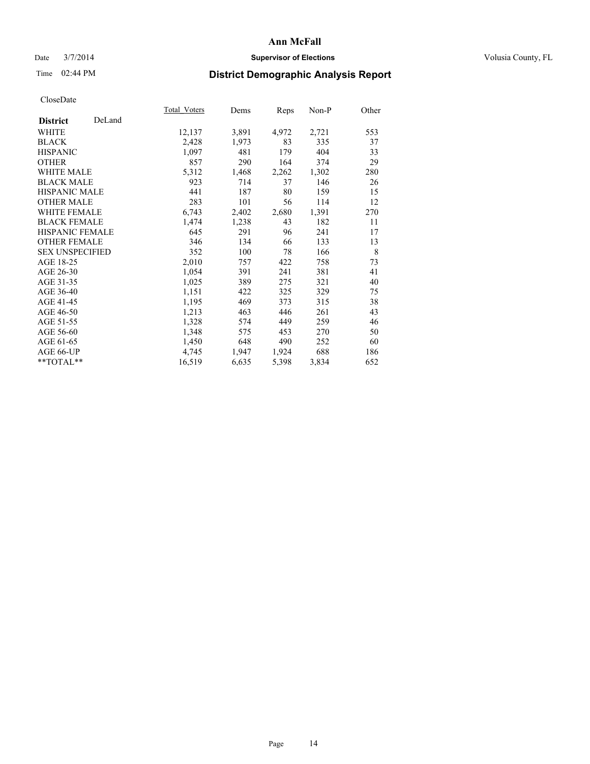# Ann McFall

Date 3/7/2014 **Supervisor of Elections** Volusia County, FL

Time 02:44 PM **District Demographic Analysis Report**

CloseDate

| **District** DeLand | Total_Voters | Dems | Reps | Non-P | Other |
|---|---|---|---|---|---|
| WHITE | 12,137 | 3,891 | 4,972 | 2,721 | 553 |
| BLACK | 2,428 | 1,973 | 83 | 335 | 37 |
| HISPANIC | 1,097 | 481 | 179 | 404 | 33 |
| OTHER | 857 | 290 | 164 | 374 | 29 |
| WHITE MALE | 5,312 | 1,468 | 2,262 | 1,302 | 280 |
| BLACK MALE | 923 | 714 | 37 | 146 | 26 |
| HISPANIC MALE | 441 | 187 | 80 | 159 | 15 |
| OTHER MALE | 283 | 101 | 56 | 114 | 12 |
| WHITE FEMALE | 6,743 | 2,402 | 2,680 | 1,391 | 270 |
| BLACK FEMALE | 1,474 | 1,238 | 43 | 182 | 11 |
| HISPANIC FEMALE | 645 | 291 | 96 | 241 | 17 |
| OTHER FEMALE | 346 | 134 | 66 | 133 | 13 |
| SEX UNSPECIFIED | 352 | 100 | 78 | 166 | 8 |
| AGE 18-25 | 2,010 | 757 | 422 | 758 | 73 |
| AGE 26-30 | 1,054 | 391 | 241 | 381 | 41 |
| AGE 31-35 | 1,025 | 389 | 275 | 321 | 40 |
| AGE 36-40 | 1,151 | 422 | 325 | 329 | 75 |
| AGE 41-45 | 1,195 | 469 | 373 | 315 | 38 |
| AGE 46-50 | 1,213 | 463 | 446 | 261 | 43 |
| AGE 51-55 | 1,328 | 574 | 449 | 259 | 46 |
| AGE 56-60 | 1,348 | 575 | 453 | 270 | 50 |
| AGE 61-65 | 1,450 | 648 | 490 | 252 | 60 |
| AGE 66-UP | 4,745 | 1,947 | 1,924 | 688 | 186 |
| **TOTAL** | 16,519 | 6,635 | 5,398 | 3,834 | 652 |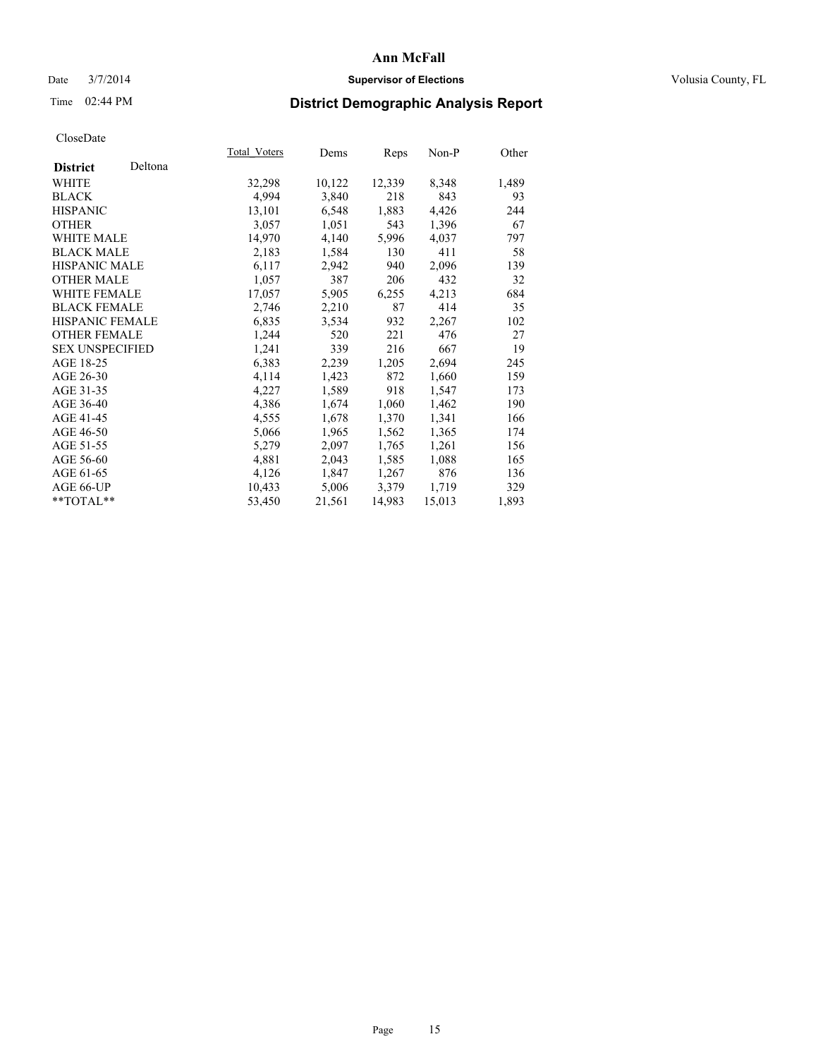# Ann McFall

Date 3/7/2014 **Supervisor of Elections** Volusia County, FL

Time 02:44 PM **District Demographic Analysis Report**

CloseDate

| **District** Deltona | Total_Voters | Dems | Reps | Non-P | Other |
|---|---|---|---|---|---|
| WHITE | 32,298 | 10,122 | 12,339 | 8,348 | 1,489 |
| BLACK | 4,994 | 3,840 | 218 | 843 | 93 |
| HISPANIC | 13,101 | 6,548 | 1,883 | 4,426 | 244 |
| OTHER | 3,057 | 1,051 | 543 | 1,396 | 67 |
| WHITE MALE | 14,970 | 4,140 | 5,996 | 4,037 | 797 |
| BLACK MALE | 2,183 | 1,584 | 130 | 411 | 58 |
| HISPANIC MALE | 6,117 | 2,942 | 940 | 2,096 | 139 |
| OTHER MALE | 1,057 | 387 | 206 | 432 | 32 |
| WHITE FEMALE | 17,057 | 5,905 | 6,255 | 4,213 | 684 |
| BLACK FEMALE | 2,746 | 2,210 | 87 | 414 | 35 |
| HISPANIC FEMALE | 6,835 | 3,534 | 932 | 2,267 | 102 |
| OTHER FEMALE | 1,244 | 520 | 221 | 476 | 27 |
| SEX UNSPECIFIED | 1,241 | 339 | 216 | 667 | 19 |
| AGE 18-25 | 6,383 | 2,239 | 1,205 | 2,694 | 245 |
| AGE 26-30 | 4,114 | 1,423 | 872 | 1,660 | 159 |
| AGE 31-35 | 4,227 | 1,589 | 918 | 1,547 | 173 |
| AGE 36-40 | 4,386 | 1,674 | 1,060 | 1,462 | 190 |
| AGE 41-45 | 4,555 | 1,678 | 1,370 | 1,341 | 166 |
| AGE 46-50 | 5,066 | 1,965 | 1,562 | 1,365 | 174 |
| AGE 51-55 | 5,279 | 2,097 | 1,765 | 1,261 | 156 |
| AGE 56-60 | 4,881 | 2,043 | 1,585 | 1,088 | 165 |
| AGE 61-65 | 4,126 | 1,847 | 1,267 | 876 | 136 |
| AGE 66-UP | 10,433 | 5,006 | 3,379 | 1,719 | 329 |
| **TOTAL** | 53,450 | 21,561 | 14,983 | 15,013 | 1,893 |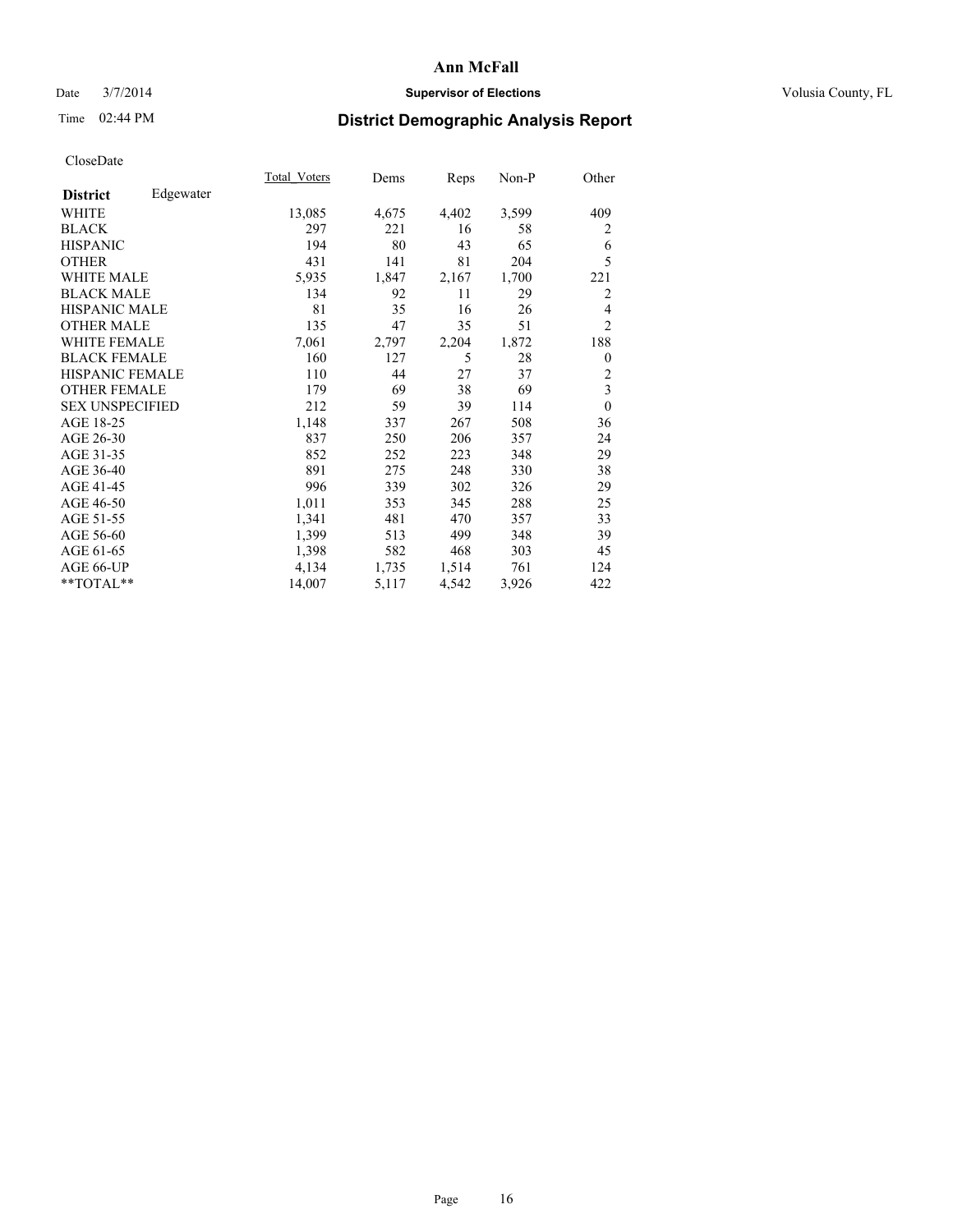# Ann McFall

Date 3/7/2014 **Supervisor of Elections** Volusia County, FL

Time 02:44 PM **District Demographic Analysis Report**

CloseDate

| **District** Edgewater | Total_Voters | Dems | Reps | Non-P | Other |
|---|---|---|---|---|---|
| WHITE | 13,085 | 4,675 | 4,402 | 3,599 | 409 |
| BLACK | 297 | 221 | 16 | 58 | 2 |
| HISPANIC | 194 | 80 | 43 | 65 | 6 |
| OTHER | 431 | 141 | 81 | 204 | 5 |
| WHITE MALE | 5,935 | 1,847 | 2,167 | 1,700 | 221 |
| BLACK MALE | 134 | 92 | 11 | 29 | 2 |
| HISPANIC MALE | 81 | 35 | 16 | 26 | 4 |
| OTHER MALE | 135 | 47 | 35 | 51 | 2 |
| WHITE FEMALE | 7,061 | 2,797 | 2,204 | 1,872 | 188 |
| BLACK FEMALE | 160 | 127 | 5 | 28 | 0 |
| HISPANIC FEMALE | 110 | 44 | 27 | 37 | 2 |
| OTHER FEMALE | 179 | 69 | 38 | 69 | 3 |
| SEX UNSPECIFIED | 212 | 59 | 39 | 114 | 0 |
| AGE 18-25 | 1,148 | 337 | 267 | 508 | 36 |
| AGE 26-30 | 837 | 250 | 206 | 357 | 24 |
| AGE 31-35 | 852 | 252 | 223 | 348 | 29 |
| AGE 36-40 | 891 | 275 | 248 | 330 | 38 |
| AGE 41-45 | 996 | 339 | 302 | 326 | 29 |
| AGE 46-50 | 1,011 | 353 | 345 | 288 | 25 |
| AGE 51-55 | 1,341 | 481 | 470 | 357 | 33 |
| AGE 56-60 | 1,399 | 513 | 499 | 348 | 39 |
| AGE 61-65 | 1,398 | 582 | 468 | 303 | 45 |
| AGE 66-UP | 4,134 | 1,735 | 1,514 | 761 | 124 |
| **TOTAL** | 14,007 | 5,117 | 4,542 | 3,926 | 422 |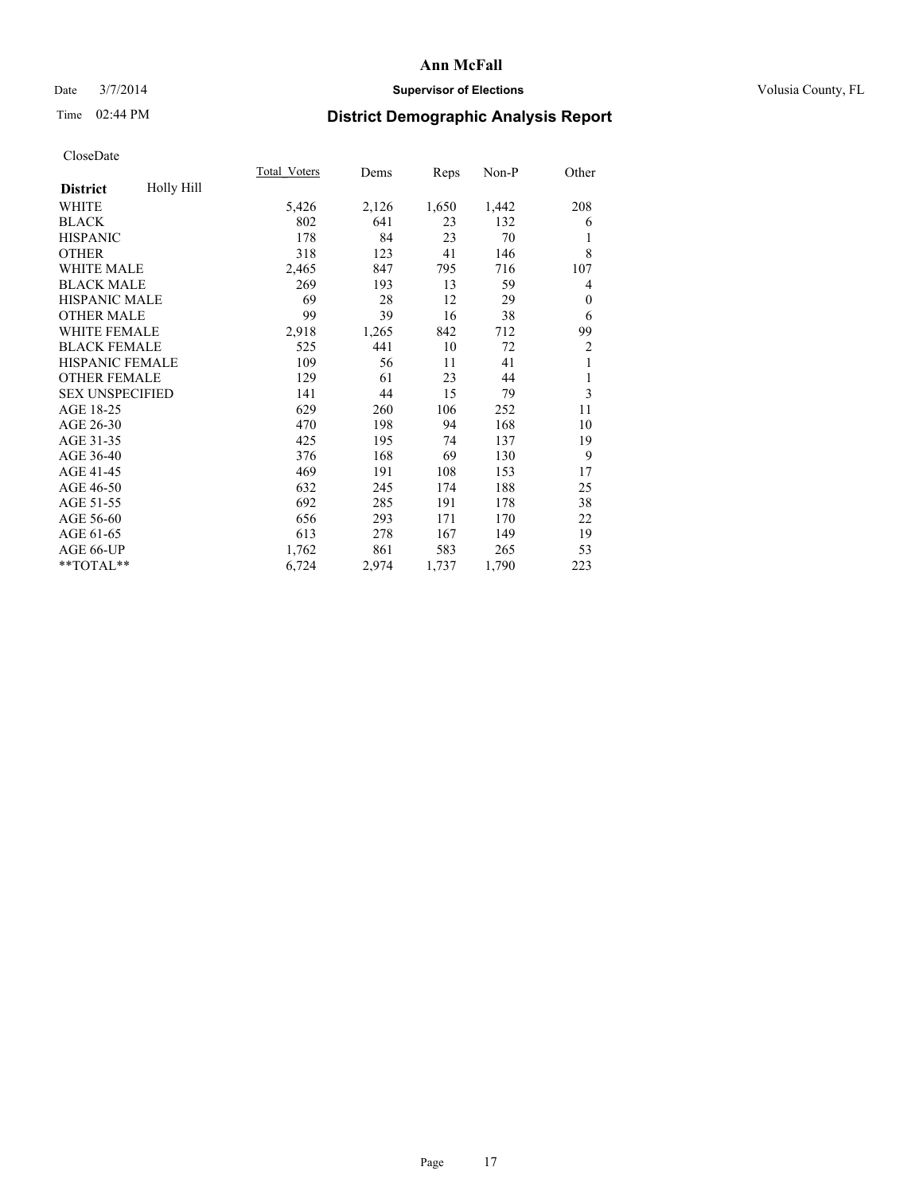# Ann McFall

Date 3/7/2014 **Supervisor of Elections** Volusia County, FL

Time 02:44 PM **District Demographic Analysis Report**

CloseDate

| **District** Holly Hill | Total_Voters | Dems | Reps | Non-P | Other |
|---|---|---|---|---|---|
| WHITE | 5,426 | 2,126 | 1,650 | 1,442 | 208 |
| BLACK | 802 | 641 | 23 | 132 | 6 |
| HISPANIC | 178 | 84 | 23 | 70 | 1 |
| OTHER | 318 | 123 | 41 | 146 | 8 |
| WHITE MALE | 2,465 | 847 | 795 | 716 | 107 |
| BLACK MALE | 269 | 193 | 13 | 59 | 4 |
| HISPANIC MALE | 69 | 28 | 12 | 29 | 0 |
| OTHER MALE | 99 | 39 | 16 | 38 | 6 |
| WHITE FEMALE | 2,918 | 1,265 | 842 | 712 | 99 |
| BLACK FEMALE | 525 | 441 | 10 | 72 | 2 |
| HISPANIC FEMALE | 109 | 56 | 11 | 41 | 1 |
| OTHER FEMALE | 129 | 61 | 23 | 44 | 1 |
| SEX UNSPECIFIED | 141 | 44 | 15 | 79 | 3 |
| AGE 18-25 | 629 | 260 | 106 | 252 | 11 |
| AGE 26-30 | 470 | 198 | 94 | 168 | 10 |
| AGE 31-35 | 425 | 195 | 74 | 137 | 19 |
| AGE 36-40 | 376 | 168 | 69 | 130 | 9 |
| AGE 41-45 | 469 | 191 | 108 | 153 | 17 |
| AGE 46-50 | 632 | 245 | 174 | 188 | 25 |
| AGE 51-55 | 692 | 285 | 191 | 178 | 38 |
| AGE 56-60 | 656 | 293 | 171 | 170 | 22 |
| AGE 61-65 | 613 | 278 | 167 | 149 | 19 |
| AGE 66-UP | 1,762 | 861 | 583 | 265 | 53 |
| **TOTAL** | 6,724 | 2,974 | 1,737 | 1,790 | 223 |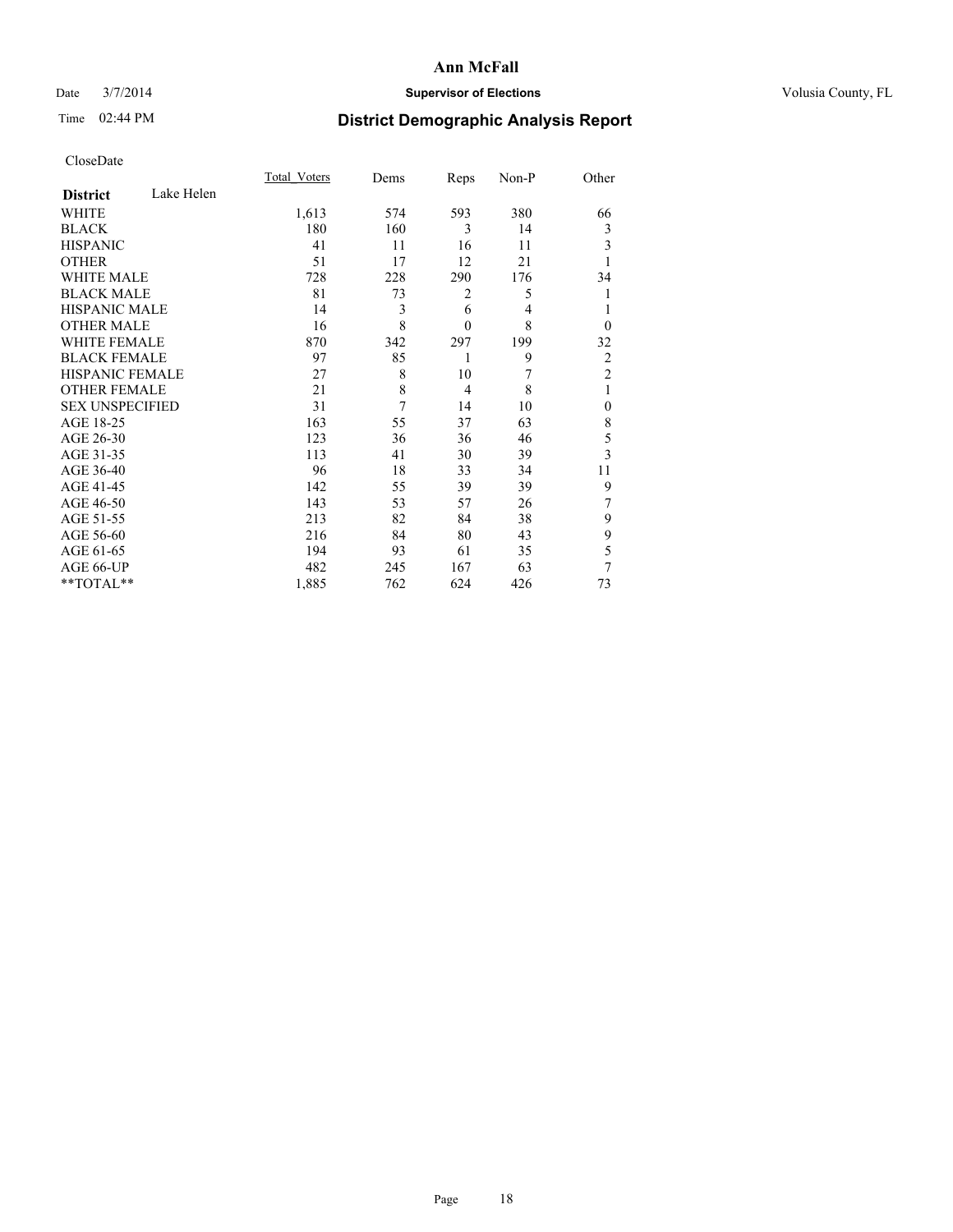# Ann McFall

Date 3/7/2014 **Supervisor of Elections** Volusia County, FL

Time 02:44 PM **District Demographic Analysis Report**

CloseDate

| **District** Lake Helen | Total_Voters | Dems | Reps | Non-P | Other |
|---|---|---|---|---|---|
| WHITE | 1,613 | 574 | 593 | 380 | 66 |
| BLACK | 180 | 160 | 3 | 14 | 3 |
| HISPANIC | 41 | 11 | 16 | 11 | 3 |
| OTHER | 51 | 17 | 12 | 21 | 1 |
| WHITE MALE | 728 | 228 | 290 | 176 | 34 |
| BLACK MALE | 81 | 73 | 2 | 5 | 1 |
| HISPANIC MALE | 14 | 3 | 6 | 4 | 1 |
| OTHER MALE | 16 | 8 | 0 | 8 | 0 |
| WHITE FEMALE | 870 | 342 | 297 | 199 | 32 |
| BLACK FEMALE | 97 | 85 | 1 | 9 | 2 |
| HISPANIC FEMALE | 27 | 8 | 10 | 7 | 2 |
| OTHER FEMALE | 21 | 8 | 4 | 8 | 1 |
| SEX UNSPECIFIED | 31 | 7 | 14 | 10 | 0 |
| AGE 18-25 | 163 | 55 | 37 | 63 | 8 |
| AGE 26-30 | 123 | 36 | 36 | 46 | 5 |
| AGE 31-35 | 113 | 41 | 30 | 39 | 3 |
| AGE 36-40 | 96 | 18 | 33 | 34 | 11 |
| AGE 41-45 | 142 | 55 | 39 | 39 | 9 |
| AGE 46-50 | 143 | 53 | 57 | 26 | 7 |
| AGE 51-55 | 213 | 82 | 84 | 38 | 9 |
| AGE 56-60 | 216 | 84 | 80 | 43 | 9 |
| AGE 61-65 | 194 | 93 | 61 | 35 | 5 |
| AGE 66-UP | 482 | 245 | 167 | 63 | 7 |
| **TOTAL** | 1,885 | 762 | 624 | 426 | 73 |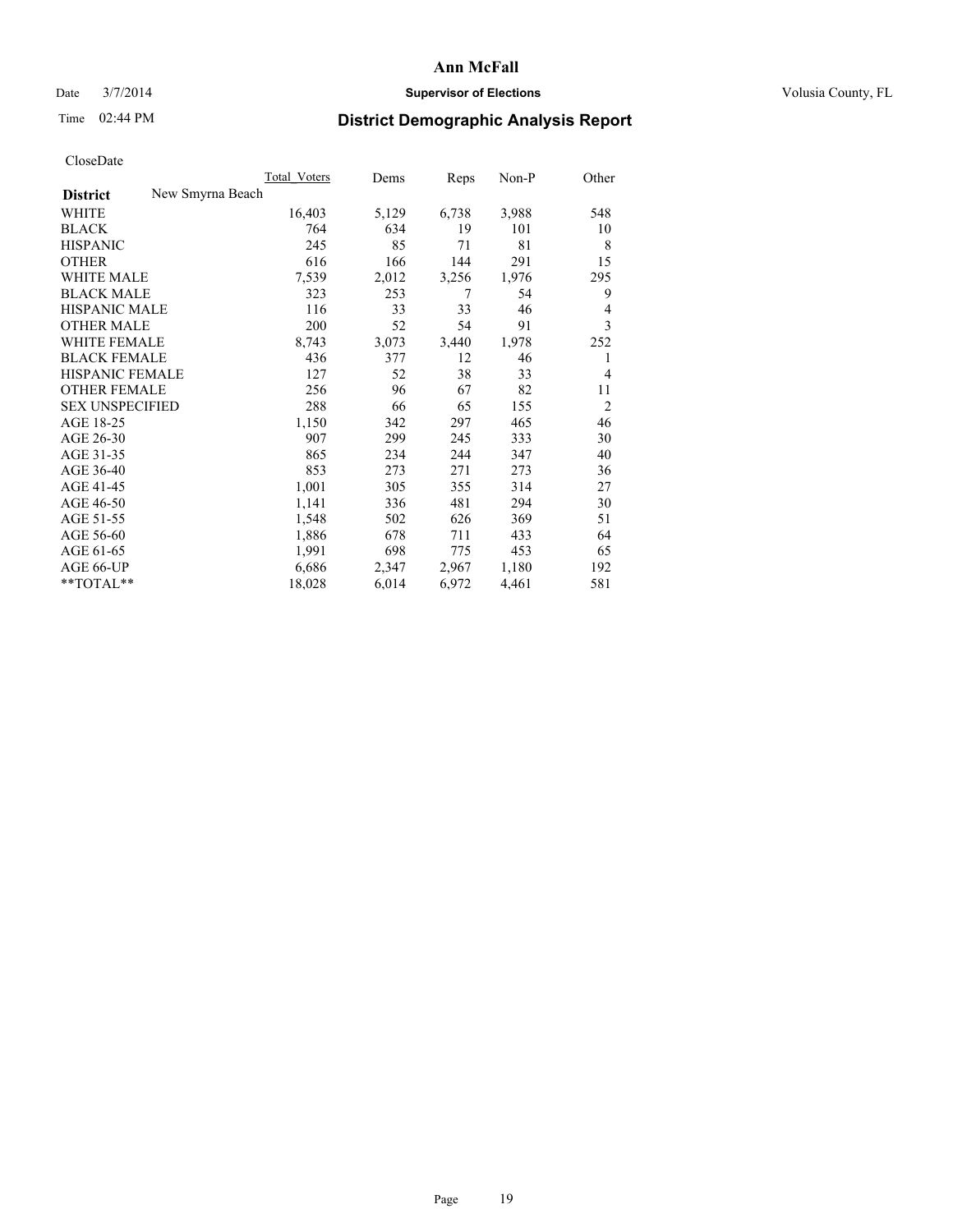# Ann McFall

Date 3/7/2014 **Supervisor of Elections** Volusia County, FL

Time 02:44 PM **District Demographic Analysis Report**

CloseDate

| **District** New Smyrna Beach | Total_Voters | Dems | Reps | Non-P | Other |
|---|---|---|---|---|---|
| WHITE | 16,403 | 5,129 | 6,738 | 3,988 | 548 |
| BLACK | 764 | 634 | 19 | 101 | 10 |
| HISPANIC | 245 | 85 | 71 | 81 | 8 |
| OTHER | 616 | 166 | 144 | 291 | 15 |
| WHITE MALE | 7,539 | 2,012 | 3,256 | 1,976 | 295 |
| BLACK MALE | 323 | 253 | 7 | 54 | 9 |
| HISPANIC MALE | 116 | 33 | 33 | 46 | 4 |
| OTHER MALE | 200 | 52 | 54 | 91 | 3 |
| WHITE FEMALE | 8,743 | 3,073 | 3,440 | 1,978 | 252 |
| BLACK FEMALE | 436 | 377 | 12 | 46 | 1 |
| HISPANIC FEMALE | 127 | 52 | 38 | 33 | 4 |
| OTHER FEMALE | 256 | 96 | 67 | 82 | 11 |
| SEX UNSPECIFIED | 288 | 66 | 65 | 155 | 2 |
| AGE 18-25 | 1,150 | 342 | 297 | 465 | 46 |
| AGE 26-30 | 907 | 299 | 245 | 333 | 30 |
| AGE 31-35 | 865 | 234 | 244 | 347 | 40 |
| AGE 36-40 | 853 | 273 | 271 | 273 | 36 |
| AGE 41-45 | 1,001 | 305 | 355 | 314 | 27 |
| AGE 46-50 | 1,141 | 336 | 481 | 294 | 30 |
| AGE 51-55 | 1,548 | 502 | 626 | 369 | 51 |
| AGE 56-60 | 1,886 | 678 | 711 | 433 | 64 |
| AGE 61-65 | 1,991 | 698 | 775 | 453 | 65 |
| AGE 66-UP | 6,686 | 2,347 | 2,967 | 1,180 | 192 |
| **TOTAL** | 18,028 | 6,014 | 6,972 | 4,461 | 581 |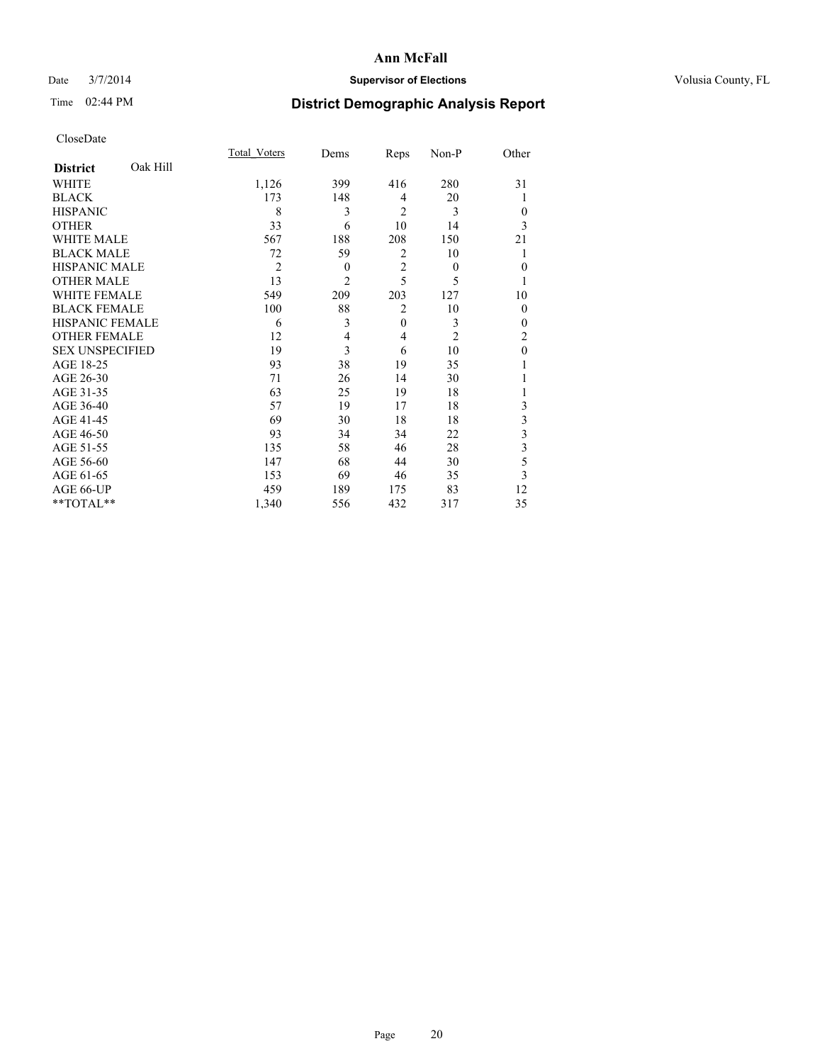# Ann McFall

Date 3/7/2014 **Supervisor of Elections** Volusia County, FL

Time 02:44 PM

## District Demographic Analysis Report

CloseDate

| **District** Oak Hill | Total_Voters | Dems | Reps | Non-P | Other |
|---|---|---|---|---|---|
| WHITE | 1,126 | 399 | 416 | 280 | 31 |
| BLACK | 173 | 148 | 4 | 20 | 1 |
| HISPANIC | 8 | 3 | 2 | 3 | 0 |
| OTHER | 33 | 6 | 10 | 14 | 3 |
| WHITE MALE | 567 | 188 | 208 | 150 | 21 |
| BLACK MALE | 72 | 59 | 2 | 10 | 1 |
| HISPANIC MALE | 2 | 0 | 2 | 0 | 0 |
| OTHER MALE | 13 | 2 | 5 | 5 | 1 |
| WHITE FEMALE | 549 | 209 | 203 | 127 | 10 |
| BLACK FEMALE | 100 | 88 | 2 | 10 | 0 |
| HISPANIC FEMALE | 6 | 3 | 0 | 3 | 0 |
| OTHER FEMALE | 12 | 4 | 4 | 2 | 2 |
| SEX UNSPECIFIED | 19 | 3 | 6 | 10 | 0 |
| AGE 18-25 | 93 | 38 | 19 | 35 | 1 |
| AGE 26-30 | 71 | 26 | 14 | 30 | 1 |
| AGE 31-35 | 63 | 25 | 19 | 18 | 1 |
| AGE 36-40 | 57 | 19 | 17 | 18 | 3 |
| AGE 41-45 | 69 | 30 | 18 | 18 | 3 |
| AGE 46-50 | 93 | 34 | 34 | 22 | 3 |
| AGE 51-55 | 135 | 58 | 46 | 28 | 3 |
| AGE 56-60 | 147 | 68 | 44 | 30 | 5 |
| AGE 61-65 | 153 | 69 | 46 | 35 | 3 |
| AGE 66-UP | 459 | 189 | 175 | 83 | 12 |
| **TOTAL** | 1,340 | 556 | 432 | 317 | 35 |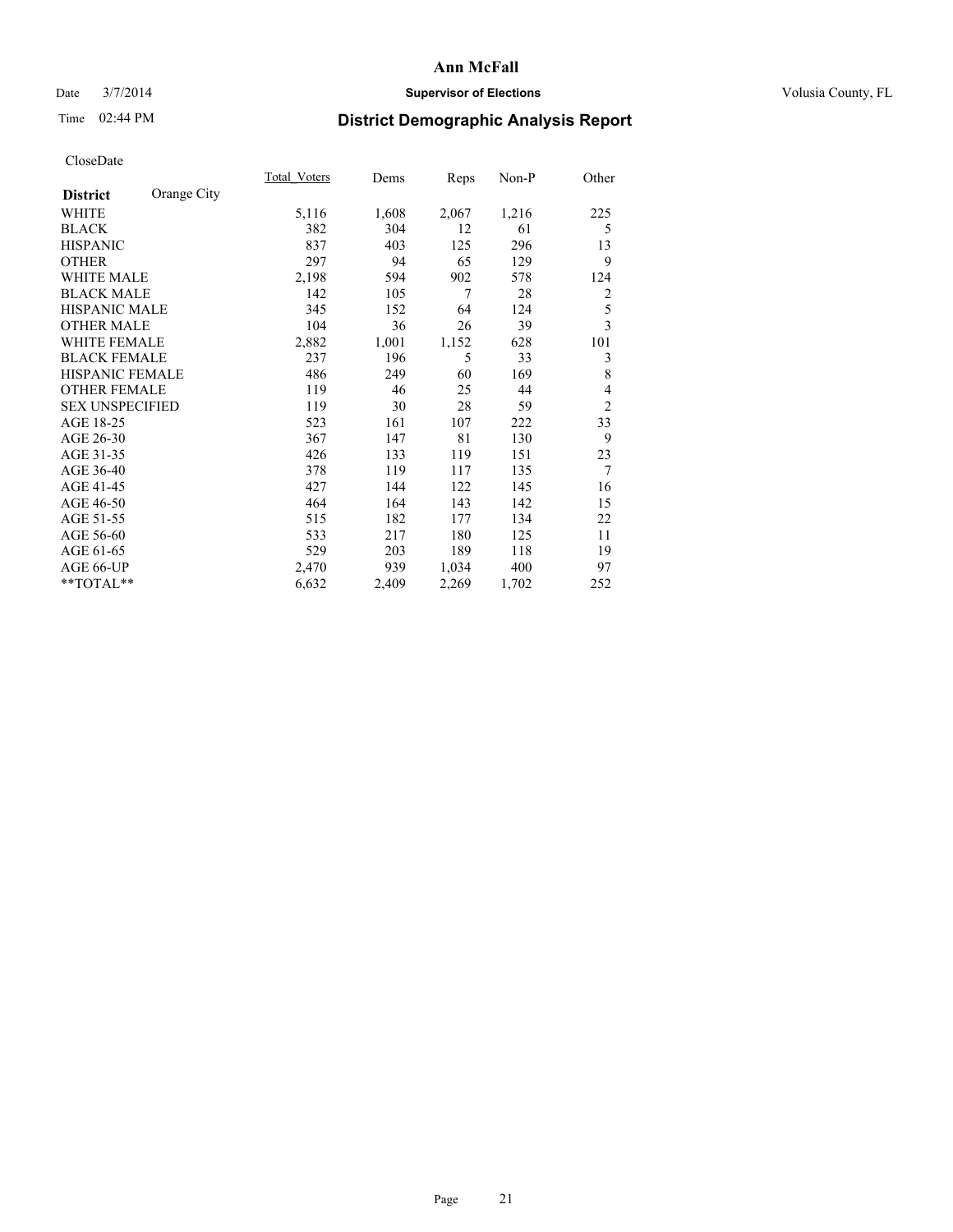# Ann McFall

Date 3/7/2014 **Supervisor of Elections** Volusia County, FL

Time 02:44 PM **District Demographic Analysis Report**

CloseDate

| **District** Orange City | Total_Voters | Dems | Reps | Non-P | Other |
|---|---|---|---|---|---|
| WHITE | 5,116 | 1,608 | 2,067 | 1,216 | 225 |
| BLACK | 382 | 304 | 12 | 61 | 5 |
| HISPANIC | 837 | 403 | 125 | 296 | 13 |
| OTHER | 297 | 94 | 65 | 129 | 9 |
| WHITE MALE | 2,198 | 594 | 902 | 578 | 124 |
| BLACK MALE | 142 | 105 | 7 | 28 | 2 |
| HISPANIC MALE | 345 | 152 | 64 | 124 | 5 |
| OTHER MALE | 104 | 36 | 26 | 39 | 3 |
| WHITE FEMALE | 2,882 | 1,001 | 1,152 | 628 | 101 |
| BLACK FEMALE | 237 | 196 | 5 | 33 | 3 |
| HISPANIC FEMALE | 486 | 249 | 60 | 169 | 8 |
| OTHER FEMALE | 119 | 46 | 25 | 44 | 4 |
| SEX UNSPECIFIED | 119 | 30 | 28 | 59 | 2 |
| AGE 18-25 | 523 | 161 | 107 | 222 | 33 |
| AGE 26-30 | 367 | 147 | 81 | 130 | 9 |
| AGE 31-35 | 426 | 133 | 119 | 151 | 23 |
| AGE 36-40 | 378 | 119 | 117 | 135 | 7 |
| AGE 41-45 | 427 | 144 | 122 | 145 | 16 |
| AGE 46-50 | 464 | 164 | 143 | 142 | 15 |
| AGE 51-55 | 515 | 182 | 177 | 134 | 22 |
| AGE 56-60 | 533 | 217 | 180 | 125 | 11 |
| AGE 61-65 | 529 | 203 | 189 | 118 | 19 |
| AGE 66-UP | 2,470 | 939 | 1,034 | 400 | 97 |
| **TOTAL** | 6,632 | 2,409 | 2,269 | 1,702 | 252 |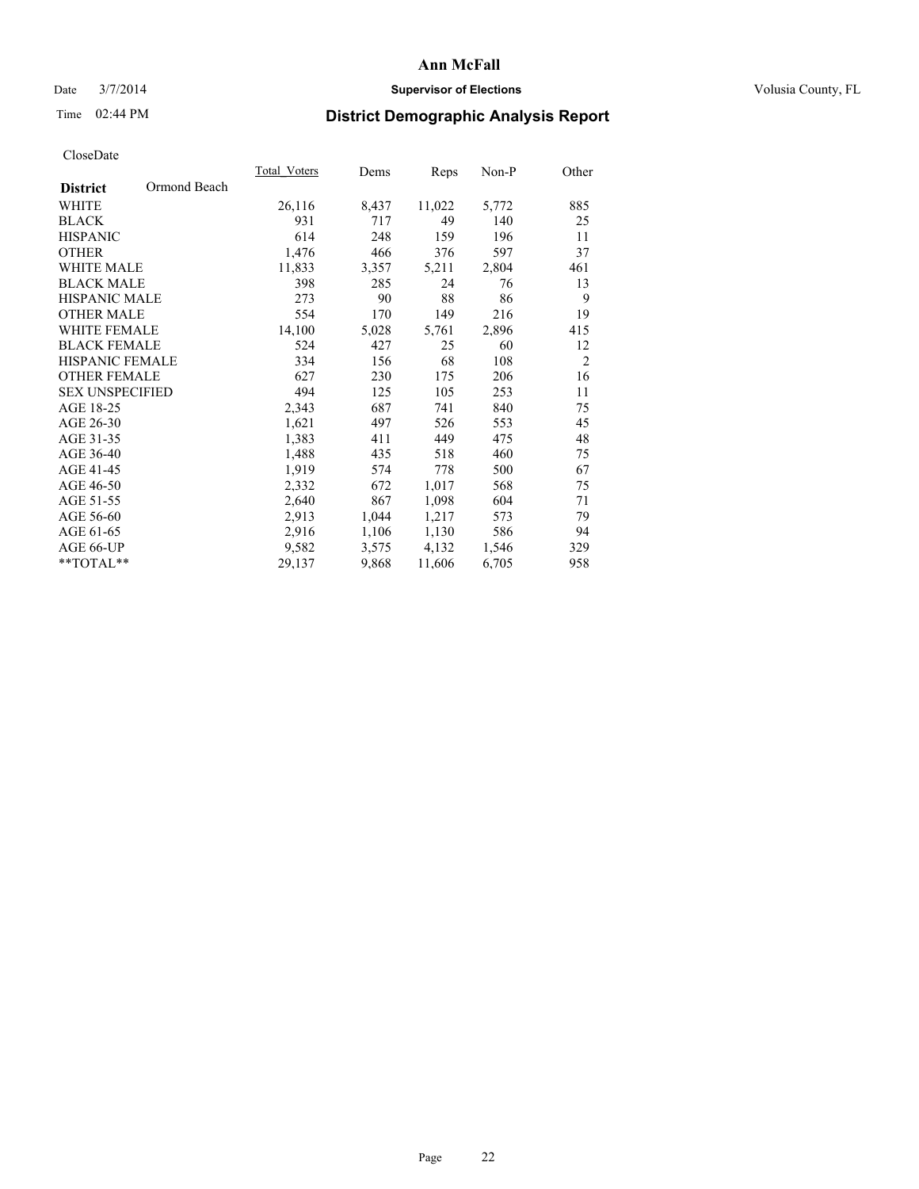# Ann McFall

Date 3/7/2014 **Supervisor of Elections** Volusia County, FL

Time 02:44 PM **District Demographic Analysis Report**

CloseDate

| **District** Ormond Beach | Total_Voters | Dems | Reps | Non-P | Other |
|---|---|---|---|---|---|
| WHITE | 26,116 | 8,437 | 11,022 | 5,772 | 885 |
| BLACK | 931 | 717 | 49 | 140 | 25 |
| HISPANIC | 614 | 248 | 159 | 196 | 11 |
| OTHER | 1,476 | 466 | 376 | 597 | 37 |
| WHITE MALE | 11,833 | 3,357 | 5,211 | 2,804 | 461 |
| BLACK MALE | 398 | 285 | 24 | 76 | 13 |
| HISPANIC MALE | 273 | 90 | 88 | 86 | 9 |
| OTHER MALE | 554 | 170 | 149 | 216 | 19 |
| WHITE FEMALE | 14,100 | 5,028 | 5,761 | 2,896 | 415 |
| BLACK FEMALE | 524 | 427 | 25 | 60 | 12 |
| HISPANIC FEMALE | 334 | 156 | 68 | 108 | 2 |
| OTHER FEMALE | 627 | 230 | 175 | 206 | 16 |
| SEX UNSPECIFIED | 494 | 125 | 105 | 253 | 11 |
| AGE 18-25 | 2,343 | 687 | 741 | 840 | 75 |
| AGE 26-30 | 1,621 | 497 | 526 | 553 | 45 |
| AGE 31-35 | 1,383 | 411 | 449 | 475 | 48 |
| AGE 36-40 | 1,488 | 435 | 518 | 460 | 75 |
| AGE 41-45 | 1,919 | 574 | 778 | 500 | 67 |
| AGE 46-50 | 2,332 | 672 | 1,017 | 568 | 75 |
| AGE 51-55 | 2,640 | 867 | 1,098 | 604 | 71 |
| AGE 56-60 | 2,913 | 1,044 | 1,217 | 573 | 79 |
| AGE 61-65 | 2,916 | 1,106 | 1,130 | 586 | 94 |
| AGE 66-UP | 9,582 | 3,575 | 4,132 | 1,546 | 329 |
| **TOTAL** | 29,137 | 9,868 | 11,606 | 6,705 | 958 |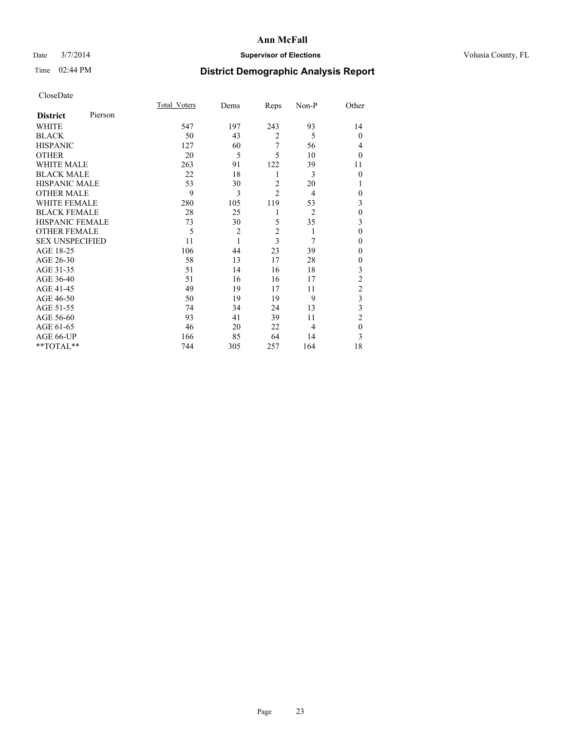# Ann McFall

Date 3/7/2014 **Supervisor of Elections** Volusia County, FL

Time 02:44 PM **District Demographic Analysis Report**

CloseDate

| **District** Pierson | Total_Voters | Dems | Reps | Non-P | Other |
|---|---|---|---|---|---|
| WHITE | 547 | 197 | 243 | 93 | 14 |
| BLACK | 50 | 43 | 2 | 5 | 0 |
| HISPANIC | 127 | 60 | 7 | 56 | 4 |
| OTHER | 20 | 5 | 5 | 10 | 0 |
| WHITE MALE | 263 | 91 | 122 | 39 | 11 |
| BLACK MALE | 22 | 18 | 1 | 3 | 0 |
| HISPANIC MALE | 53 | 30 | 2 | 20 | 1 |
| OTHER MALE | 9 | 3 | 2 | 4 | 0 |
| WHITE FEMALE | 280 | 105 | 119 | 53 | 3 |
| BLACK FEMALE | 28 | 25 | 1 | 2 | 0 |
| HISPANIC FEMALE | 73 | 30 | 5 | 35 | 3 |
| OTHER FEMALE | 5 | 2 | 2 | 1 | 0 |
| SEX UNSPECIFIED | 11 | 1 | 3 | 7 | 0 |
| AGE 18-25 | 106 | 44 | 23 | 39 | 0 |
| AGE 26-30 | 58 | 13 | 17 | 28 | 0 |
| AGE 31-35 | 51 | 14 | 16 | 18 | 3 |
| AGE 36-40 | 51 | 16 | 16 | 17 | 2 |
| AGE 41-45 | 49 | 19 | 17 | 11 | 2 |
| AGE 46-50 | 50 | 19 | 19 | 9 | 3 |
| AGE 51-55 | 74 | 34 | 24 | 13 | 3 |
| AGE 56-60 | 93 | 41 | 39 | 11 | 2 |
| AGE 61-65 | 46 | 20 | 22 | 4 | 0 |
| AGE 66-UP | 166 | 85 | 64 | 14 | 3 |
| **TOTAL** | 744 | 305 | 257 | 164 | 18 |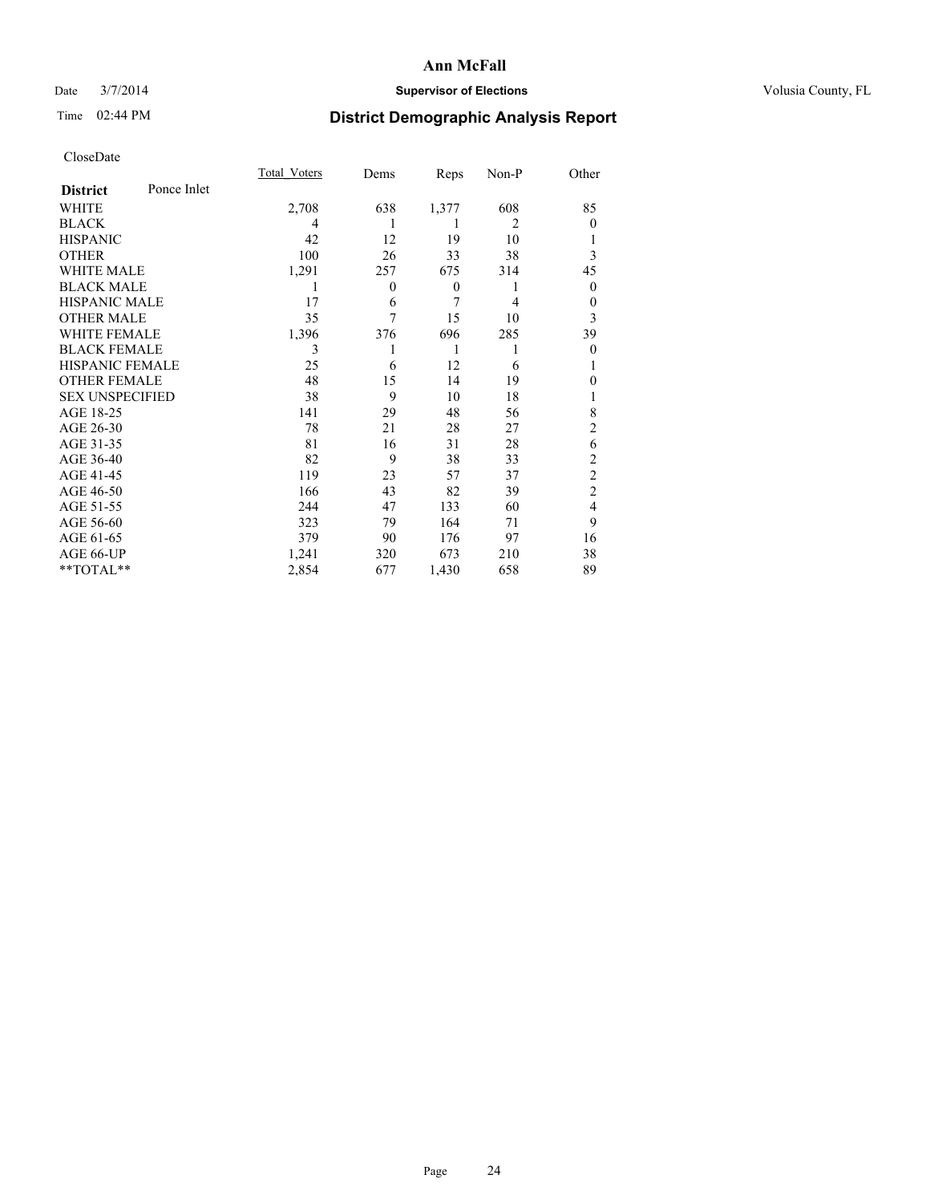# Ann McFall

Date 3/7/2014 **Supervisor of Elections** Volusia County, FL

Time 02:44 PM **District Demographic Analysis Report**

CloseDate

| **District** Ponce Inlet | Total_Voters | Dems | Reps | Non-P | Other |
|---|---|---|---|---|---|
| WHITE | 2,708 | 638 | 1,377 | 608 | 85 |
| BLACK | 4 | 1 | 1 | 2 | 0 |
| HISPANIC | 42 | 12 | 19 | 10 | 1 |
| OTHER | 100 | 26 | 33 | 38 | 3 |
| WHITE MALE | 1,291 | 257 | 675 | 314 | 45 |
| BLACK MALE | 1 | 0 | 0 | 1 | 0 |
| HISPANIC MALE | 17 | 6 | 7 | 4 | 0 |
| OTHER MALE | 35 | 7 | 15 | 10 | 3 |
| WHITE FEMALE | 1,396 | 376 | 696 | 285 | 39 |
| BLACK FEMALE | 3 | 1 | 1 | 1 | 0 |
| HISPANIC FEMALE | 25 | 6 | 12 | 6 | 1 |
| OTHER FEMALE | 48 | 15 | 14 | 19 | 0 |
| SEX UNSPECIFIED | 38 | 9 | 10 | 18 | 1 |
| AGE 18-25 | 141 | 29 | 48 | 56 | 8 |
| AGE 26-30 | 78 | 21 | 28 | 27 | 2 |
| AGE 31-35 | 81 | 16 | 31 | 28 | 6 |
| AGE 36-40 | 82 | 9 | 38 | 33 | 2 |
| AGE 41-45 | 119 | 23 | 57 | 37 | 2 |
| AGE 46-50 | 166 | 43 | 82 | 39 | 2 |
| AGE 51-55 | 244 | 47 | 133 | 60 | 4 |
| AGE 56-60 | 323 | 79 | 164 | 71 | 9 |
| AGE 61-65 | 379 | 90 | 176 | 97 | 16 |
| AGE 66-UP | 1,241 | 320 | 673 | 210 | 38 |
| **TOTAL** | 2,854 | 677 | 1,430 | 658 | 89 |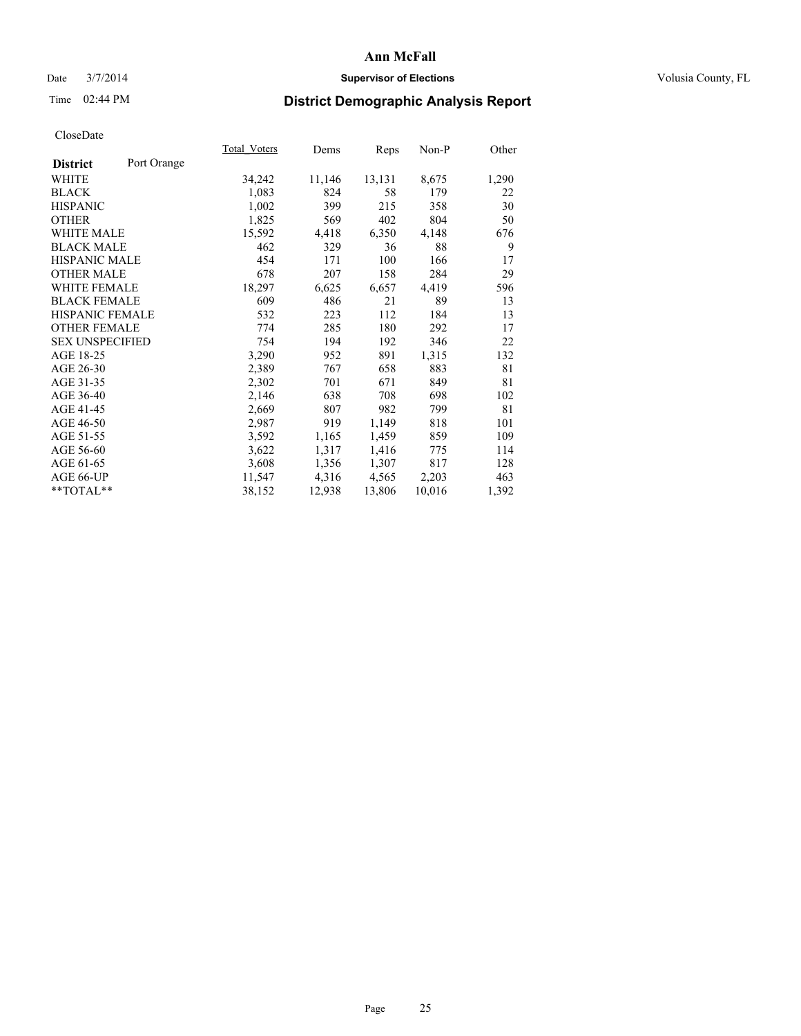# District Demographic Analysis Report

CloseDate

| District: Port Orange | Total_Voters | Dems | Reps | Non-P | Other |
|---|---|---|---|---|---|
| WHITE | 34,242 | 11,146 | 13,131 | 8,675 | 1,290 |
| BLACK | 1,083 | 824 | 58 | 179 | 22 |
| HISPANIC | 1,002 | 399 | 215 | 358 | 30 |
| OTHER | 1,825 | 569 | 402 | 804 | 50 |
| WHITE MALE | 15,592 | 4,418 | 6,350 | 4,148 | 676 |
| BLACK MALE | 462 | 329 | 36 | 88 | 9 |
| HISPANIC MALE | 454 | 171 | 100 | 166 | 17 |
| OTHER MALE | 678 | 207 | 158 | 284 | 29 |
| WHITE FEMALE | 18,297 | 6,625 | 6,657 | 4,419 | 596 |
| BLACK FEMALE | 609 | 486 | 21 | 89 | 13 |
| HISPANIC FEMALE | 532 | 223 | 112 | 184 | 13 |
| OTHER FEMALE | 774 | 285 | 180 | 292 | 17 |
| SEX UNSPECIFIED | 754 | 194 | 192 | 346 | 22 |
| AGE 18-25 | 3,290 | 952 | 891 | 1,315 | 132 |
| AGE 26-30 | 2,389 | 767 | 658 | 883 | 81 |
| AGE 31-35 | 2,302 | 701 | 671 | 849 | 81 |
| AGE 36-40 | 2,146 | 638 | 708 | 698 | 102 |
| AGE 41-45 | 2,669 | 807 | 982 | 799 | 81 |
| AGE 46-50 | 2,987 | 919 | 1,149 | 818 | 101 |
| AGE 51-55 | 3,592 | 1,165 | 1,459 | 859 | 109 |
| AGE 56-60 | 3,622 | 1,317 | 1,416 | 775 | 114 |
| AGE 61-65 | 3,608 | 1,356 | 1,307 | 817 | 128 |
| AGE 66-UP | 11,547 | 4,316 | 4,565 | 2,203 | 463 |
| **TOTAL** | 38,152 | 12,938 | 13,806 | 10,016 | 1,392 |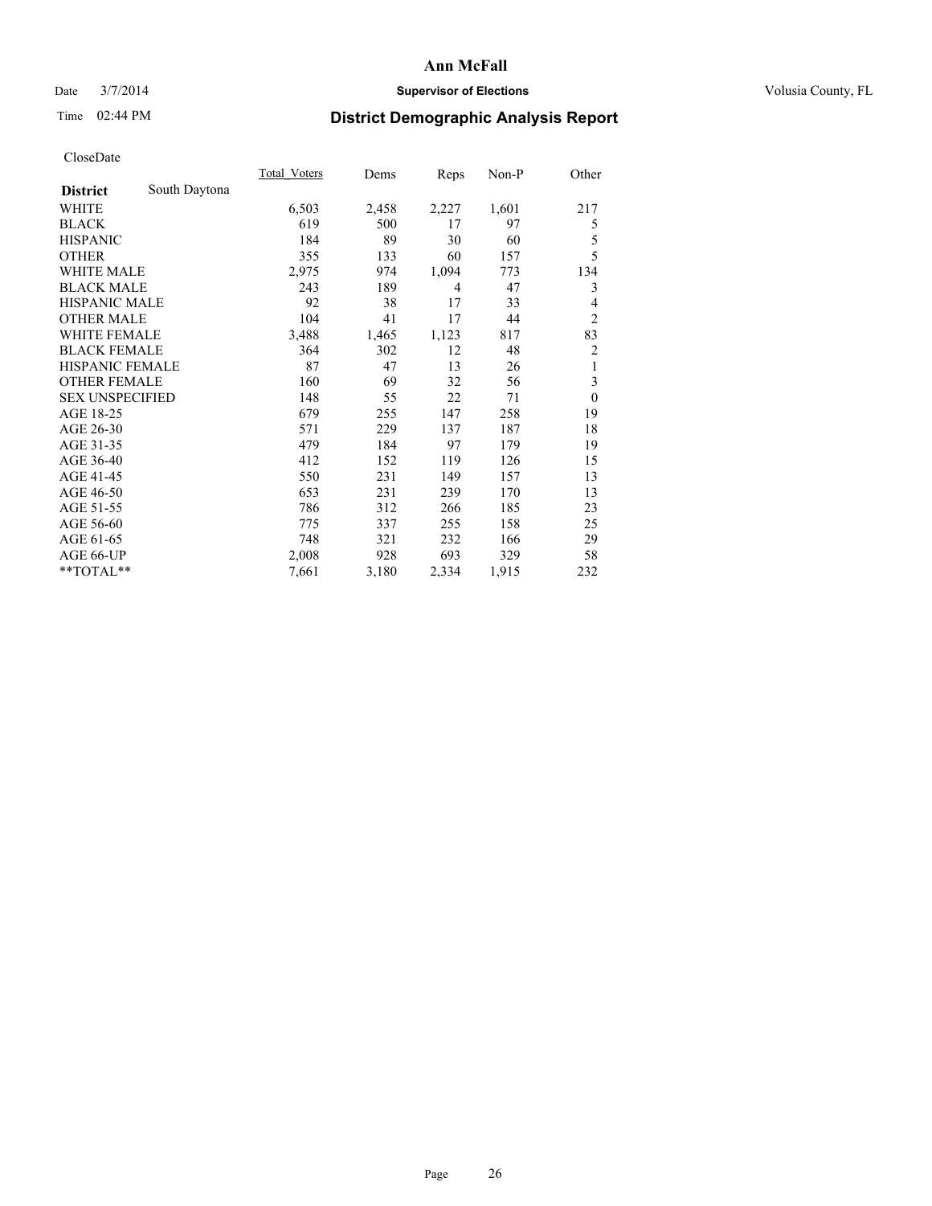# Ann McFall

Date 3/7/2014 **Supervisor of Elections** Volusia County, FL

Time 02:44 PM **District Demographic Analysis Report**

CloseDate

| **District** South Daytona | Total_Voters | Dems | Reps | Non-P | Other |
|---|---|---|---|---|---|
| WHITE | 6,503 | 2,458 | 2,227 | 1,601 | 217 |
| BLACK | 619 | 500 | 17 | 97 | 5 |
| HISPANIC | 184 | 89 | 30 | 60 | 5 |
| OTHER | 355 | 133 | 60 | 157 | 5 |
| WHITE MALE | 2,975 | 974 | 1,094 | 773 | 134 |
| BLACK MALE | 243 | 189 | 4 | 47 | 3 |
| HISPANIC MALE | 92 | 38 | 17 | 33 | 4 |
| OTHER MALE | 104 | 41 | 17 | 44 | 2 |
| WHITE FEMALE | 3,488 | 1,465 | 1,123 | 817 | 83 |
| BLACK FEMALE | 364 | 302 | 12 | 48 | 2 |
| HISPANIC FEMALE | 87 | 47 | 13 | 26 | 1 |
| OTHER FEMALE | 160 | 69 | 32 | 56 | 3 |
| SEX UNSPECIFIED | 148 | 55 | 22 | 71 | 0 |
| AGE 18-25 | 679 | 255 | 147 | 258 | 19 |
| AGE 26-30 | 571 | 229 | 137 | 187 | 18 |
| AGE 31-35 | 479 | 184 | 97 | 179 | 19 |
| AGE 36-40 | 412 | 152 | 119 | 126 | 15 |
| AGE 41-45 | 550 | 231 | 149 | 157 | 13 |
| AGE 46-50 | 653 | 231 | 239 | 170 | 13 |
| AGE 51-55 | 786 | 312 | 266 | 185 | 23 |
| AGE 56-60 | 775 | 337 | 255 | 158 | 25 |
| AGE 61-65 | 748 | 321 | 232 | 166 | 29 |
| AGE 66-UP | 2,008 | 928 | 693 | 329 | 58 |
| **TOTAL** | 7,661 | 3,180 | 2,334 | 1,915 | 232 |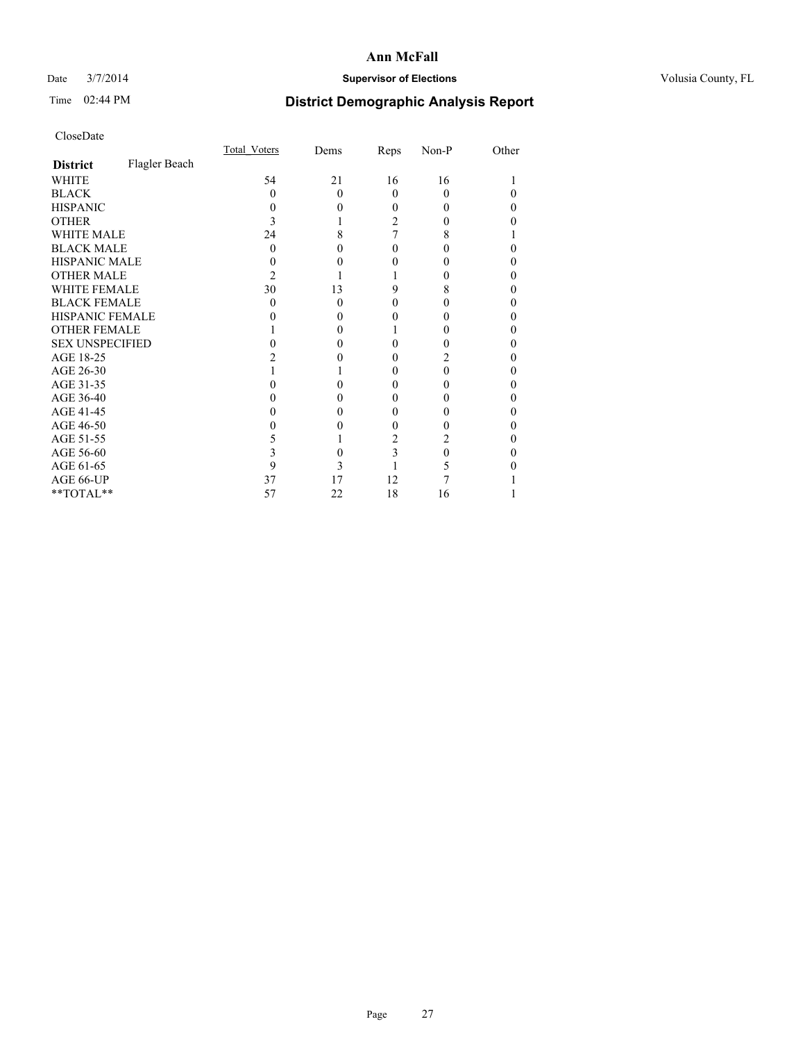# Ann McFall

Date 3/7/2014 **Supervisor of Elections** Volusia County, FL

Time 02:44 PM **District Demographic Analysis Report**

CloseDate

| **District** Flagler Beach | Total_Voters | Dems | Reps | Non-P | Other |
|---|---|---|---|---|---|
| WHITE | 54 | 21 | 16 | 16 | 1 |
| BLACK | 0 | 0 | 0 | 0 | 0 |
| HISPANIC | 0 | 0 | 0 | 0 | 0 |
| OTHER | 3 | 1 | 2 | 0 | 0 |
| WHITE MALE | 24 | 8 | 7 | 8 | 1 |
| BLACK MALE | 0 | 0 | 0 | 0 | 0 |
| HISPANIC MALE | 0 | 0 | 0 | 0 | 0 |
| OTHER MALE | 2 | 1 | 1 | 0 | 0 |
| WHITE FEMALE | 30 | 13 | 9 | 8 | 0 |
| BLACK FEMALE | 0 | 0 | 0 | 0 | 0 |
| HISPANIC FEMALE | 0 | 0 | 0 | 0 | 0 |
| OTHER FEMALE | 1 | 0 | 1 | 0 | 0 |
| SEX UNSPECIFIED | 0 | 0 | 0 | 0 | 0 |
| AGE 18-25 | 2 | 0 | 0 | 2 | 0 |
| AGE 26-30 | 1 | 1 | 0 | 0 | 0 |
| AGE 31-35 | 0 | 0 | 0 | 0 | 0 |
| AGE 36-40 | 0 | 0 | 0 | 0 | 0 |
| AGE 41-45 | 0 | 0 | 0 | 0 | 0 |
| AGE 46-50 | 0 | 0 | 0 | 0 | 0 |
| AGE 51-55 | 5 | 1 | 2 | 2 | 0 |
| AGE 56-60 | 3 | 0 | 3 | 0 | 0 |
| AGE 61-65 | 9 | 3 | 1 | 5 | 0 |
| AGE 66-UP | 37 | 17 | 12 | 7 | 1 |
| **TOTAL** | 57 | 22 | 18 | 16 | 1 |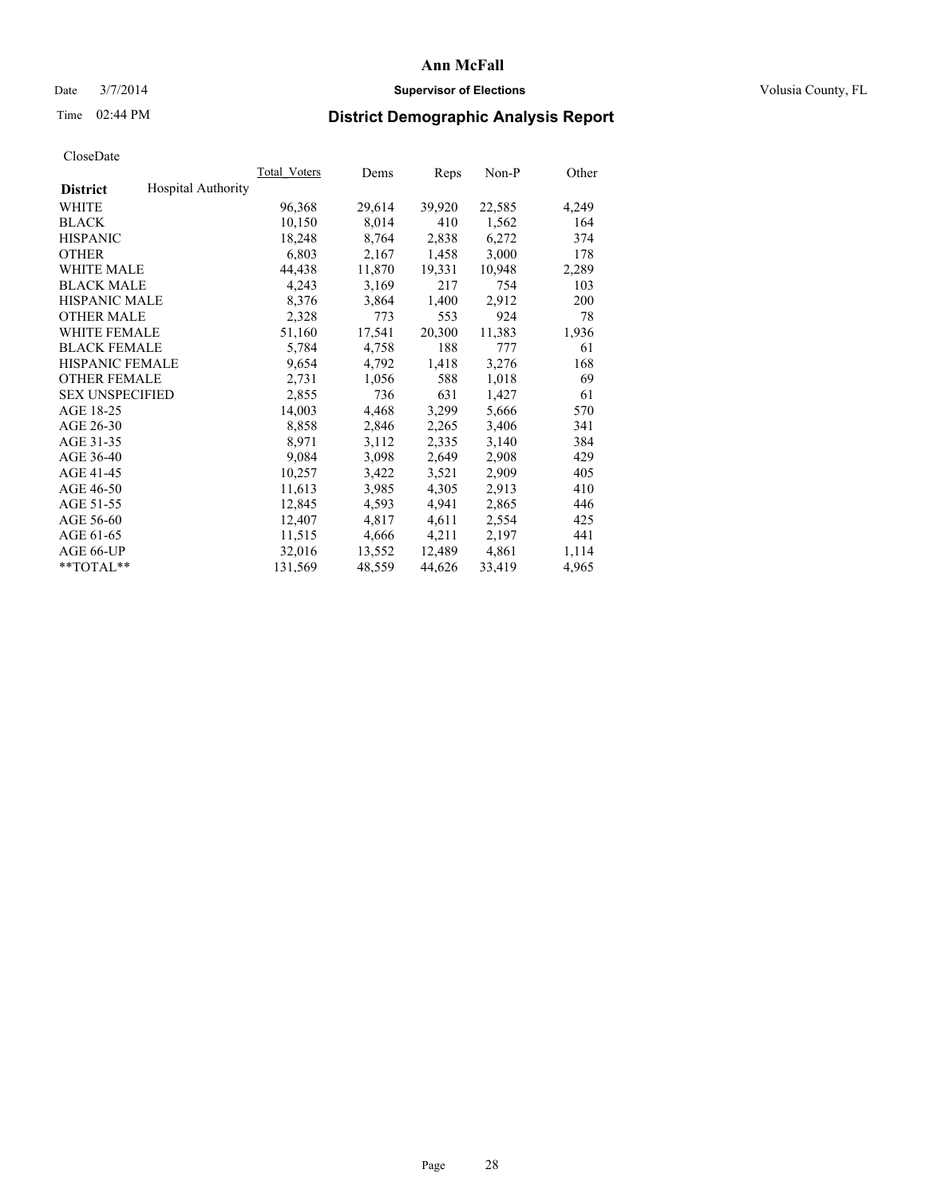# Ann McFall

Date 3/7/2014 **Supervisor of Elections** Volusia County, FL

Time 02:44 PM **District Demographic Analysis Report**

CloseDate

| **District** Hospital Authority | Total_Voters | Dems | Reps | Non-P | Other |
|---|---|---|---|---|---|
| WHITE | 96,368 | 29,614 | 39,920 | 22,585 | 4,249 |
| BLACK | 10,150 | 8,014 | 410 | 1,562 | 164 |
| HISPANIC | 18,248 | 8,764 | 2,838 | 6,272 | 374 |
| OTHER | 6,803 | 2,167 | 1,458 | 3,000 | 178 |
| WHITE MALE | 44,438 | 11,870 | 19,331 | 10,948 | 2,289 |
| BLACK MALE | 4,243 | 3,169 | 217 | 754 | 103 |
| HISPANIC MALE | 8,376 | 3,864 | 1,400 | 2,912 | 200 |
| OTHER MALE | 2,328 | 773 | 553 | 924 | 78 |
| WHITE FEMALE | 51,160 | 17,541 | 20,300 | 11,383 | 1,936 |
| BLACK FEMALE | 5,784 | 4,758 | 188 | 777 | 61 |
| HISPANIC FEMALE | 9,654 | 4,792 | 1,418 | 3,276 | 168 |
| OTHER FEMALE | 2,731 | 1,056 | 588 | 1,018 | 69 |
| SEX UNSPECIFIED | 2,855 | 736 | 631 | 1,427 | 61 |
| AGE 18-25 | 14,003 | 4,468 | 3,299 | 5,666 | 570 |
| AGE 26-30 | 8,858 | 2,846 | 2,265 | 3,406 | 341 |
| AGE 31-35 | 8,971 | 3,112 | 2,335 | 3,140 | 384 |
| AGE 36-40 | 9,084 | 3,098 | 2,649 | 2,908 | 429 |
| AGE 41-45 | 10,257 | 3,422 | 3,521 | 2,909 | 405 |
| AGE 46-50 | 11,613 | 3,985 | 4,305 | 2,913 | 410 |
| AGE 51-55 | 12,845 | 4,593 | 4,941 | 2,865 | 446 |
| AGE 56-60 | 12,407 | 4,817 | 4,611 | 2,554 | 425 |
| AGE 61-65 | 11,515 | 4,666 | 4,211 | 2,197 | 441 |
| AGE 66-UP | 32,016 | 13,552 | 12,489 | 4,861 | 1,114 |
| **TOTAL** | 131,569 | 48,559 | 44,626 | 33,419 | 4,965 |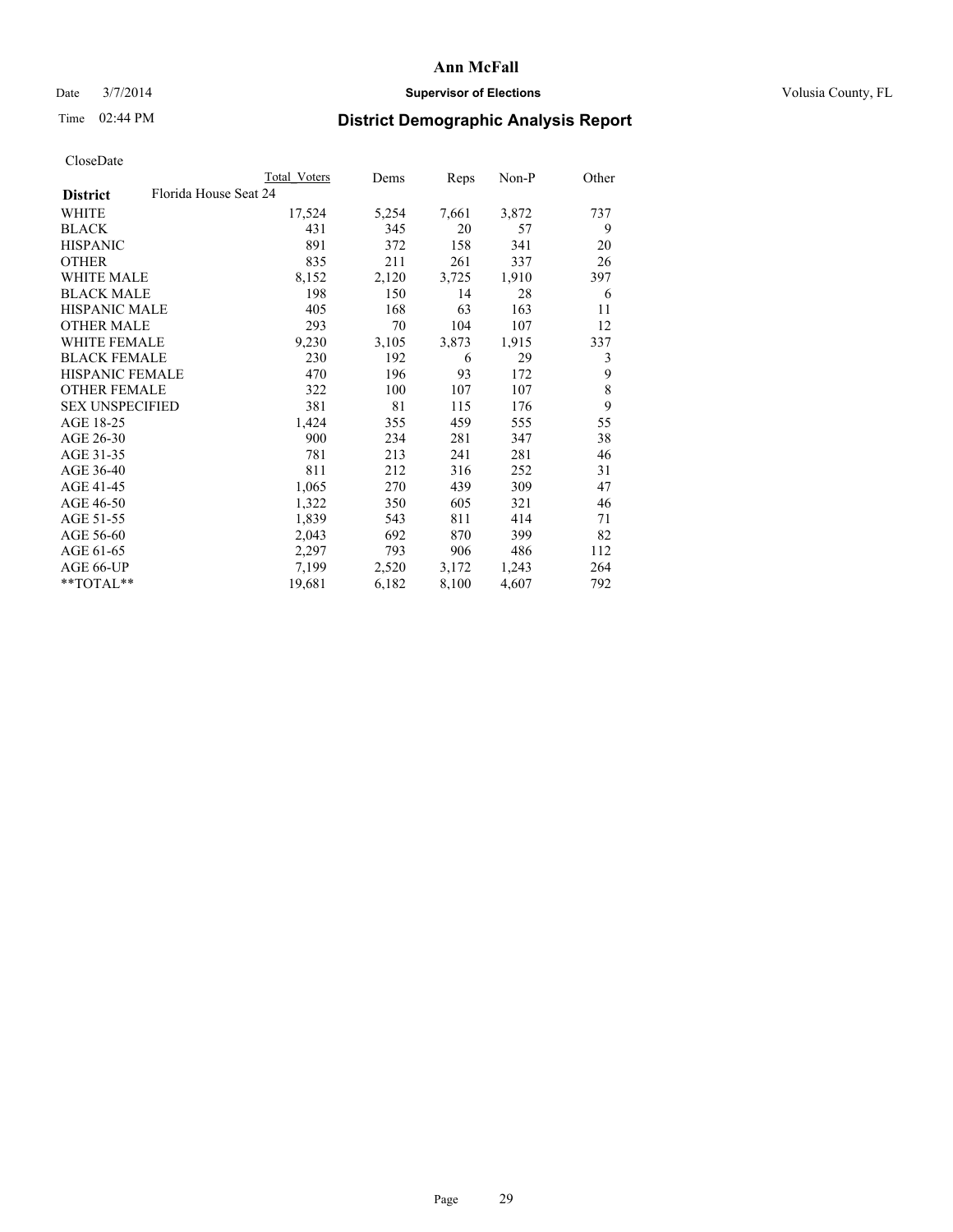# District Demographic Analysis Report

Ann McFall

Supervisor of Elections

Volusia County, FL

Date 3/7/2014

Time 02:44 PM

CloseDate

| District | Florida House Seat 24 | Total Voters | Dems | Reps | Non-P | Other |
|---|---|---|---|---|---|---|
| WHITE | | 17,524 | 5,254 | 7,661 | 3,872 | 737 |
| BLACK | | 431 | 345 | 20 | 57 | 9 |
| HISPANIC | | 891 | 372 | 158 | 341 | 20 |
| OTHER | | 835 | 211 | 261 | 337 | 26 |
| WHITE MALE | | 8,152 | 2,120 | 3,725 | 1,910 | 397 |
| BLACK MALE | | 198 | 150 | 14 | 28 | 6 |
| HISPANIC MALE | | 405 | 168 | 63 | 163 | 11 |
| OTHER MALE | | 293 | 70 | 104 | 107 | 12 |
| WHITE FEMALE | | 9,230 | 3,105 | 3,873 | 1,915 | 337 |
| BLACK FEMALE | | 230 | 192 | 6 | 29 | 3 |
| HISPANIC FEMALE | | 470 | 196 | 93 | 172 | 9 |
| OTHER FEMALE | | 322 | 100 | 107 | 107 | 8 |
| SEX UNSPECIFIED | | 381 | 81 | 115 | 176 | 9 |
| AGE 18-25 | | 1,424 | 355 | 459 | 555 | 55 |
| AGE 26-30 | | 900 | 234 | 281 | 347 | 38 |
| AGE 31-35 | | 781 | 213 | 241 | 281 | 46 |
| AGE 36-40 | | 811 | 212 | 316 | 252 | 31 |
| AGE 41-45 | | 1,065 | 270 | 439 | 309 | 47 |
| AGE 46-50 | | 1,322 | 350 | 605 | 321 | 46 |
| AGE 51-55 | | 1,839 | 543 | 811 | 414 | 71 |
| AGE 56-60 | | 2,043 | 692 | 870 | 399 | 82 |
| AGE 61-65 | | 2,297 | 793 | 906 | 486 | 112 |
| AGE 66-UP | | 7,199 | 2,520 | 3,172 | 1,243 | 264 |
| **TOTAL** | | 19,681 | 6,182 | 8,100 | 4,607 | 792 |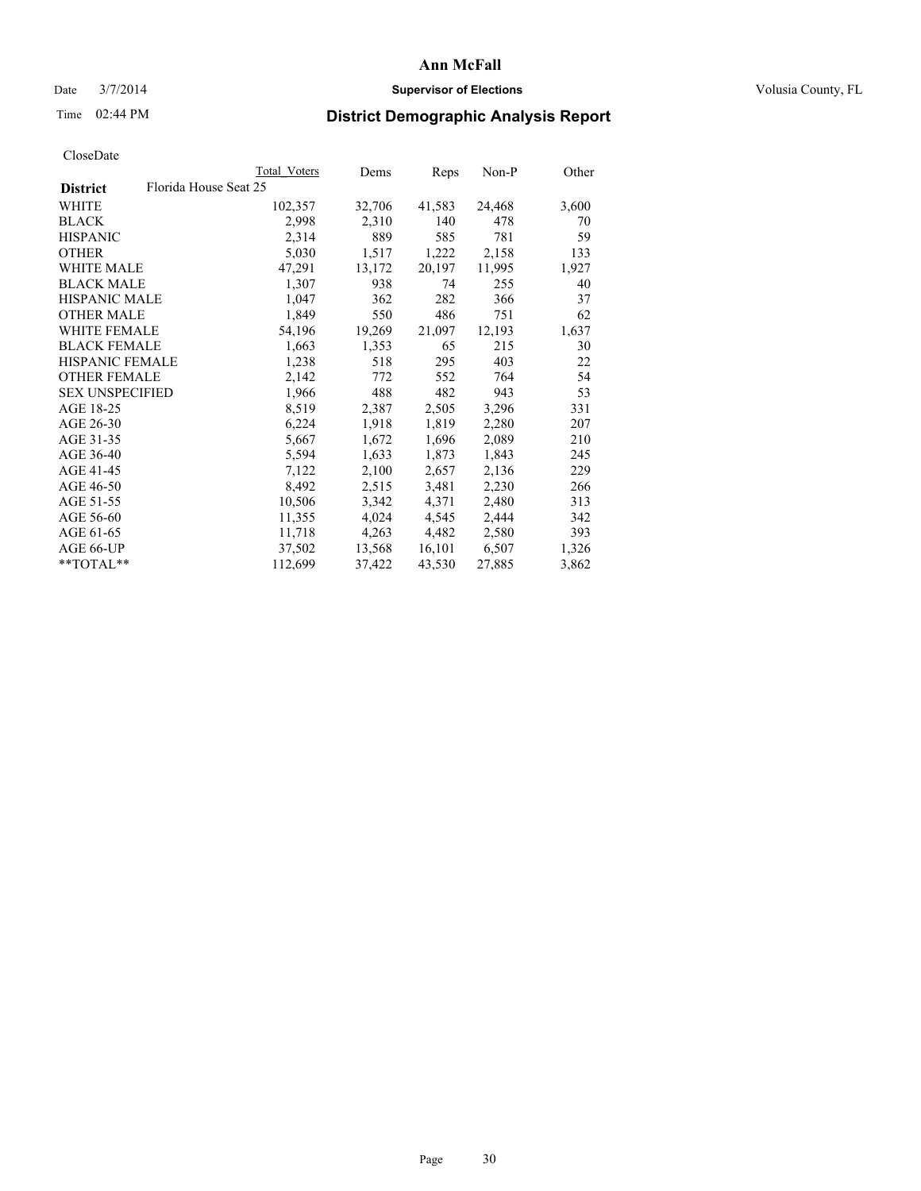# Ann McFall

Date 3/7/2014 **Supervisor of Elections** Volusia County, FL

Time 02:44 PM

## District Demographic Analysis Report

CloseDate

| | Total Voters | Dems | Reps | Non-P | Other |
|---|---|---|---|---|---|
| **District** Florida House Seat 25 | | | | | |
| WHITE | 102,357 | 32,706 | 41,583 | 24,468 | 3,600 |
| BLACK | 2,998 | 2,310 | 140 | 478 | 70 |
| HISPANIC | 2,314 | 889 | 585 | 781 | 59 |
| OTHER | 5,030 | 1,517 | 1,222 | 2,158 | 133 |
| WHITE MALE | 47,291 | 13,172 | 20,197 | 11,995 | 1,927 |
| BLACK MALE | 1,307 | 938 | 74 | 255 | 40 |
| HISPANIC MALE | 1,047 | 362 | 282 | 366 | 37 |
| OTHER MALE | 1,849 | 550 | 486 | 751 | 62 |
| WHITE FEMALE | 54,196 | 19,269 | 21,097 | 12,193 | 1,637 |
| BLACK FEMALE | 1,663 | 1,353 | 65 | 215 | 30 |
| HISPANIC FEMALE | 1,238 | 518 | 295 | 403 | 22 |
| OTHER FEMALE | 2,142 | 772 | 552 | 764 | 54 |
| SEX UNSPECIFIED | 1,966 | 488 | 482 | 943 | 53 |
| AGE 18-25 | 8,519 | 2,387 | 2,505 | 3,296 | 331 |
| AGE 26-30 | 6,224 | 1,918 | 1,819 | 2,280 | 207 |
| AGE 31-35 | 5,667 | 1,672 | 1,696 | 2,089 | 210 |
| AGE 36-40 | 5,594 | 1,633 | 1,873 | 1,843 | 245 |
| AGE 41-45 | 7,122 | 2,100 | 2,657 | 2,136 | 229 |
| AGE 46-50 | 8,492 | 2,515 | 3,481 | 2,230 | 266 |
| AGE 51-55 | 10,506 | 3,342 | 4,371 | 2,480 | 313 |
| AGE 56-60 | 11,355 | 4,024 | 4,545 | 2,444 | 342 |
| AGE 61-65 | 11,718 | 4,263 | 4,482 | 2,580 | 393 |
| AGE 66-UP | 37,502 | 13,568 | 16,101 | 6,507 | 1,326 |
| **TOTAL** | 112,699 | 37,422 | 43,530 | 27,885 | 3,862 |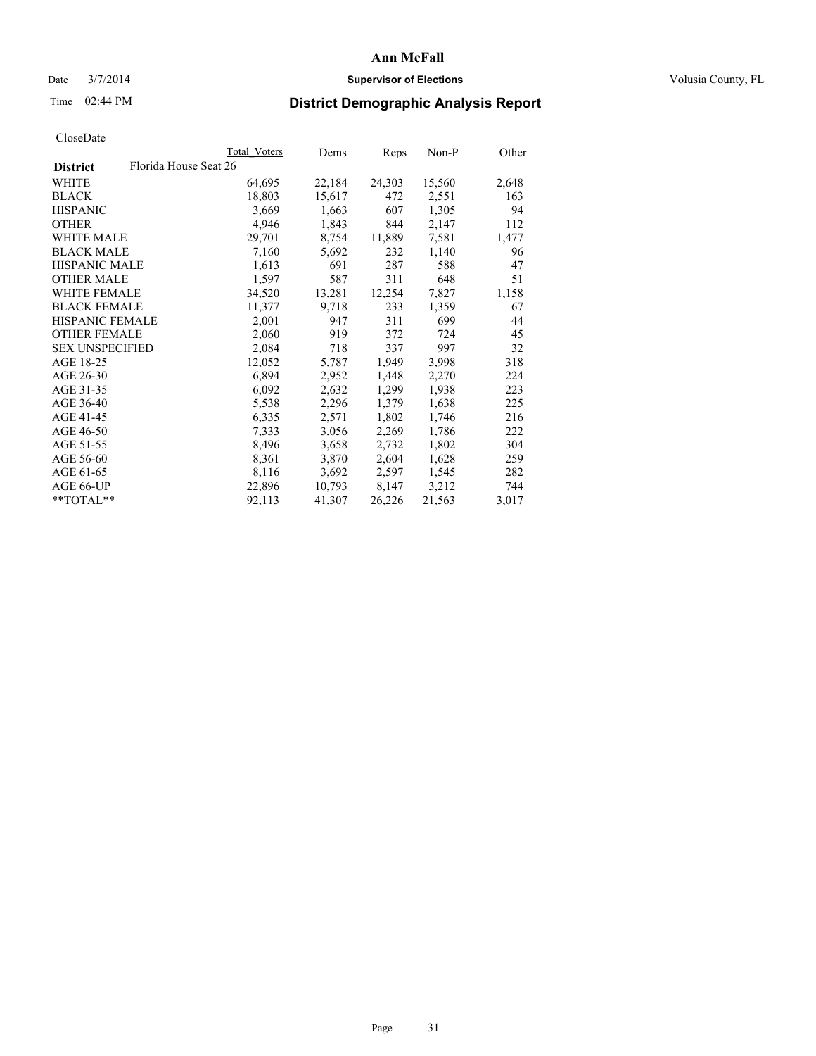# Ann McFall

Date 3/7/2014 **Supervisor of Elections** Volusia County, FL

Time 02:44 PM **District Demographic Analysis Report**

CloseDate

| | Total Voters | Dems | Reps | Non-P | Other |
|---|---|---|---|---|---|
| **District** Florida House Seat 26 | | | | | |
| WHITE | 64,695 | 22,184 | 24,303 | 15,560 | 2,648 |
| BLACK | 18,803 | 15,617 | 472 | 2,551 | 163 |
| HISPANIC | 3,669 | 1,663 | 607 | 1,305 | 94 |
| OTHER | 4,946 | 1,843 | 844 | 2,147 | 112 |
| WHITE MALE | 29,701 | 8,754 | 11,889 | 7,581 | 1,477 |
| BLACK MALE | 7,160 | 5,692 | 232 | 1,140 | 96 |
| HISPANIC MALE | 1,613 | 691 | 287 | 588 | 47 |
| OTHER MALE | 1,597 | 587 | 311 | 648 | 51 |
| WHITE FEMALE | 34,520 | 13,281 | 12,254 | 7,827 | 1,158 |
| BLACK FEMALE | 11,377 | 9,718 | 233 | 1,359 | 67 |
| HISPANIC FEMALE | 2,001 | 947 | 311 | 699 | 44 |
| OTHER FEMALE | 2,060 | 919 | 372 | 724 | 45 |
| SEX UNSPECIFIED | 2,084 | 718 | 337 | 997 | 32 |
| AGE 18-25 | 12,052 | 5,787 | 1,949 | 3,998 | 318 |
| AGE 26-30 | 6,894 | 2,952 | 1,448 | 2,270 | 224 |
| AGE 31-35 | 6,092 | 2,632 | 1,299 | 1,938 | 223 |
| AGE 36-40 | 5,538 | 2,296 | 1,379 | 1,638 | 225 |
| AGE 41-45 | 6,335 | 2,571 | 1,802 | 1,746 | 216 |
| AGE 46-50 | 7,333 | 3,056 | 2,269 | 1,786 | 222 |
| AGE 51-55 | 8,496 | 3,658 | 2,732 | 1,802 | 304 |
| AGE 56-60 | 8,361 | 3,870 | 2,604 | 1,628 | 259 |
| AGE 61-65 | 8,116 | 3,692 | 2,597 | 1,545 | 282 |
| AGE 66-UP | 22,896 | 10,793 | 8,147 | 3,212 | 744 |
| **TOTAL** | 92,113 | 41,307 | 26,226 | 21,563 | 3,017 |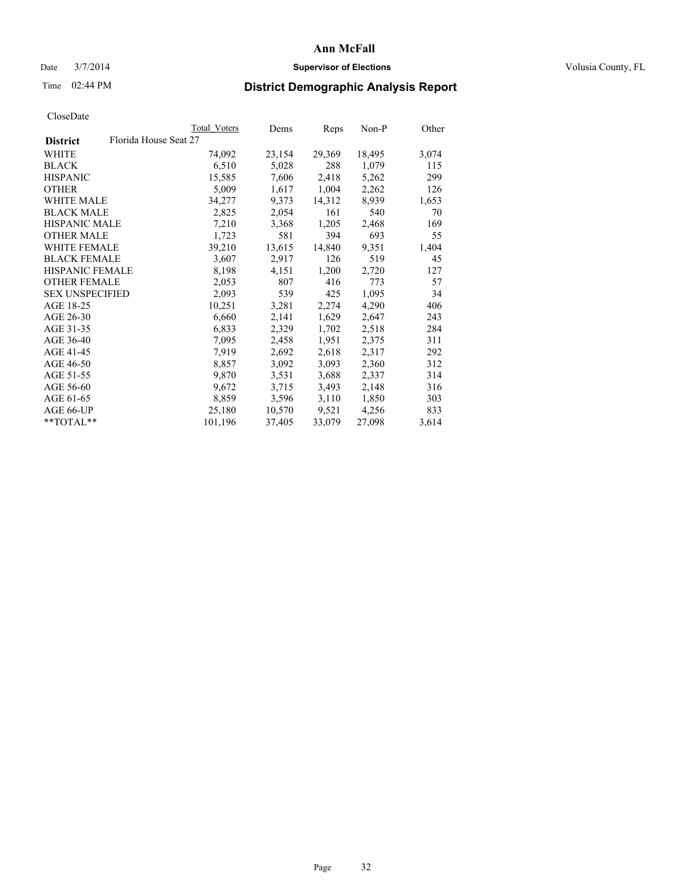# Ann McFall

Date 3/7/2014 **Supervisor of Elections** Volusia County, FL

Time 02:44 PM **District Demographic Analysis Report**

CloseDate

| **District** Florida House Seat 27 | Total Voters | Dems | Reps | Non-P | Other |
|---|---|---|---|---|---|
| WHITE | 74,092 | 23,154 | 29,369 | 18,495 | 3,074 |
| BLACK | 6,510 | 5,028 | 288 | 1,079 | 115 |
| HISPANIC | 15,585 | 7,606 | 2,418 | 5,262 | 299 |
| OTHER | 5,009 | 1,617 | 1,004 | 2,262 | 126 |
| WHITE MALE | 34,277 | 9,373 | 14,312 | 8,939 | 1,653 |
| BLACK MALE | 2,825 | 2,054 | 161 | 540 | 70 |
| HISPANIC MALE | 7,210 | 3,368 | 1,205 | 2,468 | 169 |
| OTHER MALE | 1,723 | 581 | 394 | 693 | 55 |
| WHITE FEMALE | 39,210 | 13,615 | 14,840 | 9,351 | 1,404 |
| BLACK FEMALE | 3,607 | 2,917 | 126 | 519 | 45 |
| HISPANIC FEMALE | 8,198 | 4,151 | 1,200 | 2,720 | 127 |
| OTHER FEMALE | 2,053 | 807 | 416 | 773 | 57 |
| SEX UNSPECIFIED | 2,093 | 539 | 425 | 1,095 | 34 |
| AGE 18-25 | 10,251 | 3,281 | 2,274 | 4,290 | 406 |
| AGE 26-30 | 6,660 | 2,141 | 1,629 | 2,647 | 243 |
| AGE 31-35 | 6,833 | 2,329 | 1,702 | 2,518 | 284 |
| AGE 36-40 | 7,095 | 2,458 | 1,951 | 2,375 | 311 |
| AGE 41-45 | 7,919 | 2,692 | 2,618 | 2,317 | 292 |
| AGE 46-50 | 8,857 | 3,092 | 3,093 | 2,360 | 312 |
| AGE 51-55 | 9,870 | 3,531 | 3,688 | 2,337 | 314 |
| AGE 56-60 | 9,672 | 3,715 | 3,493 | 2,148 | 316 |
| AGE 61-65 | 8,859 | 3,596 | 3,110 | 1,850 | 303 |
| AGE 66-UP | 25,180 | 10,570 | 9,521 | 4,256 | 833 |
| **TOTAL** | 101,196 | 37,405 | 33,079 | 27,098 | 3,614 |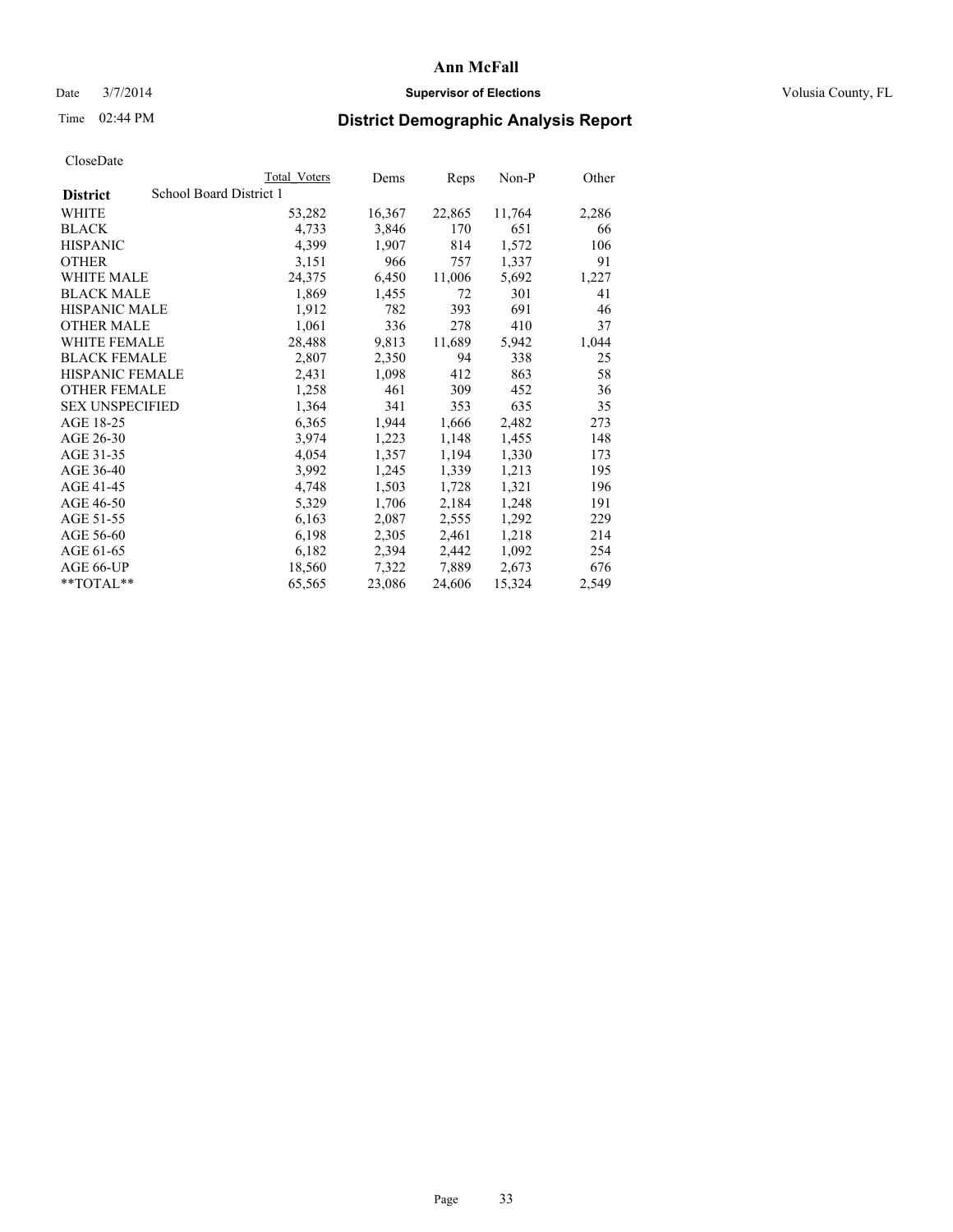# Ann McFall

Date 3/7/2014 **Supervisor of Elections** Volusia County, FL

Time 02:44 PM **District Demographic Analysis Report**

CloseDate

| | Total Voters | Dems | Reps | Non-P | Other |
|---|---|---|---|---|---|
| **District** School Board District 1 | | | | | |
| WHITE | 53,282 | 16,367 | 22,865 | 11,764 | 2,286 |
| BLACK | 4,733 | 3,846 | 170 | 651 | 66 |
| HISPANIC | 4,399 | 1,907 | 814 | 1,572 | 106 |
| OTHER | 3,151 | 966 | 757 | 1,337 | 91 |
| WHITE MALE | 24,375 | 6,450 | 11,006 | 5,692 | 1,227 |
| BLACK MALE | 1,869 | 1,455 | 72 | 301 | 41 |
| HISPANIC MALE | 1,912 | 782 | 393 | 691 | 46 |
| OTHER MALE | 1,061 | 336 | 278 | 410 | 37 |
| WHITE FEMALE | 28,488 | 9,813 | 11,689 | 5,942 | 1,044 |
| BLACK FEMALE | 2,807 | 2,350 | 94 | 338 | 25 |
| HISPANIC FEMALE | 2,431 | 1,098 | 412 | 863 | 58 |
| OTHER FEMALE | 1,258 | 461 | 309 | 452 | 36 |
| SEX UNSPECIFIED | 1,364 | 341 | 353 | 635 | 35 |
| AGE 18-25 | 6,365 | 1,944 | 1,666 | 2,482 | 273 |
| AGE 26-30 | 3,974 | 1,223 | 1,148 | 1,455 | 148 |
| AGE 31-35 | 4,054 | 1,357 | 1,194 | 1,330 | 173 |
| AGE 36-40 | 3,992 | 1,245 | 1,339 | 1,213 | 195 |
| AGE 41-45 | 4,748 | 1,503 | 1,728 | 1,321 | 196 |
| AGE 46-50 | 5,329 | 1,706 | 2,184 | 1,248 | 191 |
| AGE 51-55 | 6,163 | 2,087 | 2,555 | 1,292 | 229 |
| AGE 56-60 | 6,198 | 2,305 | 2,461 | 1,218 | 214 |
| AGE 61-65 | 6,182 | 2,394 | 2,442 | 1,092 | 254 |
| AGE 66-UP | 18,560 | 7,322 | 7,889 | 2,673 | 676 |
| **TOTAL** | 65,565 | 23,086 | 24,606 | 15,324 | 2,549 |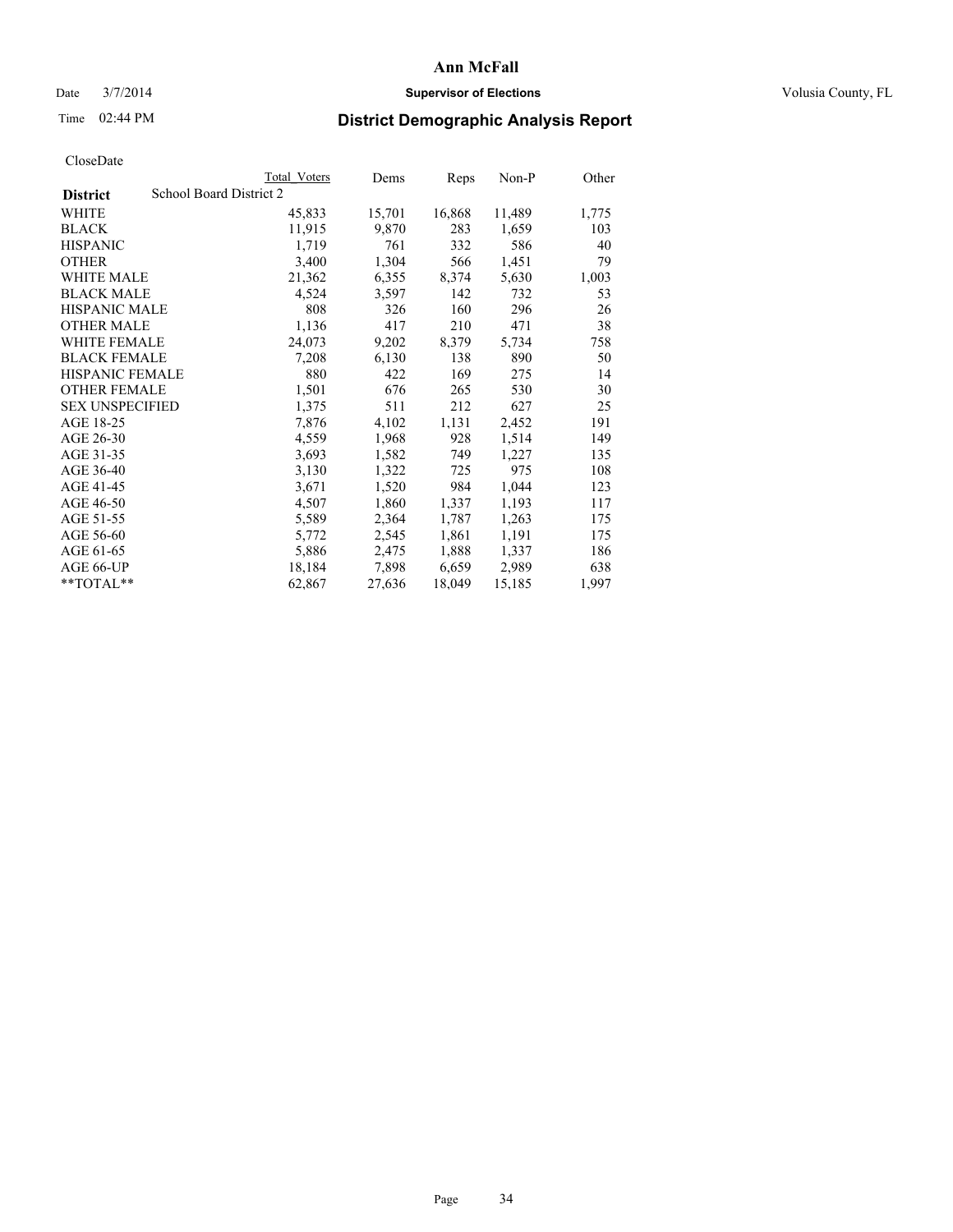# Ann McFall

Date 3/7/2014 **Supervisor of Elections** Volusia County, FL

Time 02:44 PM **District Demographic Analysis Report**

CloseDate

| **District** School Board District 2 | Total Voters | Dems | Reps | Non-P | Other |
|---|---|---|---|---|---|
| WHITE | 45,833 | 15,701 | 16,868 | 11,489 | 1,775 |
| BLACK | 11,915 | 9,870 | 283 | 1,659 | 103 |
| HISPANIC | 1,719 | 761 | 332 | 586 | 40 |
| OTHER | 3,400 | 1,304 | 566 | 1,451 | 79 |
| WHITE MALE | 21,362 | 6,355 | 8,374 | 5,630 | 1,003 |
| BLACK MALE | 4,524 | 3,597 | 142 | 732 | 53 |
| HISPANIC MALE | 808 | 326 | 160 | 296 | 26 |
| OTHER MALE | 1,136 | 417 | 210 | 471 | 38 |
| WHITE FEMALE | 24,073 | 9,202 | 8,379 | 5,734 | 758 |
| BLACK FEMALE | 7,208 | 6,130 | 138 | 890 | 50 |
| HISPANIC FEMALE | 880 | 422 | 169 | 275 | 14 |
| OTHER FEMALE | 1,501 | 676 | 265 | 530 | 30 |
| SEX UNSPECIFIED | 1,375 | 511 | 212 | 627 | 25 |
| AGE 18-25 | 7,876 | 4,102 | 1,131 | 2,452 | 191 |
| AGE 26-30 | 4,559 | 1,968 | 928 | 1,514 | 149 |
| AGE 31-35 | 3,693 | 1,582 | 749 | 1,227 | 135 |
| AGE 36-40 | 3,130 | 1,322 | 725 | 975 | 108 |
| AGE 41-45 | 3,671 | 1,520 | 984 | 1,044 | 123 |
| AGE 46-50 | 4,507 | 1,860 | 1,337 | 1,193 | 117 |
| AGE 51-55 | 5,589 | 2,364 | 1,787 | 1,263 | 175 |
| AGE 56-60 | 5,772 | 2,545 | 1,861 | 1,191 | 175 |
| AGE 61-65 | 5,886 | 2,475 | 1,888 | 1,337 | 186 |
| AGE 66-UP | 18,184 | 7,898 | 6,659 | 2,989 | 638 |
| **TOTAL** | 62,867 | 27,636 | 18,049 | 15,185 | 1,997 |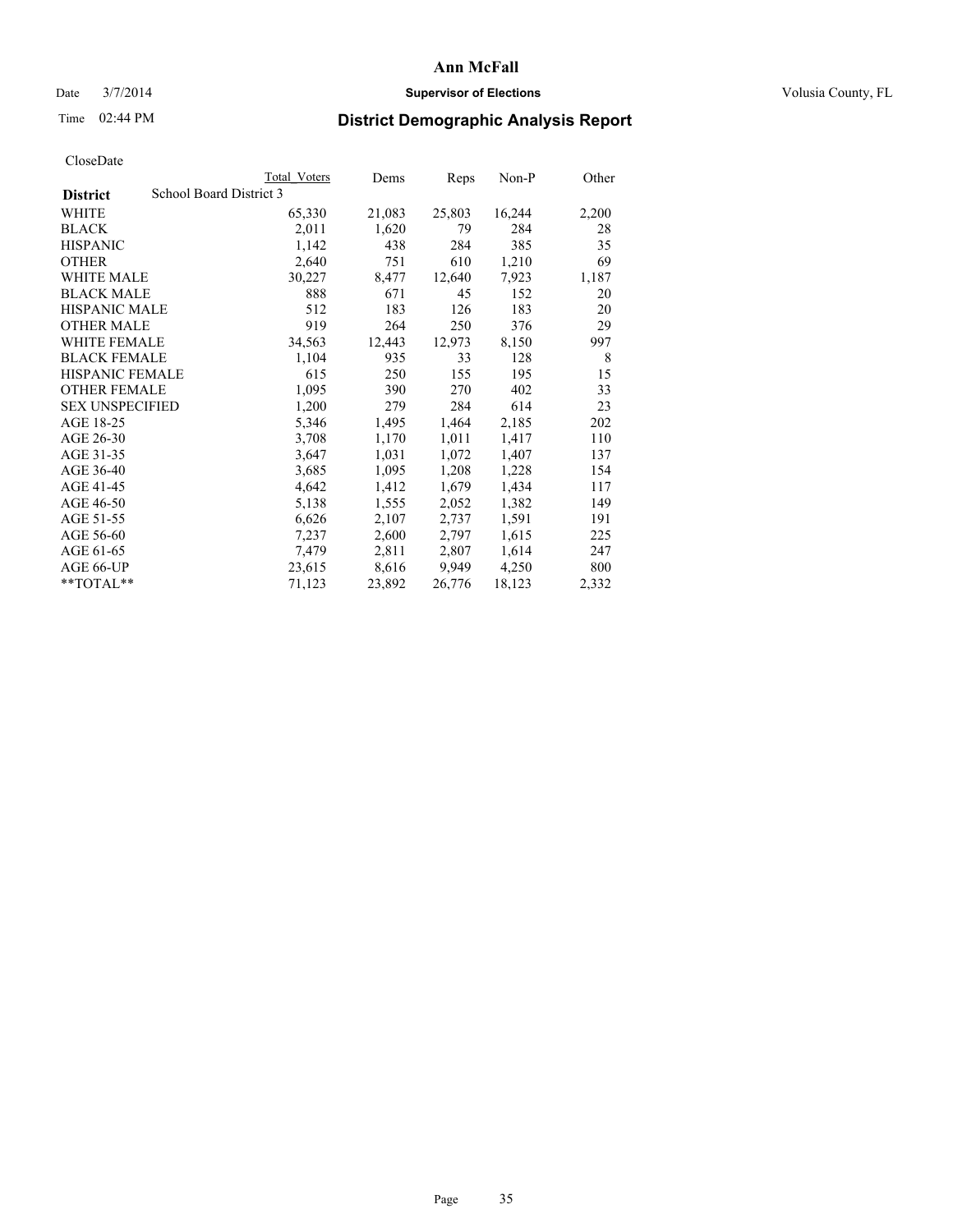# Ann McFall

Date 3/7/2014 **Supervisor of Elections** Volusia County, FL

Time 02:44 PM **District Demographic Analysis Report**

CloseDate

| **District** | School Board District 3 | Total Voters | Dems | Reps | Non-P | Other |
|---|---|---|---|---|---|---|
| WHITE | | 65,330 | 21,083 | 25,803 | 16,244 | 2,200 |
| BLACK | | 2,011 | 1,620 | 79 | 284 | 28 |
| HISPANIC | | 1,142 | 438 | 284 | 385 | 35 |
| OTHER | | 2,640 | 751 | 610 | 1,210 | 69 |
| WHITE MALE | | 30,227 | 8,477 | 12,640 | 7,923 | 1,187 |
| BLACK MALE | | 888 | 671 | 45 | 152 | 20 |
| HISPANIC MALE | | 512 | 183 | 126 | 183 | 20 |
| OTHER MALE | | 919 | 264 | 250 | 376 | 29 |
| WHITE FEMALE | | 34,563 | 12,443 | 12,973 | 8,150 | 997 |
| BLACK FEMALE | | 1,104 | 935 | 33 | 128 | 8 |
| HISPANIC FEMALE | | 615 | 250 | 155 | 195 | 15 |
| OTHER FEMALE | | 1,095 | 390 | 270 | 402 | 33 |
| SEX UNSPECIFIED | | 1,200 | 279 | 284 | 614 | 23 |
| AGE 18-25 | | 5,346 | 1,495 | 1,464 | 2,185 | 202 |
| AGE 26-30 | | 3,708 | 1,170 | 1,011 | 1,417 | 110 |
| AGE 31-35 | | 3,647 | 1,031 | 1,072 | 1,407 | 137 |
| AGE 36-40 | | 3,685 | 1,095 | 1,208 | 1,228 | 154 |
| AGE 41-45 | | 4,642 | 1,412 | 1,679 | 1,434 | 117 |
| AGE 46-50 | | 5,138 | 1,555 | 2,052 | 1,382 | 149 |
| AGE 51-55 | | 6,626 | 2,107 | 2,737 | 1,591 | 191 |
| AGE 56-60 | | 7,237 | 2,600 | 2,797 | 1,615 | 225 |
| AGE 61-65 | | 7,479 | 2,811 | 2,807 | 1,614 | 247 |
| AGE 66-UP | | 23,615 | 8,616 | 9,949 | 4,250 | 800 |
| **TOTAL** | | 71,123 | 23,892 | 26,776 | 18,123 | 2,332 |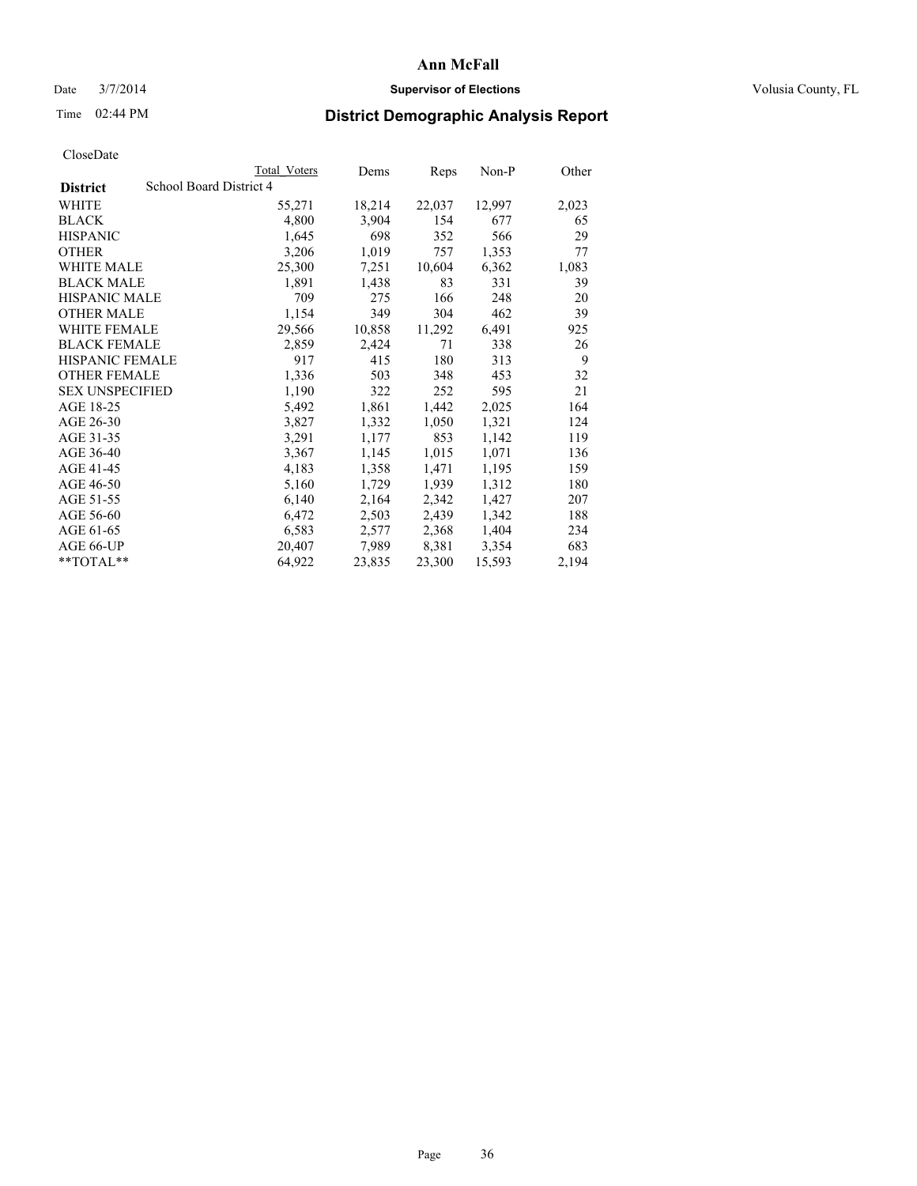# Ann McFall

Date 3/7/2014 **Supervisor of Elections** Volusia County, FL

Time 02:44 PM **District Demographic Analysis Report**

CloseDate

| | Total Voters | Dems | Reps | Non-P | Other |
|---|---|---|---|---|---|
| **District** School Board District 4 | | | | | |
| WHITE | 55,271 | 18,214 | 22,037 | 12,997 | 2,023 |
| BLACK | 4,800 | 3,904 | 154 | 677 | 65 |
| HISPANIC | 1,645 | 698 | 352 | 566 | 29 |
| OTHER | 3,206 | 1,019 | 757 | 1,353 | 77 |
| WHITE MALE | 25,300 | 7,251 | 10,604 | 6,362 | 1,083 |
| BLACK MALE | 1,891 | 1,438 | 83 | 331 | 39 |
| HISPANIC MALE | 709 | 275 | 166 | 248 | 20 |
| OTHER MALE | 1,154 | 349 | 304 | 462 | 39 |
| WHITE FEMALE | 29,566 | 10,858 | 11,292 | 6,491 | 925 |
| BLACK FEMALE | 2,859 | 2,424 | 71 | 338 | 26 |
| HISPANIC FEMALE | 917 | 415 | 180 | 313 | 9 |
| OTHER FEMALE | 1,336 | 503 | 348 | 453 | 32 |
| SEX UNSPECIFIED | 1,190 | 322 | 252 | 595 | 21 |
| AGE 18-25 | 5,492 | 1,861 | 1,442 | 2,025 | 164 |
| AGE 26-30 | 3,827 | 1,332 | 1,050 | 1,321 | 124 |
| AGE 31-35 | 3,291 | 1,177 | 853 | 1,142 | 119 |
| AGE 36-40 | 3,367 | 1,145 | 1,015 | 1,071 | 136 |
| AGE 41-45 | 4,183 | 1,358 | 1,471 | 1,195 | 159 |
| AGE 46-50 | 5,160 | 1,729 | 1,939 | 1,312 | 180 |
| AGE 51-55 | 6,140 | 2,164 | 2,342 | 1,427 | 207 |
| AGE 56-60 | 6,472 | 2,503 | 2,439 | 1,342 | 188 |
| AGE 61-65 | 6,583 | 2,577 | 2,368 | 1,404 | 234 |
| AGE 66-UP | 20,407 | 7,989 | 8,381 | 3,354 | 683 |
| **TOTAL** | 64,922 | 23,835 | 23,300 | 15,593 | 2,194 |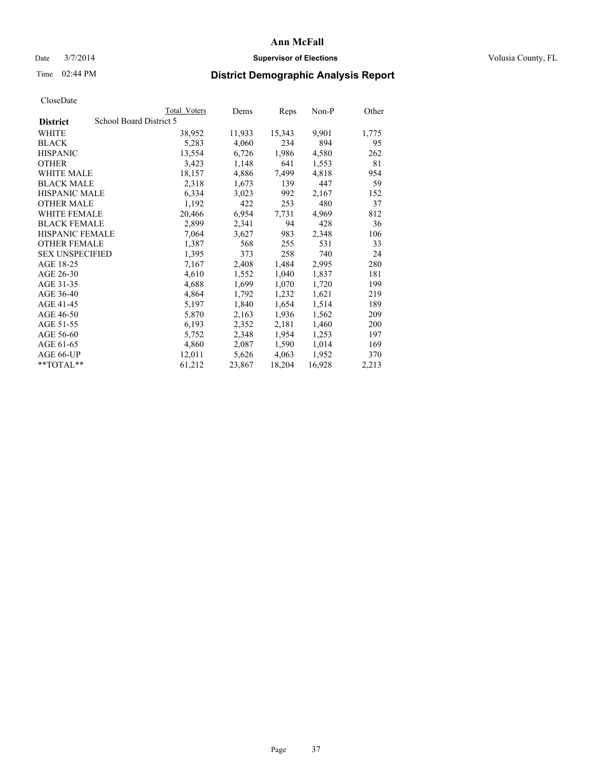# Ann McFall

Date 3/7/2014 **Supervisor of Elections** Volusia County, FL

Time 02:44 PM **District Demographic Analysis Report**

CloseDate

| **District** | School Board District 5 | Total Voters | Dems | Reps | Non-P | Other |
|---|---|---|---|---|---|---|
| WHITE | | 38,952 | 11,933 | 15,343 | 9,901 | 1,775 |
| BLACK | | 5,283 | 4,060 | 234 | 894 | 95 |
| HISPANIC | | 13,554 | 6,726 | 1,986 | 4,580 | 262 |
| OTHER | | 3,423 | 1,148 | 641 | 1,553 | 81 |
| WHITE MALE | | 18,157 | 4,886 | 7,499 | 4,818 | 954 |
| BLACK MALE | | 2,318 | 1,673 | 139 | 447 | 59 |
| HISPANIC MALE | | 6,334 | 3,023 | 992 | 2,167 | 152 |
| OTHER MALE | | 1,192 | 422 | 253 | 480 | 37 |
| WHITE FEMALE | | 20,466 | 6,954 | 7,731 | 4,969 | 812 |
| BLACK FEMALE | | 2,899 | 2,341 | 94 | 428 | 36 |
| HISPANIC FEMALE | | 7,064 | 3,627 | 983 | 2,348 | 106 |
| OTHER FEMALE | | 1,387 | 568 | 255 | 531 | 33 |
| SEX UNSPECIFIED | | 1,395 | 373 | 258 | 740 | 24 |
| AGE 18-25 | | 7,167 | 2,408 | 1,484 | 2,995 | 280 |
| AGE 26-30 | | 4,610 | 1,552 | 1,040 | 1,837 | 181 |
| AGE 31-35 | | 4,688 | 1,699 | 1,070 | 1,720 | 199 |
| AGE 36-40 | | 4,864 | 1,792 | 1,232 | 1,621 | 219 |
| AGE 41-45 | | 5,197 | 1,840 | 1,654 | 1,514 | 189 |
| AGE 46-50 | | 5,870 | 2,163 | 1,936 | 1,562 | 209 |
| AGE 51-55 | | 6,193 | 2,352 | 2,181 | 1,460 | 200 |
| AGE 56-60 | | 5,752 | 2,348 | 1,954 | 1,253 | 197 |
| AGE 61-65 | | 4,860 | 2,087 | 1,590 | 1,014 | 169 |
| AGE 66-UP | | 12,011 | 5,626 | 4,063 | 1,952 | 370 |
| **TOTAL** | | 61,212 | 23,867 | 18,204 | 16,928 | 2,213 |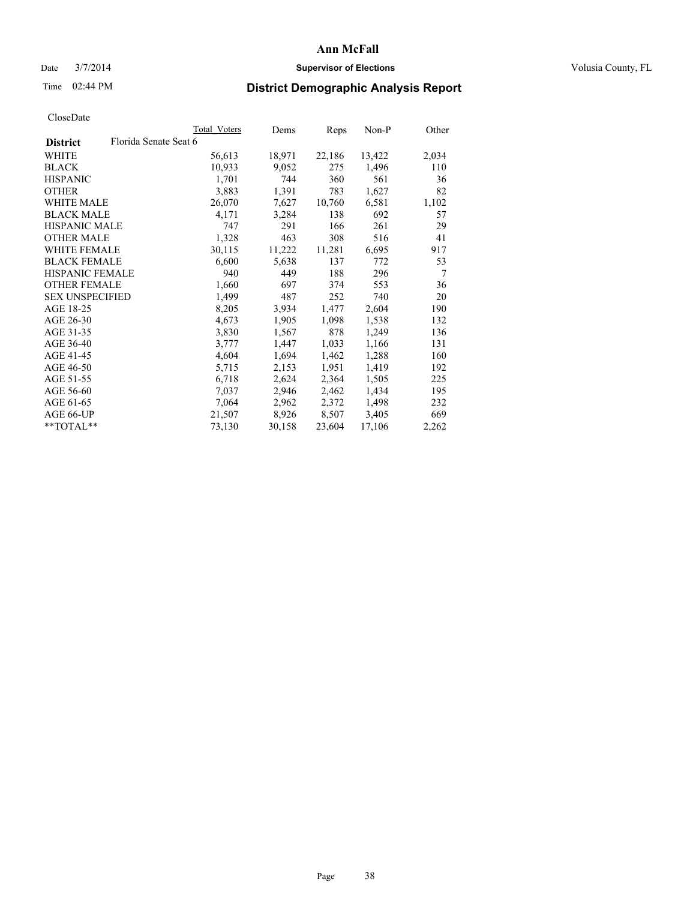# Ann McFall

Date 3/7/2014 **Supervisor of Elections** Volusia County, FL

Time 02:44 PM **District Demographic Analysis Report**

CloseDate

| **District** Florida Senate Seat 6 | Total Voters | Dems | Reps | Non-P | Other |
|---|---|---|---|---|---|
| WHITE | 56,613 | 18,971 | 22,186 | 13,422 | 2,034 |
| BLACK | 10,933 | 9,052 | 275 | 1,496 | 110 |
| HISPANIC | 1,701 | 744 | 360 | 561 | 36 |
| OTHER | 3,883 | 1,391 | 783 | 1,627 | 82 |
| WHITE MALE | 26,070 | 7,627 | 10,760 | 6,581 | 1,102 |
| BLACK MALE | 4,171 | 3,284 | 138 | 692 | 57 |
| HISPANIC MALE | 747 | 291 | 166 | 261 | 29 |
| OTHER MALE | 1,328 | 463 | 308 | 516 | 41 |
| WHITE FEMALE | 30,115 | 11,222 | 11,281 | 6,695 | 917 |
| BLACK FEMALE | 6,600 | 5,638 | 137 | 772 | 53 |
| HISPANIC FEMALE | 940 | 449 | 188 | 296 | 7 |
| OTHER FEMALE | 1,660 | 697 | 374 | 553 | 36 |
| SEX UNSPECIFIED | 1,499 | 487 | 252 | 740 | 20 |
| AGE 18-25 | 8,205 | 3,934 | 1,477 | 2,604 | 190 |
| AGE 26-30 | 4,673 | 1,905 | 1,098 | 1,538 | 132 |
| AGE 31-35 | 3,830 | 1,567 | 878 | 1,249 | 136 |
| AGE 36-40 | 3,777 | 1,447 | 1,033 | 1,166 | 131 |
| AGE 41-45 | 4,604 | 1,694 | 1,462 | 1,288 | 160 |
| AGE 46-50 | 5,715 | 2,153 | 1,951 | 1,419 | 192 |
| AGE 51-55 | 6,718 | 2,624 | 2,364 | 1,505 | 225 |
| AGE 56-60 | 7,037 | 2,946 | 2,462 | 1,434 | 195 |
| AGE 61-65 | 7,064 | 2,962 | 2,372 | 1,498 | 232 |
| AGE 66-UP | 21,507 | 8,926 | 8,507 | 3,405 | 669 |
| **TOTAL** | 73,130 | 30,158 | 23,604 | 17,106 | 2,262 |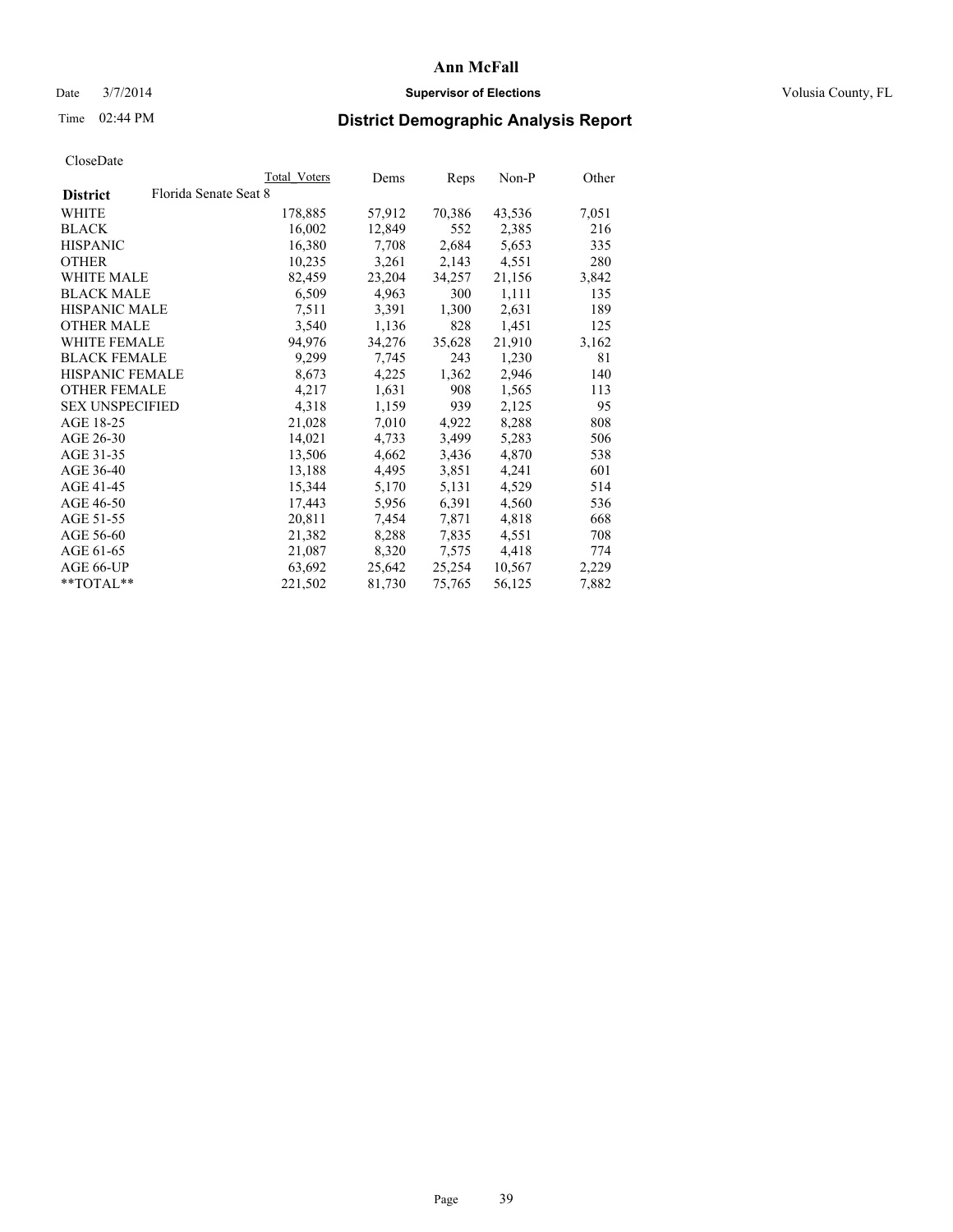# Ann McFall

Date 3/7/2014 **Supervisor of Elections** Volusia County, FL

Time 02:44 PM

## District Demographic Analysis Report

CloseDate

| | Total Voters | Dems | Reps | Non-P | Other |
|---|---|---|---|---|---|
| **District** Florida Senate Seat 8 | | | | | |
| WHITE | 178,885 | 57,912 | 70,386 | 43,536 | 7,051 |
| BLACK | 16,002 | 12,849 | 552 | 2,385 | 216 |
| HISPANIC | 16,380 | 7,708 | 2,684 | 5,653 | 335 |
| OTHER | 10,235 | 3,261 | 2,143 | 4,551 | 280 |
| WHITE MALE | 82,459 | 23,204 | 34,257 | 21,156 | 3,842 |
| BLACK MALE | 6,509 | 4,963 | 300 | 1,111 | 135 |
| HISPANIC MALE | 7,511 | 3,391 | 1,300 | 2,631 | 189 |
| OTHER MALE | 3,540 | 1,136 | 828 | 1,451 | 125 |
| WHITE FEMALE | 94,976 | 34,276 | 35,628 | 21,910 | 3,162 |
| BLACK FEMALE | 9,299 | 7,745 | 243 | 1,230 | 81 |
| HISPANIC FEMALE | 8,673 | 4,225 | 1,362 | 2,946 | 140 |
| OTHER FEMALE | 4,217 | 1,631 | 908 | 1,565 | 113 |
| SEX UNSPECIFIED | 4,318 | 1,159 | 939 | 2,125 | 95 |
| AGE 18-25 | 21,028 | 7,010 | 4,922 | 8,288 | 808 |
| AGE 26-30 | 14,021 | 4,733 | 3,499 | 5,283 | 506 |
| AGE 31-35 | 13,506 | 4,662 | 3,436 | 4,870 | 538 |
| AGE 36-40 | 13,188 | 4,495 | 3,851 | 4,241 | 601 |
| AGE 41-45 | 15,344 | 5,170 | 5,131 | 4,529 | 514 |
| AGE 46-50 | 17,443 | 5,956 | 6,391 | 4,560 | 536 |
| AGE 51-55 | 20,811 | 7,454 | 7,871 | 4,818 | 668 |
| AGE 56-60 | 21,382 | 8,288 | 7,835 | 4,551 | 708 |
| AGE 61-65 | 21,087 | 8,320 | 7,575 | 4,418 | 774 |
| AGE 66-UP | 63,692 | 25,642 | 25,254 | 10,567 | 2,229 |
| **TOTAL** | 221,502 | 81,730 | 75,765 | 56,125 | 7,882 |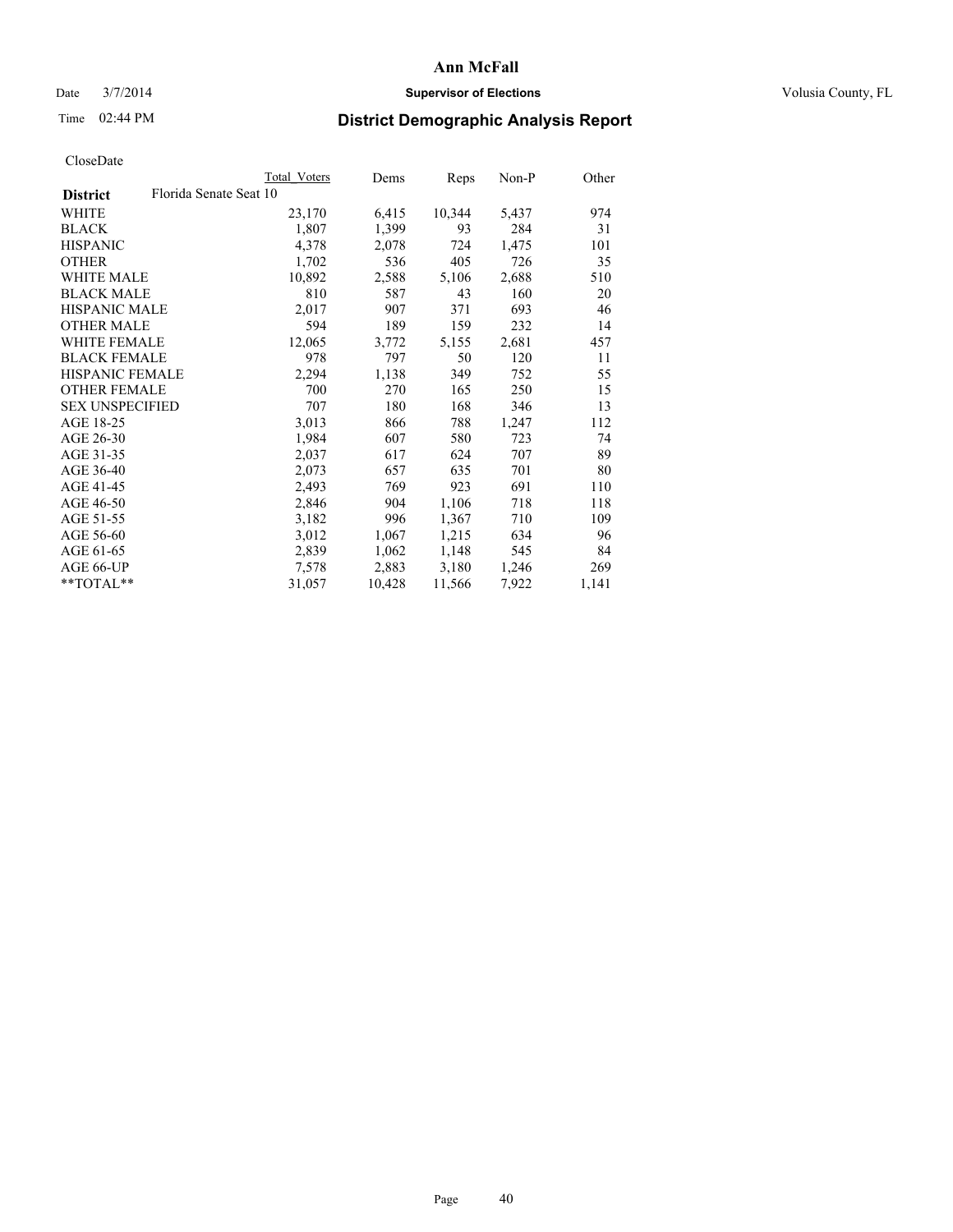# Ann McFall

Date 3/7/2014 **Supervisor of Elections** Volusia County, FL

Time 02:44 PM

## District Demographic Analysis Report

CloseDate

| **District** | Florida Senate Seat 10 | Total Voters | Dems | Reps | Non-P | Other |
|---|---|---|---|---|---|---|
| WHITE | | 23,170 | 6,415 | 10,344 | 5,437 | 974 |
| BLACK | | 1,807 | 1,399 | 93 | 284 | 31 |
| HISPANIC | | 4,378 | 2,078 | 724 | 1,475 | 101 |
| OTHER | | 1,702 | 536 | 405 | 726 | 35 |
| WHITE MALE | | 10,892 | 2,588 | 5,106 | 2,688 | 510 |
| BLACK MALE | | 810 | 587 | 43 | 160 | 20 |
| HISPANIC MALE | | 2,017 | 907 | 371 | 693 | 46 |
| OTHER MALE | | 594 | 189 | 159 | 232 | 14 |
| WHITE FEMALE | | 12,065 | 3,772 | 5,155 | 2,681 | 457 |
| BLACK FEMALE | | 978 | 797 | 50 | 120 | 11 |
| HISPANIC FEMALE | | 2,294 | 1,138 | 349 | 752 | 55 |
| OTHER FEMALE | | 700 | 270 | 165 | 250 | 15 |
| SEX UNSPECIFIED | | 707 | 180 | 168 | 346 | 13 |
| AGE 18-25 | | 3,013 | 866 | 788 | 1,247 | 112 |
| AGE 26-30 | | 1,984 | 607 | 580 | 723 | 74 |
| AGE 31-35 | | 2,037 | 617 | 624 | 707 | 89 |
| AGE 36-40 | | 2,073 | 657 | 635 | 701 | 80 |
| AGE 41-45 | | 2,493 | 769 | 923 | 691 | 110 |
| AGE 46-50 | | 2,846 | 904 | 1,106 | 718 | 118 |
| AGE 51-55 | | 3,182 | 996 | 1,367 | 710 | 109 |
| AGE 56-60 | | 3,012 | 1,067 | 1,215 | 634 | 96 |
| AGE 61-65 | | 2,839 | 1,062 | 1,148 | 545 | 84 |
| AGE 66-UP | | 7,578 | 2,883 | 3,180 | 1,246 | 269 |
| **TOTAL** | | 31,057 | 10,428 | 11,566 | 7,922 | 1,141 |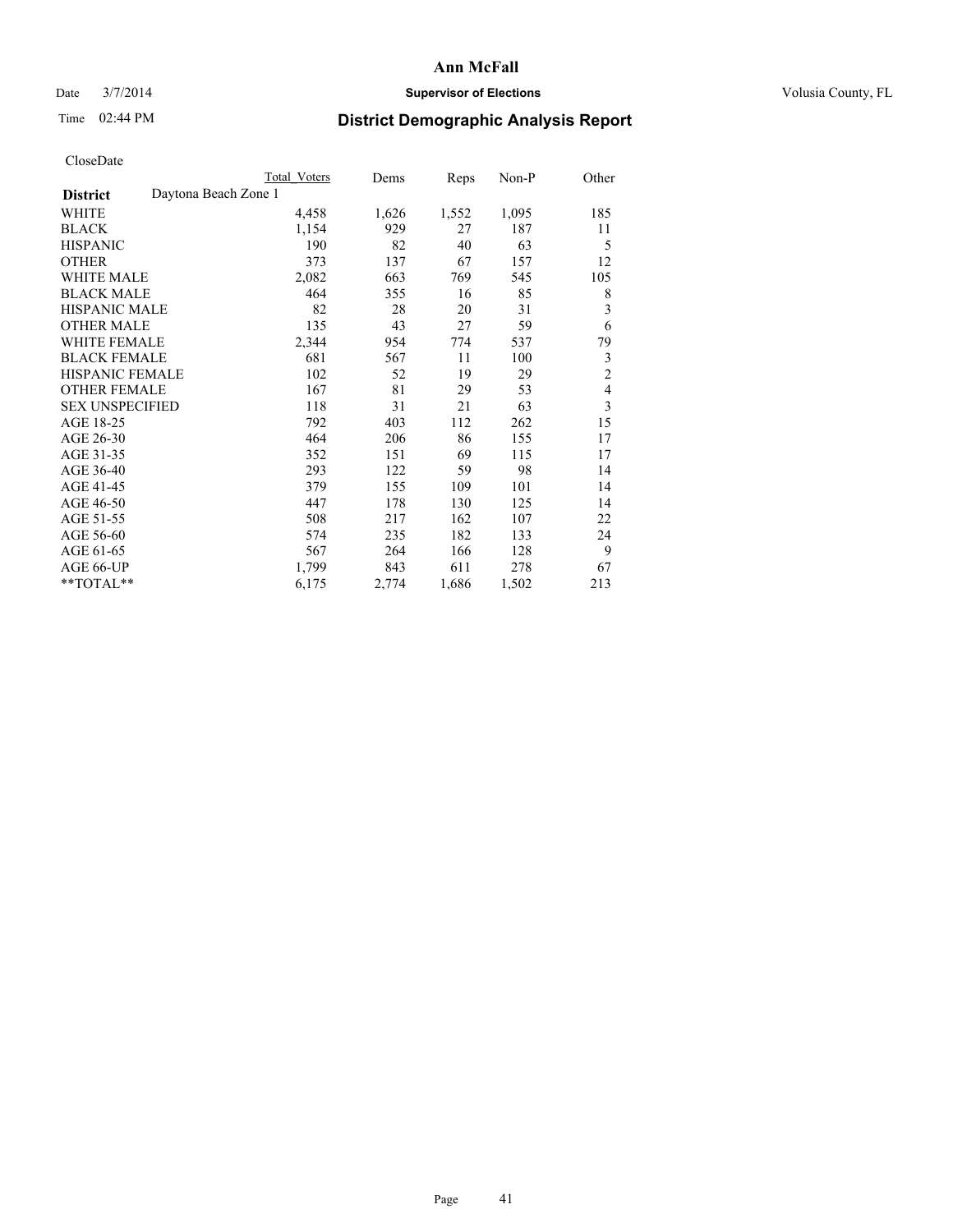**Ann McFall**

Date 3/7/2014 **Supervisor of Elections** Volusia County, FL

Time 02:44 PM

## District Demographic Analysis Report

CloseDate

| | Total Voters | Dems | Reps | Non-P | Other |
|---|---|---|---|---|---|
| **District** Daytona Beach Zone 1 | | | | | |
| WHITE | 4,458 | 1,626 | 1,552 | 1,095 | 185 |
| BLACK | 1,154 | 929 | 27 | 187 | 11 |
| HISPANIC | 190 | 82 | 40 | 63 | 5 |
| OTHER | 373 | 137 | 67 | 157 | 12 |
| WHITE MALE | 2,082 | 663 | 769 | 545 | 105 |
| BLACK MALE | 464 | 355 | 16 | 85 | 8 |
| HISPANIC MALE | 82 | 28 | 20 | 31 | 3 |
| OTHER MALE | 135 | 43 | 27 | 59 | 6 |
| WHITE FEMALE | 2,344 | 954 | 774 | 537 | 79 |
| BLACK FEMALE | 681 | 567 | 11 | 100 | 3 |
| HISPANIC FEMALE | 102 | 52 | 19 | 29 | 2 |
| OTHER FEMALE | 167 | 81 | 29 | 53 | 4 |
| SEX UNSPECIFIED | 118 | 31 | 21 | 63 | 3 |
| AGE 18-25 | 792 | 403 | 112 | 262 | 15 |
| AGE 26-30 | 464 | 206 | 86 | 155 | 17 |
| AGE 31-35 | 352 | 151 | 69 | 115 | 17 |
| AGE 36-40 | 293 | 122 | 59 | 98 | 14 |
| AGE 41-45 | 379 | 155 | 109 | 101 | 14 |
| AGE 46-50 | 447 | 178 | 130 | 125 | 14 |
| AGE 51-55 | 508 | 217 | 162 | 107 | 22 |
| AGE 56-60 | 574 | 235 | 182 | 133 | 24 |
| AGE 61-65 | 567 | 264 | 166 | 128 | 9 |
| AGE 66-UP | 1,799 | 843 | 611 | 278 | 67 |
| **TOTAL** | 6,175 | 2,774 | 1,686 | 1,502 | 213 |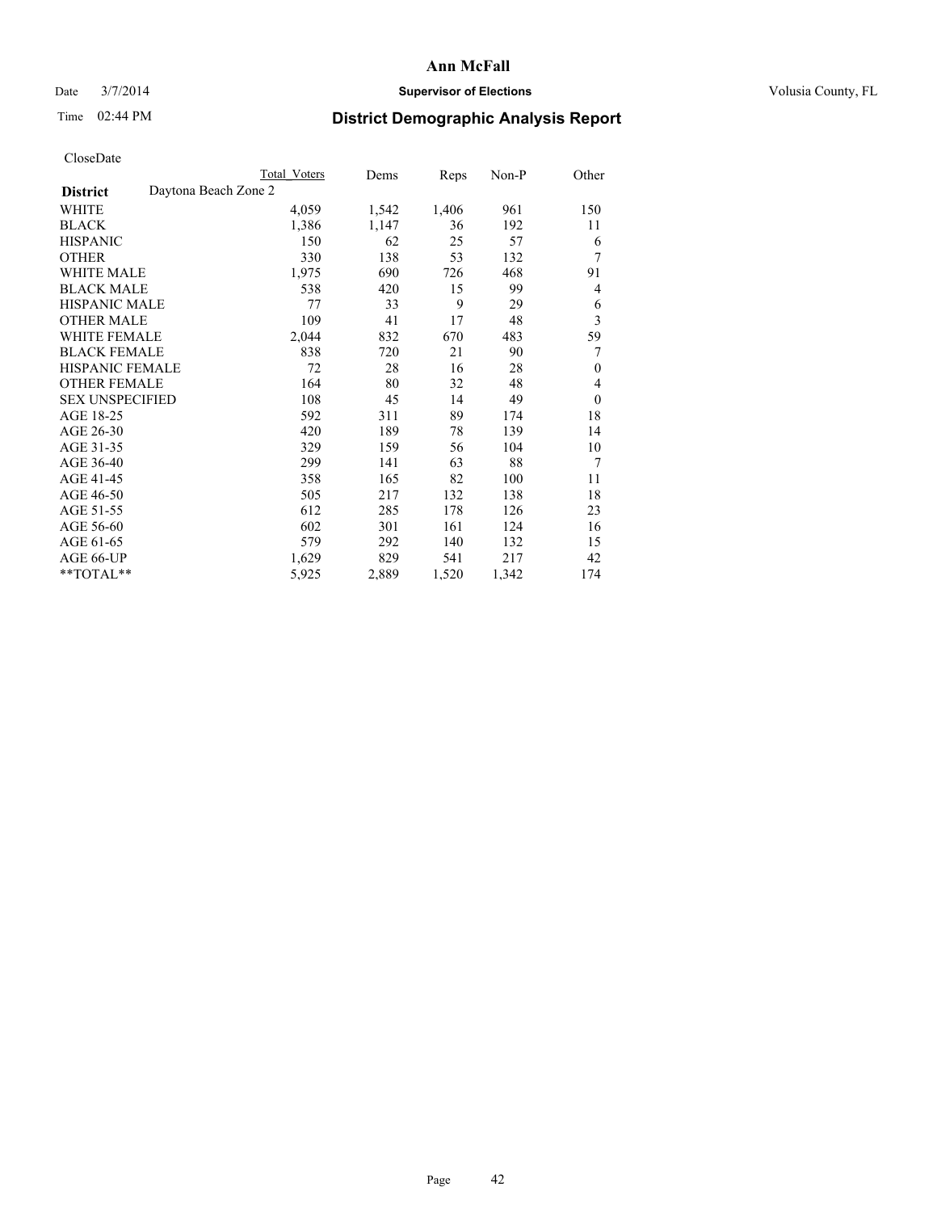# Ann McFall

Date 3/7/2014 **Supervisor of Elections** Volusia County, FL

Time 02:44 PM **District Demographic Analysis Report**

CloseDate

| **District** Daytona Beach Zone 2 | Total Voters | Dems | Reps | Non-P | Other |
|---|---|---|---|---|---|
| WHITE | 4,059 | 1,542 | 1,406 | 961 | 150 |
| BLACK | 1,386 | 1,147 | 36 | 192 | 11 |
| HISPANIC | 150 | 62 | 25 | 57 | 6 |
| OTHER | 330 | 138 | 53 | 132 | 7 |
| WHITE MALE | 1,975 | 690 | 726 | 468 | 91 |
| BLACK MALE | 538 | 420 | 15 | 99 | 4 |
| HISPANIC MALE | 77 | 33 | 9 | 29 | 6 |
| OTHER MALE | 109 | 41 | 17 | 48 | 3 |
| WHITE FEMALE | 2,044 | 832 | 670 | 483 | 59 |
| BLACK FEMALE | 838 | 720 | 21 | 90 | 7 |
| HISPANIC FEMALE | 72 | 28 | 16 | 28 | 0 |
| OTHER FEMALE | 164 | 80 | 32 | 48 | 4 |
| SEX UNSPECIFIED | 108 | 45 | 14 | 49 | 0 |
| AGE 18-25 | 592 | 311 | 89 | 174 | 18 |
| AGE 26-30 | 420 | 189 | 78 | 139 | 14 |
| AGE 31-35 | 329 | 159 | 56 | 104 | 10 |
| AGE 36-40 | 299 | 141 | 63 | 88 | 7 |
| AGE 41-45 | 358 | 165 | 82 | 100 | 11 |
| AGE 46-50 | 505 | 217 | 132 | 138 | 18 |
| AGE 51-55 | 612 | 285 | 178 | 126 | 23 |
| AGE 56-60 | 602 | 301 | 161 | 124 | 16 |
| AGE 61-65 | 579 | 292 | 140 | 132 | 15 |
| AGE 66-UP | 1,629 | 829 | 541 | 217 | 42 |
| **TOTAL** | 5,925 | 2,889 | 1,520 | 1,342 | 174 |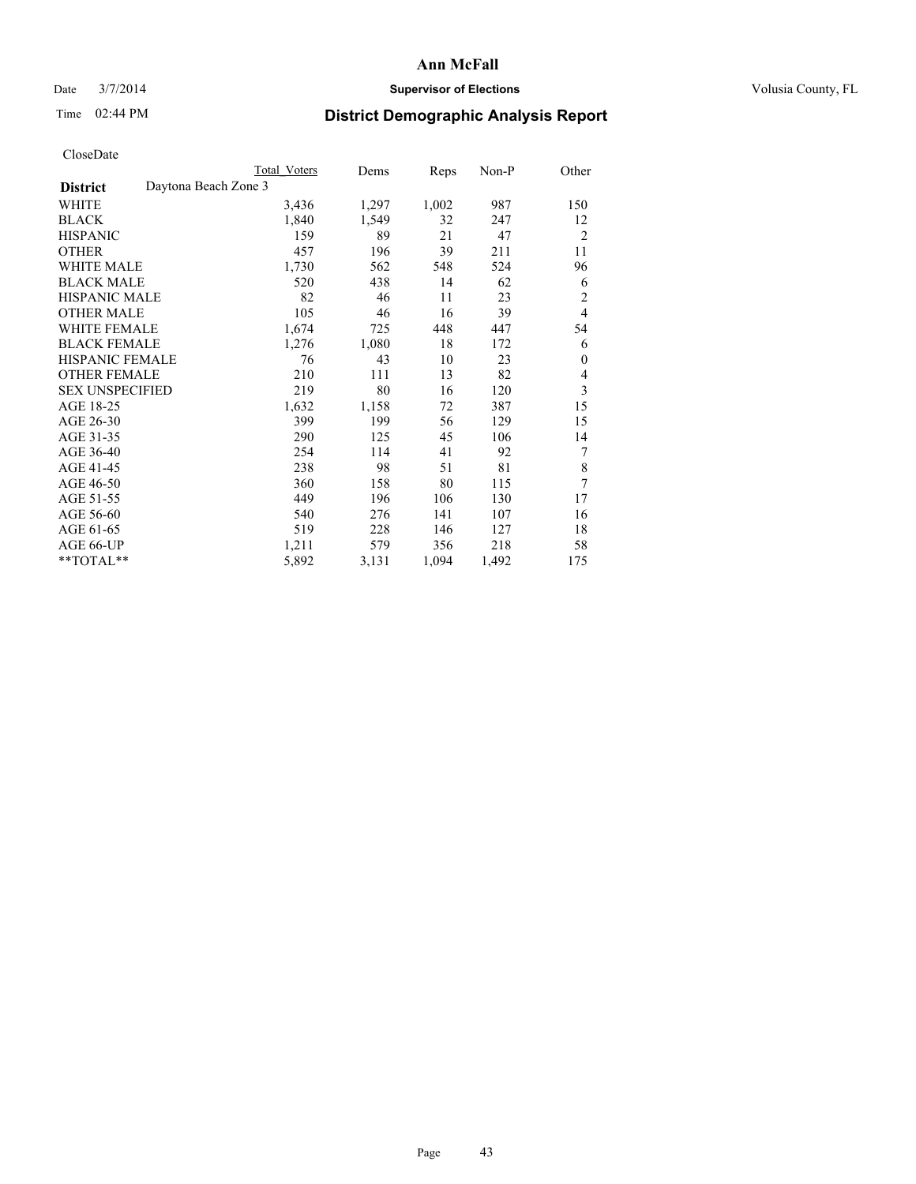# Ann McFall

Date 3/7/2014 **Supervisor of Elections** Volusia County, FL

Time 02:44 PM **District Demographic Analysis Report**

CloseDate

| | Total Voters | Dems | Reps | Non-P | Other |
|---|---|---|---|---|---|
| **District** Daytona Beach Zone 3 | | | | | |
| WHITE | 3,436 | 1,297 | 1,002 | 987 | 150 |
| BLACK | 1,840 | 1,549 | 32 | 247 | 12 |
| HISPANIC | 159 | 89 | 21 | 47 | 2 |
| OTHER | 457 | 196 | 39 | 211 | 11 |
| WHITE MALE | 1,730 | 562 | 548 | 524 | 96 |
| BLACK MALE | 520 | 438 | 14 | 62 | 6 |
| HISPANIC MALE | 82 | 46 | 11 | 23 | 2 |
| OTHER MALE | 105 | 46 | 16 | 39 | 4 |
| WHITE FEMALE | 1,674 | 725 | 448 | 447 | 54 |
| BLACK FEMALE | 1,276 | 1,080 | 18 | 172 | 6 |
| HISPANIC FEMALE | 76 | 43 | 10 | 23 | 0 |
| OTHER FEMALE | 210 | 111 | 13 | 82 | 4 |
| SEX UNSPECIFIED | 219 | 80 | 16 | 120 | 3 |
| AGE 18-25 | 1,632 | 1,158 | 72 | 387 | 15 |
| AGE 26-30 | 399 | 199 | 56 | 129 | 15 |
| AGE 31-35 | 290 | 125 | 45 | 106 | 14 |
| AGE 36-40 | 254 | 114 | 41 | 92 | 7 |
| AGE 41-45 | 238 | 98 | 51 | 81 | 8 |
| AGE 46-50 | 360 | 158 | 80 | 115 | 7 |
| AGE 51-55 | 449 | 196 | 106 | 130 | 17 |
| AGE 56-60 | 540 | 276 | 141 | 107 | 16 |
| AGE 61-65 | 519 | 228 | 146 | 127 | 18 |
| AGE 66-UP | 1,211 | 579 | 356 | 218 | 58 |
| **TOTAL** | 5,892 | 3,131 | 1,094 | 1,492 | 175 |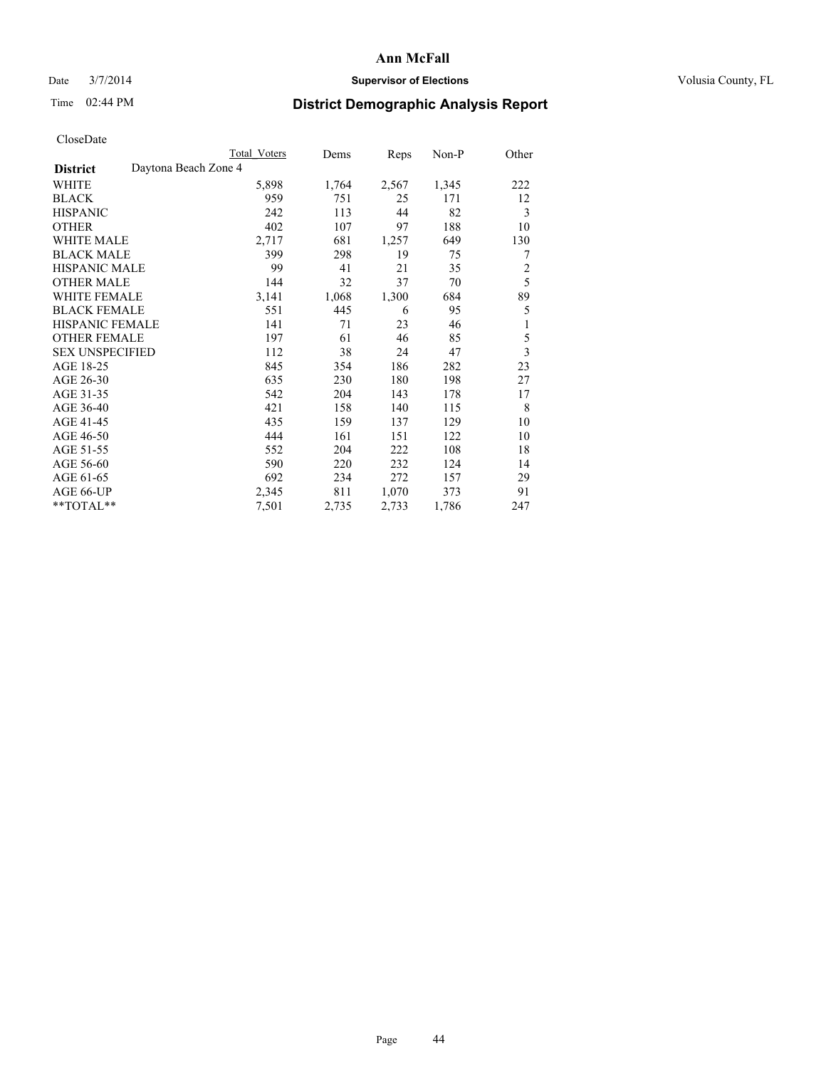# Ann McFall

Date 3/7/2014 **Supervisor of Elections** Volusia County, FL

Time 02:44 PM **District Demographic Analysis Report**

CloseDate

| **District** Daytona Beach Zone 4 | Total Voters | Dems | Reps | Non-P | Other |
|---|---|---|---|---|---|
| WHITE | 5,898 | 1,764 | 2,567 | 1,345 | 222 |
| BLACK | 959 | 751 | 25 | 171 | 12 |
| HISPANIC | 242 | 113 | 44 | 82 | 3 |
| OTHER | 402 | 107 | 97 | 188 | 10 |
| WHITE MALE | 2,717 | 681 | 1,257 | 649 | 130 |
| BLACK MALE | 399 | 298 | 19 | 75 | 7 |
| HISPANIC MALE | 99 | 41 | 21 | 35 | 2 |
| OTHER MALE | 144 | 32 | 37 | 70 | 5 |
| WHITE FEMALE | 3,141 | 1,068 | 1,300 | 684 | 89 |
| BLACK FEMALE | 551 | 445 | 6 | 95 | 5 |
| HISPANIC FEMALE | 141 | 71 | 23 | 46 | 1 |
| OTHER FEMALE | 197 | 61 | 46 | 85 | 5 |
| SEX UNSPECIFIED | 112 | 38 | 24 | 47 | 3 |
| AGE 18-25 | 845 | 354 | 186 | 282 | 23 |
| AGE 26-30 | 635 | 230 | 180 | 198 | 27 |
| AGE 31-35 | 542 | 204 | 143 | 178 | 17 |
| AGE 36-40 | 421 | 158 | 140 | 115 | 8 |
| AGE 41-45 | 435 | 159 | 137 | 129 | 10 |
| AGE 46-50 | 444 | 161 | 151 | 122 | 10 |
| AGE 51-55 | 552 | 204 | 222 | 108 | 18 |
| AGE 56-60 | 590 | 220 | 232 | 124 | 14 |
| AGE 61-65 | 692 | 234 | 272 | 157 | 29 |
| AGE 66-UP | 2,345 | 811 | 1,070 | 373 | 91 |
| **TOTAL** | 7,501 | 2,735 | 2,733 | 1,786 | 247 |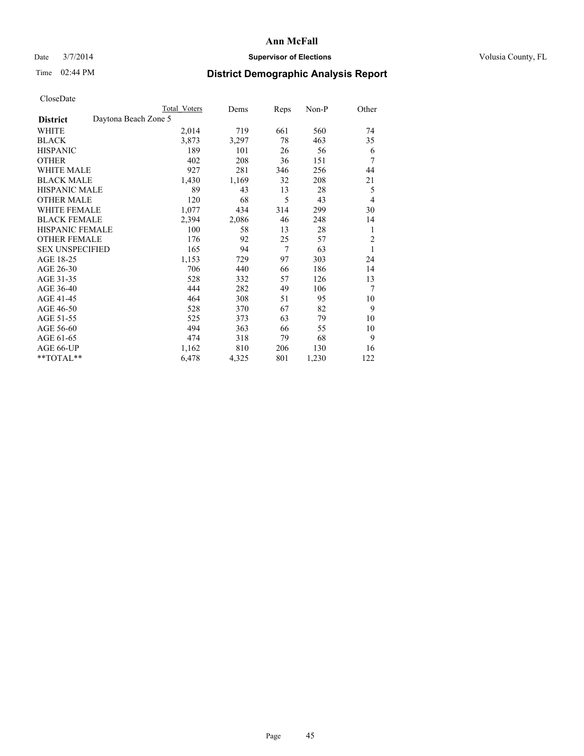Date 3/7/2014 **Supervisor of Elections** Volusia County, FL

Time 02:44 PM

# Ann McFall

## District Demographic Analysis Report

CloseDate

| | Total Voters | Dems | Reps | Non-P | Other |
|---|---|---|---|---|---|
| **District** Daytona Beach Zone 5 | | | | | |
| WHITE | 2,014 | 719 | 661 | 560 | 74 |
| BLACK | 3,873 | 3,297 | 78 | 463 | 35 |
| HISPANIC | 189 | 101 | 26 | 56 | 6 |
| OTHER | 402 | 208 | 36 | 151 | 7 |
| WHITE MALE | 927 | 281 | 346 | 256 | 44 |
| BLACK MALE | 1,430 | 1,169 | 32 | 208 | 21 |
| HISPANIC MALE | 89 | 43 | 13 | 28 | 5 |
| OTHER MALE | 120 | 68 | 5 | 43 | 4 |
| WHITE FEMALE | 1,077 | 434 | 314 | 299 | 30 |
| BLACK FEMALE | 2,394 | 2,086 | 46 | 248 | 14 |
| HISPANIC FEMALE | 100 | 58 | 13 | 28 | 1 |
| OTHER FEMALE | 176 | 92 | 25 | 57 | 2 |
| SEX UNSPECIFIED | 165 | 94 | 7 | 63 | 1 |
| AGE 18-25 | 1,153 | 729 | 97 | 303 | 24 |
| AGE 26-30 | 706 | 440 | 66 | 186 | 14 |
| AGE 31-35 | 528 | 332 | 57 | 126 | 13 |
| AGE 36-40 | 444 | 282 | 49 | 106 | 7 |
| AGE 41-45 | 464 | 308 | 51 | 95 | 10 |
| AGE 46-50 | 528 | 370 | 67 | 82 | 9 |
| AGE 51-55 | 525 | 373 | 63 | 79 | 10 |
| AGE 56-60 | 494 | 363 | 66 | 55 | 10 |
| AGE 61-65 | 474 | 318 | 79 | 68 | 9 |
| AGE 66-UP | 1,162 | 810 | 206 | 130 | 16 |
| **TOTAL** | 6,478 | 4,325 | 801 | 1,230 | 122 |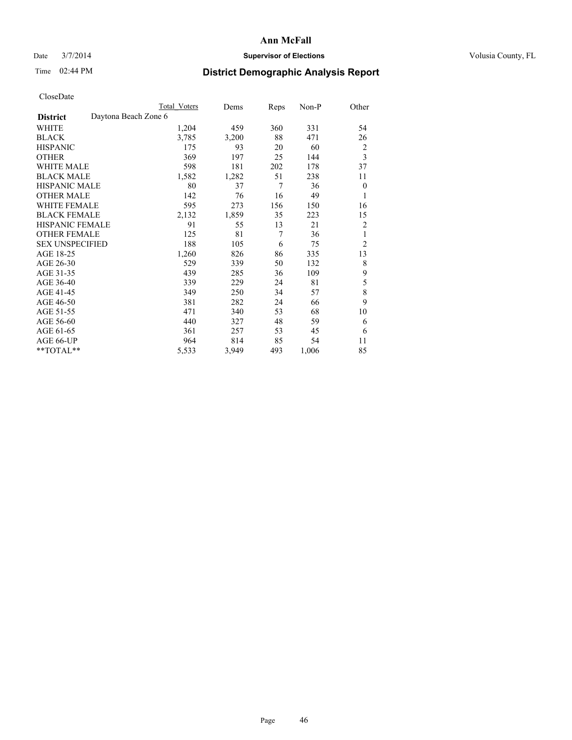# Ann McFall

Date 3/7/2014 **Supervisor of Elections** Volusia County, FL

Time 02:44 PM

## District Demographic Analysis Report

CloseDate

| | Total Voters | Dems | Reps | Non-P | Other |
|---|---|---|---|---|---|
| **District** Daytona Beach Zone 6 | | | | | |
| WHITE | 1,204 | 459 | 360 | 331 | 54 |
| BLACK | 3,785 | 3,200 | 88 | 471 | 26 |
| HISPANIC | 175 | 93 | 20 | 60 | 2 |
| OTHER | 369 | 197 | 25 | 144 | 3 |
| WHITE MALE | 598 | 181 | 202 | 178 | 37 |
| BLACK MALE | 1,582 | 1,282 | 51 | 238 | 11 |
| HISPANIC MALE | 80 | 37 | 7 | 36 | 0 |
| OTHER MALE | 142 | 76 | 16 | 49 | 1 |
| WHITE FEMALE | 595 | 273 | 156 | 150 | 16 |
| BLACK FEMALE | 2,132 | 1,859 | 35 | 223 | 15 |
| HISPANIC FEMALE | 91 | 55 | 13 | 21 | 2 |
| OTHER FEMALE | 125 | 81 | 7 | 36 | 1 |
| SEX UNSPECIFIED | 188 | 105 | 6 | 75 | 2 |
| AGE 18-25 | 1,260 | 826 | 86 | 335 | 13 |
| AGE 26-30 | 529 | 339 | 50 | 132 | 8 |
| AGE 31-35 | 439 | 285 | 36 | 109 | 9 |
| AGE 36-40 | 339 | 229 | 24 | 81 | 5 |
| AGE 41-45 | 349 | 250 | 34 | 57 | 8 |
| AGE 46-50 | 381 | 282 | 24 | 66 | 9 |
| AGE 51-55 | 471 | 340 | 53 | 68 | 10 |
| AGE 56-60 | 440 | 327 | 48 | 59 | 6 |
| AGE 61-65 | 361 | 257 | 53 | 45 | 6 |
| AGE 66-UP | 964 | 814 | 85 | 54 | 11 |
| **TOTAL** | 5,533 | 3,949 | 493 | 1,006 | 85 |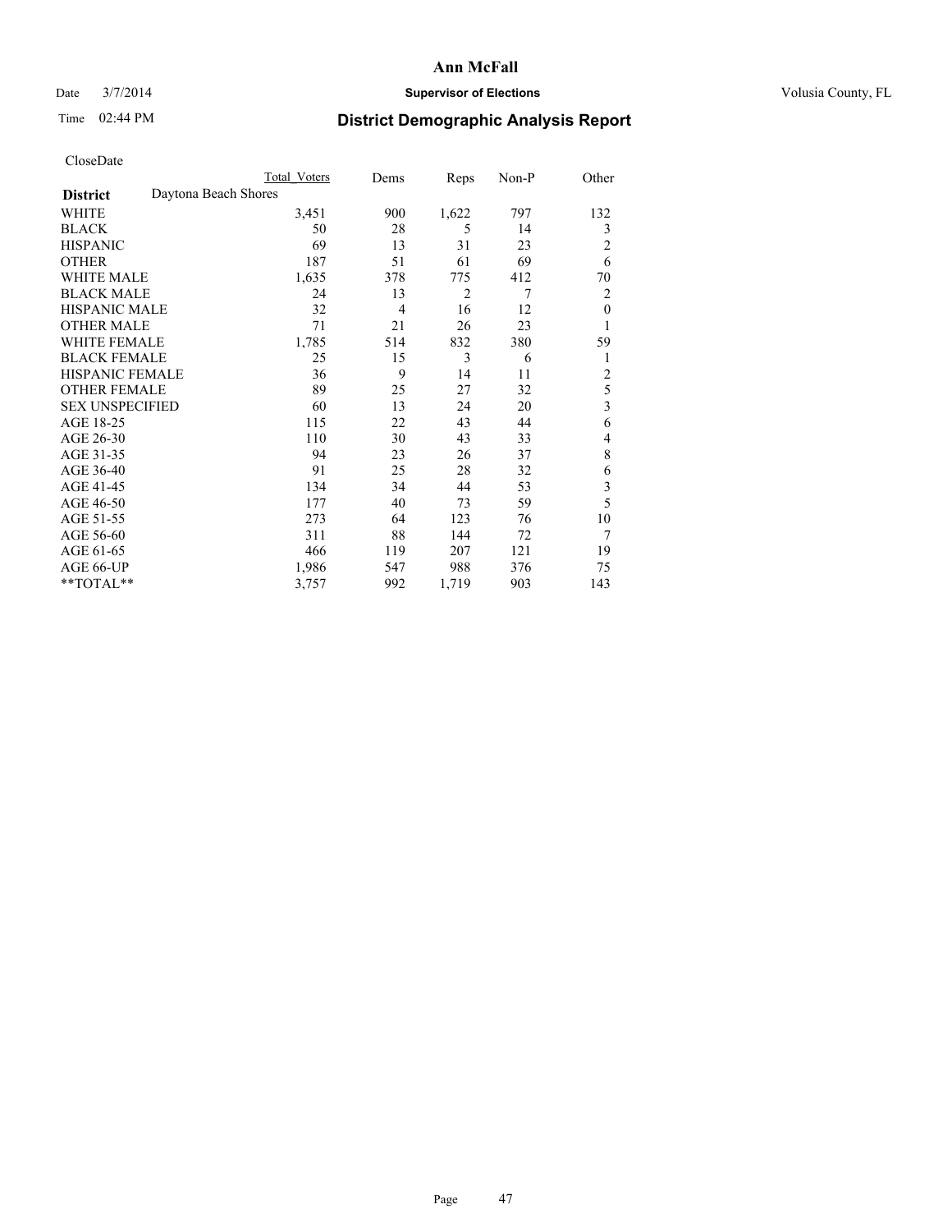# Ann McFall

Date 3/7/2014 **Supervisor of Elections** Volusia County, FL

Time 02:44 PM **District Demographic Analysis Report**

CloseDate

| | Total Voters | Dems | Reps | Non-P | Other |
|---|---|---|---|---|---|
| **District** Daytona Beach Shores | | | | | |
| WHITE | 3,451 | 900 | 1,622 | 797 | 132 |
| BLACK | 50 | 28 | 5 | 14 | 3 |
| HISPANIC | 69 | 13 | 31 | 23 | 2 |
| OTHER | 187 | 51 | 61 | 69 | 6 |
| WHITE MALE | 1,635 | 378 | 775 | 412 | 70 |
| BLACK MALE | 24 | 13 | 2 | 7 | 2 |
| HISPANIC MALE | 32 | 4 | 16 | 12 | 0 |
| OTHER MALE | 71 | 21 | 26 | 23 | 1 |
| WHITE FEMALE | 1,785 | 514 | 832 | 380 | 59 |
| BLACK FEMALE | 25 | 15 | 3 | 6 | 1 |
| HISPANIC FEMALE | 36 | 9 | 14 | 11 | 2 |
| OTHER FEMALE | 89 | 25 | 27 | 32 | 5 |
| SEX UNSPECIFIED | 60 | 13 | 24 | 20 | 3 |
| AGE 18-25 | 115 | 22 | 43 | 44 | 6 |
| AGE 26-30 | 110 | 30 | 43 | 33 | 4 |
| AGE 31-35 | 94 | 23 | 26 | 37 | 8 |
| AGE 36-40 | 91 | 25 | 28 | 32 | 6 |
| AGE 41-45 | 134 | 34 | 44 | 53 | 3 |
| AGE 46-50 | 177 | 40 | 73 | 59 | 5 |
| AGE 51-55 | 273 | 64 | 123 | 76 | 10 |
| AGE 56-60 | 311 | 88 | 144 | 72 | 7 |
| AGE 61-65 | 466 | 119 | 207 | 121 | 19 |
| AGE 66-UP | 1,986 | 547 | 988 | 376 | 75 |
| **TOTAL** | 3,757 | 992 | 1,719 | 903 | 143 |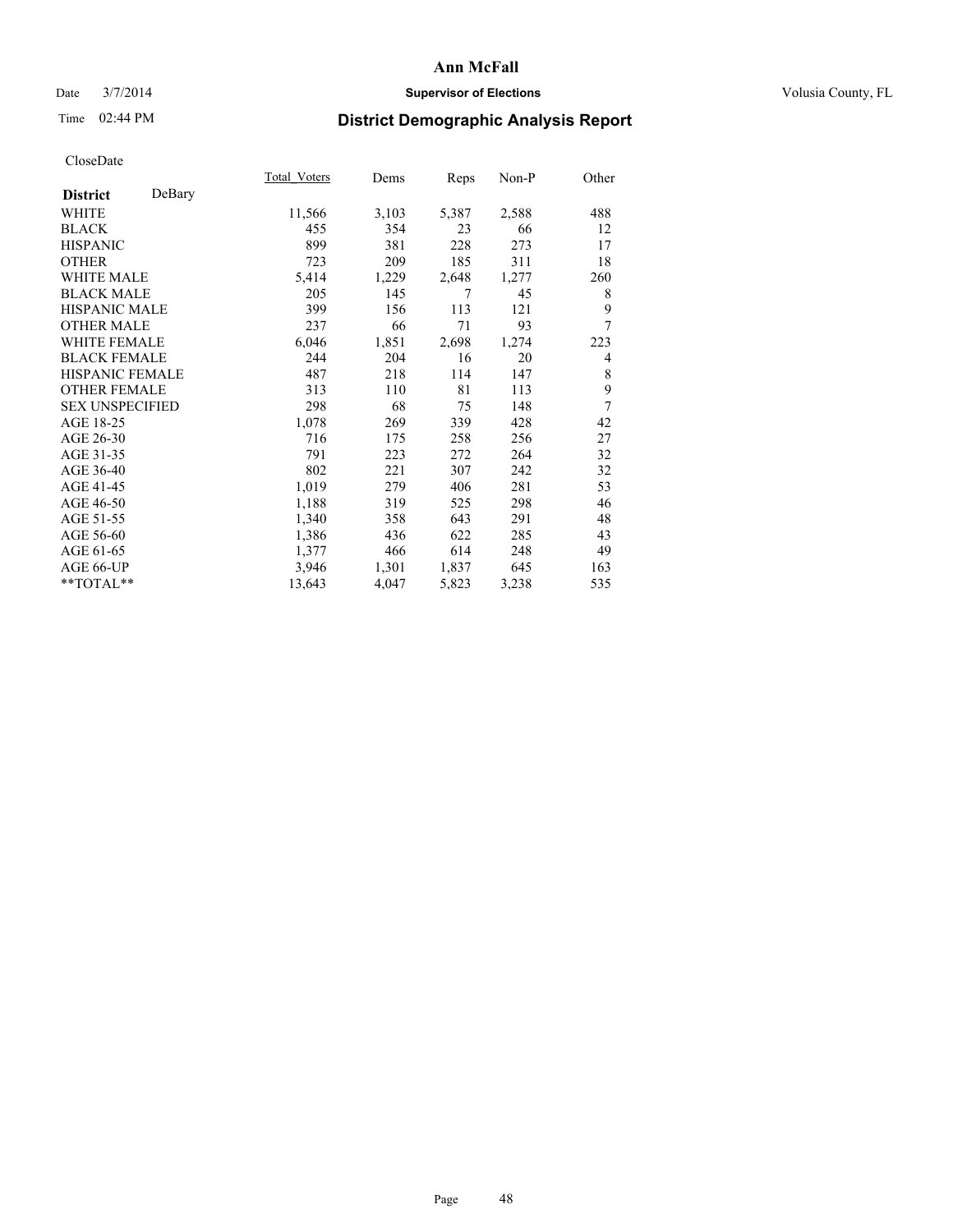# Ann McFall

Date 3/7/2014 **Supervisor of Elections** Volusia County, FL

Time 02:44 PM **District Demographic Analysis Report**

CloseDate

| **District** DeBary | Total_Voters | Dems | Reps | Non-P | Other |
|---|---|---|---|---|---|
| WHITE | 11,566 | 3,103 | 5,387 | 2,588 | 488 |
| BLACK | 455 | 354 | 23 | 66 | 12 |
| HISPANIC | 899 | 381 | 228 | 273 | 17 |
| OTHER | 723 | 209 | 185 | 311 | 18 |
| WHITE MALE | 5,414 | 1,229 | 2,648 | 1,277 | 260 |
| BLACK MALE | 205 | 145 | 7 | 45 | 8 |
| HISPANIC MALE | 399 | 156 | 113 | 121 | 9 |
| OTHER MALE | 237 | 66 | 71 | 93 | 7 |
| WHITE FEMALE | 6,046 | 1,851 | 2,698 | 1,274 | 223 |
| BLACK FEMALE | 244 | 204 | 16 | 20 | 4 |
| HISPANIC FEMALE | 487 | 218 | 114 | 147 | 8 |
| OTHER FEMALE | 313 | 110 | 81 | 113 | 9 |
| SEX UNSPECIFIED | 298 | 68 | 75 | 148 | 7 |
| AGE 18-25 | 1,078 | 269 | 339 | 428 | 42 |
| AGE 26-30 | 716 | 175 | 258 | 256 | 27 |
| AGE 31-35 | 791 | 223 | 272 | 264 | 32 |
| AGE 36-40 | 802 | 221 | 307 | 242 | 32 |
| AGE 41-45 | 1,019 | 279 | 406 | 281 | 53 |
| AGE 46-50 | 1,188 | 319 | 525 | 298 | 46 |
| AGE 51-55 | 1,340 | 358 | 643 | 291 | 48 |
| AGE 56-60 | 1,386 | 436 | 622 | 285 | 43 |
| AGE 61-65 | 1,377 | 466 | 614 | 248 | 49 |
| AGE 66-UP | 3,946 | 1,301 | 1,837 | 645 | 163 |
| **TOTAL** | 13,643 | 4,047 | 5,823 | 3,238 | 535 |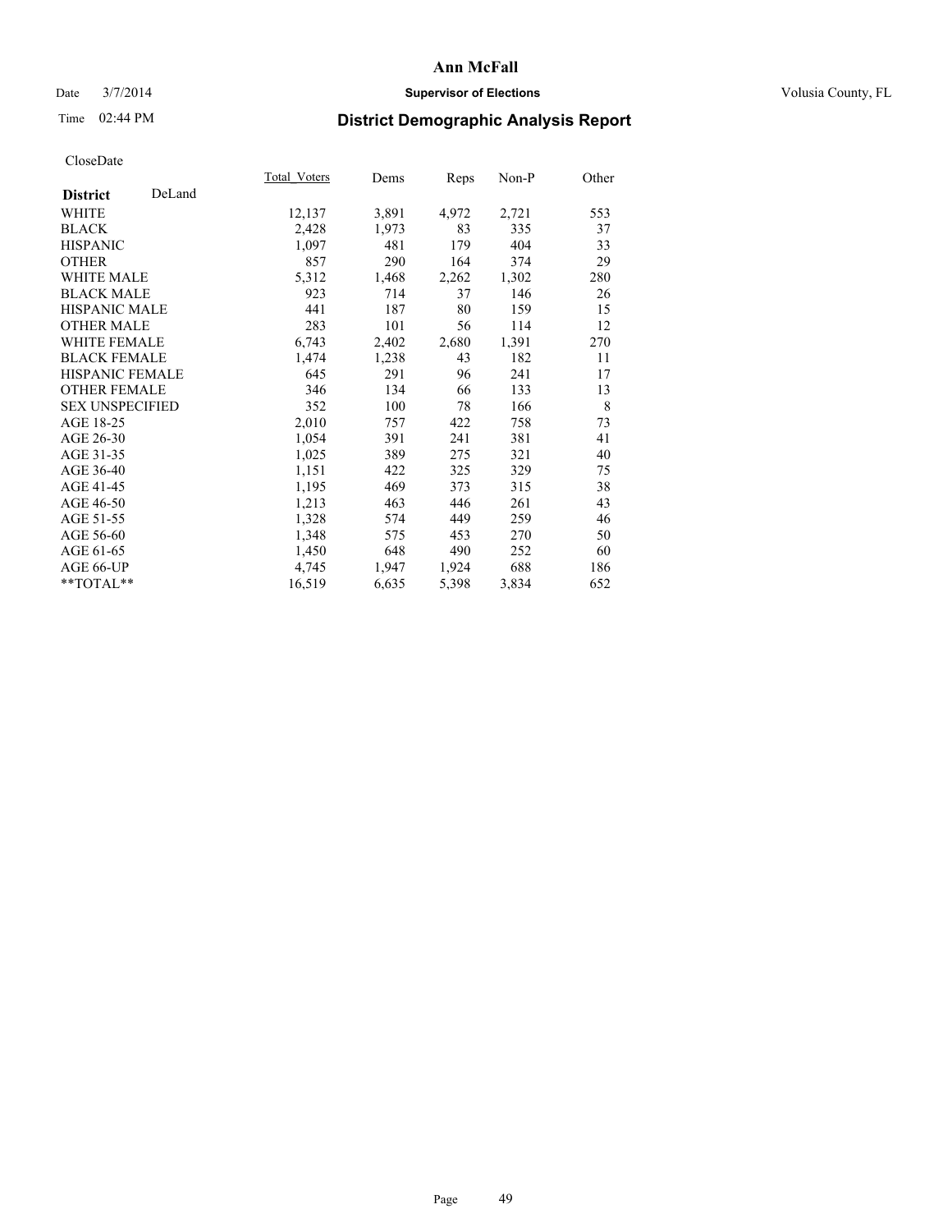# Ann McFall

Date 3/7/2014 **Supervisor of Elections** Volusia County, FL

Time 02:44 PM **District Demographic Analysis Report**

CloseDate

| **District** DeLand | Total_Voters | Dems | Reps | Non-P | Other |
|---|---|---|---|---|---|
| WHITE | 12,137 | 3,891 | 4,972 | 2,721 | 553 |
| BLACK | 2,428 | 1,973 | 83 | 335 | 37 |
| HISPANIC | 1,097 | 481 | 179 | 404 | 33 |
| OTHER | 857 | 290 | 164 | 374 | 29 |
| WHITE MALE | 5,312 | 1,468 | 2,262 | 1,302 | 280 |
| BLACK MALE | 923 | 714 | 37 | 146 | 26 |
| HISPANIC MALE | 441 | 187 | 80 | 159 | 15 |
| OTHER MALE | 283 | 101 | 56 | 114 | 12 |
| WHITE FEMALE | 6,743 | 2,402 | 2,680 | 1,391 | 270 |
| BLACK FEMALE | 1,474 | 1,238 | 43 | 182 | 11 |
| HISPANIC FEMALE | 645 | 291 | 96 | 241 | 17 |
| OTHER FEMALE | 346 | 134 | 66 | 133 | 13 |
| SEX UNSPECIFIED | 352 | 100 | 78 | 166 | 8 |
| AGE 18-25 | 2,010 | 757 | 422 | 758 | 73 |
| AGE 26-30 | 1,054 | 391 | 241 | 381 | 41 |
| AGE 31-35 | 1,025 | 389 | 275 | 321 | 40 |
| AGE 36-40 | 1,151 | 422 | 325 | 329 | 75 |
| AGE 41-45 | 1,195 | 469 | 373 | 315 | 38 |
| AGE 46-50 | 1,213 | 463 | 446 | 261 | 43 |
| AGE 51-55 | 1,328 | 574 | 449 | 259 | 46 |
| AGE 56-60 | 1,348 | 575 | 453 | 270 | 50 |
| AGE 61-65 | 1,450 | 648 | 490 | 252 | 60 |
| AGE 66-UP | 4,745 | 1,947 | 1,924 | 688 | 186 |
| **TOTAL** | 16,519 | 6,635 | 5,398 | 3,834 | 652 |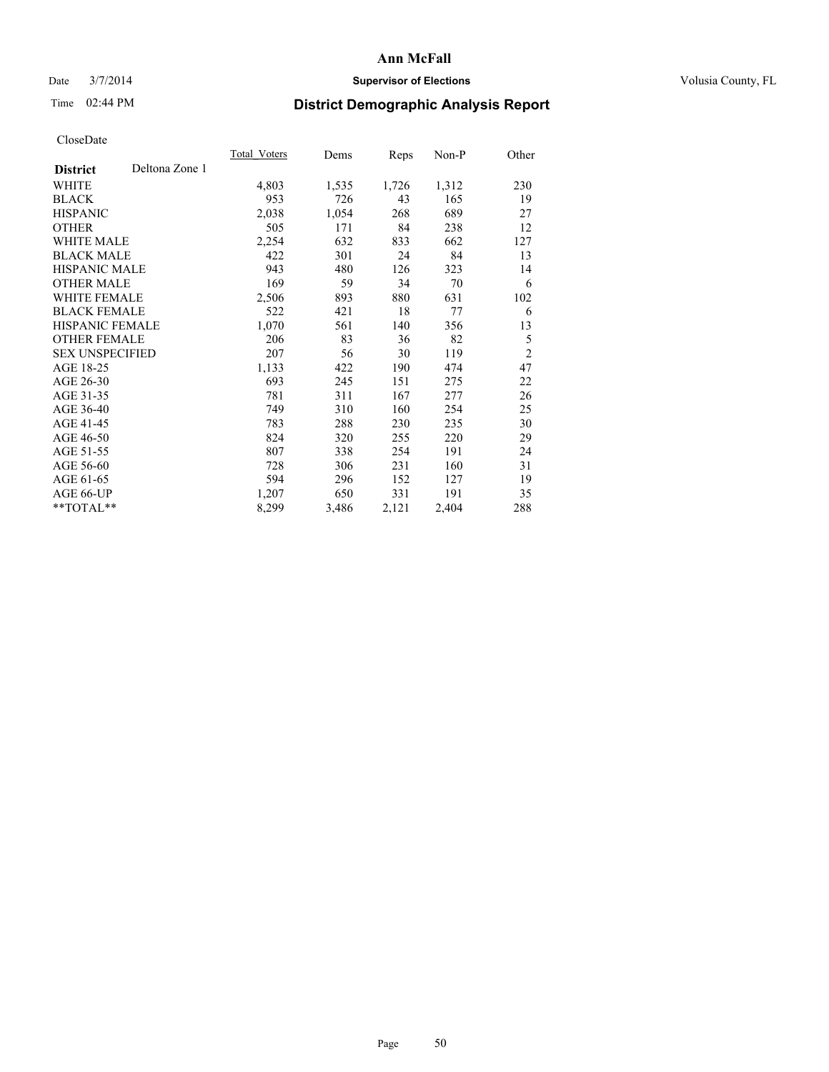Ann McFall

Date 3/7/2014 **Supervisor of Elections** Volusia County, FL

Time 02:44 PM

## District Demographic Analysis Report

CloseDate

| **District** Deltona Zone 1 | Total_Voters | Dems | Reps | Non-P | Other |
|---|---|---|---|---|---|
| WHITE | 4,803 | 1,535 | 1,726 | 1,312 | 230 |
| BLACK | 953 | 726 | 43 | 165 | 19 |
| HISPANIC | 2,038 | 1,054 | 268 | 689 | 27 |
| OTHER | 505 | 171 | 84 | 238 | 12 |
| WHITE MALE | 2,254 | 632 | 833 | 662 | 127 |
| BLACK MALE | 422 | 301 | 24 | 84 | 13 |
| HISPANIC MALE | 943 | 480 | 126 | 323 | 14 |
| OTHER MALE | 169 | 59 | 34 | 70 | 6 |
| WHITE FEMALE | 2,506 | 893 | 880 | 631 | 102 |
| BLACK FEMALE | 522 | 421 | 18 | 77 | 6 |
| HISPANIC FEMALE | 1,070 | 561 | 140 | 356 | 13 |
| OTHER FEMALE | 206 | 83 | 36 | 82 | 5 |
| SEX UNSPECIFIED | 207 | 56 | 30 | 119 | 2 |
| AGE 18-25 | 1,133 | 422 | 190 | 474 | 47 |
| AGE 26-30 | 693 | 245 | 151 | 275 | 22 |
| AGE 31-35 | 781 | 311 | 167 | 277 | 26 |
| AGE 36-40 | 749 | 310 | 160 | 254 | 25 |
| AGE 41-45 | 783 | 288 | 230 | 235 | 30 |
| AGE 46-50 | 824 | 320 | 255 | 220 | 29 |
| AGE 51-55 | 807 | 338 | 254 | 191 | 24 |
| AGE 56-60 | 728 | 306 | 231 | 160 | 31 |
| AGE 61-65 | 594 | 296 | 152 | 127 | 19 |
| AGE 66-UP | 1,207 | 650 | 331 | 191 | 35 |
| **TOTAL** | 8,299 | 3,486 | 2,121 | 2,404 | 288 |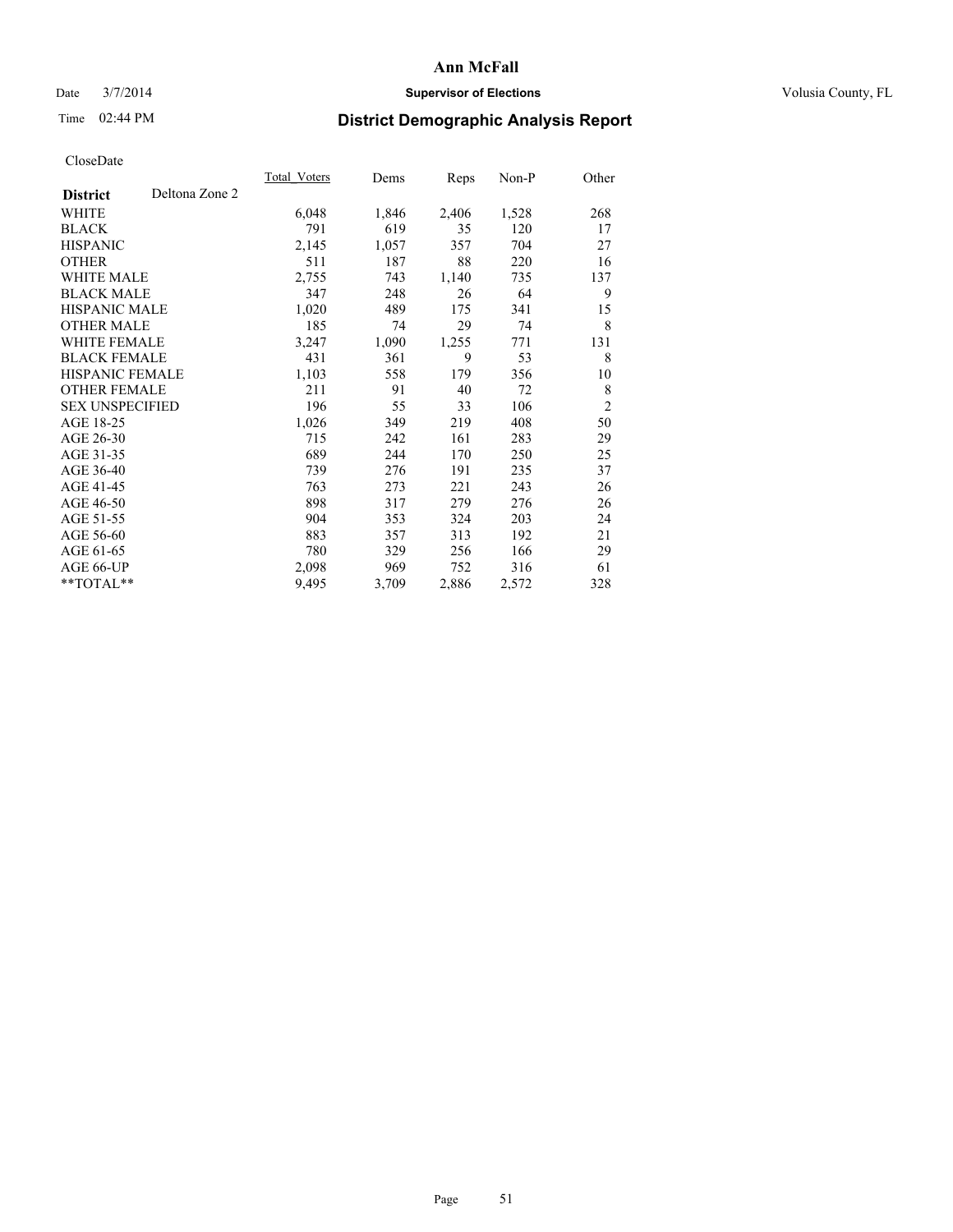# Ann McFall

Date 3/7/2014 **Supervisor of Elections** Volusia County, FL

Time 02:44 PM **District Demographic Analysis Report**

CloseDate

| **District** Deltona Zone 2 | Total_Voters | Dems | Reps | Non-P | Other |
|---|---|---|---|---|---|
| WHITE | 6,048 | 1,846 | 2,406 | 1,528 | 268 |
| BLACK | 791 | 619 | 35 | 120 | 17 |
| HISPANIC | 2,145 | 1,057 | 357 | 704 | 27 |
| OTHER | 511 | 187 | 88 | 220 | 16 |
| WHITE MALE | 2,755 | 743 | 1,140 | 735 | 137 |
| BLACK MALE | 347 | 248 | 26 | 64 | 9 |
| HISPANIC MALE | 1,020 | 489 | 175 | 341 | 15 |
| OTHER MALE | 185 | 74 | 29 | 74 | 8 |
| WHITE FEMALE | 3,247 | 1,090 | 1,255 | 771 | 131 |
| BLACK FEMALE | 431 | 361 | 9 | 53 | 8 |
| HISPANIC FEMALE | 1,103 | 558 | 179 | 356 | 10 |
| OTHER FEMALE | 211 | 91 | 40 | 72 | 8 |
| SEX UNSPECIFIED | 196 | 55 | 33 | 106 | 2 |
| AGE 18-25 | 1,026 | 349 | 219 | 408 | 50 |
| AGE 26-30 | 715 | 242 | 161 | 283 | 29 |
| AGE 31-35 | 689 | 244 | 170 | 250 | 25 |
| AGE 36-40 | 739 | 276 | 191 | 235 | 37 |
| AGE 41-45 | 763 | 273 | 221 | 243 | 26 |
| AGE 46-50 | 898 | 317 | 279 | 276 | 26 |
| AGE 51-55 | 904 | 353 | 324 | 203 | 24 |
| AGE 56-60 | 883 | 357 | 313 | 192 | 21 |
| AGE 61-65 | 780 | 329 | 256 | 166 | 29 |
| AGE 66-UP | 2,098 | 969 | 752 | 316 | 61 |
| **TOTAL** | 9,495 | 3,709 | 2,886 | 2,572 | 328 |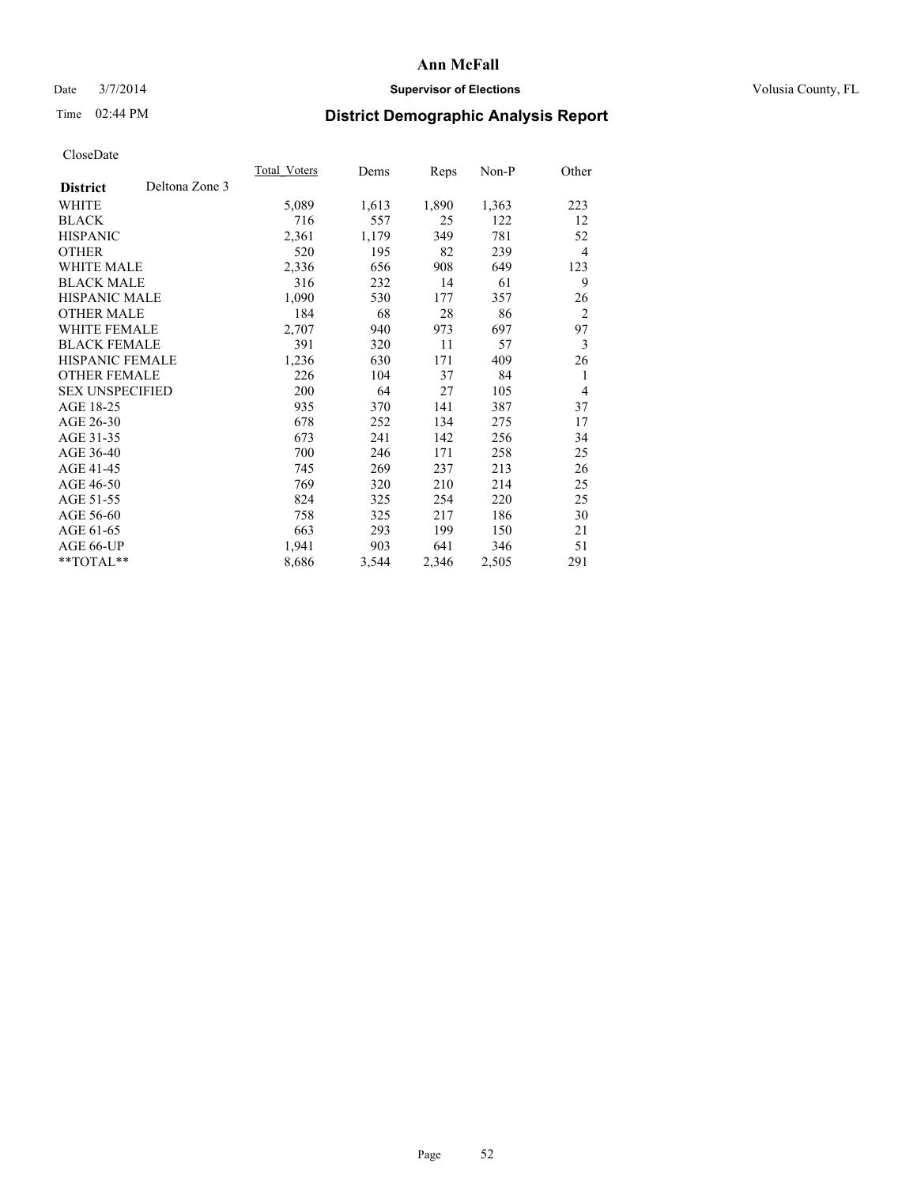# Ann McFall

Date 3/7/2014 **Supervisor of Elections** Volusia County, FL

Time 02:44 PM **District Demographic Analysis Report**

CloseDate

| **District** Deltona Zone 3 | Total_Voters | Dems | Reps | Non-P | Other |
|---|---|---|---|---|---|
| WHITE | 5,089 | 1,613 | 1,890 | 1,363 | 223 |
| BLACK | 716 | 557 | 25 | 122 | 12 |
| HISPANIC | 2,361 | 1,179 | 349 | 781 | 52 |
| OTHER | 520 | 195 | 82 | 239 | 4 |
| WHITE MALE | 2,336 | 656 | 908 | 649 | 123 |
| BLACK MALE | 316 | 232 | 14 | 61 | 9 |
| HISPANIC MALE | 1,090 | 530 | 177 | 357 | 26 |
| OTHER MALE | 184 | 68 | 28 | 86 | 2 |
| WHITE FEMALE | 2,707 | 940 | 973 | 697 | 97 |
| BLACK FEMALE | 391 | 320 | 11 | 57 | 3 |
| HISPANIC FEMALE | 1,236 | 630 | 171 | 409 | 26 |
| OTHER FEMALE | 226 | 104 | 37 | 84 | 1 |
| SEX UNSPECIFIED | 200 | 64 | 27 | 105 | 4 |
| AGE 18-25 | 935 | 370 | 141 | 387 | 37 |
| AGE 26-30 | 678 | 252 | 134 | 275 | 17 |
| AGE 31-35 | 673 | 241 | 142 | 256 | 34 |
| AGE 36-40 | 700 | 246 | 171 | 258 | 25 |
| AGE 41-45 | 745 | 269 | 237 | 213 | 26 |
| AGE 46-50 | 769 | 320 | 210 | 214 | 25 |
| AGE 51-55 | 824 | 325 | 254 | 220 | 25 |
| AGE 56-60 | 758 | 325 | 217 | 186 | 30 |
| AGE 61-65 | 663 | 293 | 199 | 150 | 21 |
| AGE 66-UP | 1,941 | 903 | 641 | 346 | 51 |
| **TOTAL** | 8,686 | 3,544 | 2,346 | 2,505 | 291 |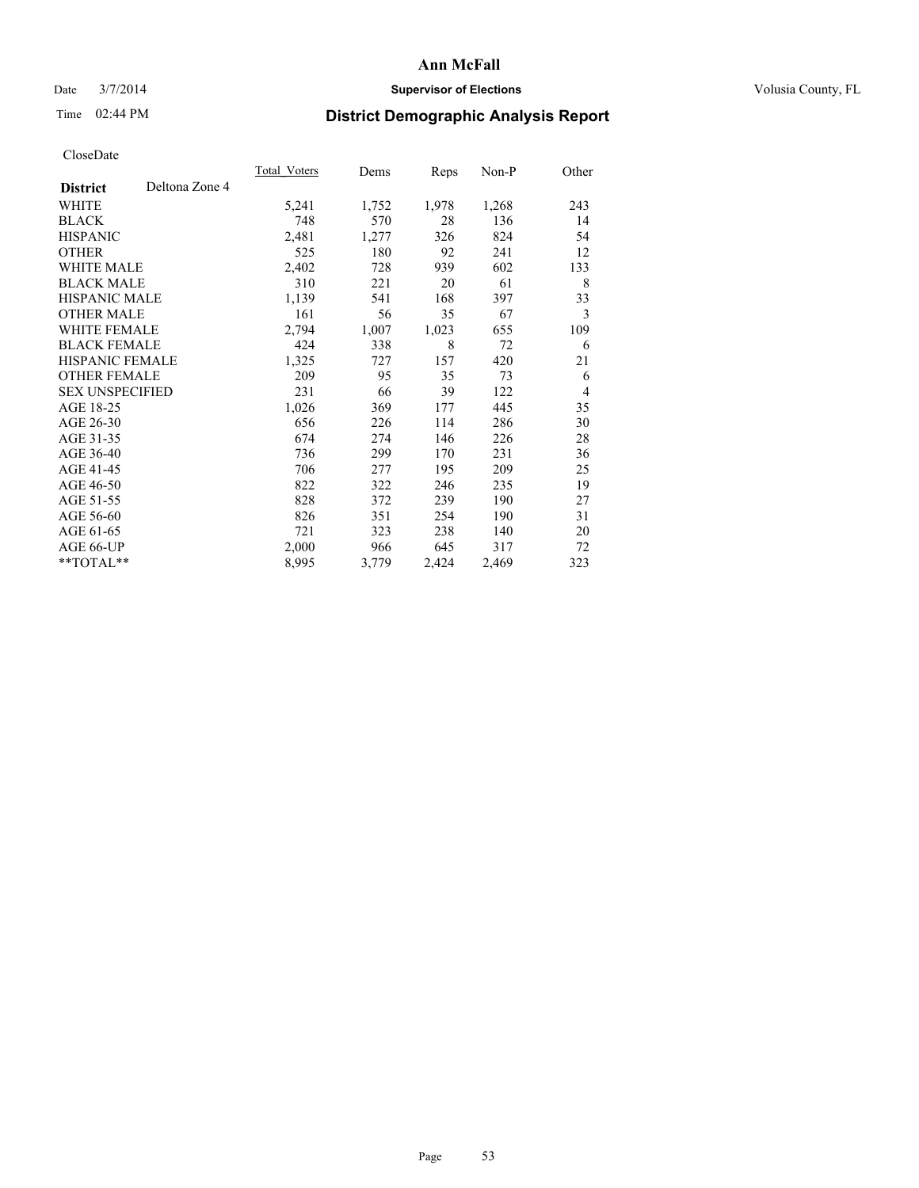**Ann McFall**

Date 3/7/2014 **Supervisor of Elections** Volusia County, FL

Time 02:44 PM **District Demographic Analysis Report**

CloseDate

| | Total_Voters | Dems | Reps | Non-P | Other |
|---|---|---|---|---|---|
| **District** Deltona Zone 4 | | | | | |
| WHITE | 5,241 | 1,752 | 1,978 | 1,268 | 243 |
| BLACK | 748 | 570 | 28 | 136 | 14 |
| HISPANIC | 2,481 | 1,277 | 326 | 824 | 54 |
| OTHER | 525 | 180 | 92 | 241 | 12 |
| WHITE MALE | 2,402 | 728 | 939 | 602 | 133 |
| BLACK MALE | 310 | 221 | 20 | 61 | 8 |
| HISPANIC MALE | 1,139 | 541 | 168 | 397 | 33 |
| OTHER MALE | 161 | 56 | 35 | 67 | 3 |
| WHITE FEMALE | 2,794 | 1,007 | 1,023 | 655 | 109 |
| BLACK FEMALE | 424 | 338 | 8 | 72 | 6 |
| HISPANIC FEMALE | 1,325 | 727 | 157 | 420 | 21 |
| OTHER FEMALE | 209 | 95 | 35 | 73 | 6 |
| SEX UNSPECIFIED | 231 | 66 | 39 | 122 | 4 |
| AGE 18-25 | 1,026 | 369 | 177 | 445 | 35 |
| AGE 26-30 | 656 | 226 | 114 | 286 | 30 |
| AGE 31-35 | 674 | 274 | 146 | 226 | 28 |
| AGE 36-40 | 736 | 299 | 170 | 231 | 36 |
| AGE 41-45 | 706 | 277 | 195 | 209 | 25 |
| AGE 46-50 | 822 | 322 | 246 | 235 | 19 |
| AGE 51-55 | 828 | 372 | 239 | 190 | 27 |
| AGE 56-60 | 826 | 351 | 254 | 190 | 31 |
| AGE 61-65 | 721 | 323 | 238 | 140 | 20 |
| AGE 66-UP | 2,000 | 966 | 645 | 317 | 72 |
| **TOTAL** | 8,995 | 3,779 | 2,424 | 2,469 | 323 |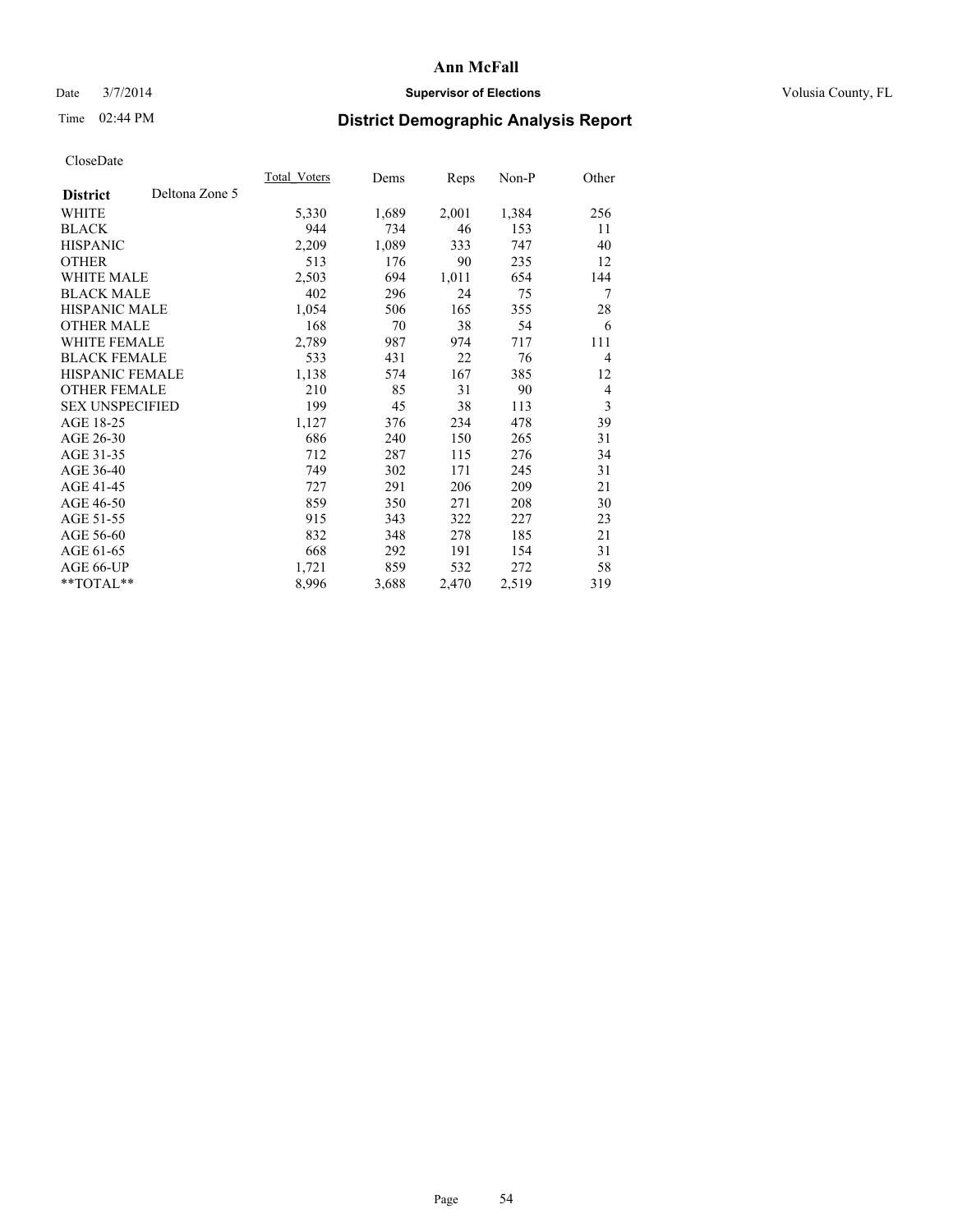**Ann McFall**

Date 3/7/2014 **Supervisor of Elections** Volusia County, FL

Time 02:44 PM

## District Demographic Analysis Report

CloseDate

| **District** Deltona Zone 5 | Total_Voters | Dems | Reps | Non-P | Other |
|---|---|---|---|---|---|
| WHITE | 5,330 | 1,689 | 2,001 | 1,384 | 256 |
| BLACK | 944 | 734 | 46 | 153 | 11 |
| HISPANIC | 2,209 | 1,089 | 333 | 747 | 40 |
| OTHER | 513 | 176 | 90 | 235 | 12 |
| WHITE MALE | 2,503 | 694 | 1,011 | 654 | 144 |
| BLACK MALE | 402 | 296 | 24 | 75 | 7 |
| HISPANIC MALE | 1,054 | 506 | 165 | 355 | 28 |
| OTHER MALE | 168 | 70 | 38 | 54 | 6 |
| WHITE FEMALE | 2,789 | 987 | 974 | 717 | 111 |
| BLACK FEMALE | 533 | 431 | 22 | 76 | 4 |
| HISPANIC FEMALE | 1,138 | 574 | 167 | 385 | 12 |
| OTHER FEMALE | 210 | 85 | 31 | 90 | 4 |
| SEX UNSPECIFIED | 199 | 45 | 38 | 113 | 3 |
| AGE 18-25 | 1,127 | 376 | 234 | 478 | 39 |
| AGE 26-30 | 686 | 240 | 150 | 265 | 31 |
| AGE 31-35 | 712 | 287 | 115 | 276 | 34 |
| AGE 36-40 | 749 | 302 | 171 | 245 | 31 |
| AGE 41-45 | 727 | 291 | 206 | 209 | 21 |
| AGE 46-50 | 859 | 350 | 271 | 208 | 30 |
| AGE 51-55 | 915 | 343 | 322 | 227 | 23 |
| AGE 56-60 | 832 | 348 | 278 | 185 | 21 |
| AGE 61-65 | 668 | 292 | 191 | 154 | 31 |
| AGE 66-UP | 1,721 | 859 | 532 | 272 | 58 |
| **TOTAL** | 8,996 | 3,688 | 2,470 | 2,519 | 319 |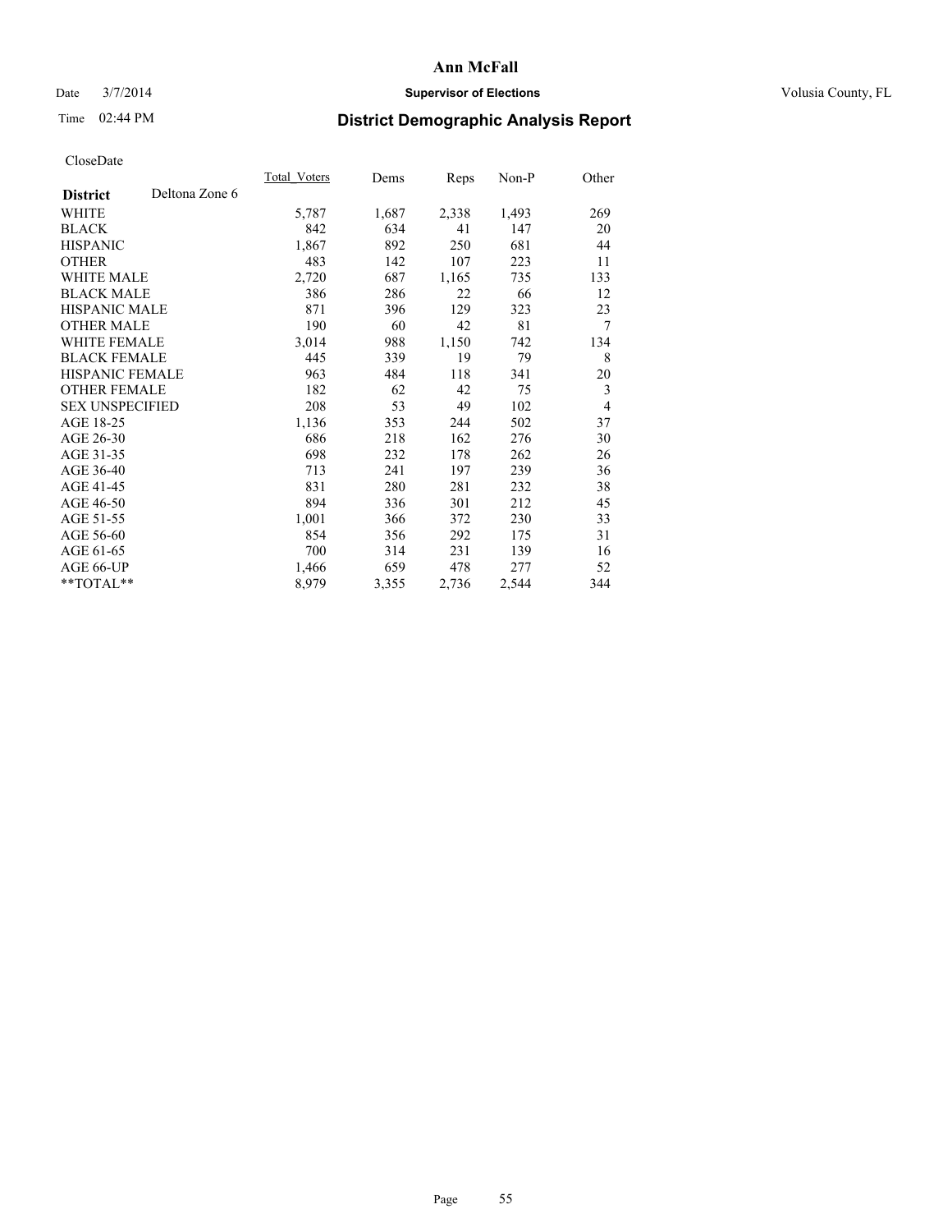**Ann McFall**

Date 3/7/2014 **Supervisor of Elections** Volusia County, FL

Time 02:44 PM

## District Demographic Analysis Report

CloseDate

| **District** Deltona Zone 6 | Total_Voters | Dems | Reps | Non-P | Other |
|---|---|---|---|---|---|
| WHITE | 5,787 | 1,687 | 2,338 | 1,493 | 269 |
| BLACK | 842 | 634 | 41 | 147 | 20 |
| HISPANIC | 1,867 | 892 | 250 | 681 | 44 |
| OTHER | 483 | 142 | 107 | 223 | 11 |
| WHITE MALE | 2,720 | 687 | 1,165 | 735 | 133 |
| BLACK MALE | 386 | 286 | 22 | 66 | 12 |
| HISPANIC MALE | 871 | 396 | 129 | 323 | 23 |
| OTHER MALE | 190 | 60 | 42 | 81 | 7 |
| WHITE FEMALE | 3,014 | 988 | 1,150 | 742 | 134 |
| BLACK FEMALE | 445 | 339 | 19 | 79 | 8 |
| HISPANIC FEMALE | 963 | 484 | 118 | 341 | 20 |
| OTHER FEMALE | 182 | 62 | 42 | 75 | 3 |
| SEX UNSPECIFIED | 208 | 53 | 49 | 102 | 4 |
| AGE 18-25 | 1,136 | 353 | 244 | 502 | 37 |
| AGE 26-30 | 686 | 218 | 162 | 276 | 30 |
| AGE 31-35 | 698 | 232 | 178 | 262 | 26 |
| AGE 36-40 | 713 | 241 | 197 | 239 | 36 |
| AGE 41-45 | 831 | 280 | 281 | 232 | 38 |
| AGE 46-50 | 894 | 336 | 301 | 212 | 45 |
| AGE 51-55 | 1,001 | 366 | 372 | 230 | 33 |
| AGE 56-60 | 854 | 356 | 292 | 175 | 31 |
| AGE 61-65 | 700 | 314 | 231 | 139 | 16 |
| AGE 66-UP | 1,466 | 659 | 478 | 277 | 52 |
| **TOTAL** | 8,979 | 3,355 | 2,736 | 2,544 | 344 |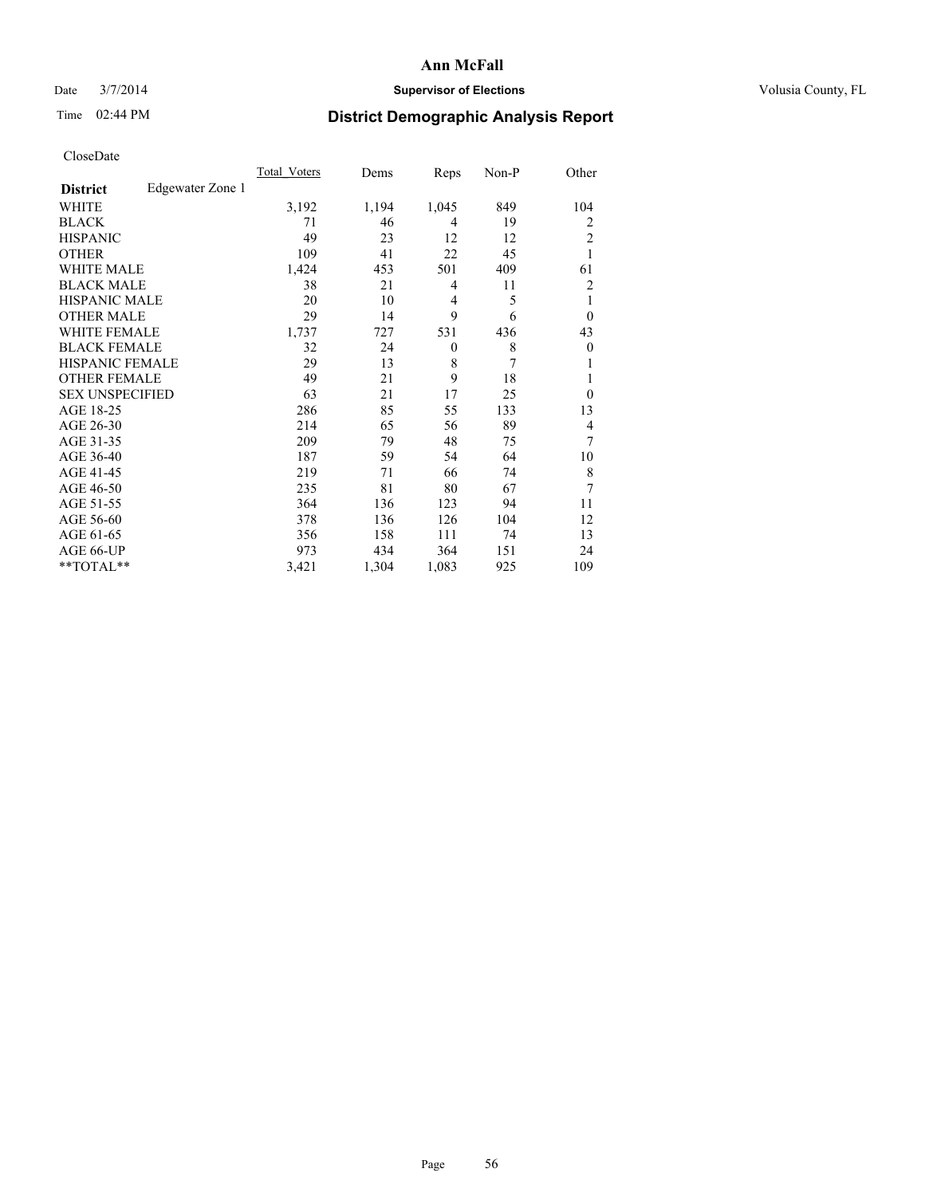# Ann McFall

Date 3/7/2014 **Supervisor of Elections** Volusia County, FL

Time 02:44 PM

## District Demographic Analysis Report

CloseDate

| **District** Edgewater Zone 1 | Total_Voters | Dems | Reps | Non-P | Other |
|---|---|---|---|---|---|
| WHITE | 3,192 | 1,194 | 1,045 | 849 | 104 |
| BLACK | 71 | 46 | 4 | 19 | 2 |
| HISPANIC | 49 | 23 | 12 | 12 | 2 |
| OTHER | 109 | 41 | 22 | 45 | 1 |
| WHITE MALE | 1,424 | 453 | 501 | 409 | 61 |
| BLACK MALE | 38 | 21 | 4 | 11 | 2 |
| HISPANIC MALE | 20 | 10 | 4 | 5 | 1 |
| OTHER MALE | 29 | 14 | 9 | 6 | 0 |
| WHITE FEMALE | 1,737 | 727 | 531 | 436 | 43 |
| BLACK FEMALE | 32 | 24 | 0 | 8 | 0 |
| HISPANIC FEMALE | 29 | 13 | 8 | 7 | 1 |
| OTHER FEMALE | 49 | 21 | 9 | 18 | 1 |
| SEX UNSPECIFIED | 63 | 21 | 17 | 25 | 0 |
| AGE 18-25 | 286 | 85 | 55 | 133 | 13 |
| AGE 26-30 | 214 | 65 | 56 | 89 | 4 |
| AGE 31-35 | 209 | 79 | 48 | 75 | 7 |
| AGE 36-40 | 187 | 59 | 54 | 64 | 10 |
| AGE 41-45 | 219 | 71 | 66 | 74 | 8 |
| AGE 46-50 | 235 | 81 | 80 | 67 | 7 |
| AGE 51-55 | 364 | 136 | 123 | 94 | 11 |
| AGE 56-60 | 378 | 136 | 126 | 104 | 12 |
| AGE 61-65 | 356 | 158 | 111 | 74 | 13 |
| AGE 66-UP | 973 | 434 | 364 | 151 | 24 |
| **TOTAL** | 3,421 | 1,304 | 1,083 | 925 | 109 |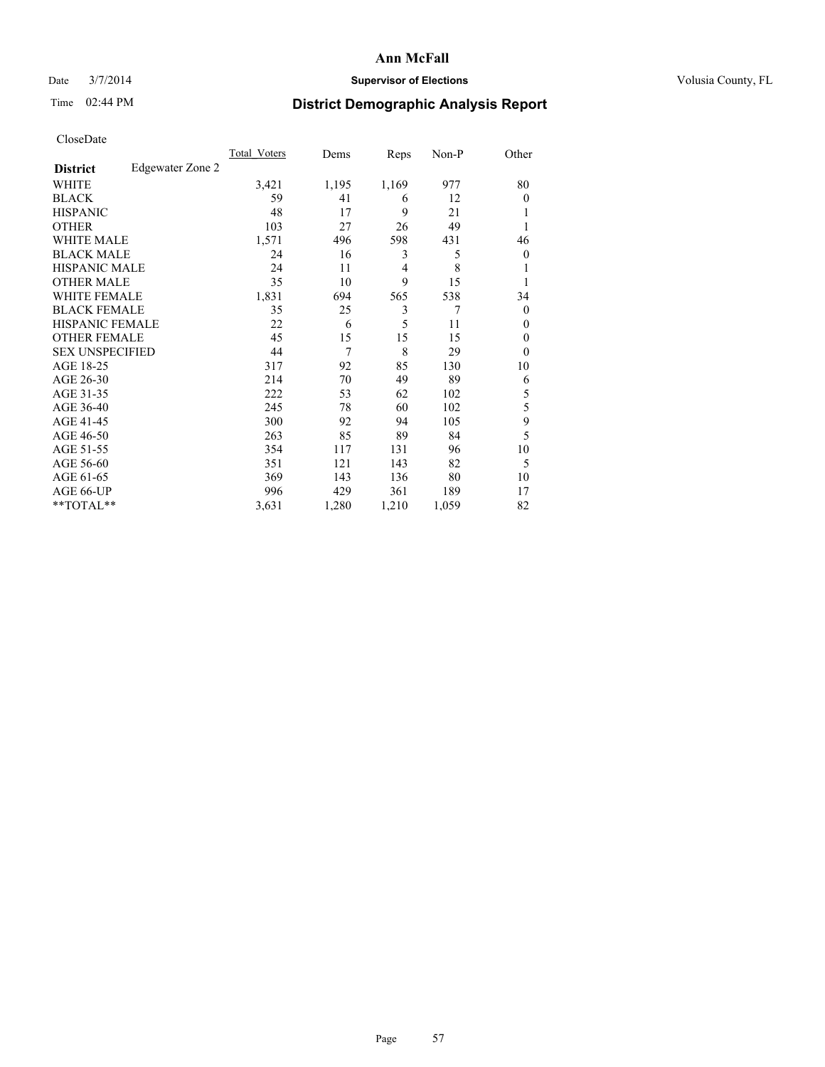# Ann McFall

Date 3/7/2014 **Supervisor of Elections** Volusia County, FL

Time 02:44 PM **District Demographic Analysis Report**

CloseDate

| **District** Edgewater Zone 2 | Total_Voters | Dems | Reps | Non-P | Other |
|---|---|---|---|---|---|
| WHITE | 3,421 | 1,195 | 1,169 | 977 | 80 |
| BLACK | 59 | 41 | 6 | 12 | 0 |
| HISPANIC | 48 | 17 | 9 | 21 | 1 |
| OTHER | 103 | 27 | 26 | 49 | 1 |
| WHITE MALE | 1,571 | 496 | 598 | 431 | 46 |
| BLACK MALE | 24 | 16 | 3 | 5 | 0 |
| HISPANIC MALE | 24 | 11 | 4 | 8 | 1 |
| OTHER MALE | 35 | 10 | 9 | 15 | 1 |
| WHITE FEMALE | 1,831 | 694 | 565 | 538 | 34 |
| BLACK FEMALE | 35 | 25 | 3 | 7 | 0 |
| HISPANIC FEMALE | 22 | 6 | 5 | 11 | 0 |
| OTHER FEMALE | 45 | 15 | 15 | 15 | 0 |
| SEX UNSPECIFIED | 44 | 7 | 8 | 29 | 0 |
| AGE 18-25 | 317 | 92 | 85 | 130 | 10 |
| AGE 26-30 | 214 | 70 | 49 | 89 | 6 |
| AGE 31-35 | 222 | 53 | 62 | 102 | 5 |
| AGE 36-40 | 245 | 78 | 60 | 102 | 5 |
| AGE 41-45 | 300 | 92 | 94 | 105 | 9 |
| AGE 46-50 | 263 | 85 | 89 | 84 | 5 |
| AGE 51-55 | 354 | 117 | 131 | 96 | 10 |
| AGE 56-60 | 351 | 121 | 143 | 82 | 5 |
| AGE 61-65 | 369 | 143 | 136 | 80 | 10 |
| AGE 66-UP | 996 | 429 | 361 | 189 | 17 |
| **TOTAL** | 3,631 | 1,280 | 1,210 | 1,059 | 82 |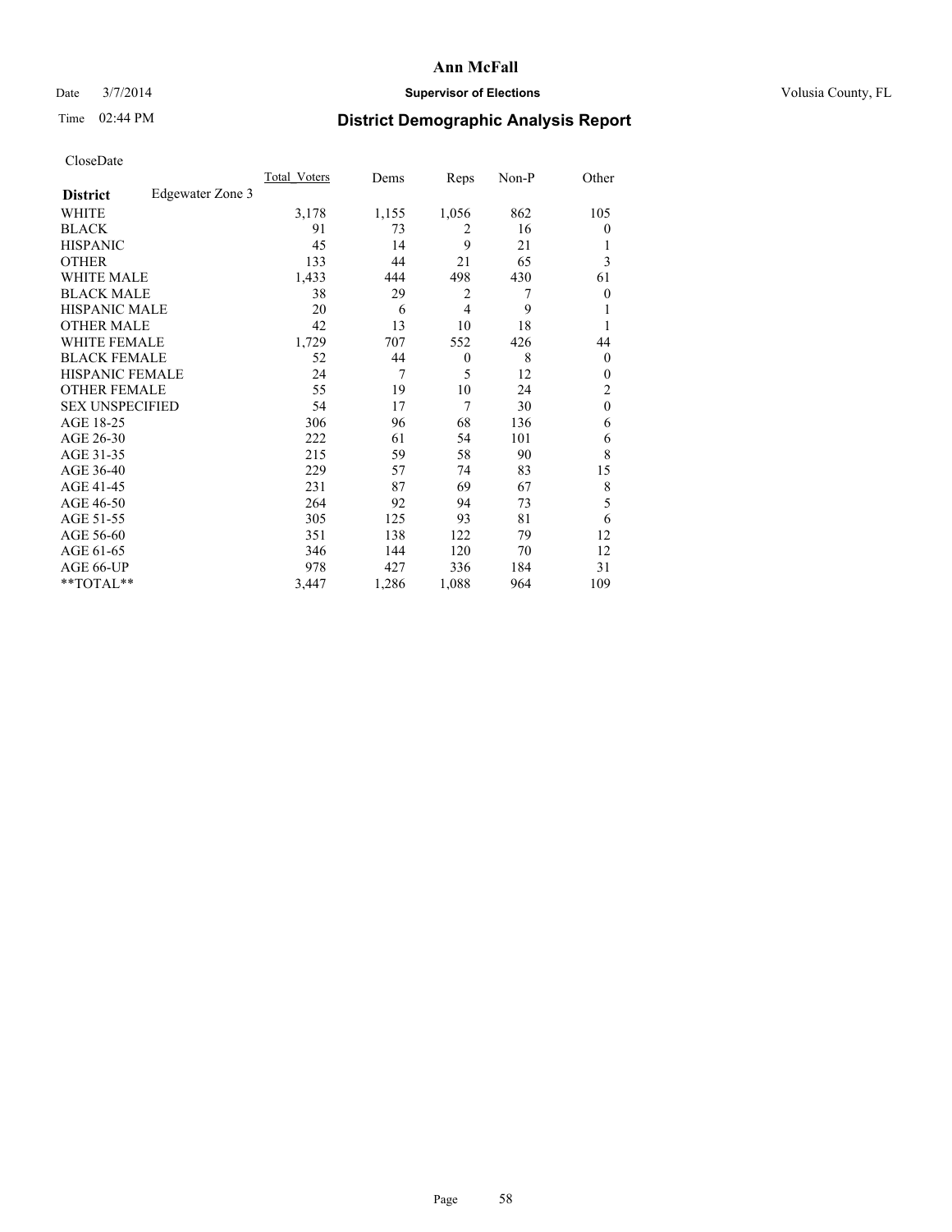# Ann McFall

Date 3/7/2014 **Supervisor of Elections** Volusia County, FL

Time 02:44 PM **District Demographic Analysis Report**

CloseDate

| **District** Edgewater Zone 3 | Total_Voters | Dems | Reps | Non-P | Other |
|---|---|---|---|---|---|
| WHITE | 3,178 | 1,155 | 1,056 | 862 | 105 |
| BLACK | 91 | 73 | 2 | 16 | 0 |
| HISPANIC | 45 | 14 | 9 | 21 | 1 |
| OTHER | 133 | 44 | 21 | 65 | 3 |
| WHITE MALE | 1,433 | 444 | 498 | 430 | 61 |
| BLACK MALE | 38 | 29 | 2 | 7 | 0 |
| HISPANIC MALE | 20 | 6 | 4 | 9 | 1 |
| OTHER MALE | 42 | 13 | 10 | 18 | 1 |
| WHITE FEMALE | 1,729 | 707 | 552 | 426 | 44 |
| BLACK FEMALE | 52 | 44 | 0 | 8 | 0 |
| HISPANIC FEMALE | 24 | 7 | 5 | 12 | 0 |
| OTHER FEMALE | 55 | 19 | 10 | 24 | 2 |
| SEX UNSPECIFIED | 54 | 17 | 7 | 30 | 0 |
| AGE 18-25 | 306 | 96 | 68 | 136 | 6 |
| AGE 26-30 | 222 | 61 | 54 | 101 | 6 |
| AGE 31-35 | 215 | 59 | 58 | 90 | 8 |
| AGE 36-40 | 229 | 57 | 74 | 83 | 15 |
| AGE 41-45 | 231 | 87 | 69 | 67 | 8 |
| AGE 46-50 | 264 | 92 | 94 | 73 | 5 |
| AGE 51-55 | 305 | 125 | 93 | 81 | 6 |
| AGE 56-60 | 351 | 138 | 122 | 79 | 12 |
| AGE 61-65 | 346 | 144 | 120 | 70 | 12 |
| AGE 66-UP | 978 | 427 | 336 | 184 | 31 |
| **TOTAL** | 3,447 | 1,286 | 1,088 | 964 | 109 |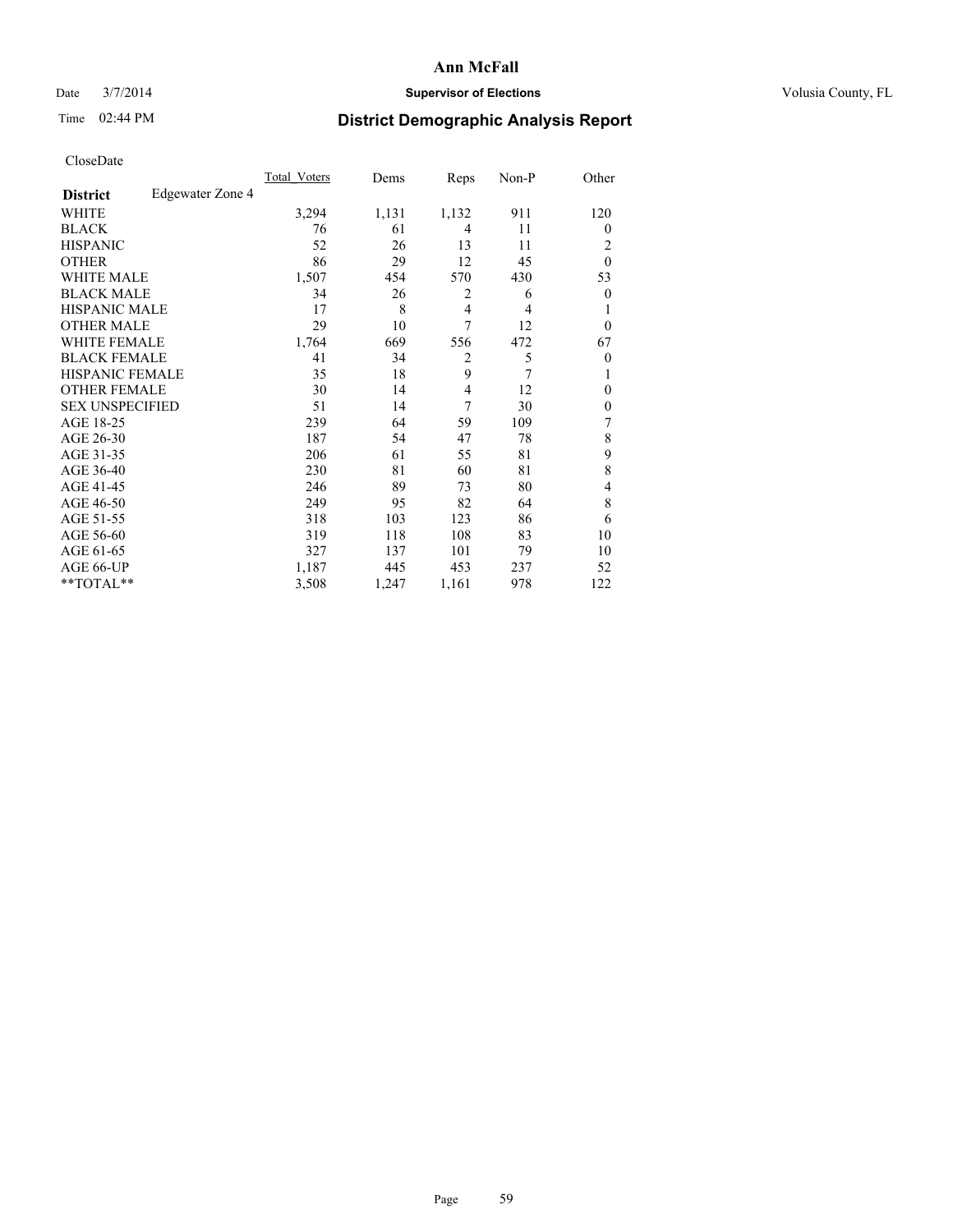# District Demographic Analysis Report

CloseDate

| District | Edgewater Zone 4 | Total_Voters | Dems | Reps | Non-P | Other |
|---|---|---|---|---|---|---|
| WHITE | | 3,294 | 1,131 | 1,132 | 911 | 120 |
| BLACK | | 76 | 61 | 4 | 11 | 0 |
| HISPANIC | | 52 | 26 | 13 | 11 | 2 |
| OTHER | | 86 | 29 | 12 | 45 | 0 |
| WHITE MALE | | 1,507 | 454 | 570 | 430 | 53 |
| BLACK MALE | | 34 | 26 | 2 | 6 | 0 |
| HISPANIC MALE | | 17 | 8 | 4 | 4 | 1 |
| OTHER MALE | | 29 | 10 | 7 | 12 | 0 |
| WHITE FEMALE | | 1,764 | 669 | 556 | 472 | 67 |
| BLACK FEMALE | | 41 | 34 | 2 | 5 | 0 |
| HISPANIC FEMALE | | 35 | 18 | 9 | 7 | 1 |
| OTHER FEMALE | | 30 | 14 | 4 | 12 | 0 |
| SEX UNSPECIFIED | | 51 | 14 | 7 | 30 | 0 |
| AGE 18-25 | | 239 | 64 | 59 | 109 | 7 |
| AGE 26-30 | | 187 | 54 | 47 | 78 | 8 |
| AGE 31-35 | | 206 | 61 | 55 | 81 | 9 |
| AGE 36-40 | | 230 | 81 | 60 | 81 | 8 |
| AGE 41-45 | | 246 | 89 | 73 | 80 | 4 |
| AGE 46-50 | | 249 | 95 | 82 | 64 | 8 |
| AGE 51-55 | | 318 | 103 | 123 | 86 | 6 |
| AGE 56-60 | | 319 | 118 | 108 | 83 | 10 |
| AGE 61-65 | | 327 | 137 | 101 | 79 | 10 |
| AGE 66-UP | | 1,187 | 445 | 453 | 237 | 52 |
| **TOTAL** | | 3,508 | 1,247 | 1,161 | 978 | 122 |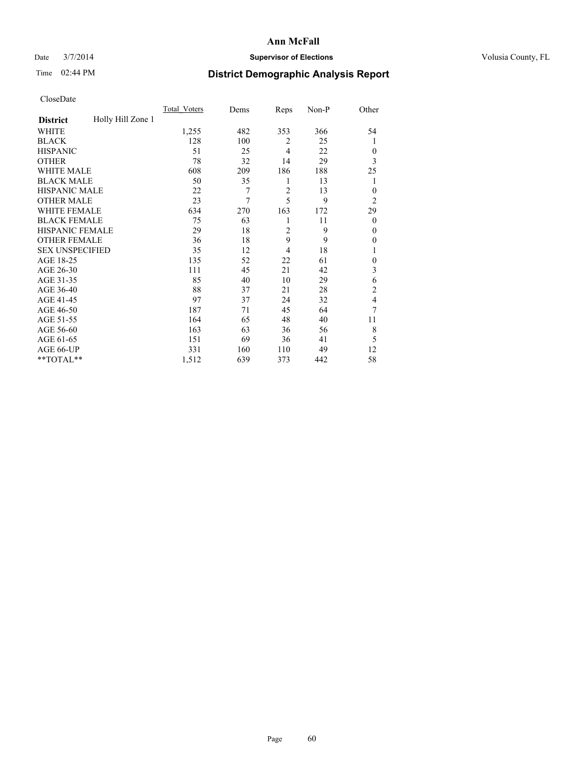# Ann McFall

Date 3/7/2014 **Supervisor of Elections** Volusia County, FL

Time 02:44 PM

## District Demographic Analysis Report

CloseDate

| **District** Holly Hill Zone 1 | Total_Voters | Dems | Reps | Non-P | Other |
|---|---|---|---|---|---|
| WHITE | 1,255 | 482 | 353 | 366 | 54 |
| BLACK | 128 | 100 | 2 | 25 | 1 |
| HISPANIC | 51 | 25 | 4 | 22 | 0 |
| OTHER | 78 | 32 | 14 | 29 | 3 |
| WHITE MALE | 608 | 209 | 186 | 188 | 25 |
| BLACK MALE | 50 | 35 | 1 | 13 | 1 |
| HISPANIC MALE | 22 | 7 | 2 | 13 | 0 |
| OTHER MALE | 23 | 7 | 5 | 9 | 2 |
| WHITE FEMALE | 634 | 270 | 163 | 172 | 29 |
| BLACK FEMALE | 75 | 63 | 1 | 11 | 0 |
| HISPANIC FEMALE | 29 | 18 | 2 | 9 | 0 |
| OTHER FEMALE | 36 | 18 | 9 | 9 | 0 |
| SEX UNSPECIFIED | 35 | 12 | 4 | 18 | 1 |
| AGE 18-25 | 135 | 52 | 22 | 61 | 0 |
| AGE 26-30 | 111 | 45 | 21 | 42 | 3 |
| AGE 31-35 | 85 | 40 | 10 | 29 | 6 |
| AGE 36-40 | 88 | 37 | 21 | 28 | 2 |
| AGE 41-45 | 97 | 37 | 24 | 32 | 4 |
| AGE 46-50 | 187 | 71 | 45 | 64 | 7 |
| AGE 51-55 | 164 | 65 | 48 | 40 | 11 |
| AGE 56-60 | 163 | 63 | 36 | 56 | 8 |
| AGE 61-65 | 151 | 69 | 36 | 41 | 5 |
| AGE 66-UP | 331 | 160 | 110 | 49 | 12 |
| **TOTAL** | 1,512 | 639 | 373 | 442 | 58 |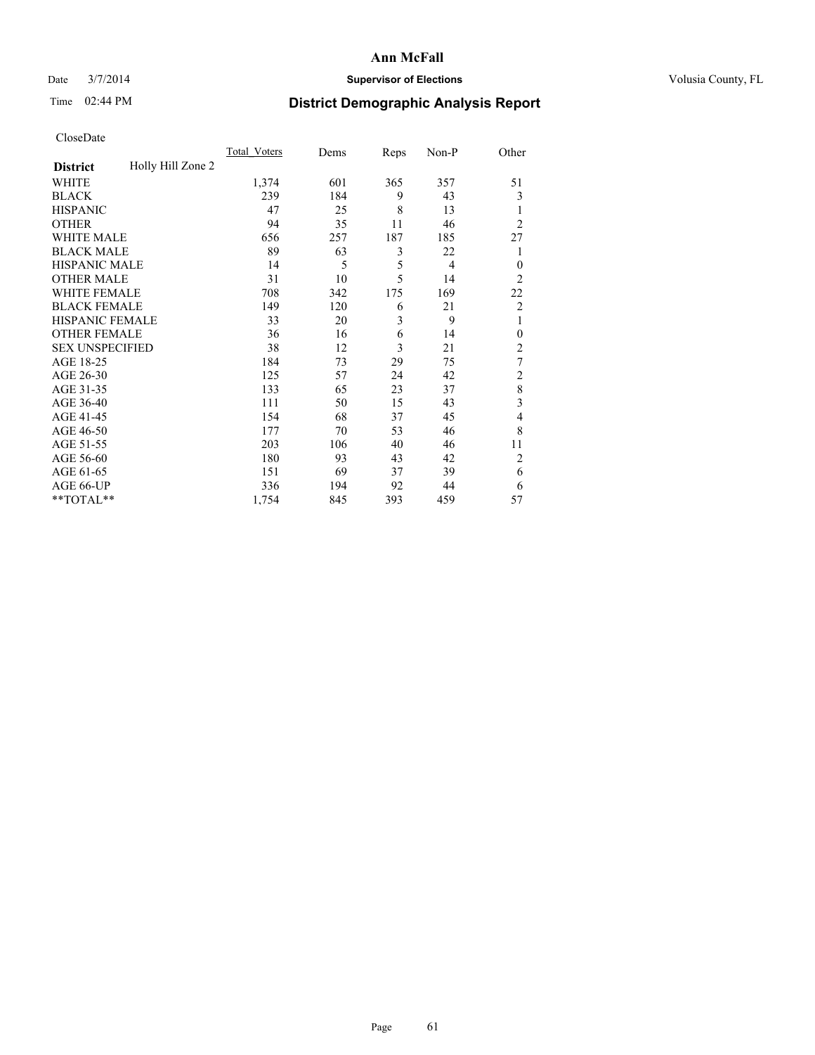# Ann McFall

Date 3/7/2014 **Supervisor of Elections** Volusia County, FL

Time 02:44 PM

## District Demographic Analysis Report

CloseDate

| **District** Holly Hill Zone 2 | Total_Voters | Dems | Reps | Non-P | Other |
|---|---|---|---|---|---|
| WHITE | 1,374 | 601 | 365 | 357 | 51 |
| BLACK | 239 | 184 | 9 | 43 | 3 |
| HISPANIC | 47 | 25 | 8 | 13 | 1 |
| OTHER | 94 | 35 | 11 | 46 | 2 |
| WHITE MALE | 656 | 257 | 187 | 185 | 27 |
| BLACK MALE | 89 | 63 | 3 | 22 | 1 |
| HISPANIC MALE | 14 | 5 | 5 | 4 | 0 |
| OTHER MALE | 31 | 10 | 5 | 14 | 2 |
| WHITE FEMALE | 708 | 342 | 175 | 169 | 22 |
| BLACK FEMALE | 149 | 120 | 6 | 21 | 2 |
| HISPANIC FEMALE | 33 | 20 | 3 | 9 | 1 |
| OTHER FEMALE | 36 | 16 | 6 | 14 | 0 |
| SEX UNSPECIFIED | 38 | 12 | 3 | 21 | 2 |
| AGE 18-25 | 184 | 73 | 29 | 75 | 7 |
| AGE 26-30 | 125 | 57 | 24 | 42 | 2 |
| AGE 31-35 | 133 | 65 | 23 | 37 | 8 |
| AGE 36-40 | 111 | 50 | 15 | 43 | 3 |
| AGE 41-45 | 154 | 68 | 37 | 45 | 4 |
| AGE 46-50 | 177 | 70 | 53 | 46 | 8 |
| AGE 51-55 | 203 | 106 | 40 | 46 | 11 |
| AGE 56-60 | 180 | 93 | 43 | 42 | 2 |
| AGE 61-65 | 151 | 69 | 37 | 39 | 6 |
| AGE 66-UP | 336 | 194 | 92 | 44 | 6 |
| **TOTAL** | 1,754 | 845 | 393 | 459 | 57 |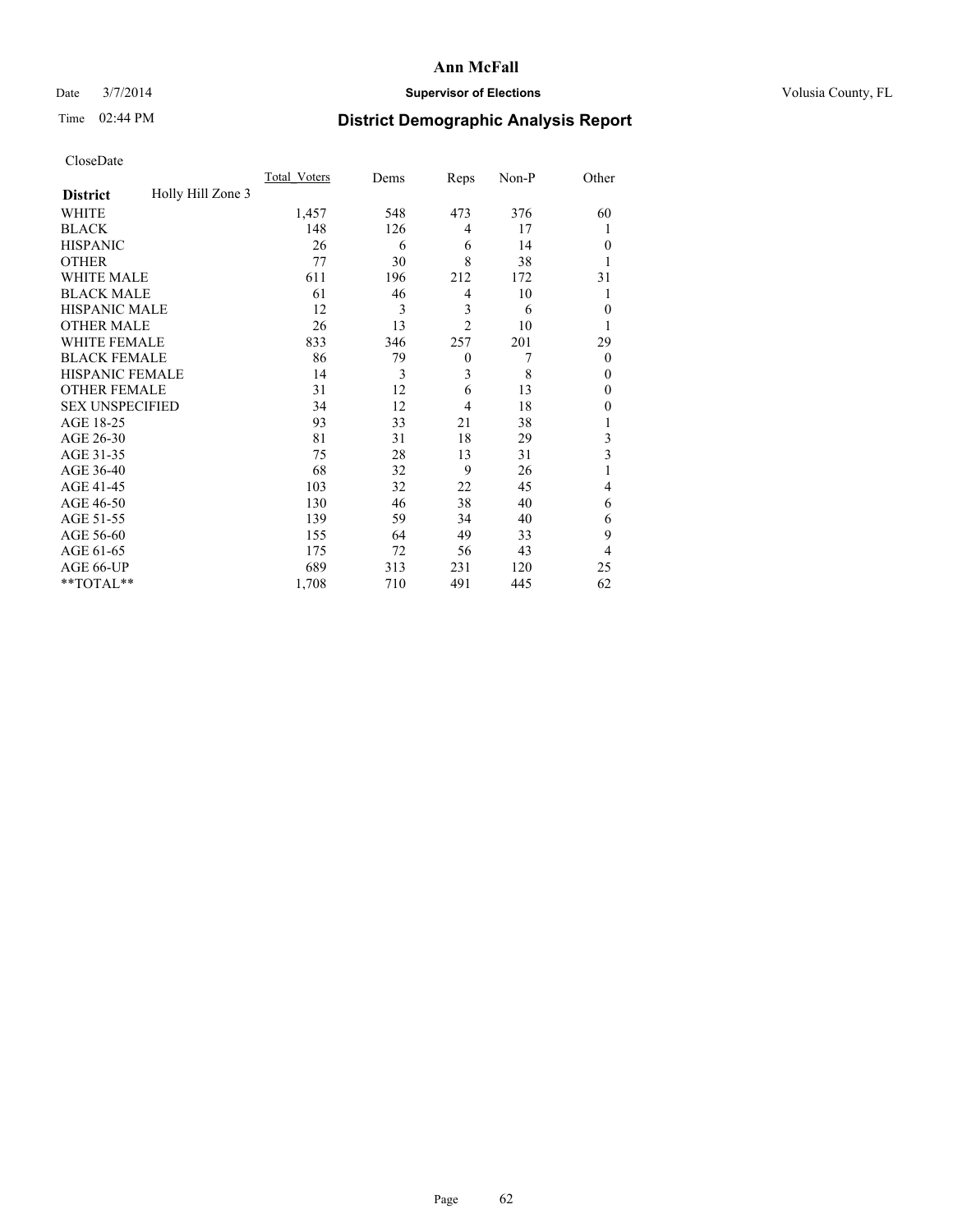# Ann McFall

Date 3/7/2014 **Supervisor of Elections** Volusia County, FL

Time 02:44 PM **District Demographic Analysis Report**

CloseDate

| **District** Holly Hill Zone 3 | Total_Voters | Dems | Reps | Non-P | Other |
|---|---|---|---|---|---|
| WHITE | 1,457 | 548 | 473 | 376 | 60 |
| BLACK | 148 | 126 | 4 | 17 | 1 |
| HISPANIC | 26 | 6 | 6 | 14 | 0 |
| OTHER | 77 | 30 | 8 | 38 | 1 |
| WHITE MALE | 611 | 196 | 212 | 172 | 31 |
| BLACK MALE | 61 | 46 | 4 | 10 | 1 |
| HISPANIC MALE | 12 | 3 | 3 | 6 | 0 |
| OTHER MALE | 26 | 13 | 2 | 10 | 1 |
| WHITE FEMALE | 833 | 346 | 257 | 201 | 29 |
| BLACK FEMALE | 86 | 79 | 0 | 7 | 0 |
| HISPANIC FEMALE | 14 | 3 | 3 | 8 | 0 |
| OTHER FEMALE | 31 | 12 | 6 | 13 | 0 |
| SEX UNSPECIFIED | 34 | 12 | 4 | 18 | 0 |
| AGE 18-25 | 93 | 33 | 21 | 38 | 1 |
| AGE 26-30 | 81 | 31 | 18 | 29 | 3 |
| AGE 31-35 | 75 | 28 | 13 | 31 | 3 |
| AGE 36-40 | 68 | 32 | 9 | 26 | 1 |
| AGE 41-45 | 103 | 32 | 22 | 45 | 4 |
| AGE 46-50 | 130 | 46 | 38 | 40 | 6 |
| AGE 51-55 | 139 | 59 | 34 | 40 | 6 |
| AGE 56-60 | 155 | 64 | 49 | 33 | 9 |
| AGE 61-65 | 175 | 72 | 56 | 43 | 4 |
| AGE 66-UP | 689 | 313 | 231 | 120 | 25 |
| **TOTAL** | 1,708 | 710 | 491 | 445 | 62 |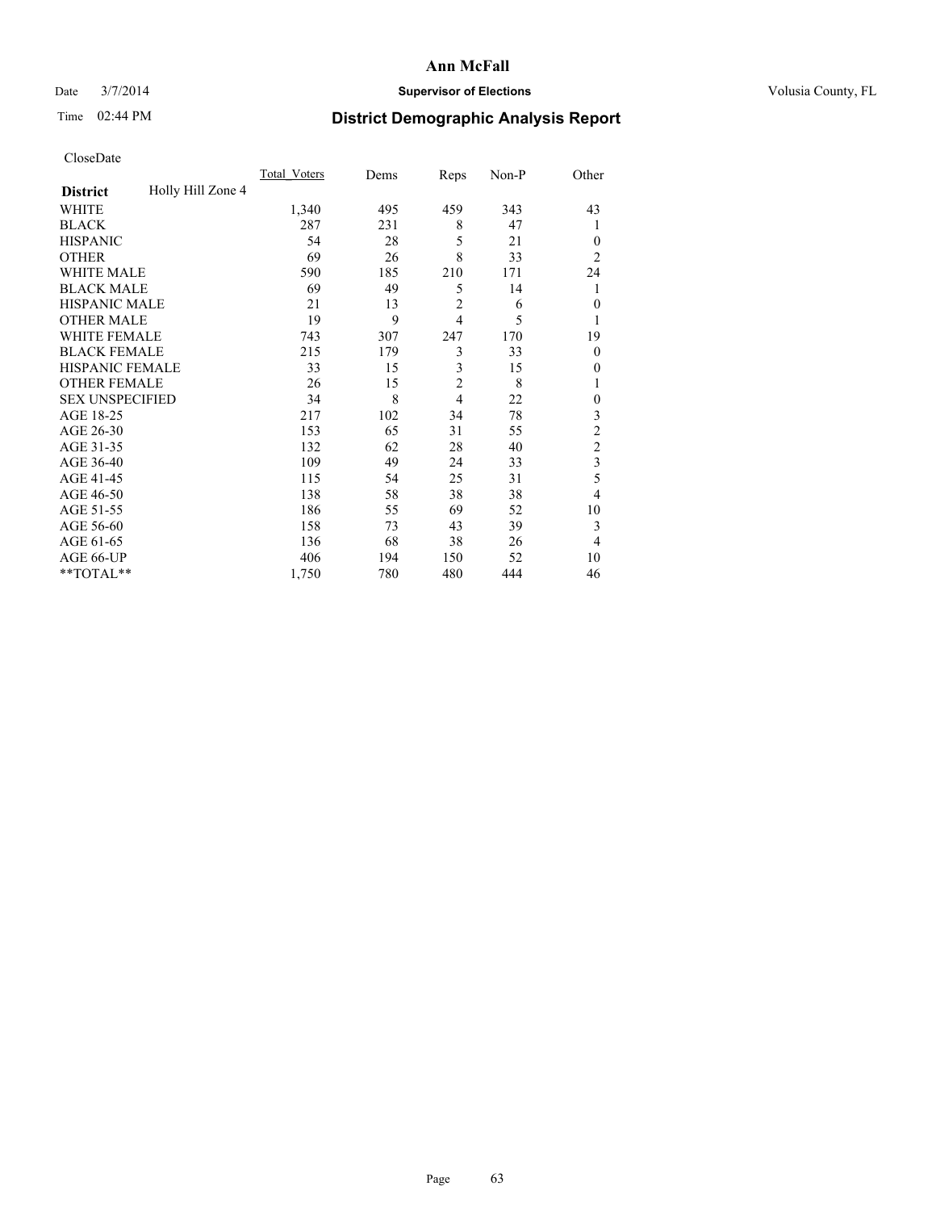# Ann McFall

Date 3/7/2014 **Supervisor of Elections** Volusia County, FL

Time 02:44 PM **District Demographic Analysis Report**

CloseDate

| **District** Holly Hill Zone 4 | Total_Voters | Dems | Reps | Non-P | Other |
|---|---|---|---|---|---|
| WHITE | 1,340 | 495 | 459 | 343 | 43 |
| BLACK | 287 | 231 | 8 | 47 | 1 |
| HISPANIC | 54 | 28 | 5 | 21 | 0 |
| OTHER | 69 | 26 | 8 | 33 | 2 |
| WHITE MALE | 590 | 185 | 210 | 171 | 24 |
| BLACK MALE | 69 | 49 | 5 | 14 | 1 |
| HISPANIC MALE | 21 | 13 | 2 | 6 | 0 |
| OTHER MALE | 19 | 9 | 4 | 5 | 1 |
| WHITE FEMALE | 743 | 307 | 247 | 170 | 19 |
| BLACK FEMALE | 215 | 179 | 3 | 33 | 0 |
| HISPANIC FEMALE | 33 | 15 | 3 | 15 | 0 |
| OTHER FEMALE | 26 | 15 | 2 | 8 | 1 |
| SEX UNSPECIFIED | 34 | 8 | 4 | 22 | 0 |
| AGE 18-25 | 217 | 102 | 34 | 78 | 3 |
| AGE 26-30 | 153 | 65 | 31 | 55 | 2 |
| AGE 31-35 | 132 | 62 | 28 | 40 | 2 |
| AGE 36-40 | 109 | 49 | 24 | 33 | 3 |
| AGE 41-45 | 115 | 54 | 25 | 31 | 5 |
| AGE 46-50 | 138 | 58 | 38 | 38 | 4 |
| AGE 51-55 | 186 | 55 | 69 | 52 | 10 |
| AGE 56-60 | 158 | 73 | 43 | 39 | 3 |
| AGE 61-65 | 136 | 68 | 38 | 26 | 4 |
| AGE 66-UP | 406 | 194 | 150 | 52 | 10 |
| **TOTAL** | 1,750 | 780 | 480 | 444 | 46 |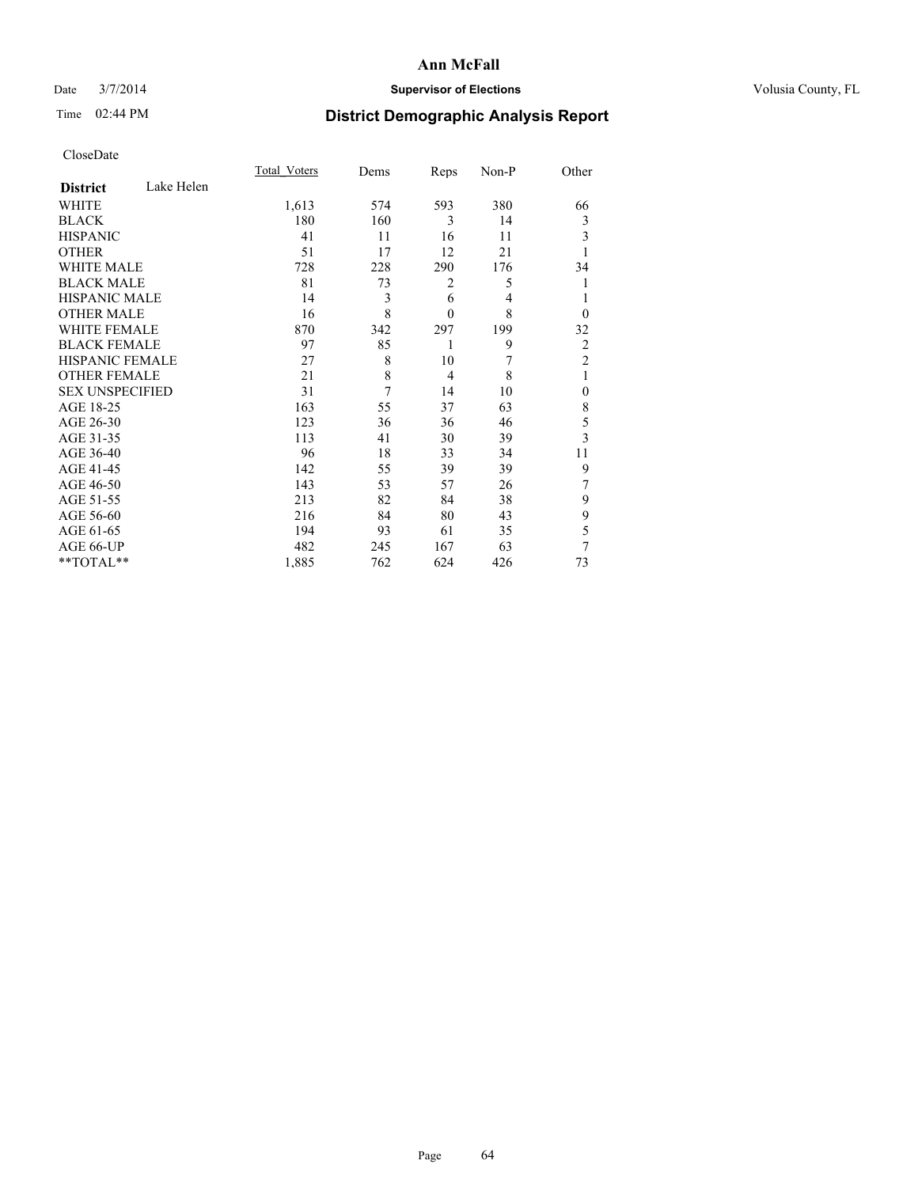# Ann McFall

Date 3/7/2014 **Supervisor of Elections** Volusia County, FL

Time 02:44 PM **District Demographic Analysis Report**

CloseDate

| **District** Lake Helen | Total_Voters | Dems | Reps | Non-P | Other |
|---|---|---|---|---|---|
| WHITE | 1,613 | 574 | 593 | 380 | 66 |
| BLACK | 180 | 160 | 3 | 14 | 3 |
| HISPANIC | 41 | 11 | 16 | 11 | 3 |
| OTHER | 51 | 17 | 12 | 21 | 1 |
| WHITE MALE | 728 | 228 | 290 | 176 | 34 |
| BLACK MALE | 81 | 73 | 2 | 5 | 1 |
| HISPANIC MALE | 14 | 3 | 6 | 4 | 1 |
| OTHER MALE | 16 | 8 | 0 | 8 | 0 |
| WHITE FEMALE | 870 | 342 | 297 | 199 | 32 |
| BLACK FEMALE | 97 | 85 | 1 | 9 | 2 |
| HISPANIC FEMALE | 27 | 8 | 10 | 7 | 2 |
| OTHER FEMALE | 21 | 8 | 4 | 8 | 1 |
| SEX UNSPECIFIED | 31 | 7 | 14 | 10 | 0 |
| AGE 18-25 | 163 | 55 | 37 | 63 | 8 |
| AGE 26-30 | 123 | 36 | 36 | 46 | 5 |
| AGE 31-35 | 113 | 41 | 30 | 39 | 3 |
| AGE 36-40 | 96 | 18 | 33 | 34 | 11 |
| AGE 41-45 | 142 | 55 | 39 | 39 | 9 |
| AGE 46-50 | 143 | 53 | 57 | 26 | 7 |
| AGE 51-55 | 213 | 82 | 84 | 38 | 9 |
| AGE 56-60 | 216 | 84 | 80 | 43 | 9 |
| AGE 61-65 | 194 | 93 | 61 | 35 | 5 |
| AGE 66-UP | 482 | 245 | 167 | 63 | 7 |
| **TOTAL** | 1,885 | 762 | 624 | 426 | 73 |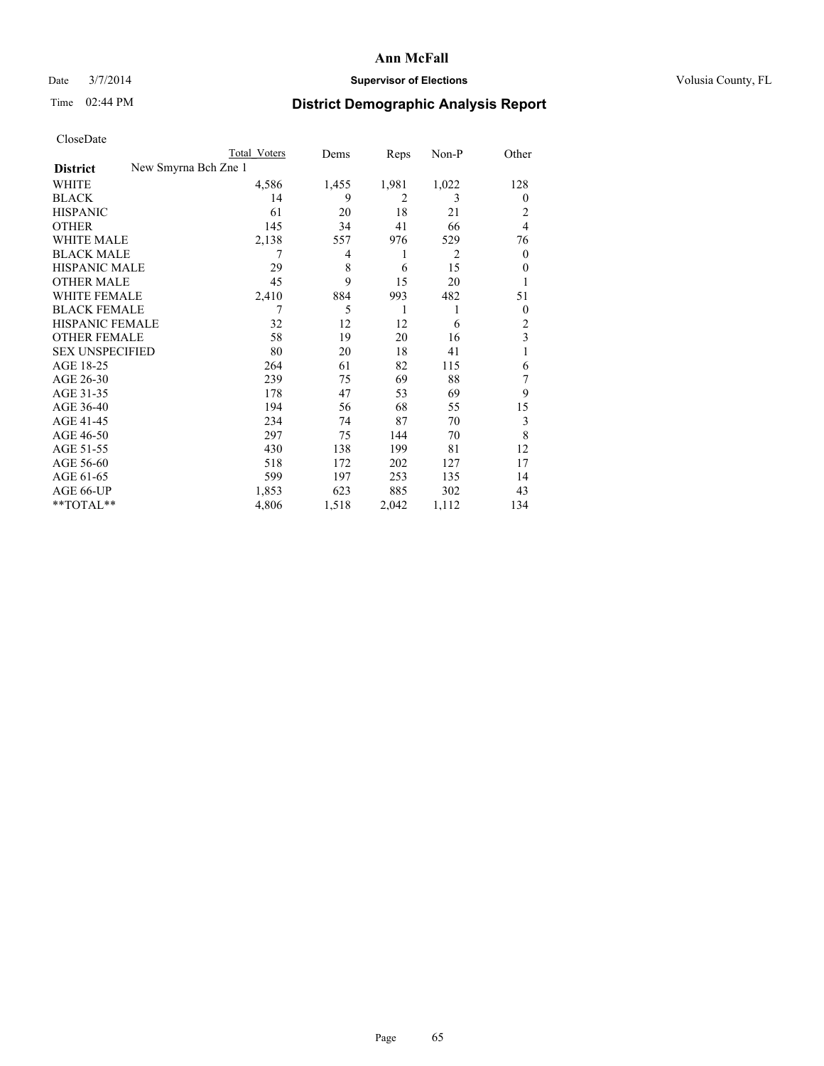# Ann McFall

Date 3/7/2014 **Supervisor of Elections** Volusia County, FL

Time 02:44 PM **District Demographic Analysis Report**

CloseDate

| District | New Smyrna Bch Zne 1 | Total Voters | Dems | Reps | Non-P | Other |
|---|---|---|---|---|---|---|
| WHITE | | 4,586 | 1,455 | 1,981 | 1,022 | 128 |
| BLACK | | 14 | 9 | 2 | 3 | 0 |
| HISPANIC | | 61 | 20 | 18 | 21 | 2 |
| OTHER | | 145 | 34 | 41 | 66 | 4 |
| WHITE MALE | | 2,138 | 557 | 976 | 529 | 76 |
| BLACK MALE | | 7 | 4 | 1 | 2 | 0 |
| HISPANIC MALE | | 29 | 8 | 6 | 15 | 0 |
| OTHER MALE | | 45 | 9 | 15 | 20 | 1 |
| WHITE FEMALE | | 2,410 | 884 | 993 | 482 | 51 |
| BLACK FEMALE | | 7 | 5 | 1 | 1 | 0 |
| HISPANIC FEMALE | | 32 | 12 | 12 | 6 | 2 |
| OTHER FEMALE | | 58 | 19 | 20 | 16 | 3 |
| SEX UNSPECIFIED | | 80 | 20 | 18 | 41 | 1 |
| AGE 18-25 | | 264 | 61 | 82 | 115 | 6 |
| AGE 26-30 | | 239 | 75 | 69 | 88 | 7 |
| AGE 31-35 | | 178 | 47 | 53 | 69 | 9 |
| AGE 36-40 | | 194 | 56 | 68 | 55 | 15 |
| AGE 41-45 | | 234 | 74 | 87 | 70 | 3 |
| AGE 46-50 | | 297 | 75 | 144 | 70 | 8 |
| AGE 51-55 | | 430 | 138 | 199 | 81 | 12 |
| AGE 56-60 | | 518 | 172 | 202 | 127 | 17 |
| AGE 61-65 | | 599 | 197 | 253 | 135 | 14 |
| AGE 66-UP | | 1,853 | 623 | 885 | 302 | 43 |
| **TOTAL** | | 4,806 | 1,518 | 2,042 | 1,112 | 134 |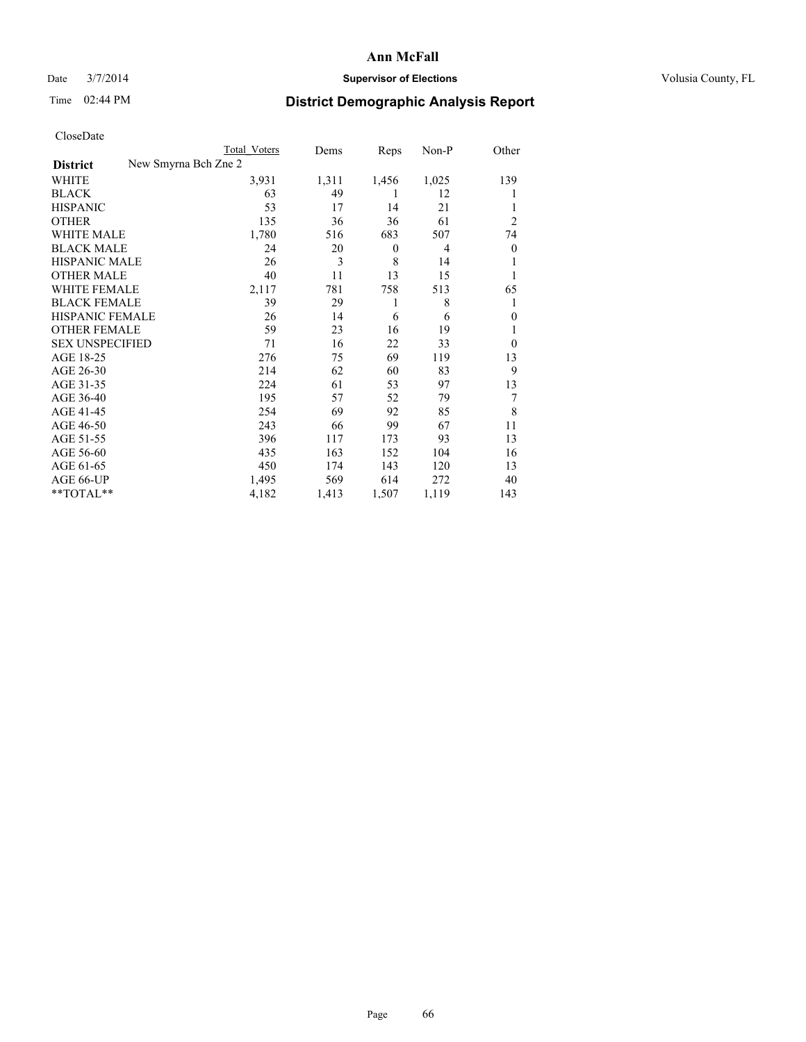**Ann McFall**

Date 3/7/2014 **Supervisor of Elections** Volusia County, FL

Time 02:44 PM

# District Demographic Analysis Report

CloseDate

| **District** | New Smyrna Bch Zne 2 Total Voters | Dems | Reps | Non-P | Other |
|---|---|---|---|---|---|
| WHITE | 3,931 | 1,311 | 1,456 | 1,025 | 139 |
| BLACK | 63 | 49 | 1 | 12 | 1 |
| HISPANIC | 53 | 17 | 14 | 21 | 1 |
| OTHER | 135 | 36 | 36 | 61 | 2 |
| WHITE MALE | 1,780 | 516 | 683 | 507 | 74 |
| BLACK MALE | 24 | 20 | 0 | 4 | 0 |
| HISPANIC MALE | 26 | 3 | 8 | 14 | 1 |
| OTHER MALE | 40 | 11 | 13 | 15 | 1 |
| WHITE FEMALE | 2,117 | 781 | 758 | 513 | 65 |
| BLACK FEMALE | 39 | 29 | 1 | 8 | 1 |
| HISPANIC FEMALE | 26 | 14 | 6 | 6 | 0 |
| OTHER FEMALE | 59 | 23 | 16 | 19 | 1 |
| SEX UNSPECIFIED | 71 | 16 | 22 | 33 | 0 |
| AGE 18-25 | 276 | 75 | 69 | 119 | 13 |
| AGE 26-30 | 214 | 62 | 60 | 83 | 9 |
| AGE 31-35 | 224 | 61 | 53 | 97 | 13 |
| AGE 36-40 | 195 | 57 | 52 | 79 | 7 |
| AGE 41-45 | 254 | 69 | 92 | 85 | 8 |
| AGE 46-50 | 243 | 66 | 99 | 67 | 11 |
| AGE 51-55 | 396 | 117 | 173 | 93 | 13 |
| AGE 56-60 | 435 | 163 | 152 | 104 | 16 |
| AGE 61-65 | 450 | 174 | 143 | 120 | 13 |
| AGE 66-UP | 1,495 | 569 | 614 | 272 | 40 |
| **TOTAL** | 4,182 | 1,413 | 1,507 | 1,119 | 143 |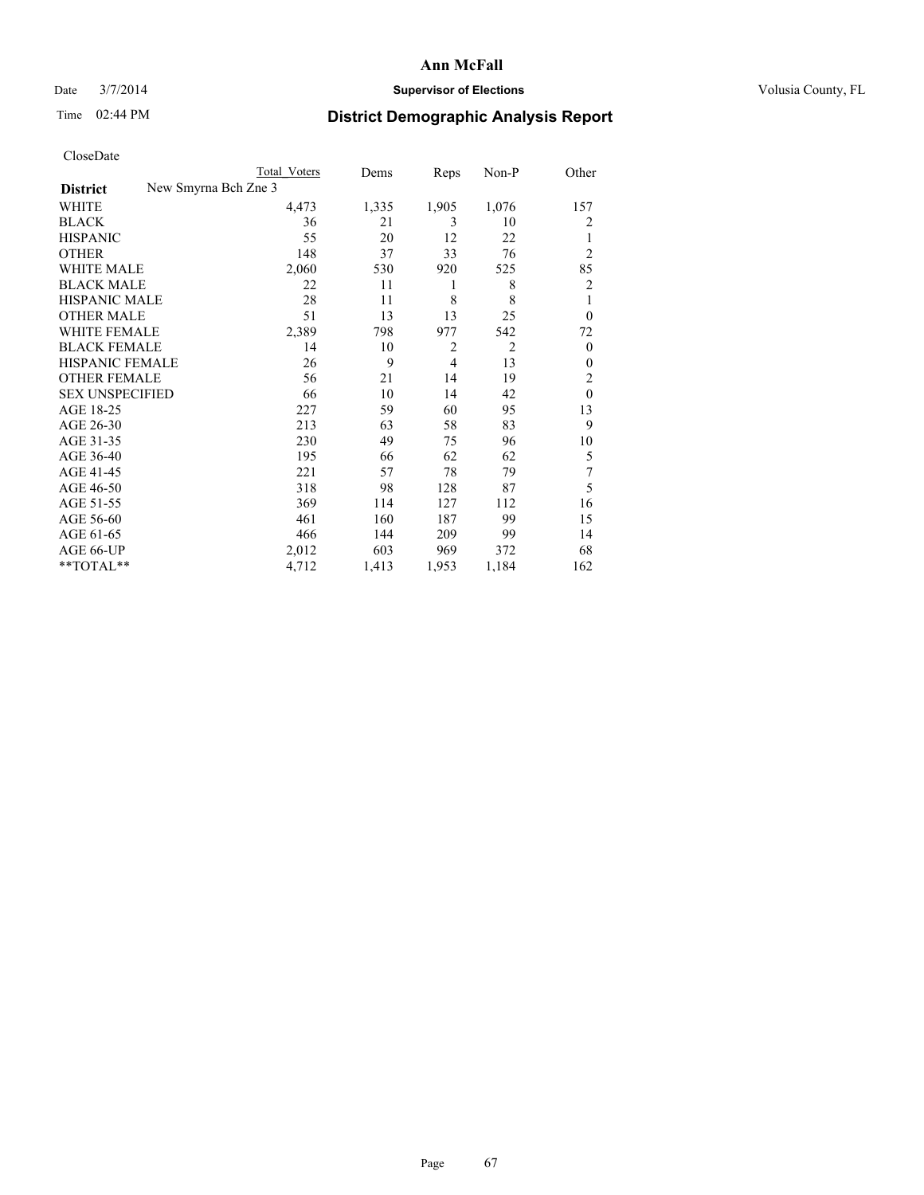# Ann McFall

Date 3/7/2014 **Supervisor of Elections** Volusia County, FL

Time 02:44 PM **District Demographic Analysis Report**

CloseDate

| **District** New Smyrna Bch Zne 3 | Total Voters | Dems | Reps | Non-P | Other |
|---|---|---|---|---|---|
| WHITE | 4,473 | 1,335 | 1,905 | 1,076 | 157 |
| BLACK | 36 | 21 | 3 | 10 | 2 |
| HISPANIC | 55 | 20 | 12 | 22 | 1 |
| OTHER | 148 | 37 | 33 | 76 | 2 |
| WHITE MALE | 2,060 | 530 | 920 | 525 | 85 |
| BLACK MALE | 22 | 11 | 1 | 8 | 2 |
| HISPANIC MALE | 28 | 11 | 8 | 8 | 1 |
| OTHER MALE | 51 | 13 | 13 | 25 | 0 |
| WHITE FEMALE | 2,389 | 798 | 977 | 542 | 72 |
| BLACK FEMALE | 14 | 10 | 2 | 2 | 0 |
| HISPANIC FEMALE | 26 | 9 | 4 | 13 | 0 |
| OTHER FEMALE | 56 | 21 | 14 | 19 | 2 |
| SEX UNSPECIFIED | 66 | 10 | 14 | 42 | 0 |
| AGE 18-25 | 227 | 59 | 60 | 95 | 13 |
| AGE 26-30 | 213 | 63 | 58 | 83 | 9 |
| AGE 31-35 | 230 | 49 | 75 | 96 | 10 |
| AGE 36-40 | 195 | 66 | 62 | 62 | 5 |
| AGE 41-45 | 221 | 57 | 78 | 79 | 7 |
| AGE 46-50 | 318 | 98 | 128 | 87 | 5 |
| AGE 51-55 | 369 | 114 | 127 | 112 | 16 |
| AGE 56-60 | 461 | 160 | 187 | 99 | 15 |
| AGE 61-65 | 466 | 144 | 209 | 99 | 14 |
| AGE 66-UP | 2,012 | 603 | 969 | 372 | 68 |
| **TOTAL** | 4,712 | 1,413 | 1,953 | 1,184 | 162 |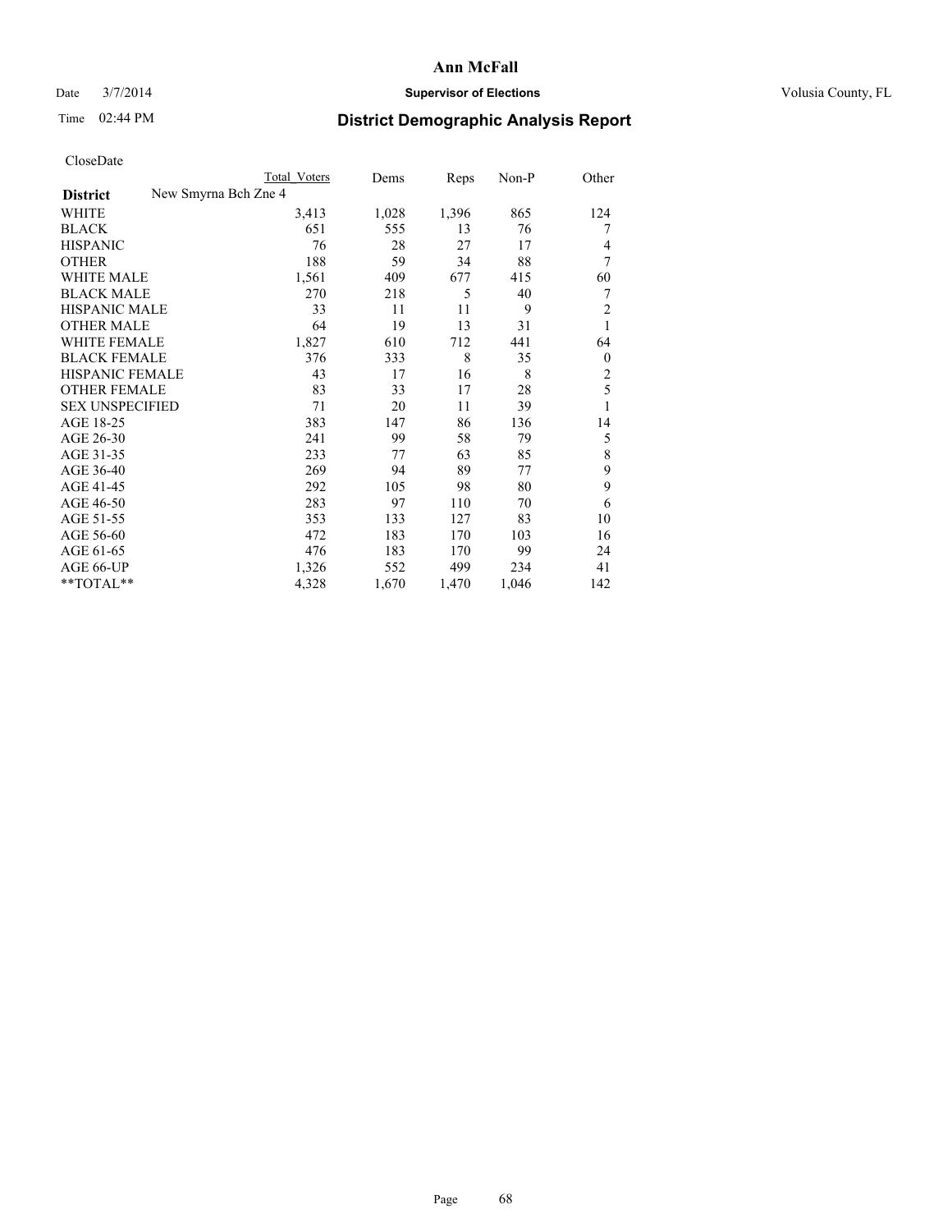**Ann McFall**

Date 3/7/2014 **Supervisor of Elections** Volusia County, FL

Time 02:44 PM **District Demographic Analysis Report**

CloseDate

| District | New Smyrna Bch Zne 4 | Total Voters | Dems | Reps | Non-P | Other |
|---|---|---|---|---|---|---|
| WHITE | | 3,413 | 1,028 | 1,396 | 865 | 124 |
| BLACK | | 651 | 555 | 13 | 76 | 7 |
| HISPANIC | | 76 | 28 | 27 | 17 | 4 |
| OTHER | | 188 | 59 | 34 | 88 | 7 |
| WHITE MALE | | 1,561 | 409 | 677 | 415 | 60 |
| BLACK MALE | | 270 | 218 | 5 | 40 | 7 |
| HISPANIC MALE | | 33 | 11 | 11 | 9 | 2 |
| OTHER MALE | | 64 | 19 | 13 | 31 | 1 |
| WHITE FEMALE | | 1,827 | 610 | 712 | 441 | 64 |
| BLACK FEMALE | | 376 | 333 | 8 | 35 | 0 |
| HISPANIC FEMALE | | 43 | 17 | 16 | 8 | 2 |
| OTHER FEMALE | | 83 | 33 | 17 | 28 | 5 |
| SEX UNSPECIFIED | | 71 | 20 | 11 | 39 | 1 |
| AGE 18-25 | | 383 | 147 | 86 | 136 | 14 |
| AGE 26-30 | | 241 | 99 | 58 | 79 | 5 |
| AGE 31-35 | | 233 | 77 | 63 | 85 | 8 |
| AGE 36-40 | | 269 | 94 | 89 | 77 | 9 |
| AGE 41-45 | | 292 | 105 | 98 | 80 | 9 |
| AGE 46-50 | | 283 | 97 | 110 | 70 | 6 |
| AGE 51-55 | | 353 | 133 | 127 | 83 | 10 |
| AGE 56-60 | | 472 | 183 | 170 | 103 | 16 |
| AGE 61-65 | | 476 | 183 | 170 | 99 | 24 |
| AGE 66-UP | | 1,326 | 552 | 499 | 234 | 41 |
| **TOTAL** | | 4,328 | 1,670 | 1,470 | 1,046 | 142 |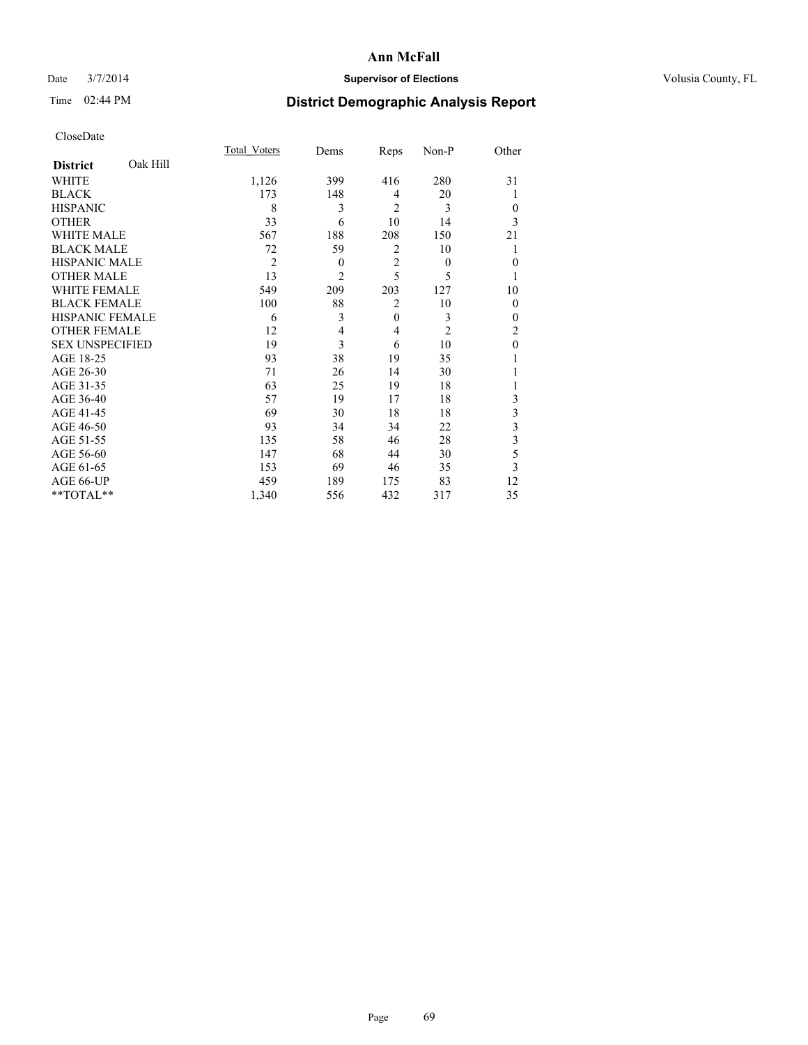# Ann McFall

Date 3/7/2014 **Supervisor of Elections** Volusia County, FL

Time 02:44 PM **District Demographic Analysis Report**

CloseDate

| **District** Oak Hill | Total_Voters | Dems | Reps | Non-P | Other |
|---|---|---|---|---|---|
| WHITE | 1,126 | 399 | 416 | 280 | 31 |
| BLACK | 173 | 148 | 4 | 20 | 1 |
| HISPANIC | 8 | 3 | 2 | 3 | 0 |
| OTHER | 33 | 6 | 10 | 14 | 3 |
| WHITE MALE | 567 | 188 | 208 | 150 | 21 |
| BLACK MALE | 72 | 59 | 2 | 10 | 1 |
| HISPANIC MALE | 2 | 0 | 2 | 0 | 0 |
| OTHER MALE | 13 | 2 | 5 | 5 | 1 |
| WHITE FEMALE | 549 | 209 | 203 | 127 | 10 |
| BLACK FEMALE | 100 | 88 | 2 | 10 | 0 |
| HISPANIC FEMALE | 6 | 3 | 0 | 3 | 0 |
| OTHER FEMALE | 12 | 4 | 4 | 2 | 2 |
| SEX UNSPECIFIED | 19 | 3 | 6 | 10 | 0 |
| AGE 18-25 | 93 | 38 | 19 | 35 | 1 |
| AGE 26-30 | 71 | 26 | 14 | 30 | 1 |
| AGE 31-35 | 63 | 25 | 19 | 18 | 1 |
| AGE 36-40 | 57 | 19 | 17 | 18 | 3 |
| AGE 41-45 | 69 | 30 | 18 | 18 | 3 |
| AGE 46-50 | 93 | 34 | 34 | 22 | 3 |
| AGE 51-55 | 135 | 58 | 46 | 28 | 3 |
| AGE 56-60 | 147 | 68 | 44 | 30 | 5 |
| AGE 61-65 | 153 | 69 | 46 | 35 | 3 |
| AGE 66-UP | 459 | 189 | 175 | 83 | 12 |
| **TOTAL** | 1,340 | 556 | 432 | 317 | 35 |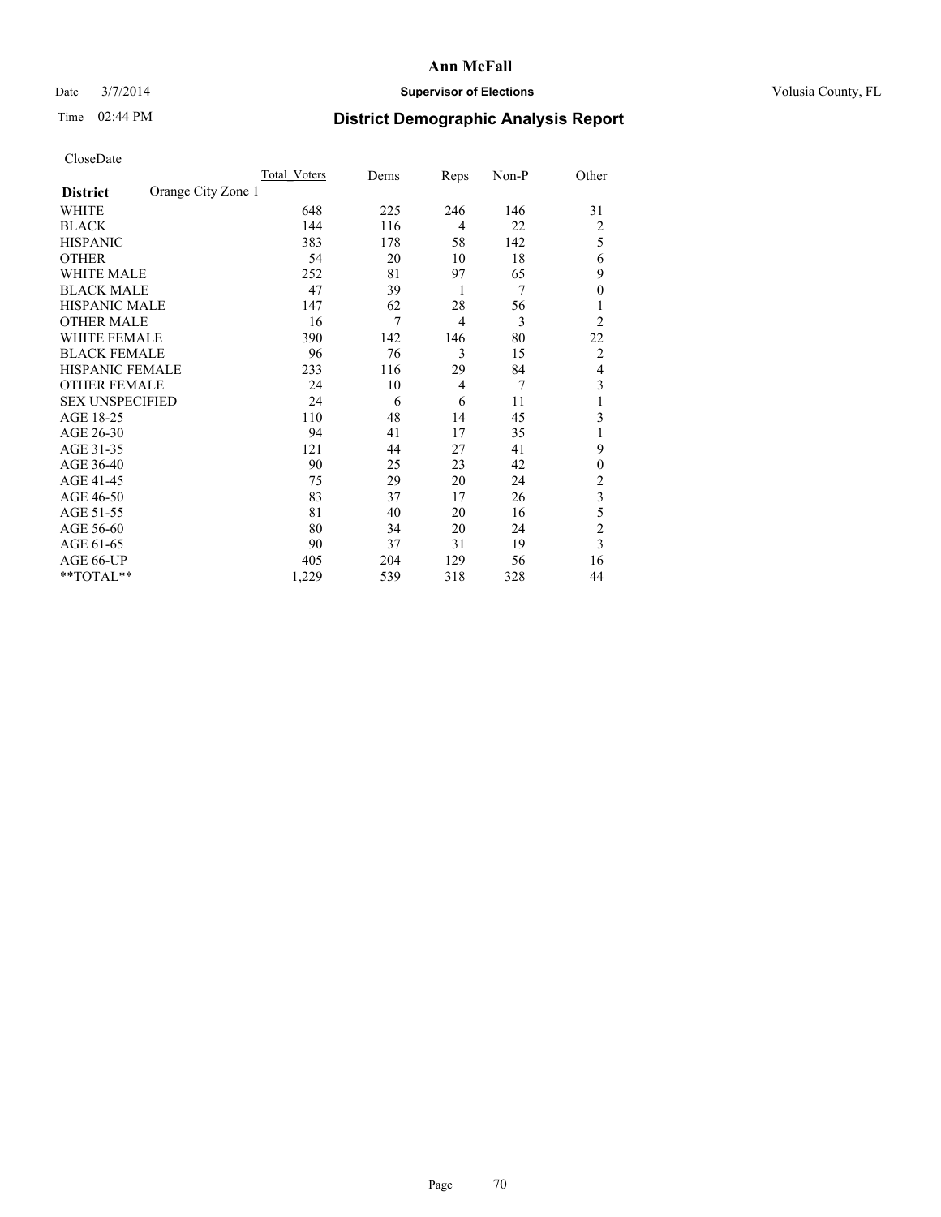**Ann McFall**

Date 3/7/2014 **Supervisor of Elections** Volusia County, FL

Time 02:44 PM

# District Demographic Analysis Report

CloseDate

| **District** Orange City Zone 1 | Total_Voters | Dems | Reps | Non-P | Other |
|---|---|---|---|---|---|
| WHITE | 648 | 225 | 246 | 146 | 31 |
| BLACK | 144 | 116 | 4 | 22 | 2 |
| HISPANIC | 383 | 178 | 58 | 142 | 5 |
| OTHER | 54 | 20 | 10 | 18 | 6 |
| WHITE MALE | 252 | 81 | 97 | 65 | 9 |
| BLACK MALE | 47 | 39 | 1 | 7 | 0 |
| HISPANIC MALE | 147 | 62 | 28 | 56 | 1 |
| OTHER MALE | 16 | 7 | 4 | 3 | 2 |
| WHITE FEMALE | 390 | 142 | 146 | 80 | 22 |
| BLACK FEMALE | 96 | 76 | 3 | 15 | 2 |
| HISPANIC FEMALE | 233 | 116 | 29 | 84 | 4 |
| OTHER FEMALE | 24 | 10 | 4 | 7 | 3 |
| SEX UNSPECIFIED | 24 | 6 | 6 | 11 | 1 |
| AGE 18-25 | 110 | 48 | 14 | 45 | 3 |
| AGE 26-30 | 94 | 41 | 17 | 35 | 1 |
| AGE 31-35 | 121 | 44 | 27 | 41 | 9 |
| AGE 36-40 | 90 | 25 | 23 | 42 | 0 |
| AGE 41-45 | 75 | 29 | 20 | 24 | 2 |
| AGE 46-50 | 83 | 37 | 17 | 26 | 3 |
| AGE 51-55 | 81 | 40 | 20 | 16 | 5 |
| AGE 56-60 | 80 | 34 | 20 | 24 | 2 |
| AGE 61-65 | 90 | 37 | 31 | 19 | 3 |
| AGE 66-UP | 405 | 204 | 129 | 56 | 16 |
| **TOTAL** | 1,229 | 539 | 318 | 328 | 44 |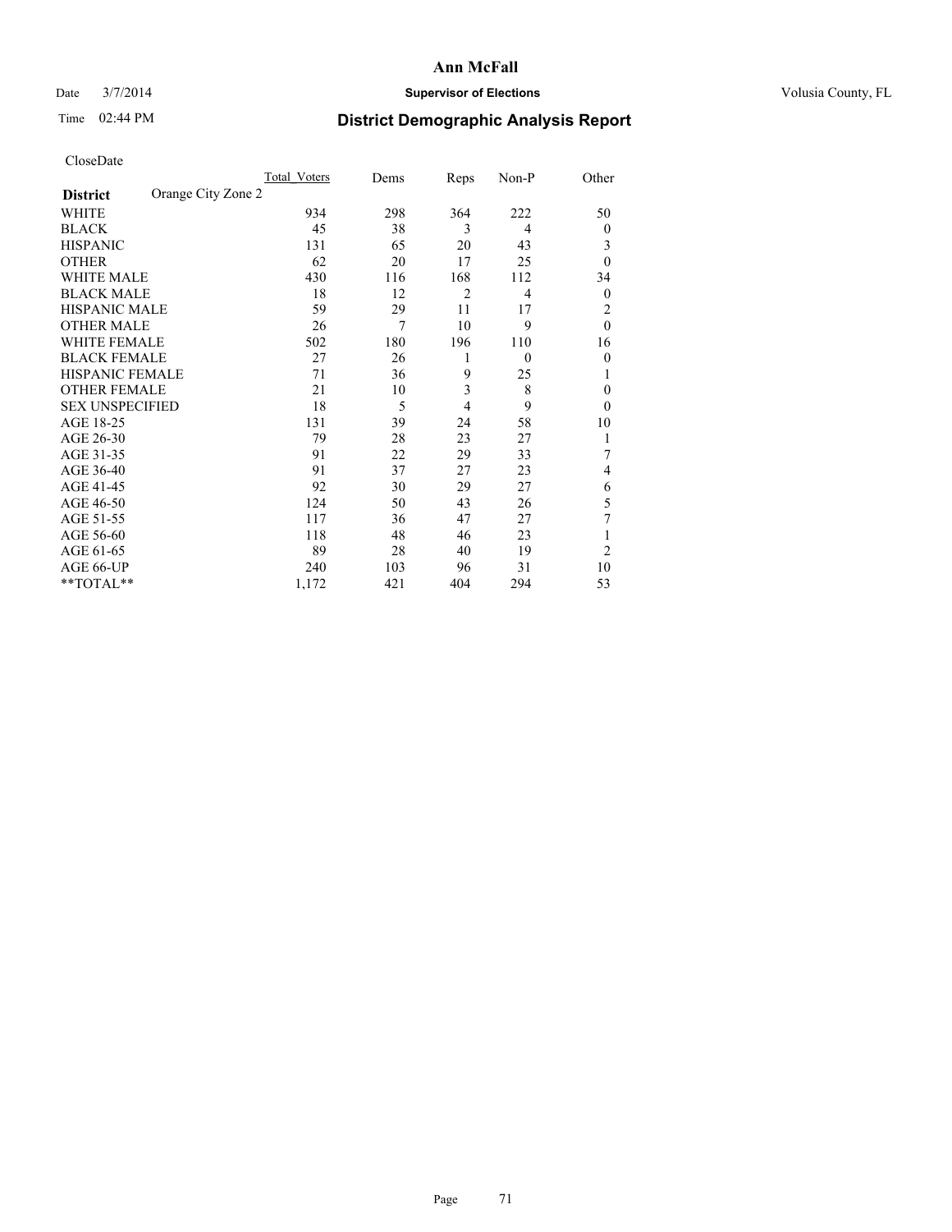# Ann McFall

Date 3/7/2014 **Supervisor of Elections** Volusia County, FL

Time 02:44 PM **District Demographic Analysis Report**

CloseDate

| | Total_Voters | Dems | Reps | Non-P | Other |
|---|---|---|---|---|---|
| **District** Orange City Zone 2 | | | | | |
| WHITE | 934 | 298 | 364 | 222 | 50 |
| BLACK | 45 | 38 | 3 | 4 | 0 |
| HISPANIC | 131 | 65 | 20 | 43 | 3 |
| OTHER | 62 | 20 | 17 | 25 | 0 |
| WHITE MALE | 430 | 116 | 168 | 112 | 34 |
| BLACK MALE | 18 | 12 | 2 | 4 | 0 |
| HISPANIC MALE | 59 | 29 | 11 | 17 | 2 |
| OTHER MALE | 26 | 7 | 10 | 9 | 0 |
| WHITE FEMALE | 502 | 180 | 196 | 110 | 16 |
| BLACK FEMALE | 27 | 26 | 1 | 0 | 0 |
| HISPANIC FEMALE | 71 | 36 | 9 | 25 | 1 |
| OTHER FEMALE | 21 | 10 | 3 | 8 | 0 |
| SEX UNSPECIFIED | 18 | 5 | 4 | 9 | 0 |
| AGE 18-25 | 131 | 39 | 24 | 58 | 10 |
| AGE 26-30 | 79 | 28 | 23 | 27 | 1 |
| AGE 31-35 | 91 | 22 | 29 | 33 | 7 |
| AGE 36-40 | 91 | 37 | 27 | 23 | 4 |
| AGE 41-45 | 92 | 30 | 29 | 27 | 6 |
| AGE 46-50 | 124 | 50 | 43 | 26 | 5 |
| AGE 51-55 | 117 | 36 | 47 | 27 | 7 |
| AGE 56-60 | 118 | 48 | 46 | 23 | 1 |
| AGE 61-65 | 89 | 28 | 40 | 19 | 2 |
| AGE 66-UP | 240 | 103 | 96 | 31 | 10 |
| **TOTAL** | 1,172 | 421 | 404 | 294 | 53 |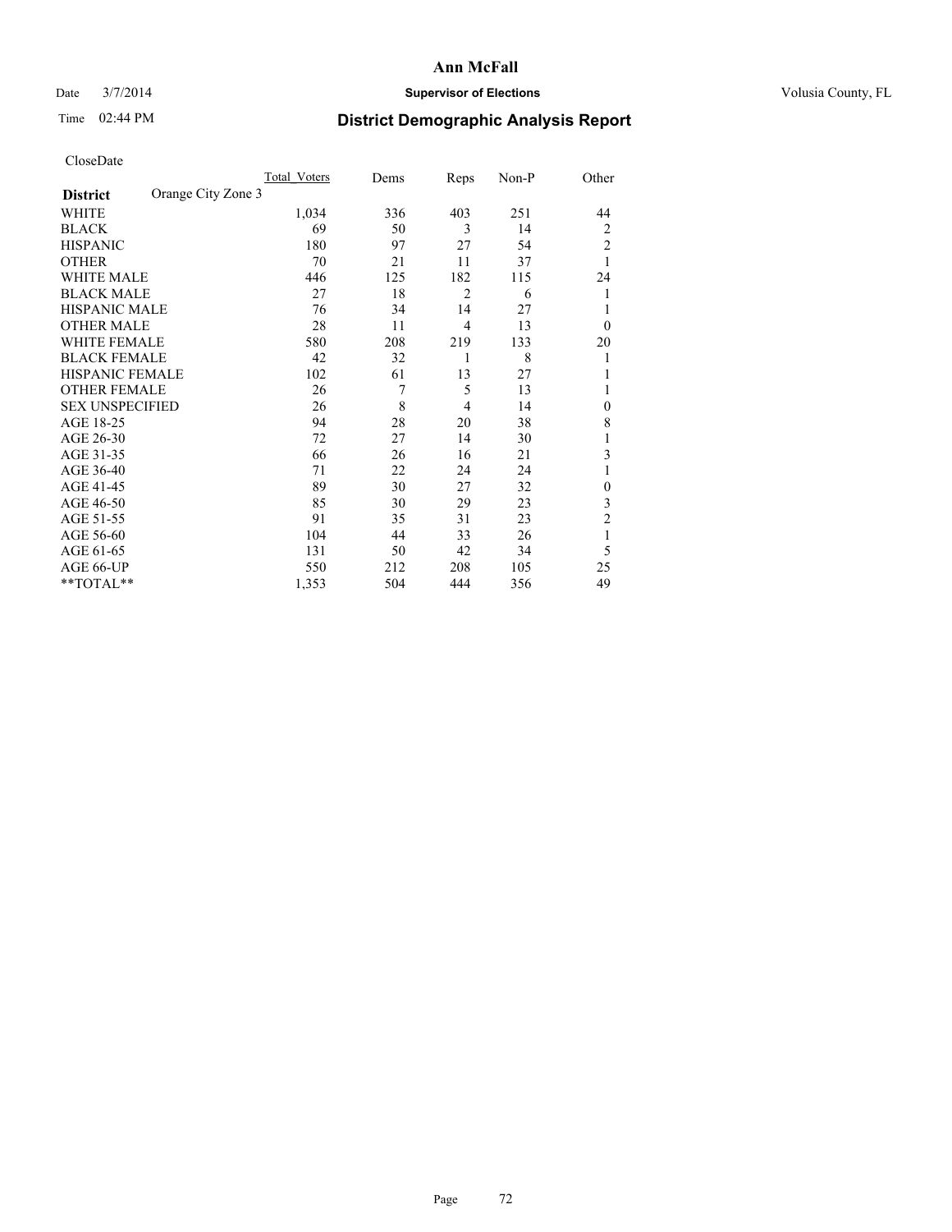# Ann McFall

Date 3/7/2014 **Supervisor of Elections** Volusia County, FL

Time 02:44 PM **District Demographic Analysis Report**

CloseDate

| **District** Orange City Zone 3 | Total_Voters | Dems | Reps | Non-P | Other |
|---|---|---|---|---|---|
| WHITE | 1,034 | 336 | 403 | 251 | 44 |
| BLACK | 69 | 50 | 3 | 14 | 2 |
| HISPANIC | 180 | 97 | 27 | 54 | 2 |
| OTHER | 70 | 21 | 11 | 37 | 1 |
| WHITE MALE | 446 | 125 | 182 | 115 | 24 |
| BLACK MALE | 27 | 18 | 2 | 6 | 1 |
| HISPANIC MALE | 76 | 34 | 14 | 27 | 1 |
| OTHER MALE | 28 | 11 | 4 | 13 | 0 |
| WHITE FEMALE | 580 | 208 | 219 | 133 | 20 |
| BLACK FEMALE | 42 | 32 | 1 | 8 | 1 |
| HISPANIC FEMALE | 102 | 61 | 13 | 27 | 1 |
| OTHER FEMALE | 26 | 7 | 5 | 13 | 1 |
| SEX UNSPECIFIED | 26 | 8 | 4 | 14 | 0 |
| AGE 18-25 | 94 | 28 | 20 | 38 | 8 |
| AGE 26-30 | 72 | 27 | 14 | 30 | 1 |
| AGE 31-35 | 66 | 26 | 16 | 21 | 3 |
| AGE 36-40 | 71 | 22 | 24 | 24 | 1 |
| AGE 41-45 | 89 | 30 | 27 | 32 | 0 |
| AGE 46-50 | 85 | 30 | 29 | 23 | 3 |
| AGE 51-55 | 91 | 35 | 31 | 23 | 2 |
| AGE 56-60 | 104 | 44 | 33 | 26 | 1 |
| AGE 61-65 | 131 | 50 | 42 | 34 | 5 |
| AGE 66-UP | 550 | 212 | 208 | 105 | 25 |
| **TOTAL** | 1,353 | 504 | 444 | 356 | 49 |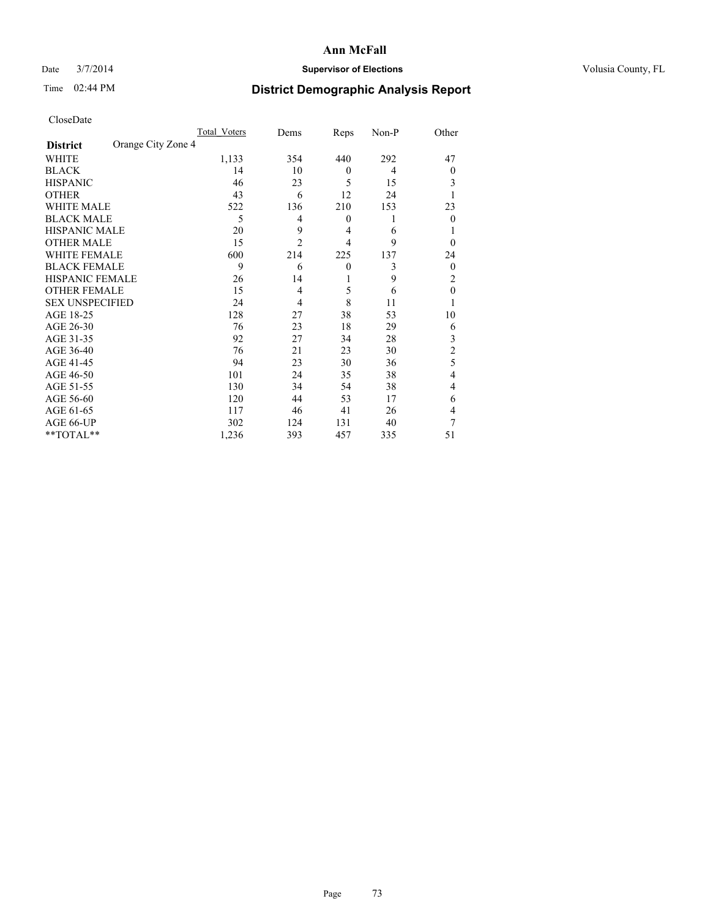# Ann McFall

Date 3/7/2014 **Supervisor of Elections** Volusia County, FL

Time 02:44 PM

## District Demographic Analysis Report

CloseDate

| **District** Orange City Zone 4 | Total Voters | Dems | Reps | Non-P | Other |
|---|---|---|---|---|---|
| WHITE | 1,133 | 354 | 440 | 292 | 47 |
| BLACK | 14 | 10 | 0 | 4 | 0 |
| HISPANIC | 46 | 23 | 5 | 15 | 3 |
| OTHER | 43 | 6 | 12 | 24 | 1 |
| WHITE MALE | 522 | 136 | 210 | 153 | 23 |
| BLACK MALE | 5 | 4 | 0 | 1 | 0 |
| HISPANIC MALE | 20 | 9 | 4 | 6 | 1 |
| OTHER MALE | 15 | 2 | 4 | 9 | 0 |
| WHITE FEMALE | 600 | 214 | 225 | 137 | 24 |
| BLACK FEMALE | 9 | 6 | 0 | 3 | 0 |
| HISPANIC FEMALE | 26 | 14 | 1 | 9 | 2 |
| OTHER FEMALE | 15 | 4 | 5 | 6 | 0 |
| SEX UNSPECIFIED | 24 | 4 | 8 | 11 | 1 |
| AGE 18-25 | 128 | 27 | 38 | 53 | 10 |
| AGE 26-30 | 76 | 23 | 18 | 29 | 6 |
| AGE 31-35 | 92 | 27 | 34 | 28 | 3 |
| AGE 36-40 | 76 | 21 | 23 | 30 | 2 |
| AGE 41-45 | 94 | 23 | 30 | 36 | 5 |
| AGE 46-50 | 101 | 24 | 35 | 38 | 4 |
| AGE 51-55 | 130 | 34 | 54 | 38 | 4 |
| AGE 56-60 | 120 | 44 | 53 | 17 | 6 |
| AGE 61-65 | 117 | 46 | 41 | 26 | 4 |
| AGE 66-UP | 302 | 124 | 131 | 40 | 7 |
| **TOTAL** | 1,236 | 393 | 457 | 335 | 51 |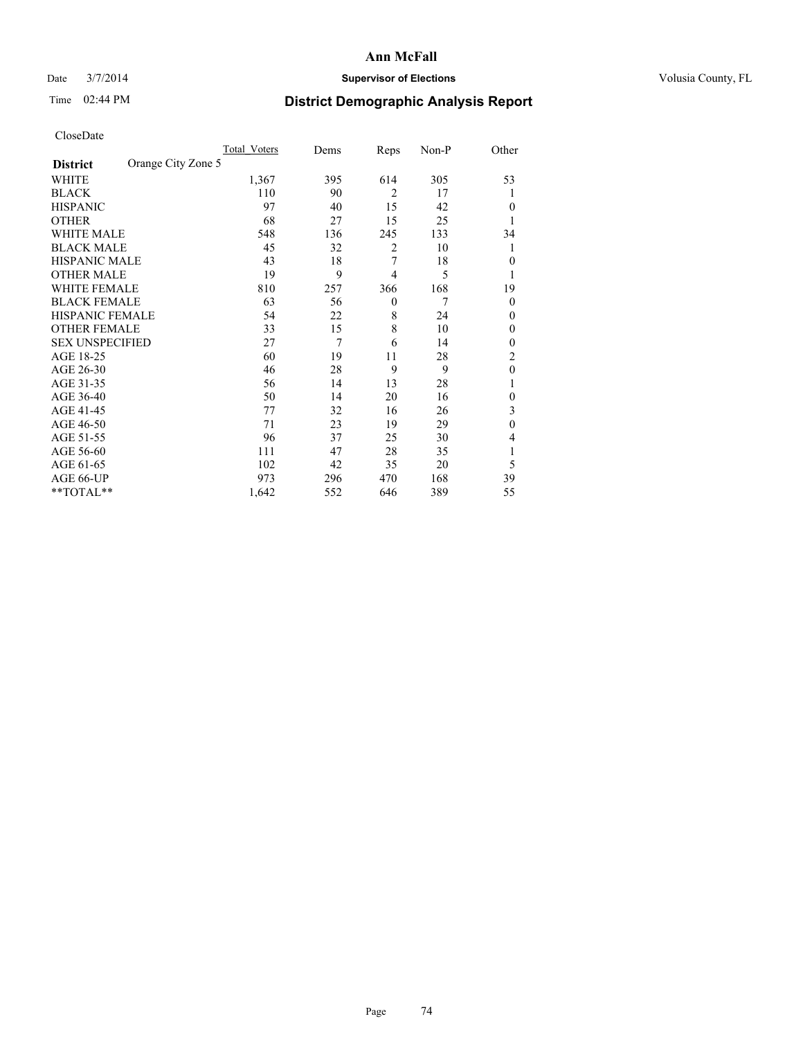# Ann McFall

Date 3/7/2014 **Supervisor of Elections** Volusia County, FL

Time 02:44 PM **District Demographic Analysis Report**

CloseDate

| **District** Orange City Zone 5 | Total_Voters | Dems | Reps | Non-P | Other |
|---|---|---|---|---|---|
| WHITE | 1,367 | 395 | 614 | 305 | 53 |
| BLACK | 110 | 90 | 2 | 17 | 1 |
| HISPANIC | 97 | 40 | 15 | 42 | 0 |
| OTHER | 68 | 27 | 15 | 25 | 1 |
| WHITE MALE | 548 | 136 | 245 | 133 | 34 |
| BLACK MALE | 45 | 32 | 2 | 10 | 1 |
| HISPANIC MALE | 43 | 18 | 7 | 18 | 0 |
| OTHER MALE | 19 | 9 | 4 | 5 | 1 |
| WHITE FEMALE | 810 | 257 | 366 | 168 | 19 |
| BLACK FEMALE | 63 | 56 | 0 | 7 | 0 |
| HISPANIC FEMALE | 54 | 22 | 8 | 24 | 0 |
| OTHER FEMALE | 33 | 15 | 8 | 10 | 0 |
| SEX UNSPECIFIED | 27 | 7 | 6 | 14 | 0 |
| AGE 18-25 | 60 | 19 | 11 | 28 | 2 |
| AGE 26-30 | 46 | 28 | 9 | 9 | 0 |
| AGE 31-35 | 56 | 14 | 13 | 28 | 1 |
| AGE 36-40 | 50 | 14 | 20 | 16 | 0 |
| AGE 41-45 | 77 | 32 | 16 | 26 | 3 |
| AGE 46-50 | 71 | 23 | 19 | 29 | 0 |
| AGE 51-55 | 96 | 37 | 25 | 30 | 4 |
| AGE 56-60 | 111 | 47 | 28 | 35 | 1 |
| AGE 61-65 | 102 | 42 | 35 | 20 | 5 |
| AGE 66-UP | 973 | 296 | 470 | 168 | 39 |
| **TOTAL** | 1,642 | 552 | 646 | 389 | 55 |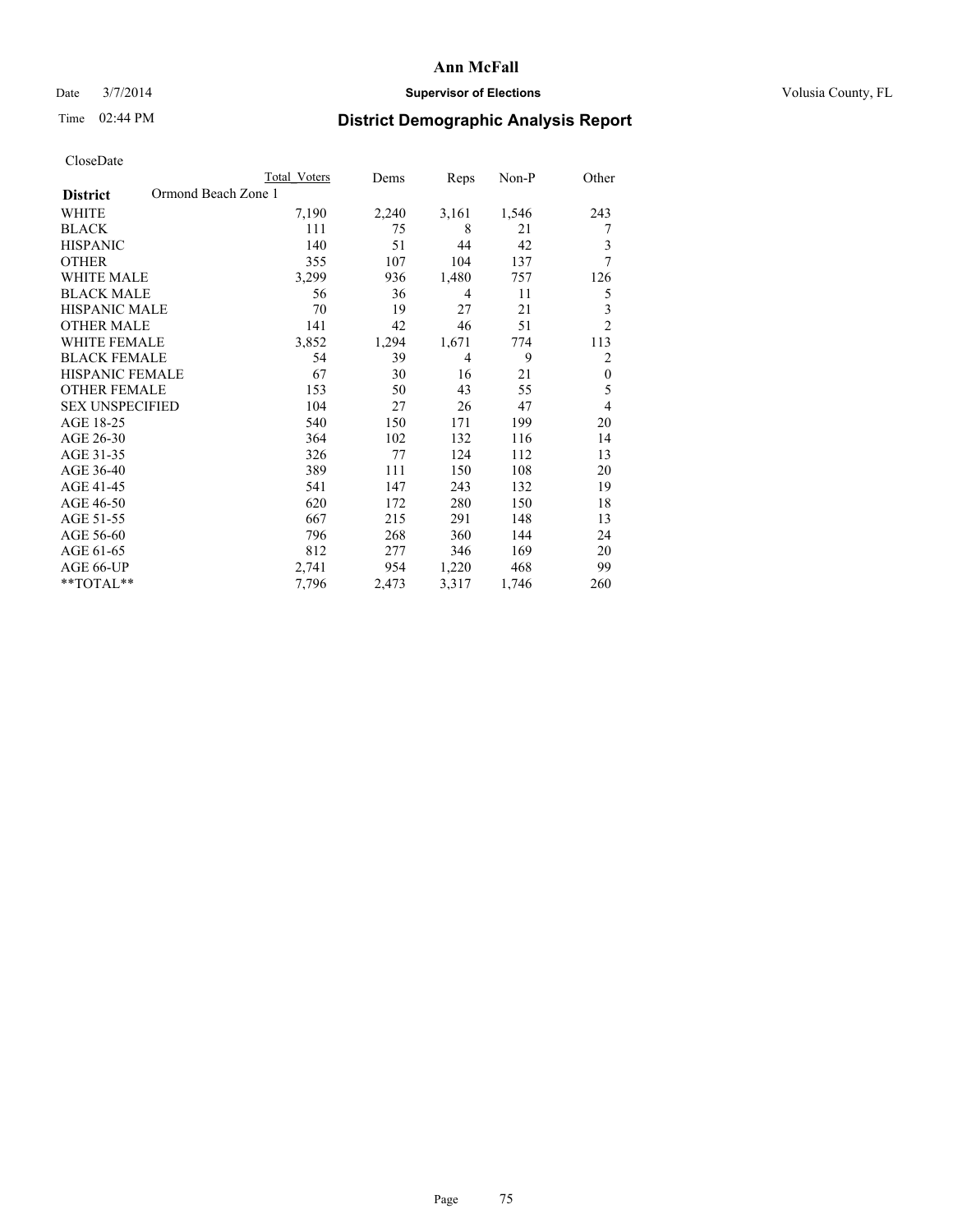# Ann McFall

Date 3/7/2014 **Supervisor of Elections** Volusia County, FL

Time 02:44 PM **District Demographic Analysis Report**

CloseDate

| | Total Voters | Dems | Reps | Non-P | Other |
|---|---|---|---|---|---|
| **District** Ormond Beach Zone 1 | | | | | |
| WHITE | 7,190 | 2,240 | 3,161 | 1,546 | 243 |
| BLACK | 111 | 75 | 8 | 21 | 7 |
| HISPANIC | 140 | 51 | 44 | 42 | 3 |
| OTHER | 355 | 107 | 104 | 137 | 7 |
| WHITE MALE | 3,299 | 936 | 1,480 | 757 | 126 |
| BLACK MALE | 56 | 36 | 4 | 11 | 5 |
| HISPANIC MALE | 70 | 19 | 27 | 21 | 3 |
| OTHER MALE | 141 | 42 | 46 | 51 | 2 |
| WHITE FEMALE | 3,852 | 1,294 | 1,671 | 774 | 113 |
| BLACK FEMALE | 54 | 39 | 4 | 9 | 2 |
| HISPANIC FEMALE | 67 | 30 | 16 | 21 | 0 |
| OTHER FEMALE | 153 | 50 | 43 | 55 | 5 |
| SEX UNSPECIFIED | 104 | 27 | 26 | 47 | 4 |
| AGE 18-25 | 540 | 150 | 171 | 199 | 20 |
| AGE 26-30 | 364 | 102 | 132 | 116 | 14 |
| AGE 31-35 | 326 | 77 | 124 | 112 | 13 |
| AGE 36-40 | 389 | 111 | 150 | 108 | 20 |
| AGE 41-45 | 541 | 147 | 243 | 132 | 19 |
| AGE 46-50 | 620 | 172 | 280 | 150 | 18 |
| AGE 51-55 | 667 | 215 | 291 | 148 | 13 |
| AGE 56-60 | 796 | 268 | 360 | 144 | 24 |
| AGE 61-65 | 812 | 277 | 346 | 169 | 20 |
| AGE 66-UP | 2,741 | 954 | 1,220 | 468 | 99 |
| **TOTAL** | 7,796 | 2,473 | 3,317 | 1,746 | 260 |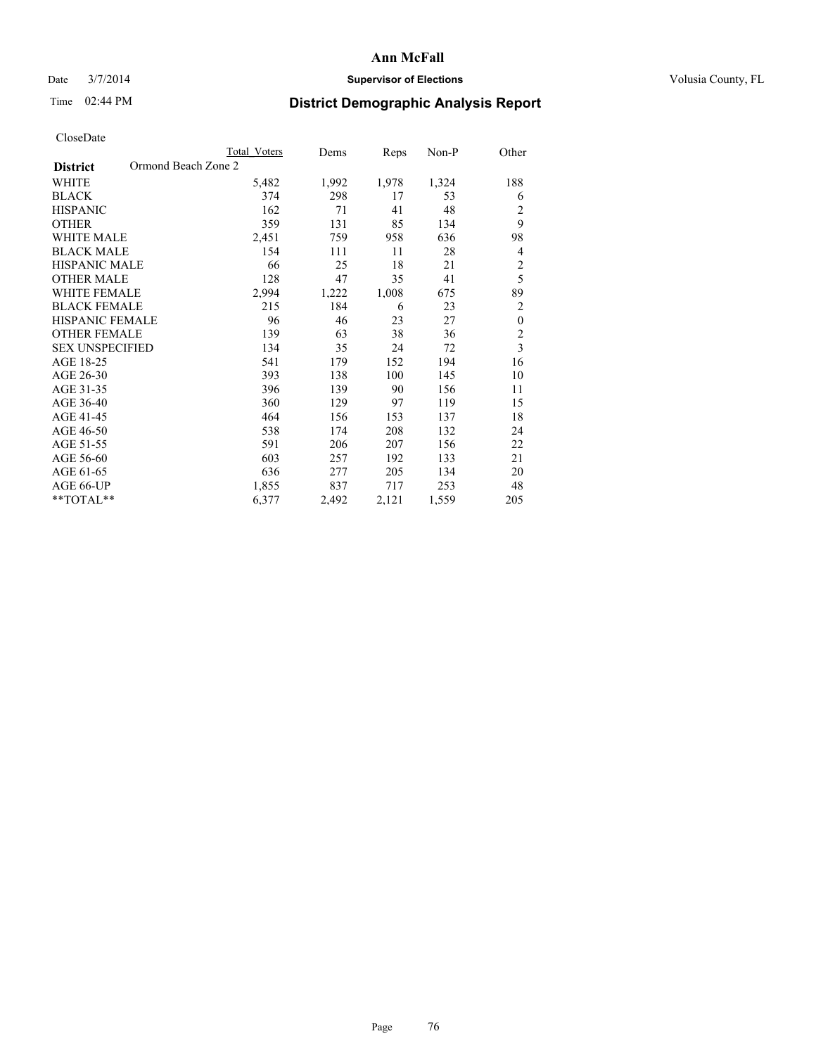Date 3/7/2014 **Supervisor of Elections** Volusia County, FL

Time 02:44 PM **District Demographic Analysis Report**

CloseDate

| | Total Voters | Dems | Reps | Non-P | Other |
|---|---|---|---|---|---|
| **District** Ormond Beach Zone 2 | | | | | |
| WHITE | 5,482 | 1,992 | 1,978 | 1,324 | 188 |
| BLACK | 374 | 298 | 17 | 53 | 6 |
| HISPANIC | 162 | 71 | 41 | 48 | 2 |
| OTHER | 359 | 131 | 85 | 134 | 9 |
| WHITE MALE | 2,451 | 759 | 958 | 636 | 98 |
| BLACK MALE | 154 | 111 | 11 | 28 | 4 |
| HISPANIC MALE | 66 | 25 | 18 | 21 | 2 |
| OTHER MALE | 128 | 47 | 35 | 41 | 5 |
| WHITE FEMALE | 2,994 | 1,222 | 1,008 | 675 | 89 |
| BLACK FEMALE | 215 | 184 | 6 | 23 | 2 |
| HISPANIC FEMALE | 96 | 46 | 23 | 27 | 0 |
| OTHER FEMALE | 139 | 63 | 38 | 36 | 2 |
| SEX UNSPECIFIED | 134 | 35 | 24 | 72 | 3 |
| AGE 18-25 | 541 | 179 | 152 | 194 | 16 |
| AGE 26-30 | 393 | 138 | 100 | 145 | 10 |
| AGE 31-35 | 396 | 139 | 90 | 156 | 11 |
| AGE 36-40 | 360 | 129 | 97 | 119 | 15 |
| AGE 41-45 | 464 | 156 | 153 | 137 | 18 |
| AGE 46-50 | 538 | 174 | 208 | 132 | 24 |
| AGE 51-55 | 591 | 206 | 207 | 156 | 22 |
| AGE 56-60 | 603 | 257 | 192 | 133 | 21 |
| AGE 61-65 | 636 | 277 | 205 | 134 | 20 |
| AGE 66-UP | 1,855 | 837 | 717 | 253 | 48 |
| **TOTAL** | 6,377 | 2,492 | 2,121 | 1,559 | 205 |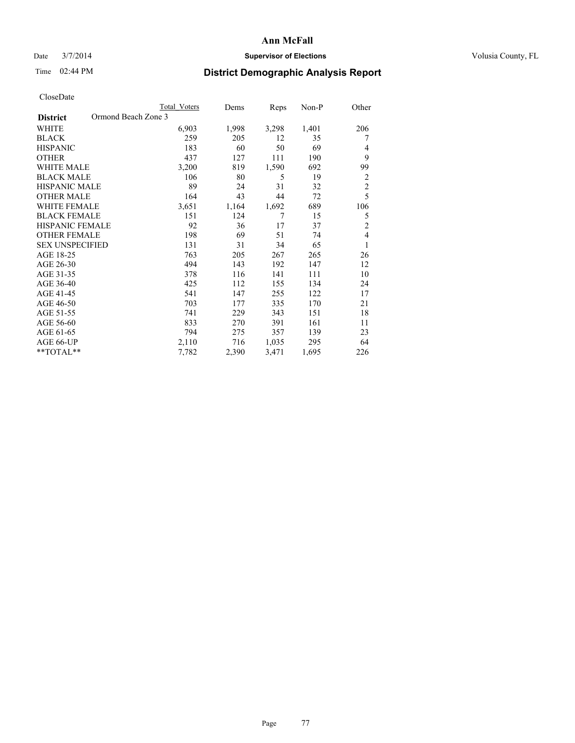# Ann McFall

Date 3/7/2014 **Supervisor of Elections** Volusia County, FL

Time 02:44 PM **District Demographic Analysis Report**

CloseDate

| **District** Ormond Beach Zone 3 | Total Voters | Dems | Reps | Non-P | Other |
|---|---|---|---|---|---|
| WHITE | 6,903 | 1,998 | 3,298 | 1,401 | 206 |
| BLACK | 259 | 205 | 12 | 35 | 7 |
| HISPANIC | 183 | 60 | 50 | 69 | 4 |
| OTHER | 437 | 127 | 111 | 190 | 9 |
| WHITE MALE | 3,200 | 819 | 1,590 | 692 | 99 |
| BLACK MALE | 106 | 80 | 5 | 19 | 2 |
| HISPANIC MALE | 89 | 24 | 31 | 32 | 2 |
| OTHER MALE | 164 | 43 | 44 | 72 | 5 |
| WHITE FEMALE | 3,651 | 1,164 | 1,692 | 689 | 106 |
| BLACK FEMALE | 151 | 124 | 7 | 15 | 5 |
| HISPANIC FEMALE | 92 | 36 | 17 | 37 | 2 |
| OTHER FEMALE | 198 | 69 | 51 | 74 | 4 |
| SEX UNSPECIFIED | 131 | 31 | 34 | 65 | 1 |
| AGE 18-25 | 763 | 205 | 267 | 265 | 26 |
| AGE 26-30 | 494 | 143 | 192 | 147 | 12 |
| AGE 31-35 | 378 | 116 | 141 | 111 | 10 |
| AGE 36-40 | 425 | 112 | 155 | 134 | 24 |
| AGE 41-45 | 541 | 147 | 255 | 122 | 17 |
| AGE 46-50 | 703 | 177 | 335 | 170 | 21 |
| AGE 51-55 | 741 | 229 | 343 | 151 | 18 |
| AGE 56-60 | 833 | 270 | 391 | 161 | 11 |
| AGE 61-65 | 794 | 275 | 357 | 139 | 23 |
| AGE 66-UP | 2,110 | 716 | 1,035 | 295 | 64 |
| **TOTAL** | 7,782 | 2,390 | 3,471 | 1,695 | 226 |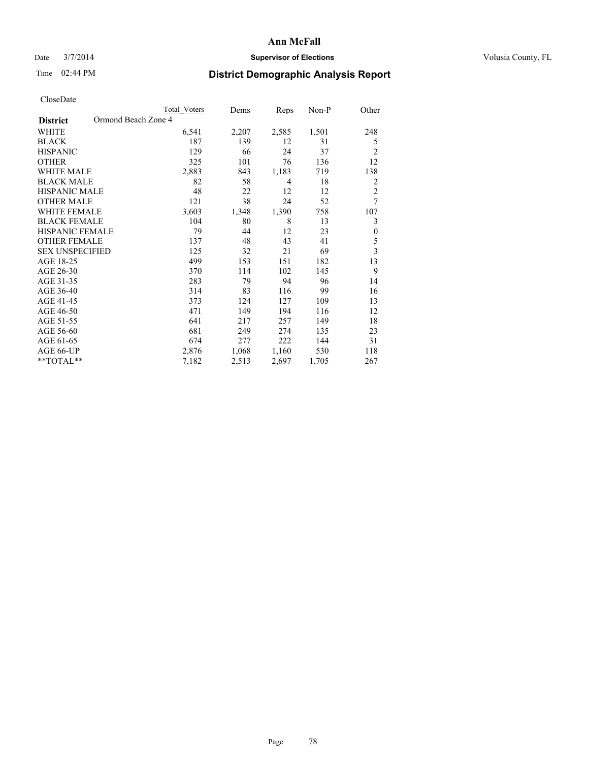# Ann McFall

Date 3/7/2014 **Supervisor of Elections** Volusia County, FL

Time 02:44 PM **District Demographic Analysis Report**

CloseDate

| District: Ormond Beach Zone 4 | Total Voters | Dems | Reps | Non-P | Other |
|---|---|---|---|---|---|
| WHITE | 6,541 | 2,207 | 2,585 | 1,501 | 248 |
| BLACK | 187 | 139 | 12 | 31 | 5 |
| HISPANIC | 129 | 66 | 24 | 37 | 2 |
| OTHER | 325 | 101 | 76 | 136 | 12 |
| WHITE MALE | 2,883 | 843 | 1,183 | 719 | 138 |
| BLACK MALE | 82 | 58 | 4 | 18 | 2 |
| HISPANIC MALE | 48 | 22 | 12 | 12 | 2 |
| OTHER MALE | 121 | 38 | 24 | 52 | 7 |
| WHITE FEMALE | 3,603 | 1,348 | 1,390 | 758 | 107 |
| BLACK FEMALE | 104 | 80 | 8 | 13 | 3 |
| HISPANIC FEMALE | 79 | 44 | 12 | 23 | 0 |
| OTHER FEMALE | 137 | 48 | 43 | 41 | 5 |
| SEX UNSPECIFIED | 125 | 32 | 21 | 69 | 3 |
| AGE 18-25 | 499 | 153 | 151 | 182 | 13 |
| AGE 26-30 | 370 | 114 | 102 | 145 | 9 |
| AGE 31-35 | 283 | 79 | 94 | 96 | 14 |
| AGE 36-40 | 314 | 83 | 116 | 99 | 16 |
| AGE 41-45 | 373 | 124 | 127 | 109 | 13 |
| AGE 46-50 | 471 | 149 | 194 | 116 | 12 |
| AGE 51-55 | 641 | 217 | 257 | 149 | 18 |
| AGE 56-60 | 681 | 249 | 274 | 135 | 23 |
| AGE 61-65 | 674 | 277 | 222 | 144 | 31 |
| AGE 66-UP | 2,876 | 1,068 | 1,160 | 530 | 118 |
| **TOTAL** | 7,182 | 2,513 | 2,697 | 1,705 | 267 |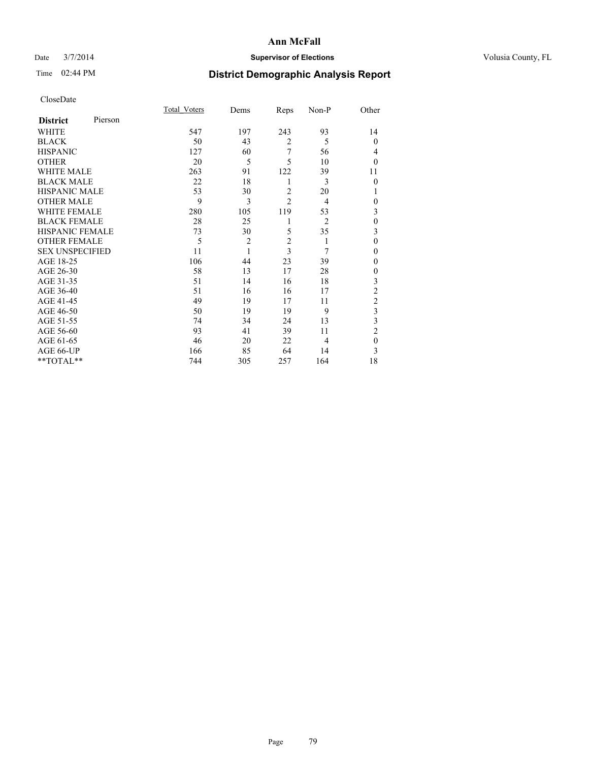# Ann McFall

Date 3/7/2014 **Supervisor of Elections** Volusia County, FL

Time 02:44 PM **District Demographic Analysis Report**

CloseDate

| **District** Pierson | Total_Voters | Dems | Reps | Non-P | Other |
|---|---|---|---|---|---|
| WHITE | 547 | 197 | 243 | 93 | 14 |
| BLACK | 50 | 43 | 2 | 5 | 0 |
| HISPANIC | 127 | 60 | 7 | 56 | 4 |
| OTHER | 20 | 5 | 5 | 10 | 0 |
| WHITE MALE | 263 | 91 | 122 | 39 | 11 |
| BLACK MALE | 22 | 18 | 1 | 3 | 0 |
| HISPANIC MALE | 53 | 30 | 2 | 20 | 1 |
| OTHER MALE | 9 | 3 | 2 | 4 | 0 |
| WHITE FEMALE | 280 | 105 | 119 | 53 | 3 |
| BLACK FEMALE | 28 | 25 | 1 | 2 | 0 |
| HISPANIC FEMALE | 73 | 30 | 5 | 35 | 3 |
| OTHER FEMALE | 5 | 2 | 2 | 1 | 0 |
| SEX UNSPECIFIED | 11 | 1 | 3 | 7 | 0 |
| AGE 18-25 | 106 | 44 | 23 | 39 | 0 |
| AGE 26-30 | 58 | 13 | 17 | 28 | 0 |
| AGE 31-35 | 51 | 14 | 16 | 18 | 3 |
| AGE 36-40 | 51 | 16 | 16 | 17 | 2 |
| AGE 41-45 | 49 | 19 | 17 | 11 | 2 |
| AGE 46-50 | 50 | 19 | 19 | 9 | 3 |
| AGE 51-55 | 74 | 34 | 24 | 13 | 3 |
| AGE 56-60 | 93 | 41 | 39 | 11 | 2 |
| AGE 61-65 | 46 | 20 | 22 | 4 | 0 |
| AGE 66-UP | 166 | 85 | 64 | 14 | 3 |
| **TOTAL** | 744 | 305 | 257 | 164 | 18 |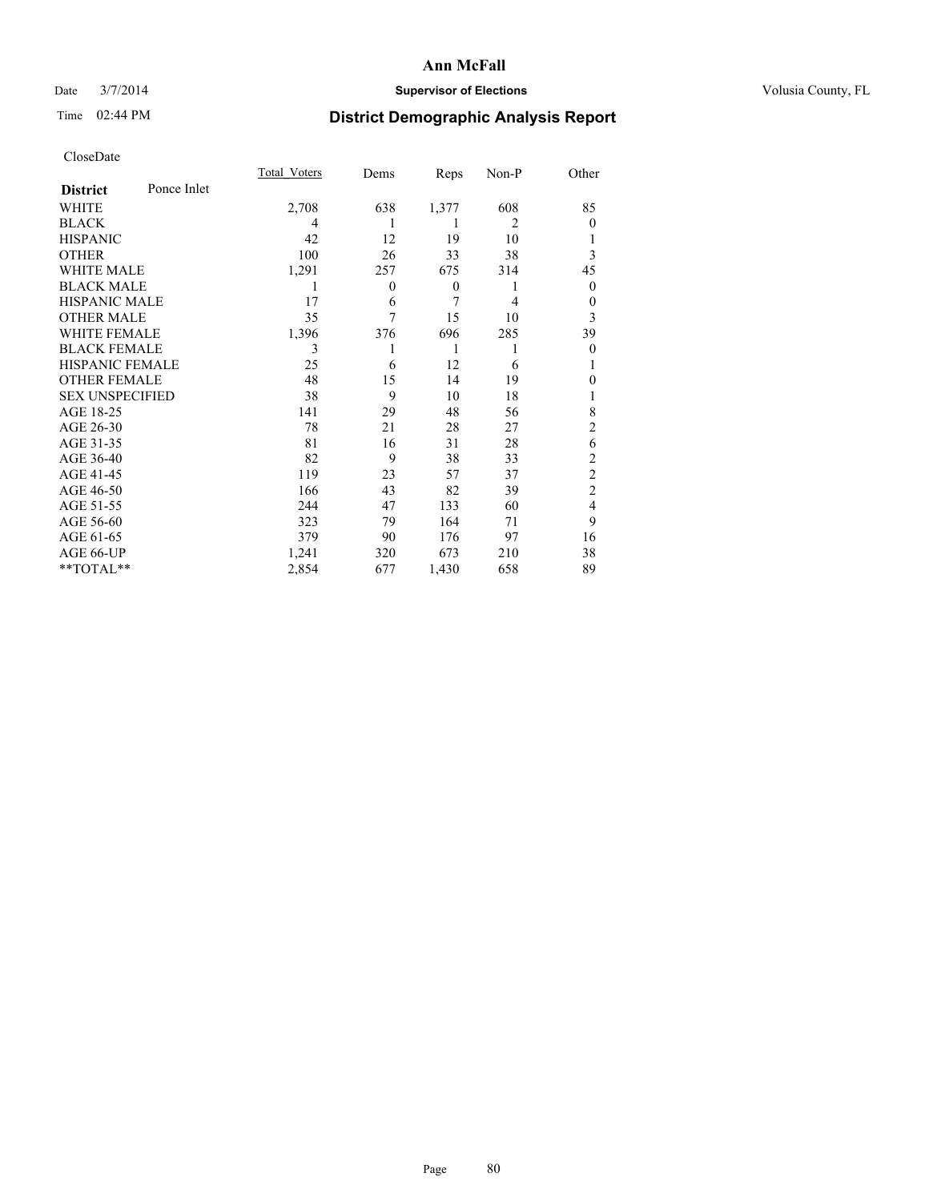# Ann McFall

Date 3/7/2014 **Supervisor of Elections** Volusia County, FL

Time 02:44 PM **District Demographic Analysis Report**

CloseDate

| **District** Ponce Inlet | Total_Voters | Dems | Reps | Non-P | Other |
|---|---|---|---|---|---|
| WHITE | 2,708 | 638 | 1,377 | 608 | 85 |
| BLACK | 4 | 1 | 1 | 2 | 0 |
| HISPANIC | 42 | 12 | 19 | 10 | 1 |
| OTHER | 100 | 26 | 33 | 38 | 3 |
| WHITE MALE | 1,291 | 257 | 675 | 314 | 45 |
| BLACK MALE | 1 | 0 | 0 | 1 | 0 |
| HISPANIC MALE | 17 | 6 | 7 | 4 | 0 |
| OTHER MALE | 35 | 7 | 15 | 10 | 3 |
| WHITE FEMALE | 1,396 | 376 | 696 | 285 | 39 |
| BLACK FEMALE | 3 | 1 | 1 | 1 | 0 |
| HISPANIC FEMALE | 25 | 6 | 12 | 6 | 1 |
| OTHER FEMALE | 48 | 15 | 14 | 19 | 0 |
| SEX UNSPECIFIED | 38 | 9 | 10 | 18 | 1 |
| AGE 18-25 | 141 | 29 | 48 | 56 | 8 |
| AGE 26-30 | 78 | 21 | 28 | 27 | 2 |
| AGE 31-35 | 81 | 16 | 31 | 28 | 6 |
| AGE 36-40 | 82 | 9 | 38 | 33 | 2 |
| AGE 41-45 | 119 | 23 | 57 | 37 | 2 |
| AGE 46-50 | 166 | 43 | 82 | 39 | 2 |
| AGE 51-55 | 244 | 47 | 133 | 60 | 4 |
| AGE 56-60 | 323 | 79 | 164 | 71 | 9 |
| AGE 61-65 | 379 | 90 | 176 | 97 | 16 |
| AGE 66-UP | 1,241 | 320 | 673 | 210 | 38 |
| **TOTAL** | 2,854 | 677 | 1,430 | 658 | 89 |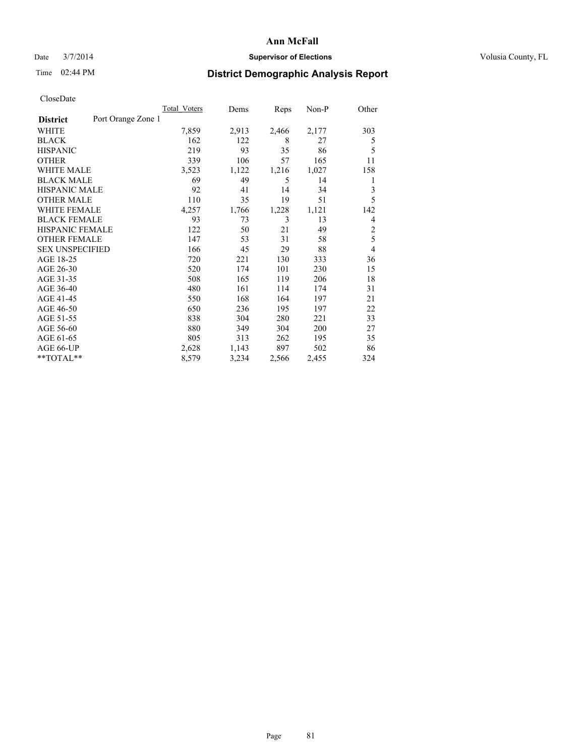# Ann McFall

Date 3/7/2014 **Supervisor of Elections** Volusia County, FL

Time 02:44 PM **District Demographic Analysis Report**

CloseDate

| District | Port Orange Zone 1 | Total_Voters | Dems | Reps | Non-P | Other |
|---|---|---|---|---|---|---|
| WHITE | | 7,859 | 2,913 | 2,466 | 2,177 | 303 |
| BLACK | | 162 | 122 | 8 | 27 | 5 |
| HISPANIC | | 219 | 93 | 35 | 86 | 5 |
| OTHER | | 339 | 106 | 57 | 165 | 11 |
| WHITE MALE | | 3,523 | 1,122 | 1,216 | 1,027 | 158 |
| BLACK MALE | | 69 | 49 | 5 | 14 | 1 |
| HISPANIC MALE | | 92 | 41 | 14 | 34 | 3 |
| OTHER MALE | | 110 | 35 | 19 | 51 | 5 |
| WHITE FEMALE | | 4,257 | 1,766 | 1,228 | 1,121 | 142 |
| BLACK FEMALE | | 93 | 73 | 3 | 13 | 4 |
| HISPANIC FEMALE | | 122 | 50 | 21 | 49 | 2 |
| OTHER FEMALE | | 147 | 53 | 31 | 58 | 5 |
| SEX UNSPECIFIED | | 166 | 45 | 29 | 88 | 4 |
| AGE 18-25 | | 720 | 221 | 130 | 333 | 36 |
| AGE 26-30 | | 520 | 174 | 101 | 230 | 15 |
| AGE 31-35 | | 508 | 165 | 119 | 206 | 18 |
| AGE 36-40 | | 480 | 161 | 114 | 174 | 31 |
| AGE 41-45 | | 550 | 168 | 164 | 197 | 21 |
| AGE 46-50 | | 650 | 236 | 195 | 197 | 22 |
| AGE 51-55 | | 838 | 304 | 280 | 221 | 33 |
| AGE 56-60 | | 880 | 349 | 304 | 200 | 27 |
| AGE 61-65 | | 805 | 313 | 262 | 195 | 35 |
| AGE 66-UP | | 2,628 | 1,143 | 897 | 502 | 86 |
| **TOTAL** | | 8,579 | 3,234 | 2,566 | 2,455 | 324 |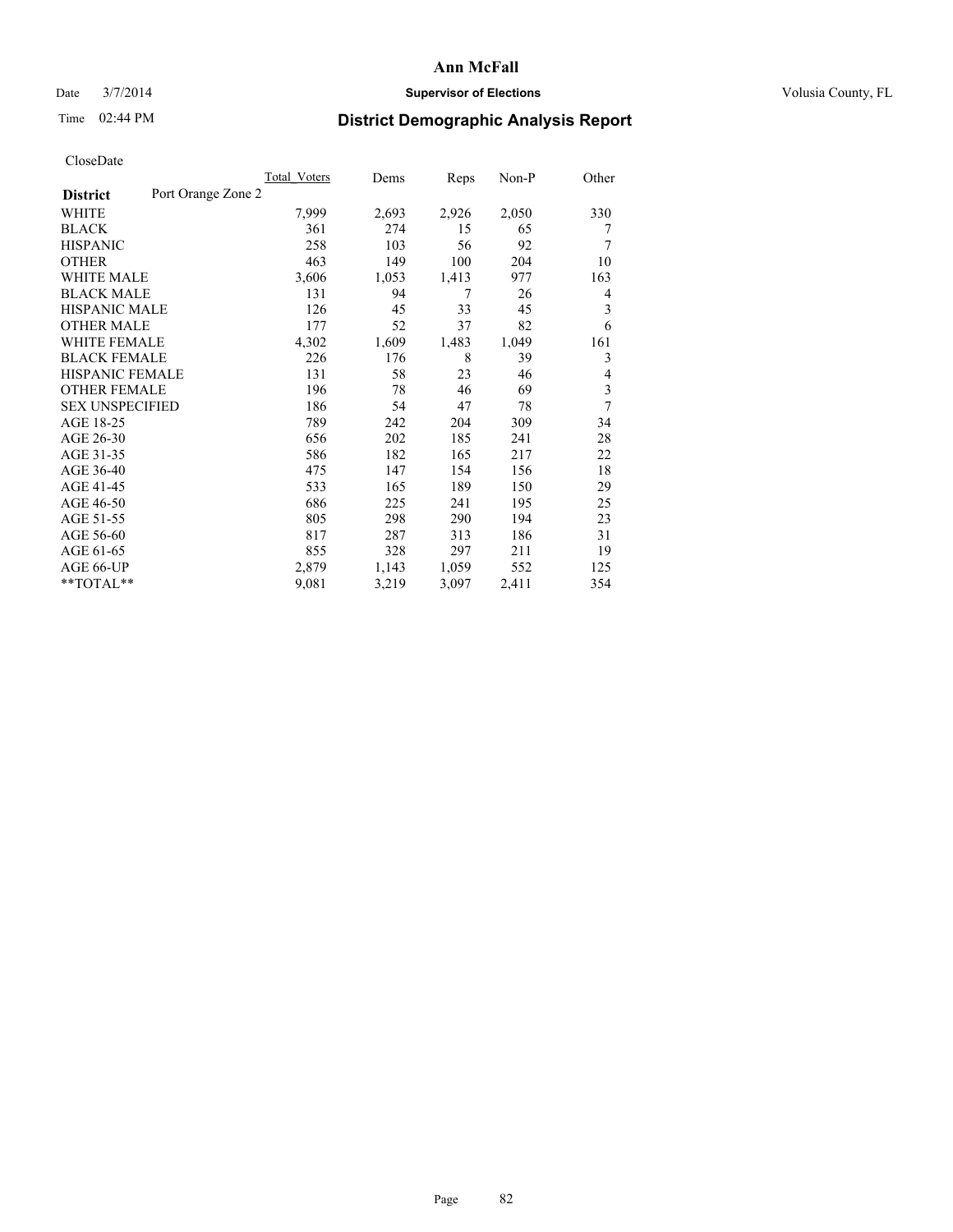# Ann McFall

Date 3/7/2014 **Supervisor of Elections** Volusia County, FL

Time 02:44 PM **District Demographic Analysis Report**

CloseDate

| **District** Port Orange Zone 2 | Total_Voters | Dems | Reps | Non-P | Other |
|---|---|---|---|---|---|
| WHITE | 7,999 | 2,693 | 2,926 | 2,050 | 330 |
| BLACK | 361 | 274 | 15 | 65 | 7 |
| HISPANIC | 258 | 103 | 56 | 92 | 7 |
| OTHER | 463 | 149 | 100 | 204 | 10 |
| WHITE MALE | 3,606 | 1,053 | 1,413 | 977 | 163 |
| BLACK MALE | 131 | 94 | 7 | 26 | 4 |
| HISPANIC MALE | 126 | 45 | 33 | 45 | 3 |
| OTHER MALE | 177 | 52 | 37 | 82 | 6 |
| WHITE FEMALE | 4,302 | 1,609 | 1,483 | 1,049 | 161 |
| BLACK FEMALE | 226 | 176 | 8 | 39 | 3 |
| HISPANIC FEMALE | 131 | 58 | 23 | 46 | 4 |
| OTHER FEMALE | 196 | 78 | 46 | 69 | 3 |
| SEX UNSPECIFIED | 186 | 54 | 47 | 78 | 7 |
| AGE 18-25 | 789 | 242 | 204 | 309 | 34 |
| AGE 26-30 | 656 | 202 | 185 | 241 | 28 |
| AGE 31-35 | 586 | 182 | 165 | 217 | 22 |
| AGE 36-40 | 475 | 147 | 154 | 156 | 18 |
| AGE 41-45 | 533 | 165 | 189 | 150 | 29 |
| AGE 46-50 | 686 | 225 | 241 | 195 | 25 |
| AGE 51-55 | 805 | 298 | 290 | 194 | 23 |
| AGE 56-60 | 817 | 287 | 313 | 186 | 31 |
| AGE 61-65 | 855 | 328 | 297 | 211 | 19 |
| AGE 66-UP | 2,879 | 1,143 | 1,059 | 552 | 125 |
| **TOTAL** | 9,081 | 3,219 | 3,097 | 2,411 | 354 |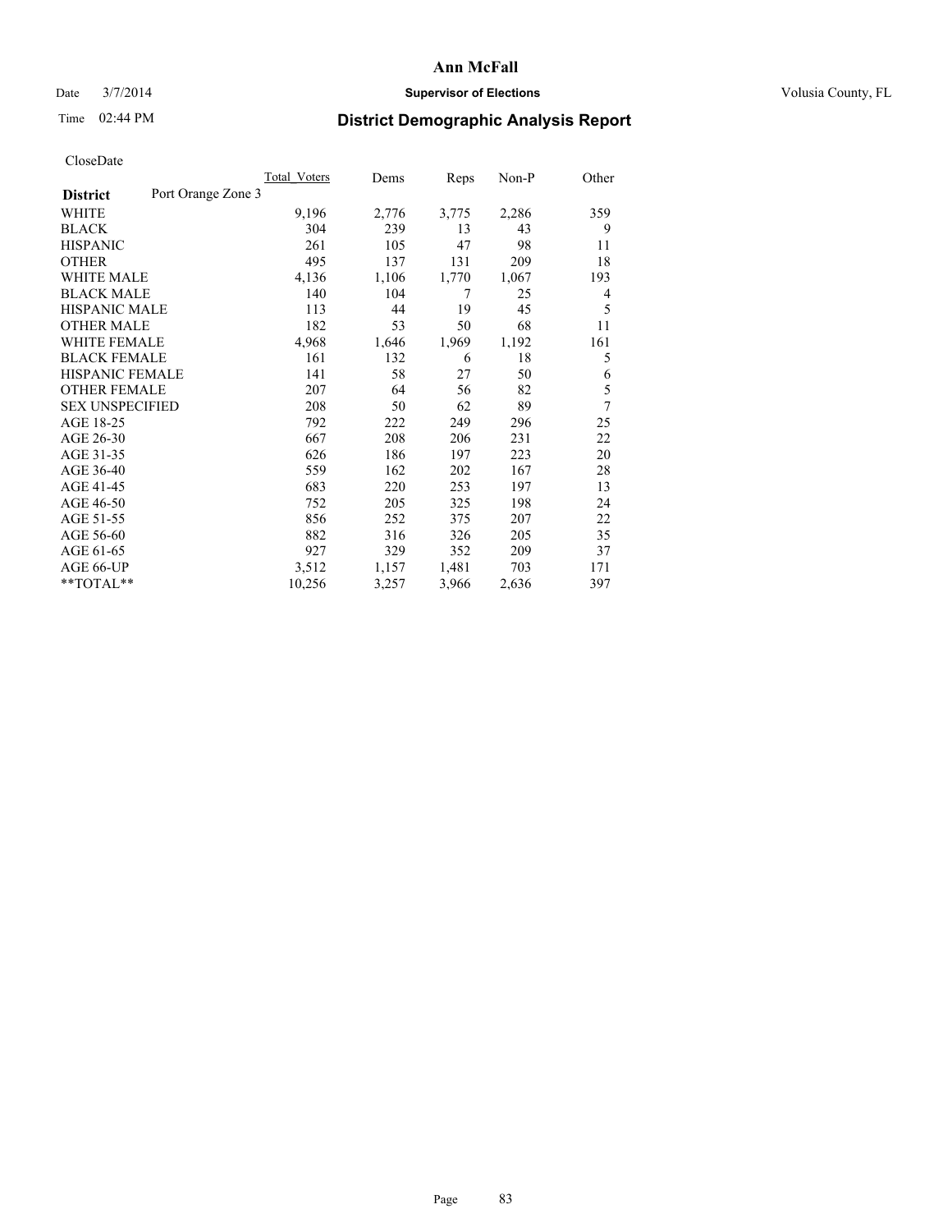# Ann McFall

Date 3/7/2014 **Supervisor of Elections** Volusia County, FL

Time 02:44 PM **District Demographic Analysis Report**

CloseDate

| **District** | Port Orange Zone 3 | Total_Voters | Dems | Reps | Non-P | Other |
|---|---|---|---|---|---|---|
| WHITE | | 9,196 | 2,776 | 3,775 | 2,286 | 359 |
| BLACK | | 304 | 239 | 13 | 43 | 9 |
| HISPANIC | | 261 | 105 | 47 | 98 | 11 |
| OTHER | | 495 | 137 | 131 | 209 | 18 |
| WHITE MALE | | 4,136 | 1,106 | 1,770 | 1,067 | 193 |
| BLACK MALE | | 140 | 104 | 7 | 25 | 4 |
| HISPANIC MALE | | 113 | 44 | 19 | 45 | 5 |
| OTHER MALE | | 182 | 53 | 50 | 68 | 11 |
| WHITE FEMALE | | 4,968 | 1,646 | 1,969 | 1,192 | 161 |
| BLACK FEMALE | | 161 | 132 | 6 | 18 | 5 |
| HISPANIC FEMALE | | 141 | 58 | 27 | 50 | 6 |
| OTHER FEMALE | | 207 | 64 | 56 | 82 | 5 |
| SEX UNSPECIFIED | | 208 | 50 | 62 | 89 | 7 |
| AGE 18-25 | | 792 | 222 | 249 | 296 | 25 |
| AGE 26-30 | | 667 | 208 | 206 | 231 | 22 |
| AGE 31-35 | | 626 | 186 | 197 | 223 | 20 |
| AGE 36-40 | | 559 | 162 | 202 | 167 | 28 |
| AGE 41-45 | | 683 | 220 | 253 | 197 | 13 |
| AGE 46-50 | | 752 | 205 | 325 | 198 | 24 |
| AGE 51-55 | | 856 | 252 | 375 | 207 | 22 |
| AGE 56-60 | | 882 | 316 | 326 | 205 | 35 |
| AGE 61-65 | | 927 | 329 | 352 | 209 | 37 |
| AGE 66-UP | | 3,512 | 1,157 | 1,481 | 703 | 171 |
| **TOTAL** | | 10,256 | 3,257 | 3,966 | 2,636 | 397 |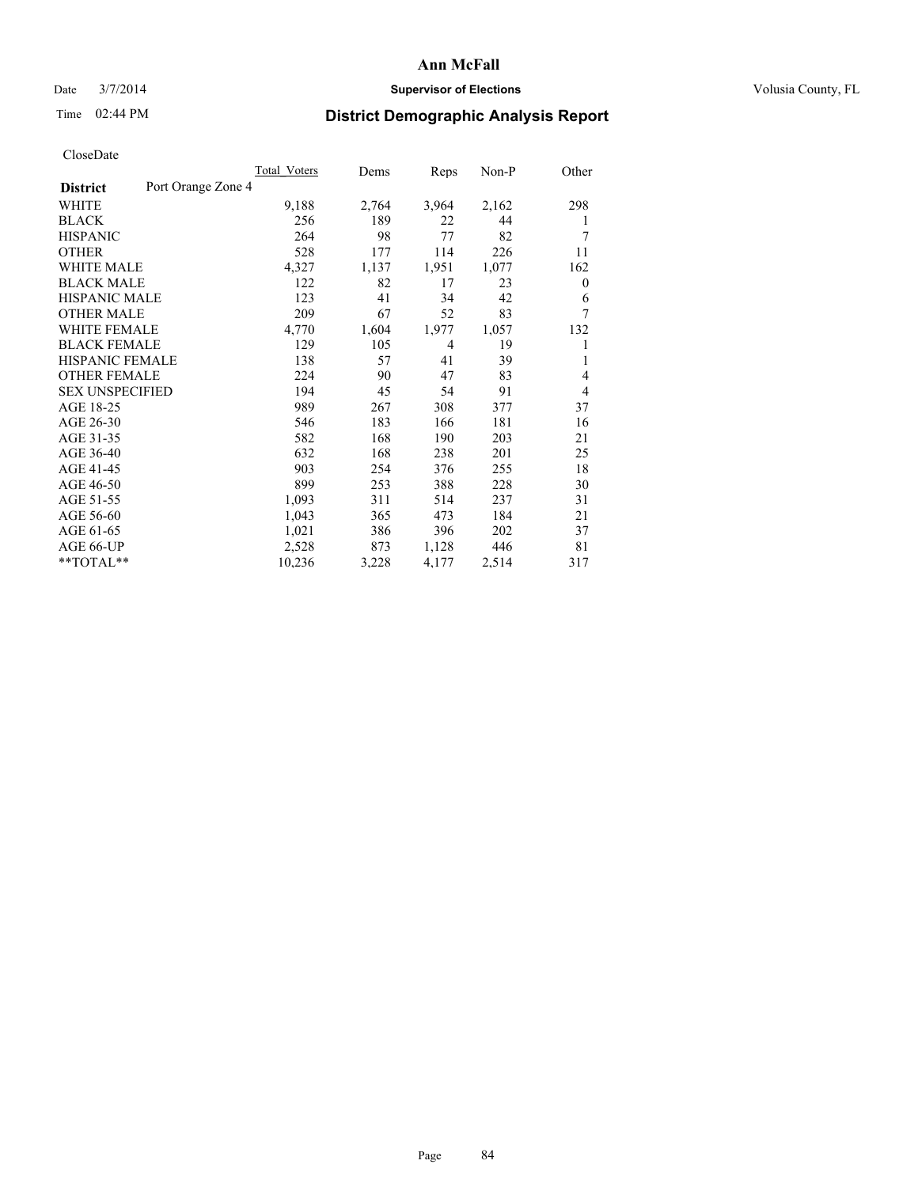# District Demographic Analysis Report

Date 3/7/2014

Time 02:44 PM

Supervisor of Elections

Volusia County, FL

CloseDate

| District | Port Orange Zone 4 | Total_Voters | Dems | Reps | Non-P | Other |
|---|---|---|---|---|---|---|
| WHITE | | 9,188 | 2,764 | 3,964 | 2,162 | 298 |
| BLACK | | 256 | 189 | 22 | 44 | 1 |
| HISPANIC | | 264 | 98 | 77 | 82 | 7 |
| OTHER | | 528 | 177 | 114 | 226 | 11 |
| WHITE MALE | | 4,327 | 1,137 | 1,951 | 1,077 | 162 |
| BLACK MALE | | 122 | 82 | 17 | 23 | 0 |
| HISPANIC MALE | | 123 | 41 | 34 | 42 | 6 |
| OTHER MALE | | 209 | 67 | 52 | 83 | 7 |
| WHITE FEMALE | | 4,770 | 1,604 | 1,977 | 1,057 | 132 |
| BLACK FEMALE | | 129 | 105 | 4 | 19 | 1 |
| HISPANIC FEMALE | | 138 | 57 | 41 | 39 | 1 |
| OTHER FEMALE | | 224 | 90 | 47 | 83 | 4 |
| SEX UNSPECIFIED | | 194 | 45 | 54 | 91 | 4 |
| AGE 18-25 | | 989 | 267 | 308 | 377 | 37 |
| AGE 26-30 | | 546 | 183 | 166 | 181 | 16 |
| AGE 31-35 | | 582 | 168 | 190 | 203 | 21 |
| AGE 36-40 | | 632 | 168 | 238 | 201 | 25 |
| AGE 41-45 | | 903 | 254 | 376 | 255 | 18 |
| AGE 46-50 | | 899 | 253 | 388 | 228 | 30 |
| AGE 51-55 | | 1,093 | 311 | 514 | 237 | 31 |
| AGE 56-60 | | 1,043 | 365 | 473 | 184 | 21 |
| AGE 61-65 | | 1,021 | 386 | 396 | 202 | 37 |
| AGE 66-UP | | 2,528 | 873 | 1,128 | 446 | 81 |
| **TOTAL** | | 10,236 | 3,228 | 4,177 | 2,514 | 317 |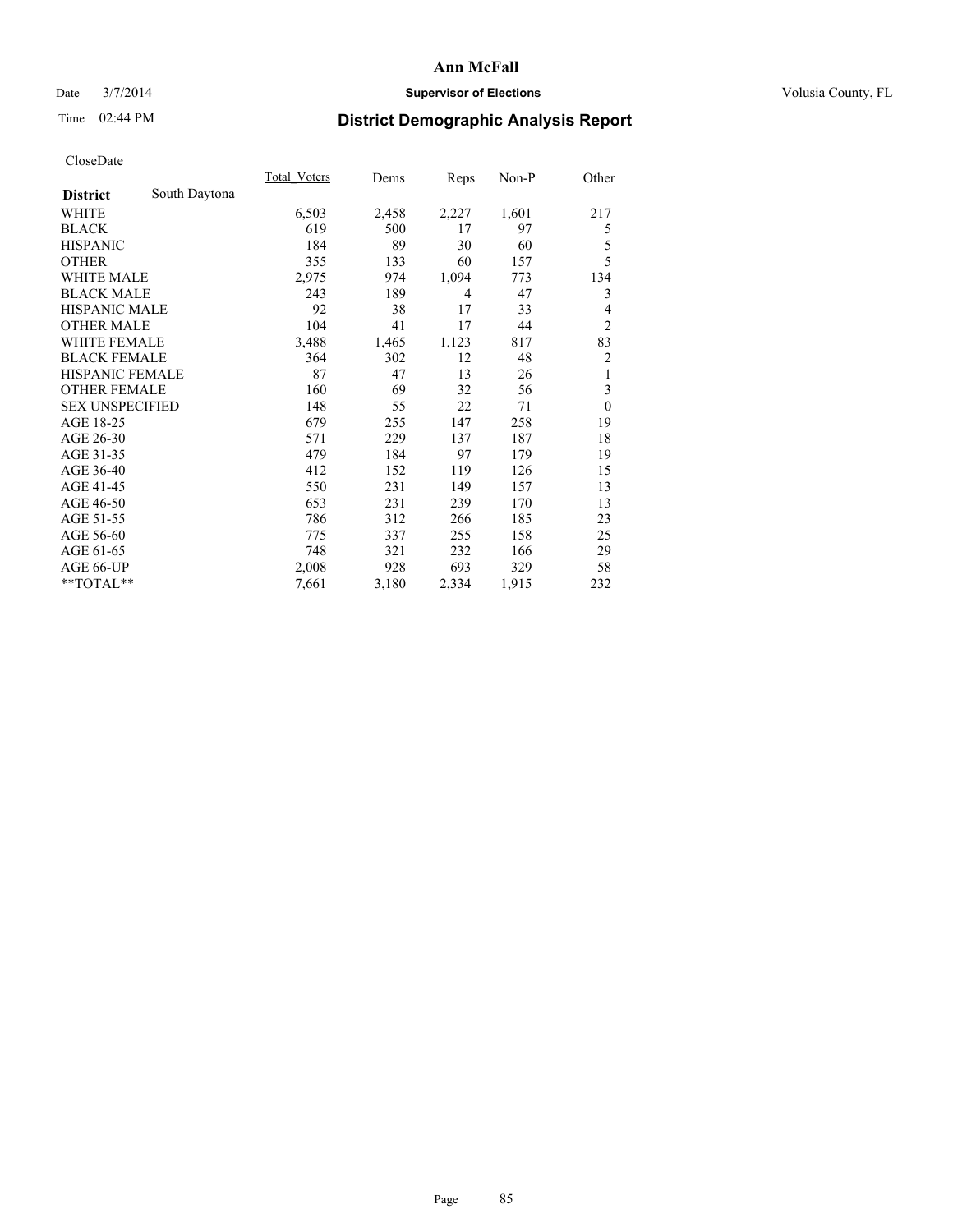# Ann McFall

Date 3/7/2014 **Supervisor of Elections** Volusia County, FL

Time 02:44 PM **District Demographic Analysis Report**

CloseDate

| **District** South Daytona | Total_Voters | Dems | Reps | Non-P | Other |
|---|---|---|---|---|---|
| WHITE | 6,503 | 2,458 | 2,227 | 1,601 | 217 |
| BLACK | 619 | 500 | 17 | 97 | 5 |
| HISPANIC | 184 | 89 | 30 | 60 | 5 |
| OTHER | 355 | 133 | 60 | 157 | 5 |
| WHITE MALE | 2,975 | 974 | 1,094 | 773 | 134 |
| BLACK MALE | 243 | 189 | 4 | 47 | 3 |
| HISPANIC MALE | 92 | 38 | 17 | 33 | 4 |
| OTHER MALE | 104 | 41 | 17 | 44 | 2 |
| WHITE FEMALE | 3,488 | 1,465 | 1,123 | 817 | 83 |
| BLACK FEMALE | 364 | 302 | 12 | 48 | 2 |
| HISPANIC FEMALE | 87 | 47 | 13 | 26 | 1 |
| OTHER FEMALE | 160 | 69 | 32 | 56 | 3 |
| SEX UNSPECIFIED | 148 | 55 | 22 | 71 | 0 |
| AGE 18-25 | 679 | 255 | 147 | 258 | 19 |
| AGE 26-30 | 571 | 229 | 137 | 187 | 18 |
| AGE 31-35 | 479 | 184 | 97 | 179 | 19 |
| AGE 36-40 | 412 | 152 | 119 | 126 | 15 |
| AGE 41-45 | 550 | 231 | 149 | 157 | 13 |
| AGE 46-50 | 653 | 231 | 239 | 170 | 13 |
| AGE 51-55 | 786 | 312 | 266 | 185 | 23 |
| AGE 56-60 | 775 | 337 | 255 | 158 | 25 |
| AGE 61-65 | 748 | 321 | 232 | 166 | 29 |
| AGE 66-UP | 2,008 | 928 | 693 | 329 | 58 |
| **TOTAL** | 7,661 | 3,180 | 2,334 | 1,915 | 232 |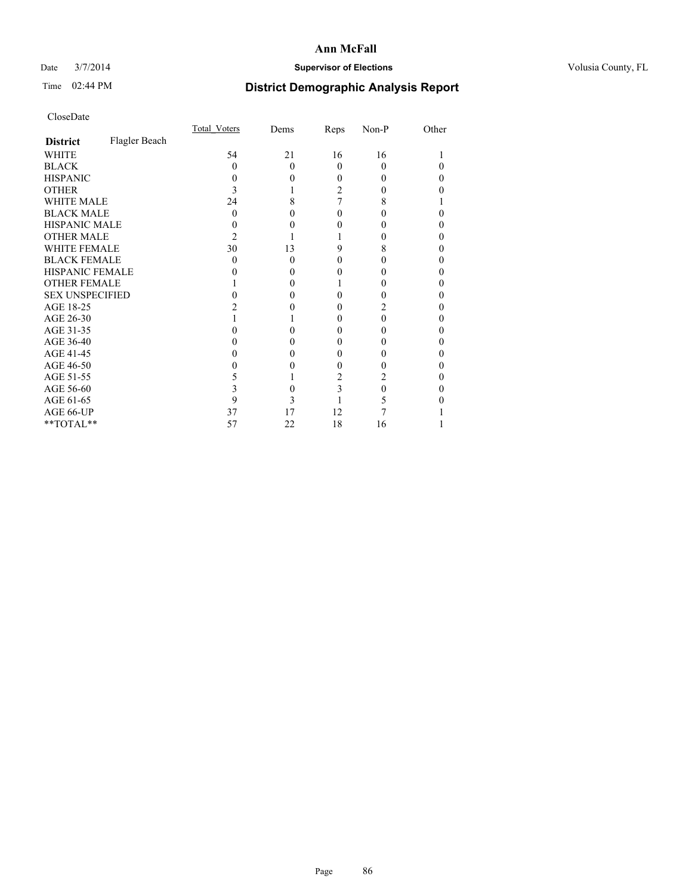# Ann McFall

Date 3/7/2014 **Supervisor of Elections** Volusia County, FL

Time 02:44 PM **District Demographic Analysis Report**

CloseDate

| | Total_Voters | Dems | Reps | Non-P | Other |
|---|---|---|---|---|---|
| **District** Flagler Beach | | | | | |
| WHITE | 54 | 21 | 16 | 16 | 1 |
| BLACK | 0 | 0 | 0 | 0 | 0 |
| HISPANIC | 0 | 0 | 0 | 0 | 0 |
| OTHER | 3 | 1 | 2 | 0 | 0 |
| WHITE MALE | 24 | 8 | 7 | 8 | 1 |
| BLACK MALE | 0 | 0 | 0 | 0 | 0 |
| HISPANIC MALE | 0 | 0 | 0 | 0 | 0 |
| OTHER MALE | 2 | 1 | 1 | 0 | 0 |
| WHITE FEMALE | 30 | 13 | 9 | 8 | 0 |
| BLACK FEMALE | 0 | 0 | 0 | 0 | 0 |
| HISPANIC FEMALE | 0 | 0 | 0 | 0 | 0 |
| OTHER FEMALE | 1 | 0 | 1 | 0 | 0 |
| SEX UNSPECIFIED | 0 | 0 | 0 | 0 | 0 |
| AGE 18-25 | 2 | 0 | 0 | 2 | 0 |
| AGE 26-30 | 1 | 1 | 0 | 0 | 0 |
| AGE 31-35 | 0 | 0 | 0 | 0 | 0 |
| AGE 36-40 | 0 | 0 | 0 | 0 | 0 |
| AGE 41-45 | 0 | 0 | 0 | 0 | 0 |
| AGE 46-50 | 0 | 0 | 0 | 0 | 0 |
| AGE 51-55 | 5 | 1 | 2 | 2 | 0 |
| AGE 56-60 | 3 | 0 | 3 | 0 | 0 |
| AGE 61-65 | 9 | 3 | 1 | 5 | 0 |
| AGE 66-UP | 37 | 17 | 12 | 7 | 1 |
| **TOTAL** | 57 | 22 | 18 | 16 | 1 |